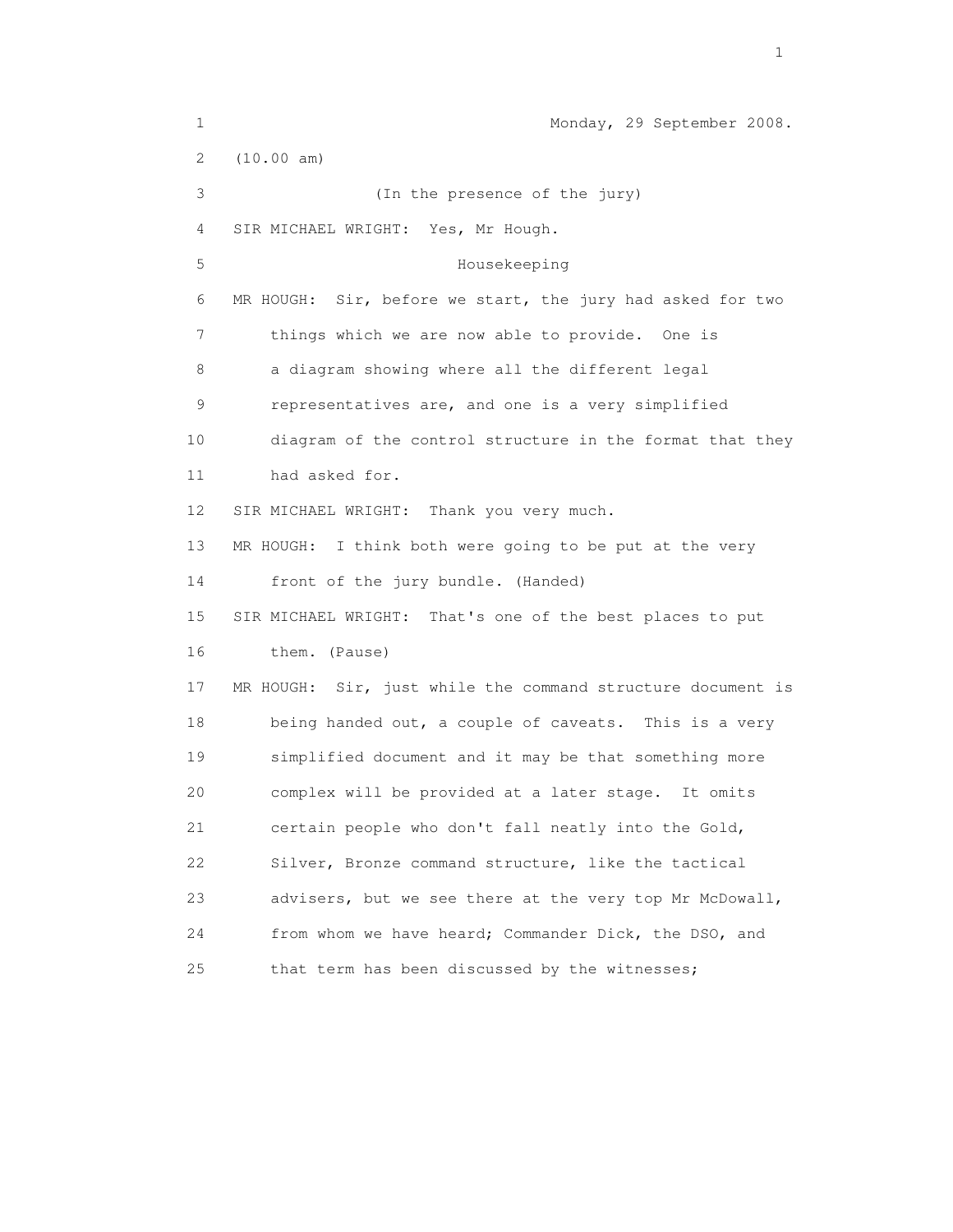Monday, 29 September 2008.

(10.00 am)

(In the presence of the jury)

SIR MICHAEL WRIGHT: Yes, Mr Hough.

## Housekeeping

MR HOUGH: Sir, before we start, the jury had asked for two things which we are now able to provide. One is a diagram showing where all the different legal representatives are, and one is a very simplified diagram of the control structure in the format that they had asked for.

SIR MICHAEL WRIGHT: Thank you very much.

MR HOUGH: I think both were going to be put at the very front of the jury bundle. (Handed)

SIR MICHAEL WRIGHT: That's one of the best places to put them. (Pause)

MR HOUGH: Sir, just while the command structure document is being handed out, a couple of caveats. This is a very simplified document and it may be that something more complex will be provided at a later stage. It omits certain people who don't fall neatly into the Gold, Silver, Bronze command structure, like the tactical advisers, but we see there at the very top Mr McDowall, from whom we have heard; Commander Dick, the DSO, and that term has been discussed by the witnesses;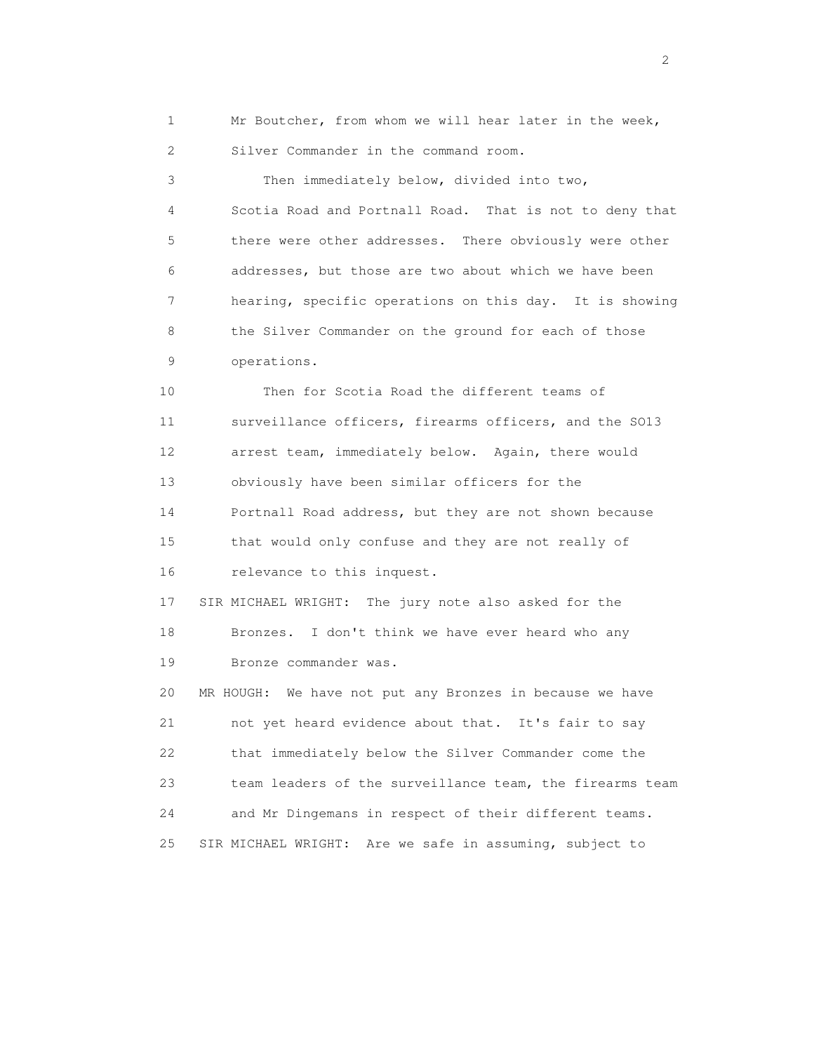1 Mr Boutcher, from whom we will hear later in the week,
2 Silver Commander in the command room.
3 Then immediately below, divided into two,
4 Scotia Road and Portnall Road. That is not to deny that
5 there were other addresses. There obviously were other
6 addresses, but those are two about which we have been
7 hearing, specific operations on this day. It is showing
8 the Silver Commander on the ground for each of those
9 operations.
10 Then for Scotia Road the different teams of
11 surveillance officers, firearms officers, and the SO13
12 arrest team, immediately below. Again, there would
13 obviously have been similar officers for the
14 Portnall Road address, but they are not shown because
15 that would only confuse and they are not really of
16 relevance to this inquest.
17 SIR MICHAEL WRIGHT: The jury note also asked for the
18 Bronzes. I don't think we have ever heard who any
19 Bronze commander was.
20 MR HOUGH: We have not put any Bronzes in because we have
21 not yet heard evidence about that. It's fair to say
22 that immediately below the Silver Commander come the
23 team leaders of the surveillance team, the firearms team
24 and Mr Dingemans in respect of their different teams.
25 SIR MICHAEL WRIGHT: Are we safe in assuming, subject to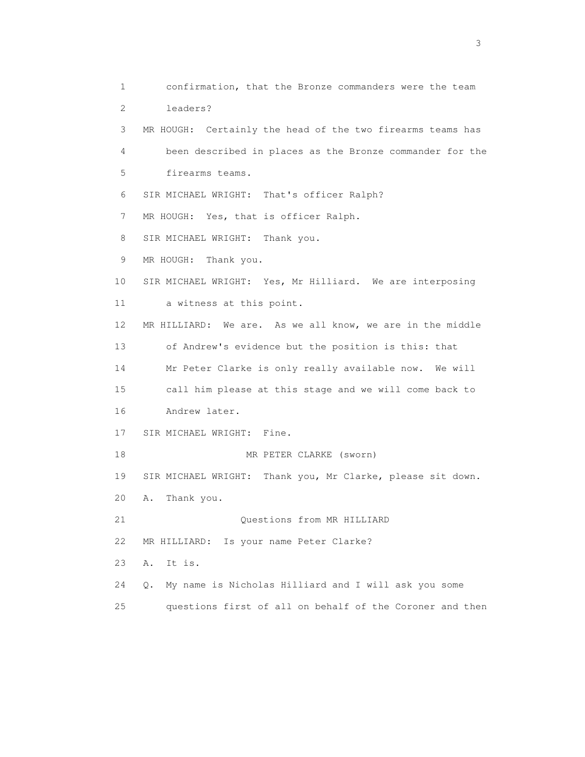1 confirmation, that the Bronze commanders were the team
2 leaders?
3 MR HOUGH: Certainly the head of the two firearms teams has
4 been described in places as the Bronze commander for the
5 firearms teams.
6 SIR MICHAEL WRIGHT: That's officer Ralph?
7 MR HOUGH: Yes, that is officer Ralph.
8 SIR MICHAEL WRIGHT: Thank you.
9 MR HOUGH: Thank you.
10 SIR MICHAEL WRIGHT: Yes, Mr Hilliard. We are interposing
11 a witness at this point.
12 MR HILLIARD: We are. As we all know, we are in the middle
13 of Andrew's evidence but the position is this: that
14 Mr Peter Clarke is only really available now. We will
15 call him please at this stage and we will come back to
16 Andrew later.
17 SIR MICHAEL WRIGHT: Fine.
18 MR PETER CLARKE (sworn)
19 SIR MICHAEL WRIGHT: Thank you, Mr Clarke, please sit down.
20 A. Thank you.
21 Questions from MR HILLIARD
22 MR HILLIARD: Is your name Peter Clarke?
23 A. It is.
24 Q. My name is Nicholas Hilliard and I will ask you some
25 questions first of all on behalf of the Coroner and then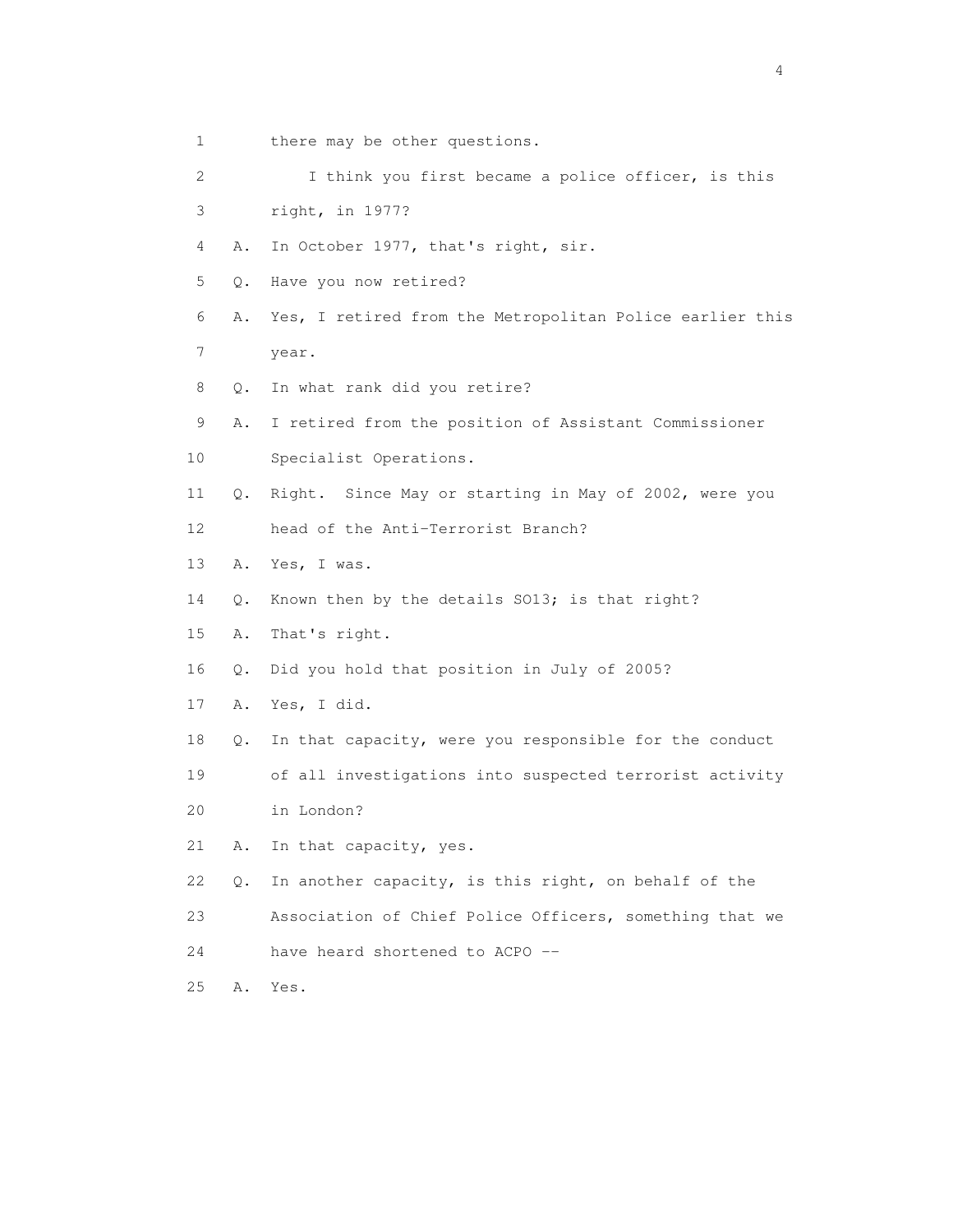1 there may be other questions.

2 I think you first became a police officer, is this

3 right, in 1977?

4 A. In October 1977, that's right, sir.

5 Q. Have you now retired?

6 A. Yes, I retired from the Metropolitan Police earlier this

7 year.

8 Q. In what rank did you retire?

9 A. I retired from the position of Assistant Commissioner

10 Specialist Operations.

11 Q. Right. Since May or starting in May of 2002, were you

12 head of the Anti-Terrorist Branch?

13 A. Yes, I was.

14 Q. Known then by the details SO13; is that right?

15 A. That's right.

16 Q. Did you hold that position in July of 2005?

17 A. Yes, I did.

18 Q. In that capacity, were you responsible for the conduct

19 of all investigations into suspected terrorist activity

20 in London?

21 A. In that capacity, yes.

22 Q. In another capacity, is this right, on behalf of the

23 Association of Chief Police Officers, something that we

24 have heard shortened to ACPO --

25 A. Yes.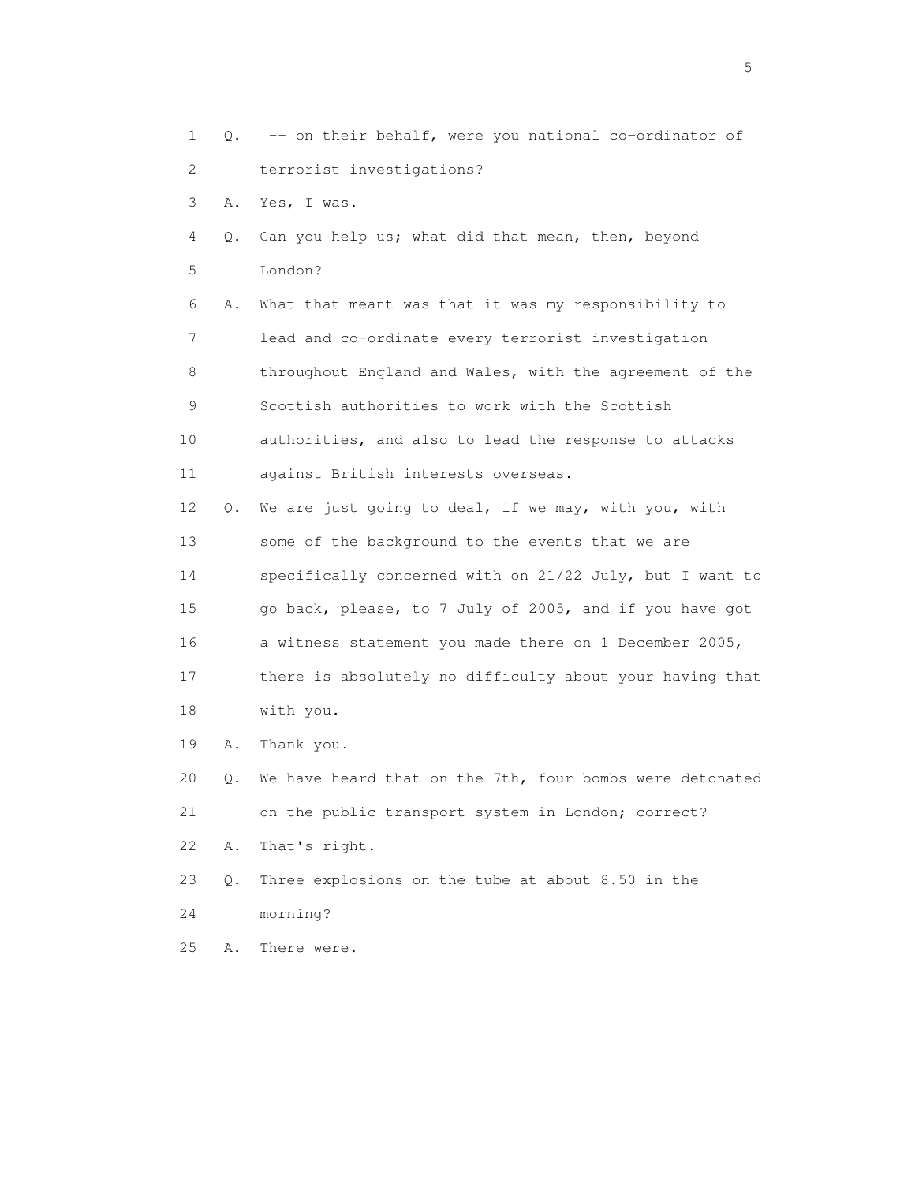1 Q. -- on their behalf, were you national co-ordinator of
2 terrorist investigations?
3 A. Yes, I was.
4 Q. Can you help us; what did that mean, then, beyond
5 London?
6 A. What that meant was that it was my responsibility to
7 lead and co-ordinate every terrorist investigation
8 throughout England and Wales, with the agreement of the
9 Scottish authorities to work with the Scottish
10 authorities, and also to lead the response to attacks
11 against British interests overseas.
12 Q. We are just going to deal, if we may, with you, with
13 some of the background to the events that we are
14 specifically concerned with on 21/22 July, but I want to
15 go back, please, to 7 July of 2005, and if you have got
16 a witness statement you made there on 1 December 2005,
17 there is absolutely no difficulty about your having that
18 with you.
19 A. Thank you.
20 Q. We have heard that on the 7th, four bombs were detonated
21 on the public transport system in London; correct?
22 A. That's right.
23 Q. Three explosions on the tube at about 8.50 in the
24 morning?
25 A. There were.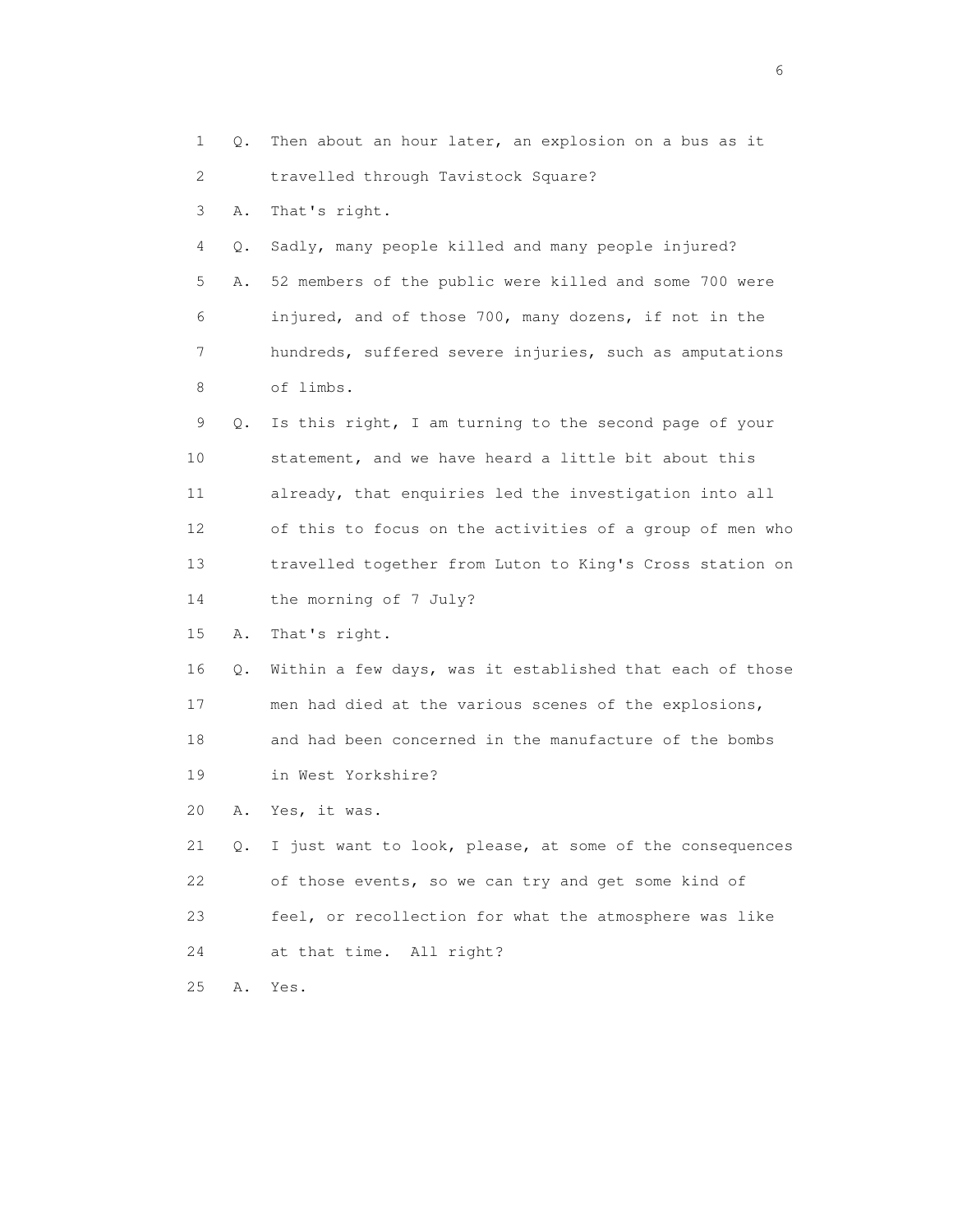1 Q. Then about an hour later, an explosion on a bus as it
2 travelled through Tavistock Square?
3 A. That's right.
4 Q. Sadly, many people killed and many people injured?
5 A. 52 members of the public were killed and some 700 were
6 injured, and of those 700, many dozens, if not in the
7 hundreds, suffered severe injuries, such as amputations
8 of limbs.
9 Q. Is this right, I am turning to the second page of your
10 statement, and we have heard a little bit about this
11 already, that enquiries led the investigation into all
12 of this to focus on the activities of a group of men who
13 travelled together from Luton to King's Cross station on
14 the morning of 7 July?
15 A. That's right.
16 Q. Within a few days, was it established that each of those
17 men had died at the various scenes of the explosions,
18 and had been concerned in the manufacture of the bombs
19 in West Yorkshire?
20 A. Yes, it was.
21 Q. I just want to look, please, at some of the consequences
22 of those events, so we can try and get some kind of
23 feel, or recollection for what the atmosphere was like
24 at that time. All right?
25 A. Yes.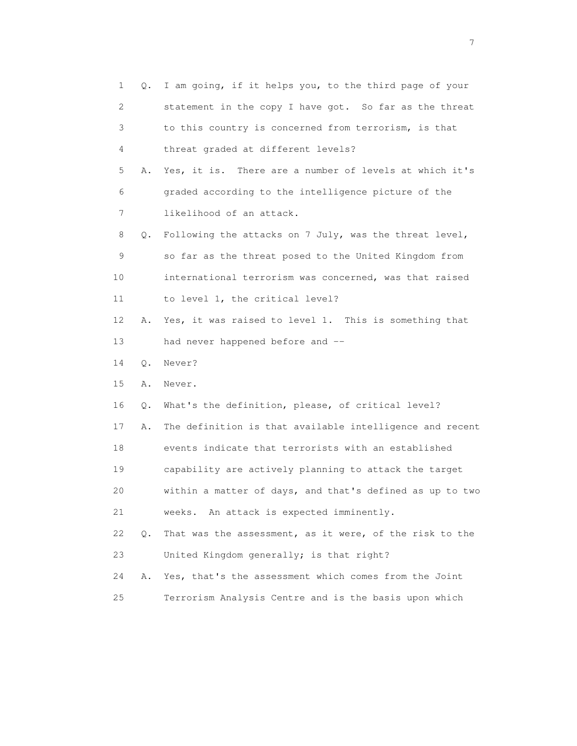1 Q. I am going, if it helps you, to the third page of your
2 statement in the copy I have got. So far as the threat
3 to this country is concerned from terrorism, is that
4 threat graded at different levels?
5 A. Yes, it is. There are a number of levels at which it's
6 graded according to the intelligence picture of the
7 likelihood of an attack.
8 Q. Following the attacks on 7 July, was the threat level,
9 so far as the threat posed to the United Kingdom from
10 international terrorism was concerned, was that raised
11 to level 1, the critical level?
12 A. Yes, it was raised to level 1. This is something that
13 had never happened before and --
14 Q. Never?
15 A. Never.
16 Q. What's the definition, please, of critical level?
17 A. The definition is that available intelligence and recent
18 events indicate that terrorists with an established
19 capability are actively planning to attack the target
20 within a matter of days, and that's defined as up to two
21 weeks. An attack is expected imminently.
22 Q. That was the assessment, as it were, of the risk to the
23 United Kingdom generally; is that right?
24 A. Yes, that's the assessment which comes from the Joint
25 Terrorism Analysis Centre and is the basis upon which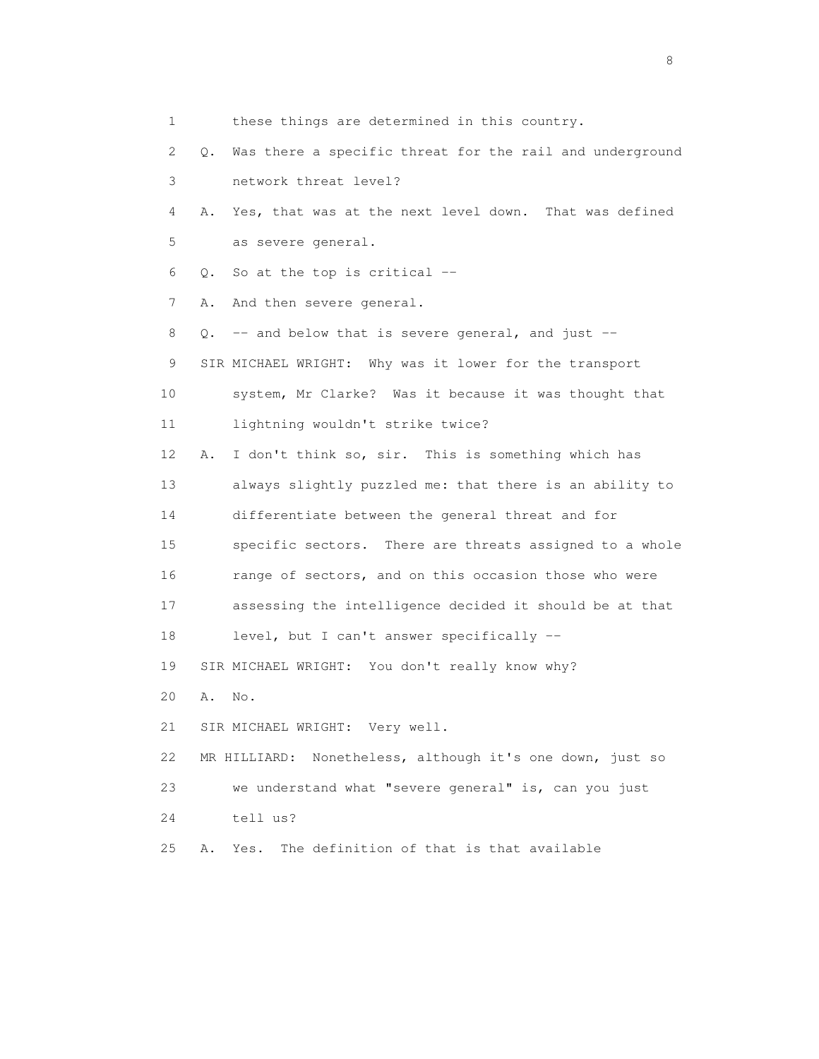1 these things are determined in this country.

2 Q. Was there a specific threat for the rail and underground

3 network threat level?

4 A. Yes, that was at the next level down. That was defined

5 as severe general.

6 Q. So at the top is critical --

7 A. And then severe general.

8 Q. -- and below that is severe general, and just --

9 SIR MICHAEL WRIGHT: Why was it lower for the transport

10 system, Mr Clarke? Was it because it was thought that

11 lightning wouldn't strike twice?

12 A. I don't think so, sir. This is something which has

13 always slightly puzzled me: that there is an ability to

14 differentiate between the general threat and for

15 specific sectors. There are threats assigned to a whole

16 range of sectors, and on this occasion those who were

17 assessing the intelligence decided it should be at that

18 level, but I can't answer specifically --

19 SIR MICHAEL WRIGHT: You don't really know why?

20 A. No.

21 SIR MICHAEL WRIGHT: Very well.

22 MR HILLIARD: Nonetheless, although it's one down, just so

23 we understand what "severe general" is, can you just

24 tell us?

25 A. Yes. The definition of that is that available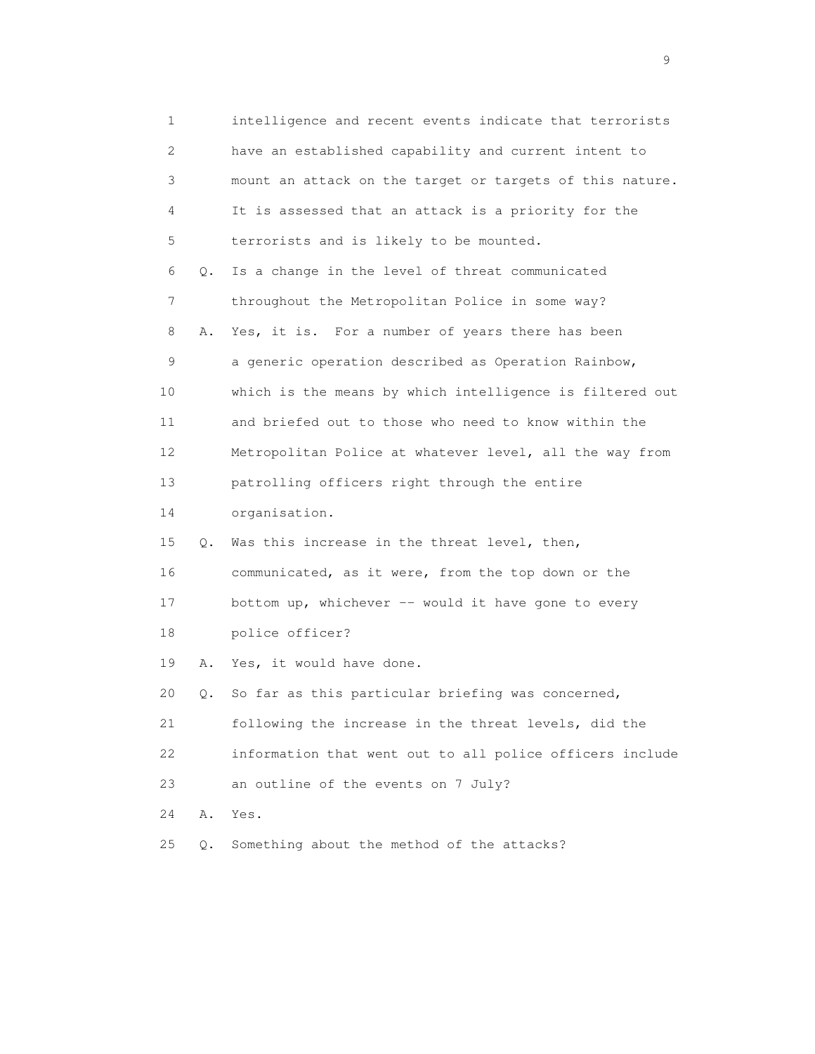1 intelligence and recent events indicate that terrorists
2 have an established capability and current intent to
3 mount an attack on the target or targets of this nature.
4 It is assessed that an attack is a priority for the
5 terrorists and is likely to be mounted.
6 Q. Is a change in the level of threat communicated
7 throughout the Metropolitan Police in some way?
8 A. Yes, it is. For a number of years there has been
9 a generic operation described as Operation Rainbow,
10 which is the means by which intelligence is filtered out
11 and briefed out to those who need to know within the
12 Metropolitan Police at whatever level, all the way from
13 patrolling officers right through the entire
14 organisation.
15 Q. Was this increase in the threat level, then,
16 communicated, as it were, from the top down or the
17 bottom up, whichever -- would it have gone to every
18 police officer?
19 A. Yes, it would have done.
20 Q. So far as this particular briefing was concerned,
21 following the increase in the threat levels, did the
22 information that went out to all police officers include
23 an outline of the events on 7 July?
24 A. Yes.
25 Q. Something about the method of the attacks?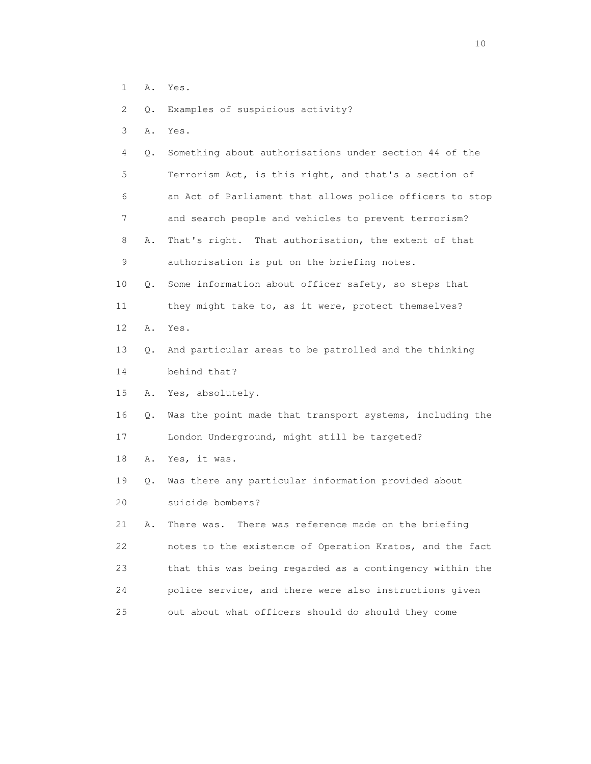1 A. Yes.

2 Q. Examples of suspicious activity?

3 A. Yes.

4 Q. Something about authorisations under section 44 of the

5 Terrorism Act, is this right, and that's a section of

6 an Act of Parliament that allows police officers to stop

7 and search people and vehicles to prevent terrorism?

8 A. That's right. That authorisation, the extent of that

9 authorisation is put on the briefing notes.

10 Q. Some information about officer safety, so steps that

11 they might take to, as it were, protect themselves?

12 A. Yes.

13 Q. And particular areas to be patrolled and the thinking

14 behind that?

15 A. Yes, absolutely.

16 Q. Was the point made that transport systems, including the

17 London Underground, might still be targeted?

18 A. Yes, it was.

19 Q. Was there any particular information provided about

20 suicide bombers?

21 A. There was. There was reference made on the briefing

22 notes to the existence of Operation Kratos, and the fact

23 that this was being regarded as a contingency within the

24 police service, and there were also instructions given

25 out about what officers should do should they come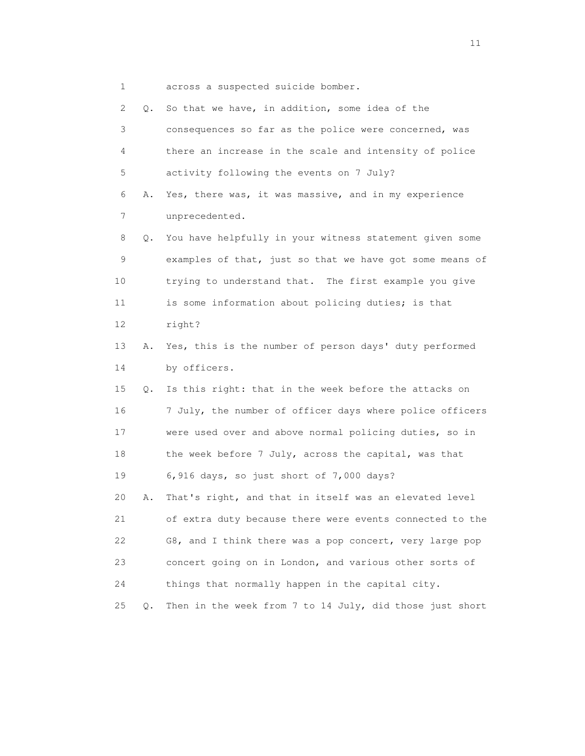1 across a suspected suicide bomber.

2 Q. So that we have, in addition, some idea of the

3 consequences so far as the police were concerned, was

4 there an increase in the scale and intensity of police

5 activity following the events on 7 July?

6 A. Yes, there was, it was massive, and in my experience

7 unprecedented.

8 Q. You have helpfully in your witness statement given some

9 examples of that, just so that we have got some means of

10 trying to understand that. The first example you give

11 is some information about policing duties; is that

12 right?

13 A. Yes, this is the number of person days' duty performed

14 by officers.

15 Q. Is this right: that in the week before the attacks on

16 7 July, the number of officer days where police officers

17 were used over and above normal policing duties, so in

18 the week before 7 July, across the capital, was that

19 6,916 days, so just short of 7,000 days?

20 A. That's right, and that in itself was an elevated level

21 of extra duty because there were events connected to the

22 G8, and I think there was a pop concert, very large pop

23 concert going on in London, and various other sorts of

24 things that normally happen in the capital city.

25 Q. Then in the week from 7 to 14 July, did those just short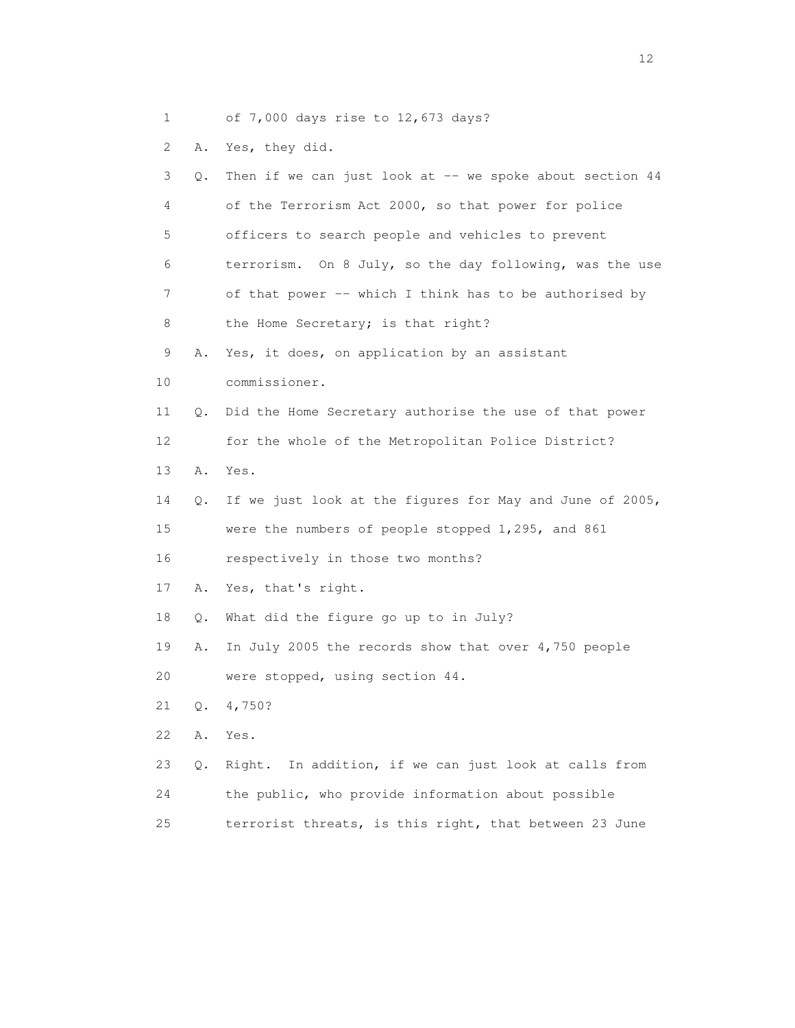1 of 7,000 days rise to 12,673 days?

2 A. Yes, they did.

3 Q. Then if we can just look at -- we spoke about section 44

4 of the Terrorism Act 2000, so that power for police

5 officers to search people and vehicles to prevent

6 terrorism. On 8 July, so the day following, was the use

7 of that power -- which I think has to be authorised by

8 the Home Secretary; is that right?

9 A. Yes, it does, on application by an assistant

10 commissioner.

11 Q. Did the Home Secretary authorise the use of that power

12 for the whole of the Metropolitan Police District?

13 A. Yes.

14 Q. If we just look at the figures for May and June of 2005,

15 were the numbers of people stopped 1,295, and 861

16 respectively in those two months?

17 A. Yes, that's right.

18 Q. What did the figure go up to in July?

19 A. In July 2005 the records show that over 4,750 people

20 were stopped, using section 44.

21 Q. 4,750?

22 A. Yes.

23 Q. Right. In addition, if we can just look at calls from

24 the public, who provide information about possible

25 terrorist threats, is this right, that between 23 June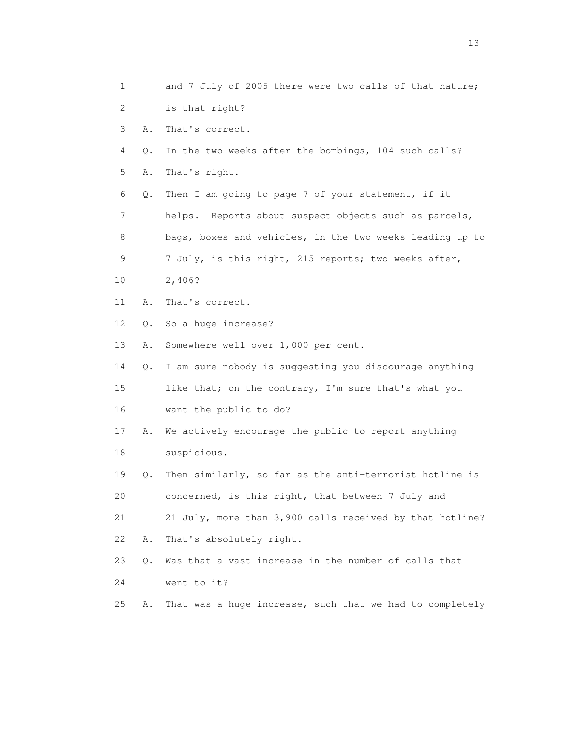1 and 7 July of 2005 there were two calls of that nature;
2 is that right?
3 A. That's correct.
4 Q. In the two weeks after the bombings, 104 such calls?
5 A. That's right.
6 Q. Then I am going to page 7 of your statement, if it
7 helps. Reports about suspect objects such as parcels,
8 bags, boxes and vehicles, in the two weeks leading up to
9 7 July, is this right, 215 reports; two weeks after,
10 2,406?
11 A. That's correct.
12 Q. So a huge increase?
13 A. Somewhere well over 1,000 per cent.
14 Q. I am sure nobody is suggesting you discourage anything
15 like that; on the contrary, I'm sure that's what you
16 want the public to do?
17 A. We actively encourage the public to report anything
18 suspicious.
19 Q. Then similarly, so far as the anti-terrorist hotline is
20 concerned, is this right, that between 7 July and
21 21 July, more than 3,900 calls received by that hotline?
22 A. That's absolutely right.
23 Q. Was that a vast increase in the number of calls that
24 went to it?
25 A. That was a huge increase, such that we had to completely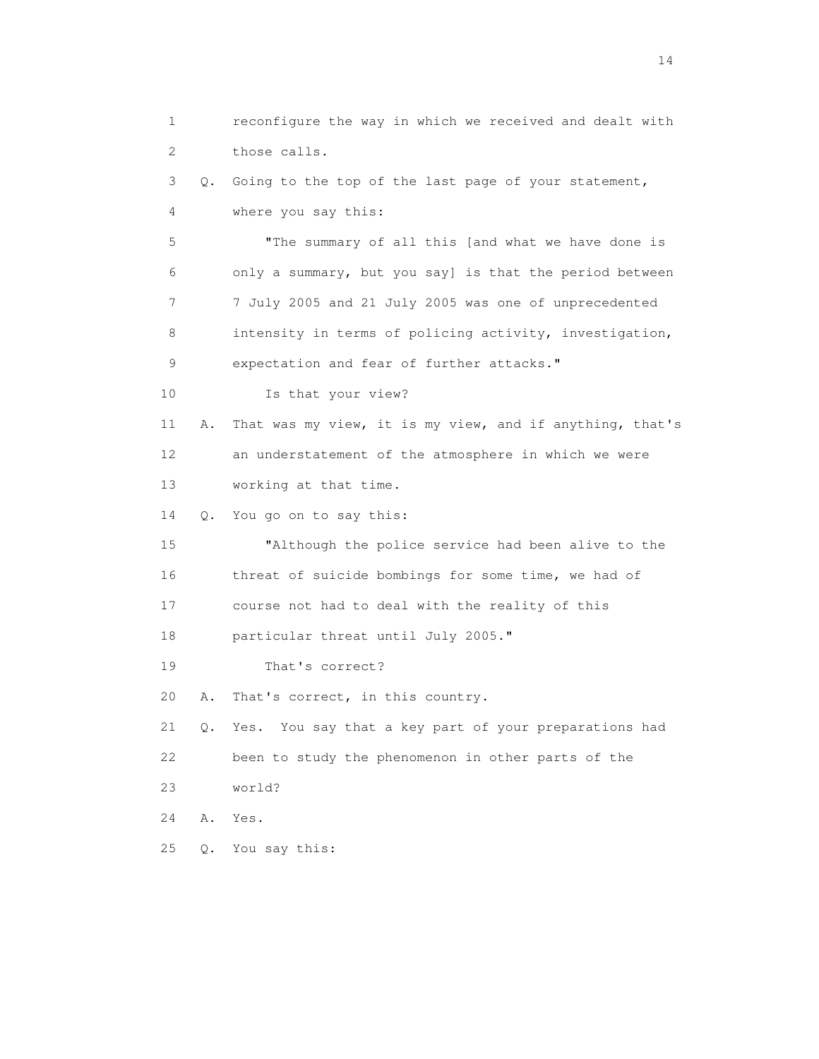1 reconfigure the way in which we received and dealt with
2 those calls.
3 Q. Going to the top of the last page of your statement,
4 where you say this:
5 "The summary of all this [and what we have done is
6 only a summary, but you say] is that the period between
7 7 July 2005 and 21 July 2005 was one of unprecedented
8 intensity in terms of policing activity, investigation,
9 expectation and fear of further attacks."
10 Is that your view?
11 A. That was my view, it is my view, and if anything, that's
12 an understatement of the atmosphere in which we were
13 working at that time.
14 Q. You go on to say this:
15 "Although the police service had been alive to the
16 threat of suicide bombings for some time, we had of
17 course not had to deal with the reality of this
18 particular threat until July 2005."
19 That's correct?
20 A. That's correct, in this country.
21 Q. Yes. You say that a key part of your preparations had
22 been to study the phenomenon in other parts of the
23 world?
24 A. Yes.
25 Q. You say this: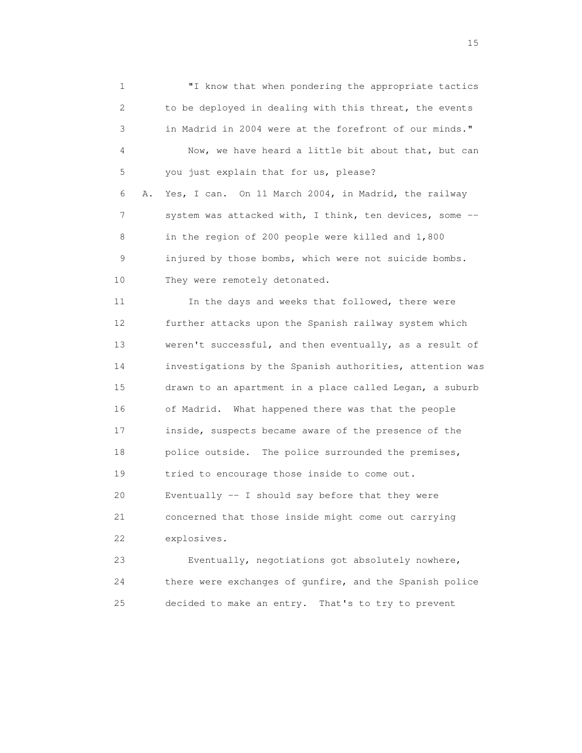"I know that when pondering the appropriate tactics to be deployed in dealing with this threat, the events in Madrid in 2004 were at the forefront of our minds."

Now, we have heard a little bit about that, but can you just explain that for us, please?

A. Yes, I can. On 11 March 2004, in Madrid, the railway system was attacked with, I think, ten devices, some -- in the region of 200 people were killed and 1,800 injured by those bombs, which were not suicide bombs. They were remotely detonated.

In the days and weeks that followed, there were further attacks upon the Spanish railway system which weren't successful, and then eventually, as a result of investigations by the Spanish authorities, attention was drawn to an apartment in a place called Legan, a suburb of Madrid. What happened there was that the people inside, suspects became aware of the presence of the police outside. The police surrounded the premises, tried to encourage those inside to come out. Eventually -- I should say before that they were concerned that those inside might come out carrying explosives.

Eventually, negotiations got absolutely nowhere, there were exchanges of gunfire, and the Spanish police decided to make an entry. That's to try to prevent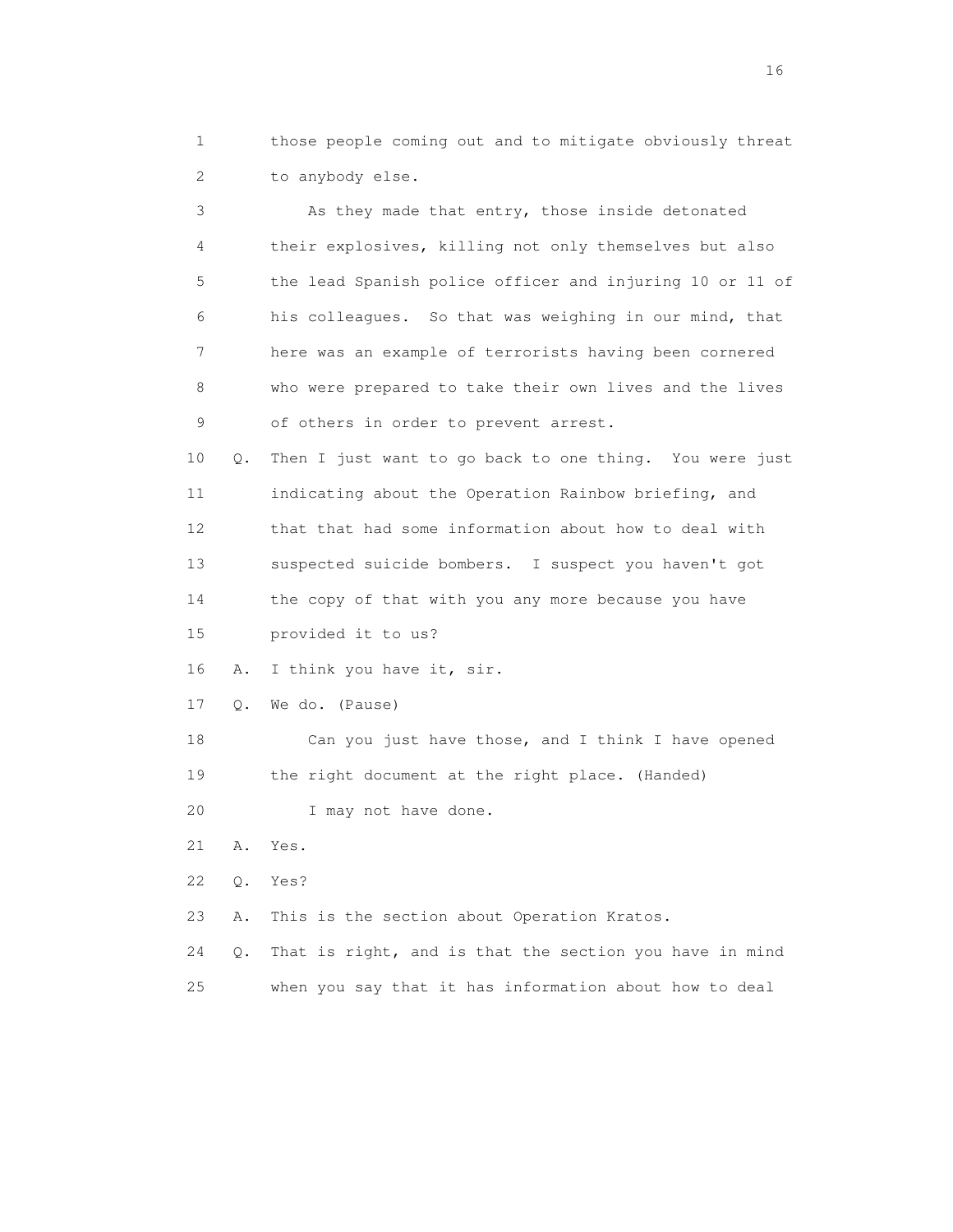1 those people coming out and to mitigate obviously threat
2 to anybody else.

3 As they made that entry, those inside detonated
4 their explosives, killing not only themselves but also
5 the lead Spanish police officer and injuring 10 or 11 of
6 his colleagues. So that was weighing in our mind, that
7 here was an example of terrorists having been cornered
8 who were prepared to take their own lives and the lives
9 of others in order to prevent arrest.

10 Q. Then I just want to go back to one thing. You were just
11 indicating about the Operation Rainbow briefing, and
12 that that had some information about how to deal with
13 suspected suicide bombers. I suspect you haven't got
14 the copy of that with you any more because you have
15 provided it to us?

16 A. I think you have it, sir.

17 Q. We do. (Pause)

18 Can you just have those, and I think I have opened
19 the right document at the right place. (Handed)

20 I may not have done.

21 A. Yes.

22 Q. Yes?

23 A. This is the section about Operation Kratos.

24 Q. That is right, and is that the section you have in mind
25 when you say that it has information about how to deal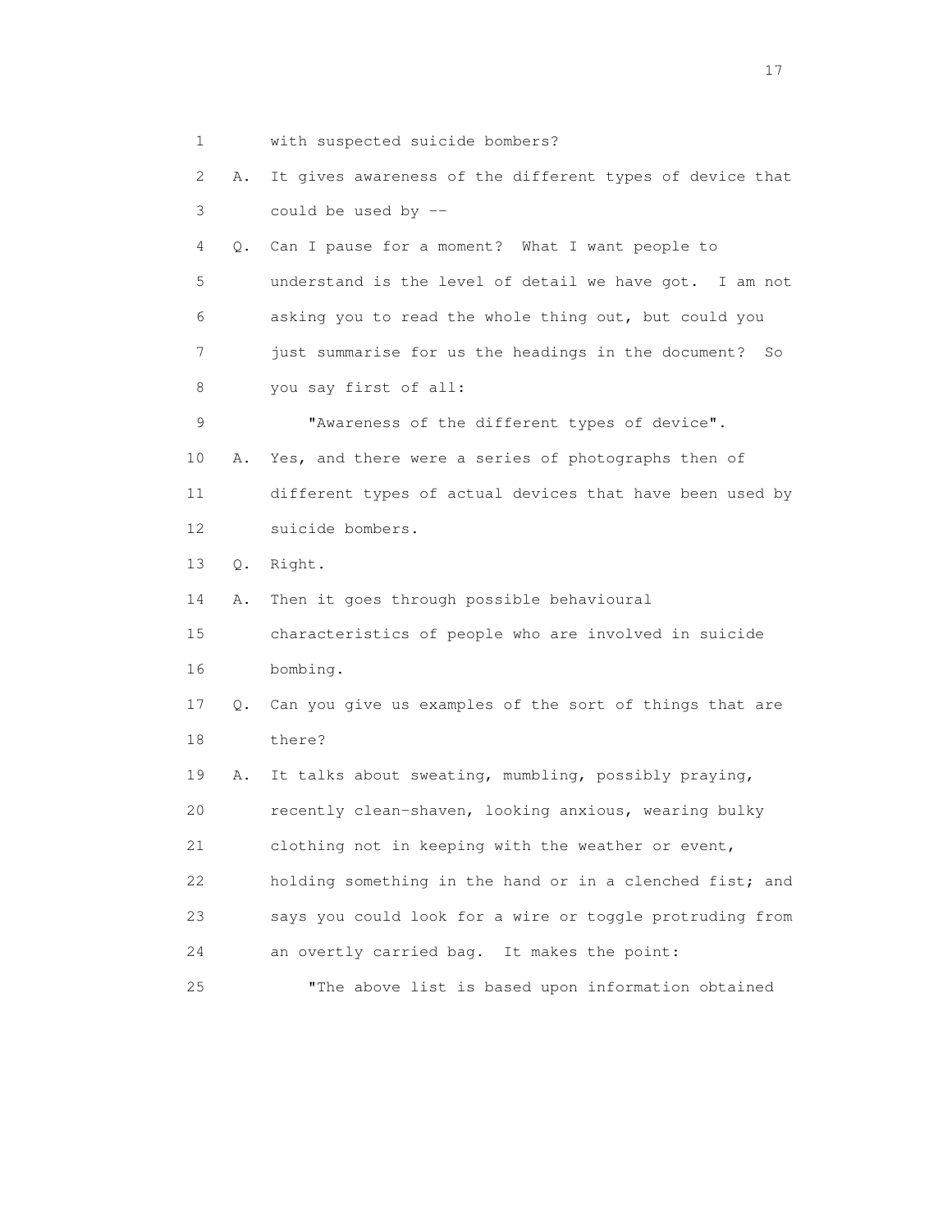1 with suspected suicide bombers?

2 A. It gives awareness of the different types of device that

3 could be used by --

4 Q. Can I pause for a moment? What I want people to

5 understand is the level of detail we have got. I am not

6 asking you to read the whole thing out, but could you

7 just summarise for us the headings in the document? So

8 you say first of all:

9 "Awareness of the different types of device".

10 A. Yes, and there were a series of photographs then of

11 different types of actual devices that have been used by

12 suicide bombers.

13 Q. Right.

14 A. Then it goes through possible behavioural

15 characteristics of people who are involved in suicide

16 bombing.

17 Q. Can you give us examples of the sort of things that are

18 there?

19 A. It talks about sweating, mumbling, possibly praying,

20 recently clean-shaven, looking anxious, wearing bulky

21 clothing not in keeping with the weather or event,

22 holding something in the hand or in a clenched fist; and

23 says you could look for a wire or toggle protruding from

24 an overtly carried bag. It makes the point:

25 "The above list is based upon information obtained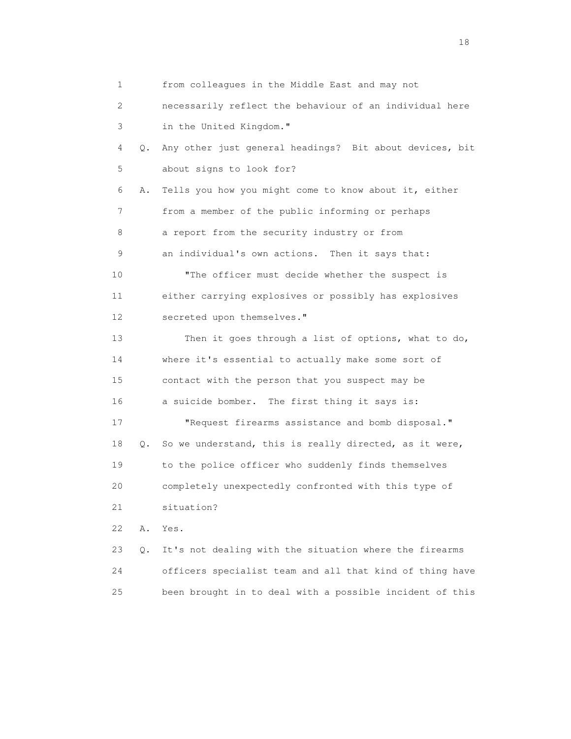1 from colleagues in the Middle East and may not
2 necessarily reflect the behaviour of an individual here
3 in the United Kingdom."

4 Q. Any other just general headings? Bit about devices, bit
5 about signs to look for?

6 A. Tells you how you might come to know about it, either
7 from a member of the public informing or perhaps
8 a report from the security industry or from
9 an individual's own actions. Then it says that:

10 "The officer must decide whether the suspect is
11 either carrying explosives or possibly has explosives
12 secreted upon themselves."

13 Then it goes through a list of options, what to do,
14 where it's essential to actually make some sort of
15 contact with the person that you suspect may be
16 a suicide bomber. The first thing it says is:

17 "Request firearms assistance and bomb disposal."

18 Q. So we understand, this is really directed, as it were,
19 to the police officer who suddenly finds themselves
20 completely unexpectedly confronted with this type of
21 situation?

22 A. Yes.

23 Q. It's not dealing with the situation where the firearms
24 officers specialist team and all that kind of thing have
25 been brought in to deal with a possible incident of this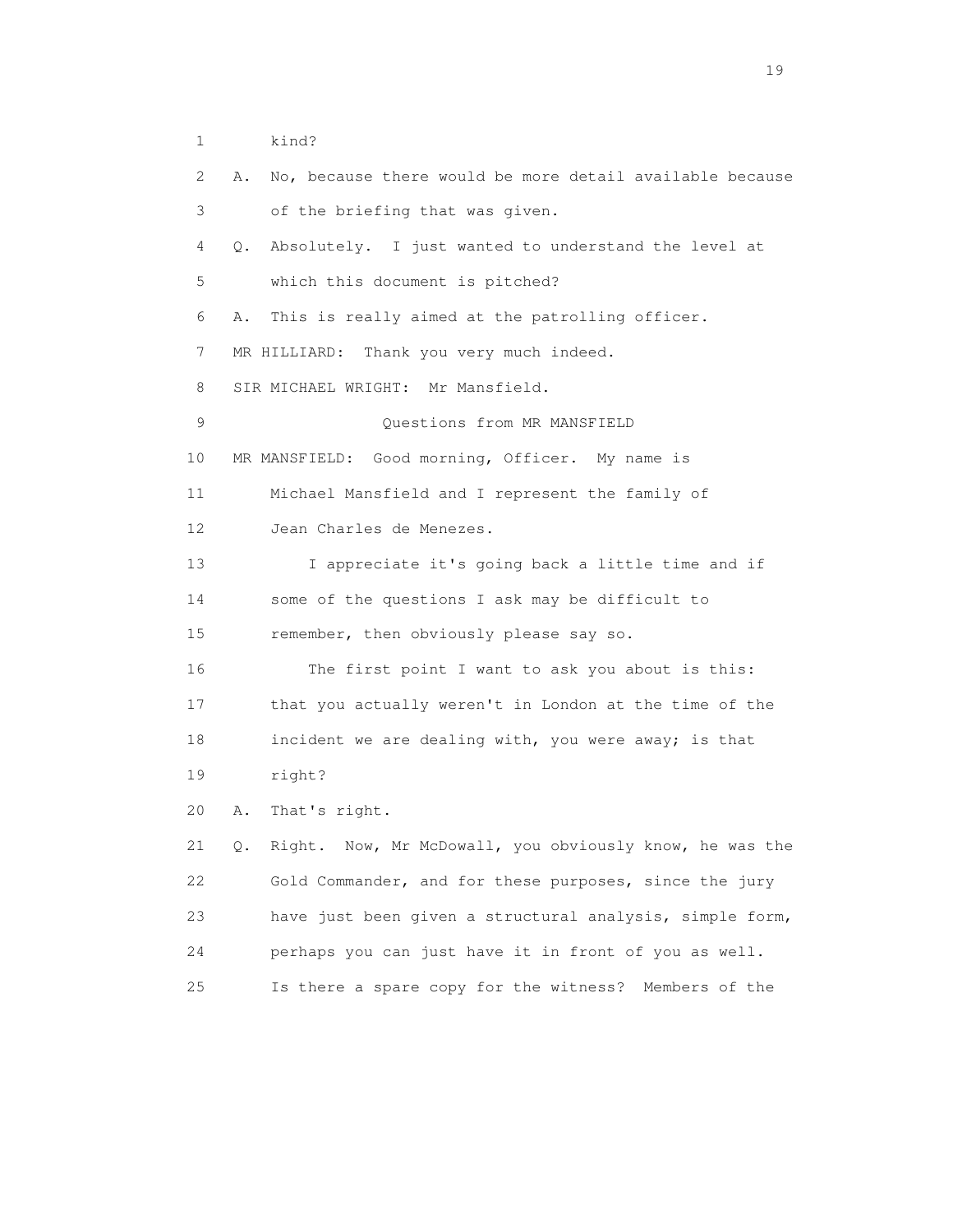kind?

A. No, because there would be more detail available because of the briefing that was given.

Q. Absolutely. I just wanted to understand the level at which this document is pitched?

A. This is really aimed at the patrolling officer.

MR HILLIARD: Thank you very much indeed.

SIR MICHAEL WRIGHT: Mr Mansfield.

Questions from MR MANSFIELD

MR MANSFIELD: Good morning, Officer. My name is Michael Mansfield and I represent the family of Jean Charles de Menezes.

I appreciate it's going back a little time and if some of the questions I ask may be difficult to remember, then obviously please say so.

The first point I want to ask you about is this: that you actually weren't in London at the time of the incident we are dealing with, you were away; is that right?

A. That's right.

Q. Right. Now, Mr McDowall, you obviously know, he was the Gold Commander, and for these purposes, since the jury have just been given a structural analysis, simple form, perhaps you can just have it in front of you as well. Is there a spare copy for the witness? Members of the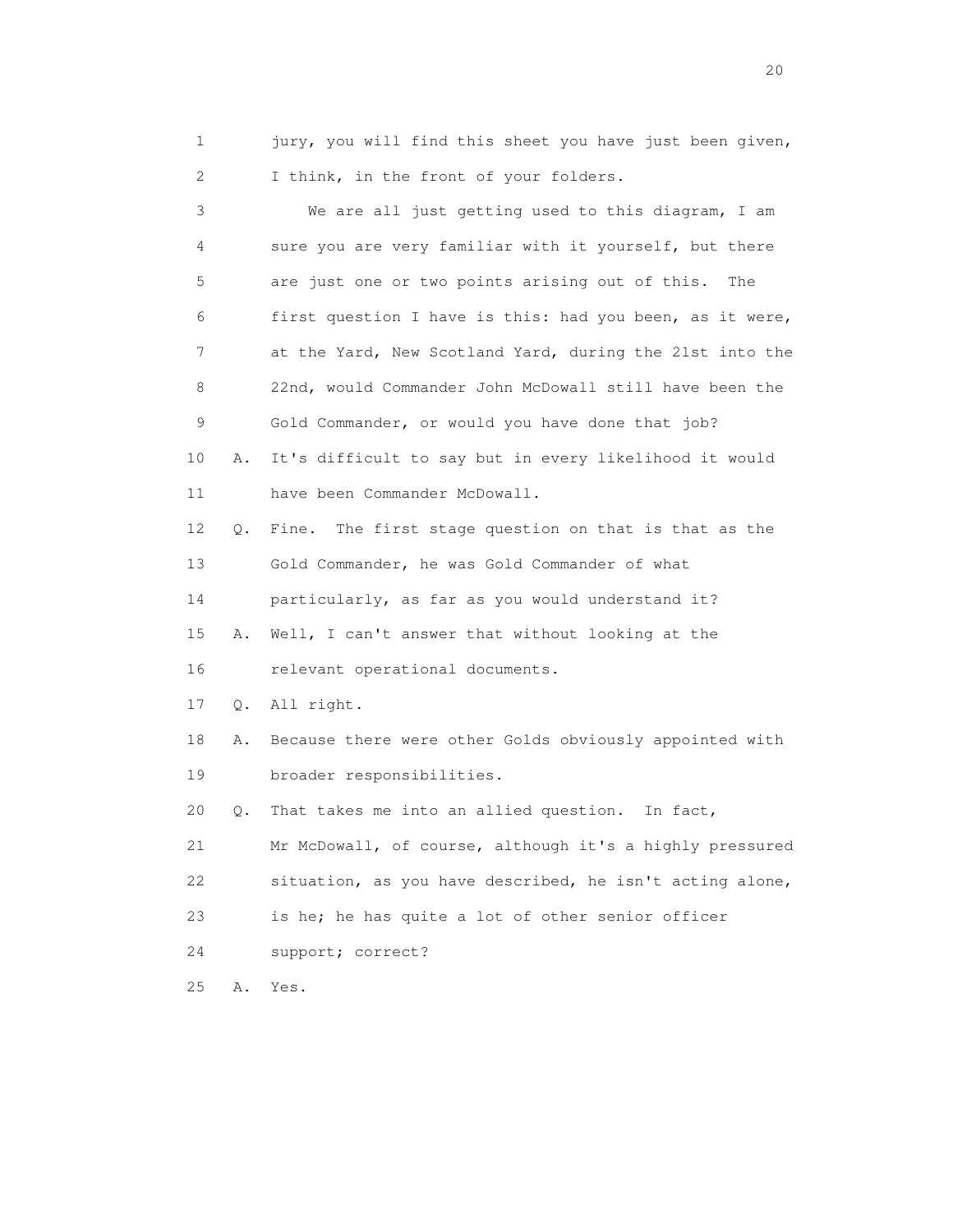1 jury, you will find this sheet you have just been given,
2 I think, in the front of your folders.
3 We are all just getting used to this diagram, I am
4 sure you are very familiar with it yourself, but there
5 are just one or two points arising out of this. The
6 first question I have is this: had you been, as it were,
7 at the Yard, New Scotland Yard, during the 21st into the
8 22nd, would Commander John McDowall still have been the
9 Gold Commander, or would you have done that job?
10 A. It's difficult to say but in every likelihood it would
11 have been Commander McDowall.
12 Q. Fine. The first stage question on that is that as the
13 Gold Commander, he was Gold Commander of what
14 particularly, as far as you would understand it?
15 A. Well, I can't answer that without looking at the
16 relevant operational documents.
17 Q. All right.
18 A. Because there were other Golds obviously appointed with
19 broader responsibilities.
20 Q. That takes me into an allied question. In fact,
21 Mr McDowall, of course, although it's a highly pressured
22 situation, as you have described, he isn't acting alone,
23 is he; he has quite a lot of other senior officer
24 support; correct?
25 A. Yes.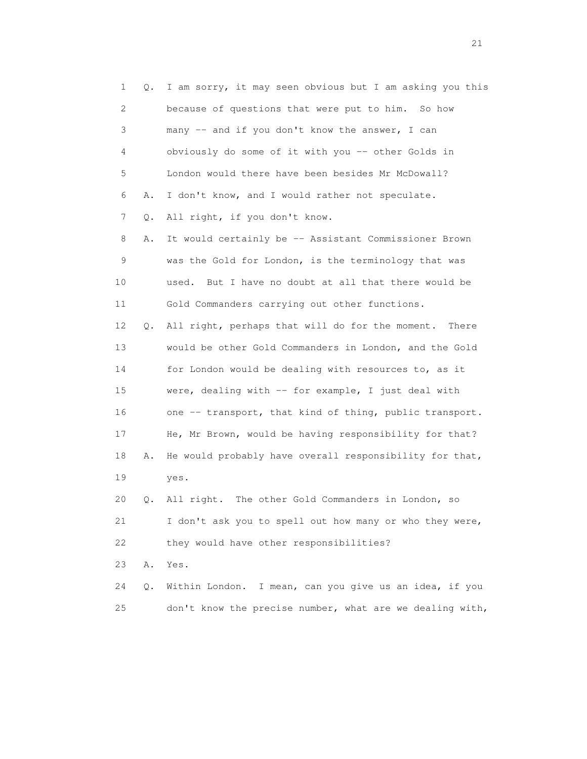1 Q. I am sorry, it may seen obvious but I am asking you this
2 because of questions that were put to him. So how
3 many -- and if you don't know the answer, I can
4 obviously do some of it with you -- other Golds in
5 London would there have been besides Mr McDowall?
6 A. I don't know, and I would rather not speculate.
7 Q. All right, if you don't know.
8 A. It would certainly be -- Assistant Commissioner Brown
9 was the Gold for London, is the terminology that was
10 used. But I have no doubt at all that there would be
11 Gold Commanders carrying out other functions.
12 Q. All right, perhaps that will do for the moment. There
13 would be other Gold Commanders in London, and the Gold
14 for London would be dealing with resources to, as it
15 were, dealing with -- for example, I just deal with
16 one -- transport, that kind of thing, public transport.
17 He, Mr Brown, would be having responsibility for that?
18 A. He would probably have overall responsibility for that,
19 yes.
20 Q. All right. The other Gold Commanders in London, so
21 I don't ask you to spell out how many or who they were,
22 they would have other responsibilities?
23 A. Yes.
24 Q. Within London. I mean, can you give us an idea, if you
25 don't know the precise number, what are we dealing with,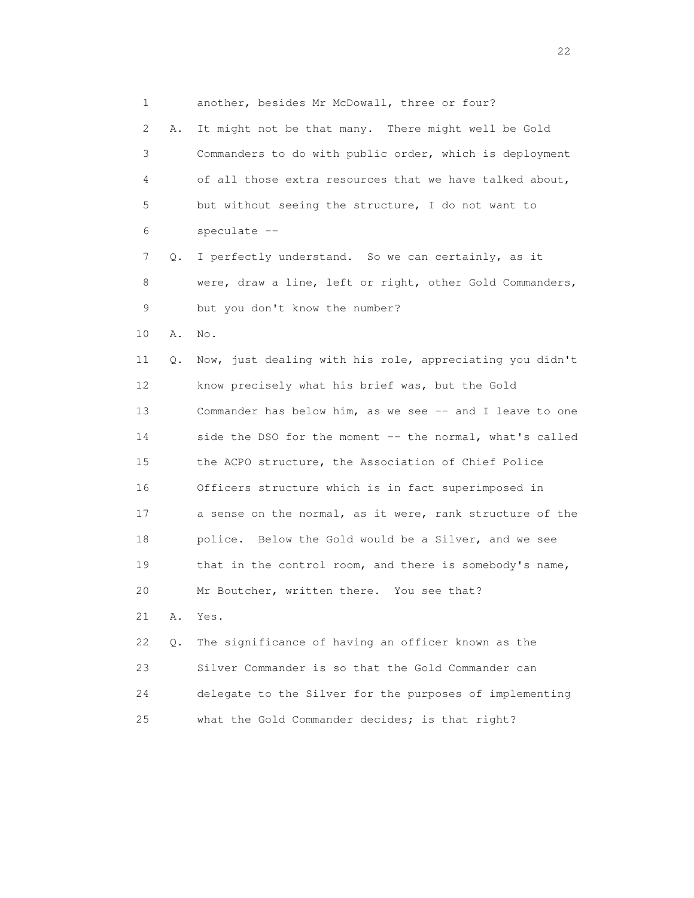1 another, besides Mr McDowall, three or four?

2 A. It might not be that many. There might well be Gold

3 Commanders to do with public order, which is deployment

4 of all those extra resources that we have talked about,

5 but without seeing the structure, I do not want to

6 speculate --

7 Q. I perfectly understand. So we can certainly, as it

8 were, draw a line, left or right, other Gold Commanders,

9 but you don't know the number?

10 A. No.

11 Q. Now, just dealing with his role, appreciating you didn't

12 know precisely what his brief was, but the Gold

13 Commander has below him, as we see -- and I leave to one

14 side the DSO for the moment -- the normal, what's called

15 the ACPO structure, the Association of Chief Police

16 Officers structure which is in fact superimposed in

17 a sense on the normal, as it were, rank structure of the

18 police. Below the Gold would be a Silver, and we see

19 that in the control room, and there is somebody's name,

20 Mr Boutcher, written there. You see that?

21 A. Yes.

22 Q. The significance of having an officer known as the

23 Silver Commander is so that the Gold Commander can

24 delegate to the Silver for the purposes of implementing

25 what the Gold Commander decides; is that right?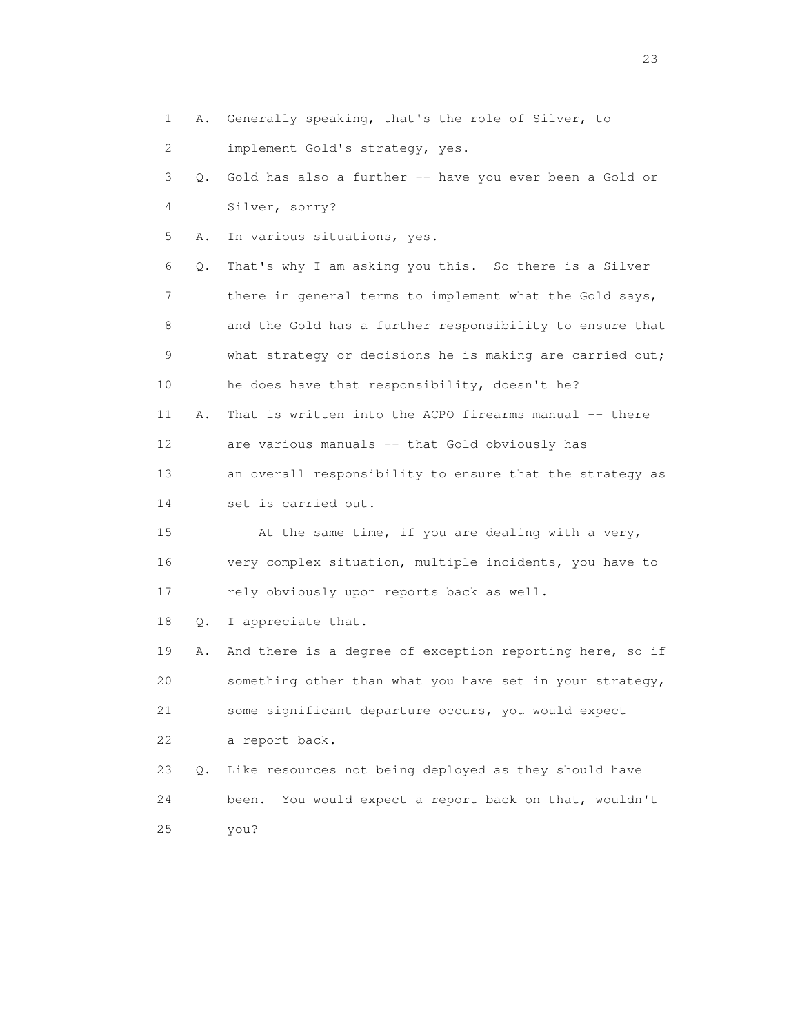1 A. Generally speaking, that's the role of Silver, to
2 implement Gold's strategy, yes.
3 Q. Gold has also a further -- have you ever been a Gold or
4 Silver, sorry?
5 A. In various situations, yes.
6 Q. That's why I am asking you this. So there is a Silver
7 there in general terms to implement what the Gold says,
8 and the Gold has a further responsibility to ensure that
9 what strategy or decisions he is making are carried out;
10 he does have that responsibility, doesn't he?
11 A. That is written into the ACPO firearms manual -- there
12 are various manuals -- that Gold obviously has
13 an overall responsibility to ensure that the strategy as
14 set is carried out.
15 At the same time, if you are dealing with a very,
16 very complex situation, multiple incidents, you have to
17 rely obviously upon reports back as well.
18 Q. I appreciate that.
19 A. And there is a degree of exception reporting here, so if
20 something other than what you have set in your strategy,
21 some significant departure occurs, you would expect
22 a report back.
23 Q. Like resources not being deployed as they should have
24 been. You would expect a report back on that, wouldn't
25 you?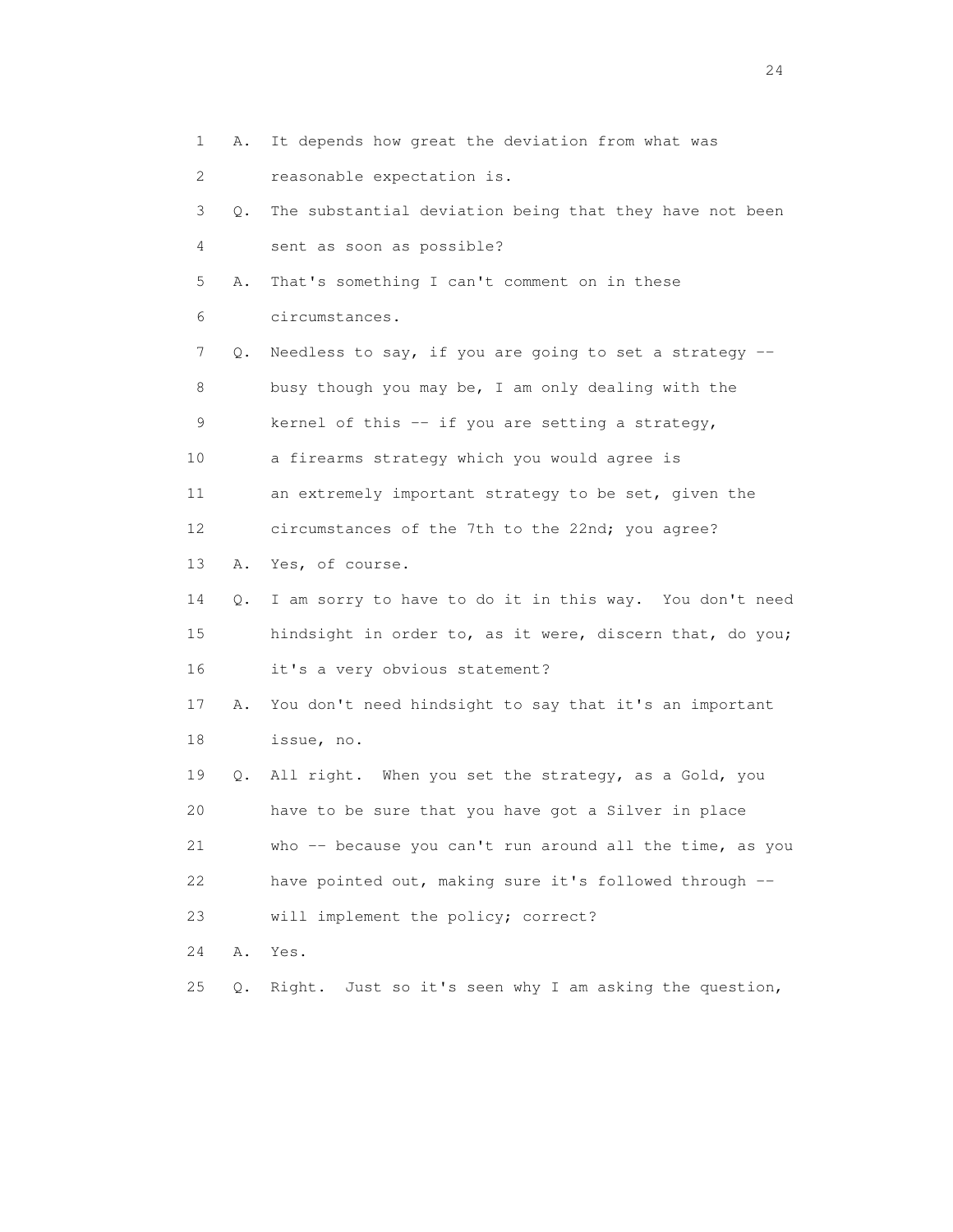1 A. It depends how great the deviation from what was
2 reasonable expectation is.
3 Q. The substantial deviation being that they have not been
4 sent as soon as possible?
5 A. That's something I can't comment on in these
6 circumstances.
7 Q. Needless to say, if you are going to set a strategy --
8 busy though you may be, I am only dealing with the
9 kernel of this -- if you are setting a strategy,
10 a firearms strategy which you would agree is
11 an extremely important strategy to be set, given the
12 circumstances of the 7th to the 22nd; you agree?
13 A. Yes, of course.
14 Q. I am sorry to have to do it in this way. You don't need
15 hindsight in order to, as it were, discern that, do you;
16 it's a very obvious statement?
17 A. You don't need hindsight to say that it's an important
18 issue, no.
19 Q. All right. When you set the strategy, as a Gold, you
20 have to be sure that you have got a Silver in place
21 who -- because you can't run around all the time, as you
22 have pointed out, making sure it's followed through --
23 will implement the policy; correct?
24 A. Yes.
25 Q. Right. Just so it's seen why I am asking the question,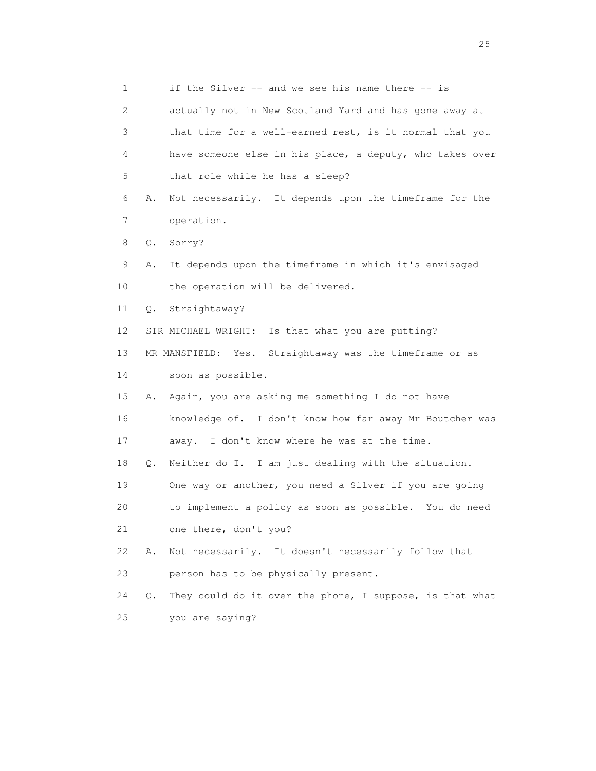1 if the Silver -- and we see his name there -- is
2 actually not in New Scotland Yard and has gone away at
3 that time for a well-earned rest, is it normal that you
4 have someone else in his place, a deputy, who takes over
5 that role while he has a sleep?

6 A. Not necessarily. It depends upon the timeframe for the
7 operation.

8 Q. Sorry?

9 A. It depends upon the timeframe in which it's envisaged
10 the operation will be delivered.

11 Q. Straightaway?

12 SIR MICHAEL WRIGHT: Is that what you are putting?

13 MR MANSFIELD: Yes. Straightaway was the timeframe or as
14 soon as possible.

15 A. Again, you are asking me something I do not have
16 knowledge of. I don't know how far away Mr Boutcher was
17 away. I don't know where he was at the time.

18 Q. Neither do I. I am just dealing with the situation.
19 One way or another, you need a Silver if you are going
20 to implement a policy as soon as possible. You do need
21 one there, don't you?

22 A. Not necessarily. It doesn't necessarily follow that
23 person has to be physically present.

24 Q. They could do it over the phone, I suppose, is that what
25 you are saying?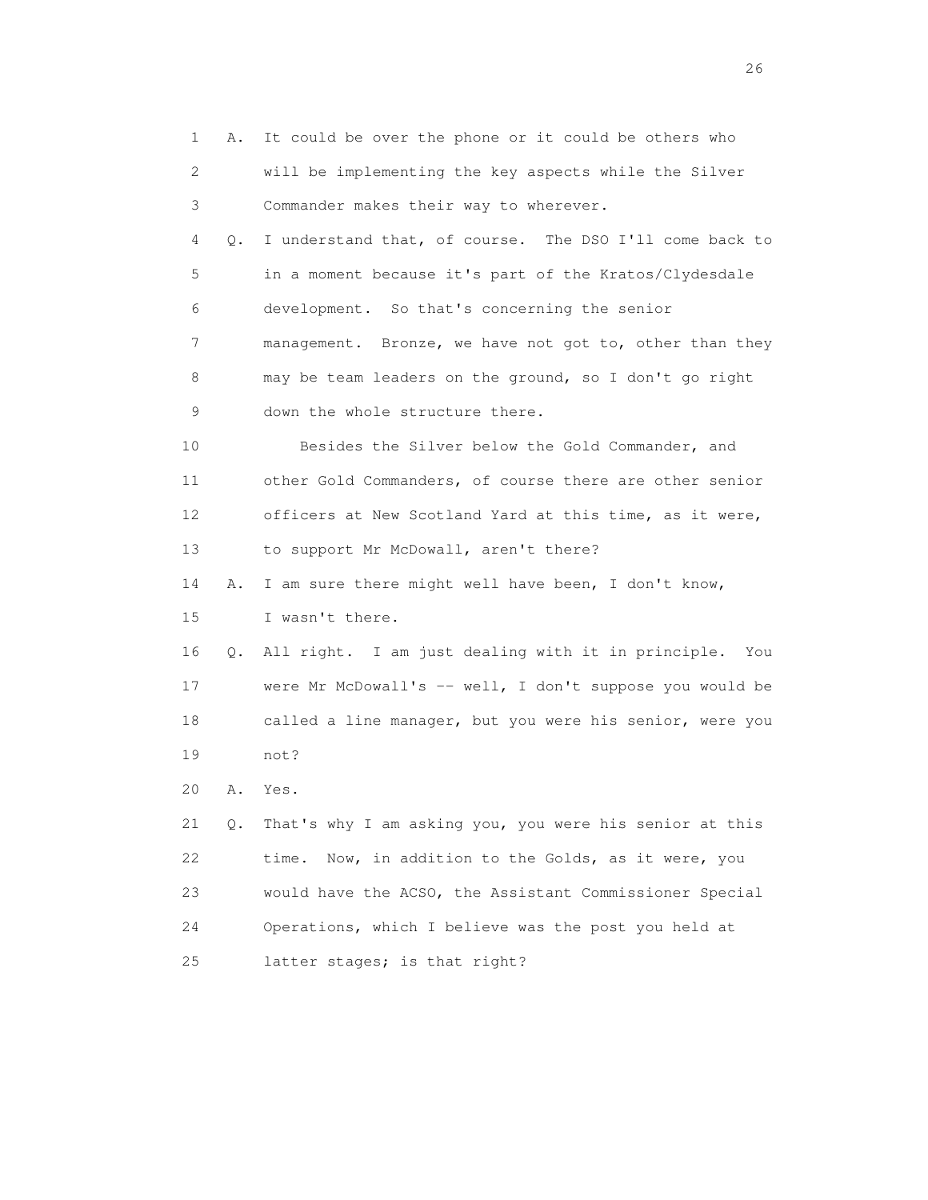1 A. It could be over the phone or it could be others who
2 will be implementing the key aspects while the Silver
3 Commander makes their way to wherever.

4 Q. I understand that, of course. The DSO I'll come back to
5 in a moment because it's part of the Kratos/Clydesdale
6 development. So that's concerning the senior
7 management. Bronze, we have not got to, other than they
8 may be team leaders on the ground, so I don't go right
9 down the whole structure there.

10 Besides the Silver below the Gold Commander, and
11 other Gold Commanders, of course there are other senior
12 officers at New Scotland Yard at this time, as it were,
13 to support Mr McDowall, aren't there?

14 A. I am sure there might well have been, I don't know,
15 I wasn't there.

16 Q. All right. I am just dealing with it in principle. You
17 were Mr McDowall's -- well, I don't suppose you would be
18 called a line manager, but you were his senior, were you
19 not?

20 A. Yes.

21 Q. That's why I am asking you, you were his senior at this
22 time. Now, in addition to the Golds, as it were, you
23 would have the ACSO, the Assistant Commissioner Special
24 Operations, which I believe was the post you held at
25 latter stages; is that right?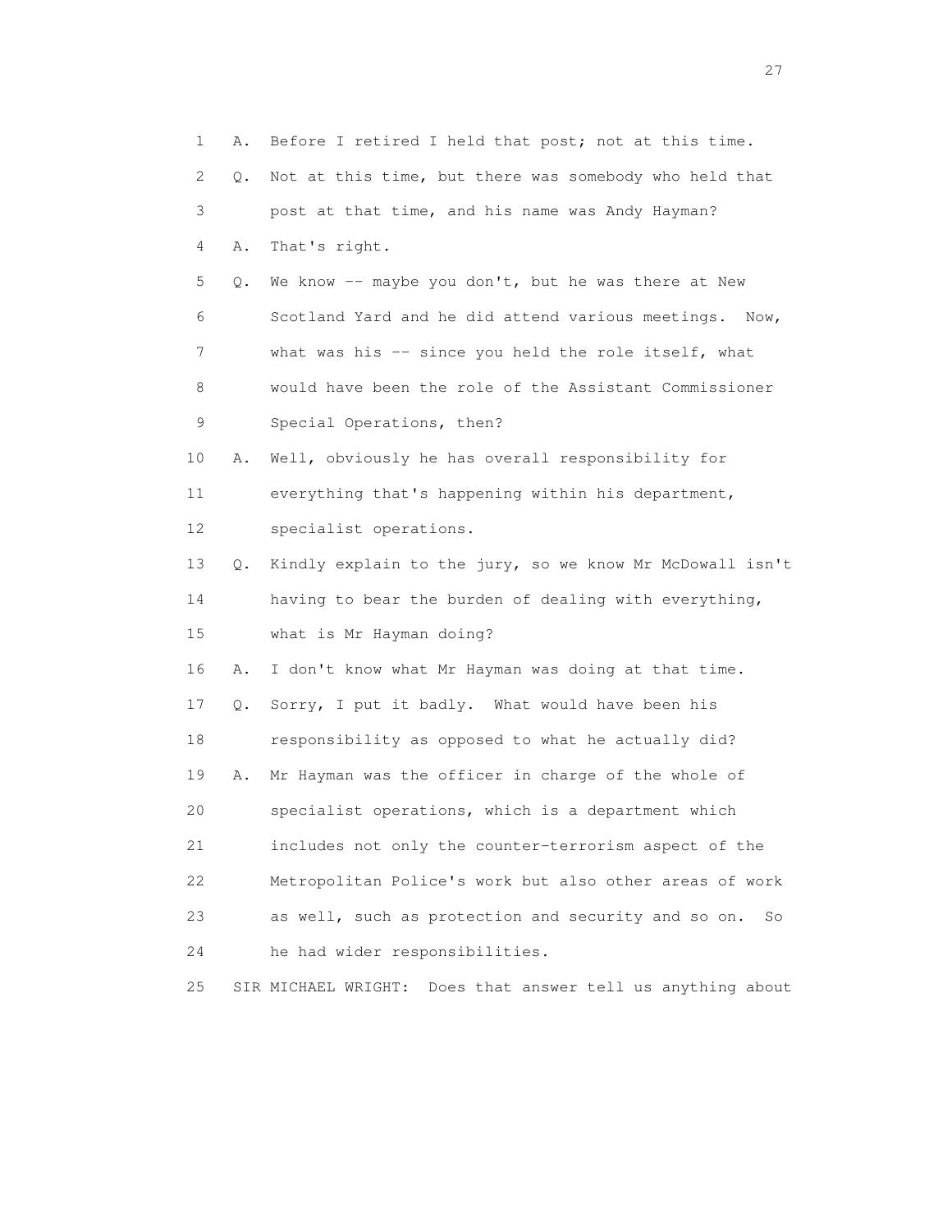1 A. Before I retired I held that post; not at this time.

2 Q. Not at this time, but there was somebody who held that

3 post at that time, and his name was Andy Hayman?

4 A. That's right.

5 Q. We know -- maybe you don't, but he was there at New

6 Scotland Yard and he did attend various meetings. Now,

7 what was his -- since you held the role itself, what

8 would have been the role of the Assistant Commissioner

9 Special Operations, then?

10 A. Well, obviously he has overall responsibility for

11 everything that's happening within his department,

12 specialist operations.

13 Q. Kindly explain to the jury, so we know Mr McDowall isn't

14 having to bear the burden of dealing with everything,

15 what is Mr Hayman doing?

16 A. I don't know what Mr Hayman was doing at that time.

17 Q. Sorry, I put it badly. What would have been his

18 responsibility as opposed to what he actually did?

19 A. Mr Hayman was the officer in charge of the whole of

20 specialist operations, which is a department which

21 includes not only the counter-terrorism aspect of the

22 Metropolitan Police's work but also other areas of work

23 as well, such as protection and security and so on. So

24 he had wider responsibilities.

25 SIR MICHAEL WRIGHT: Does that answer tell us anything about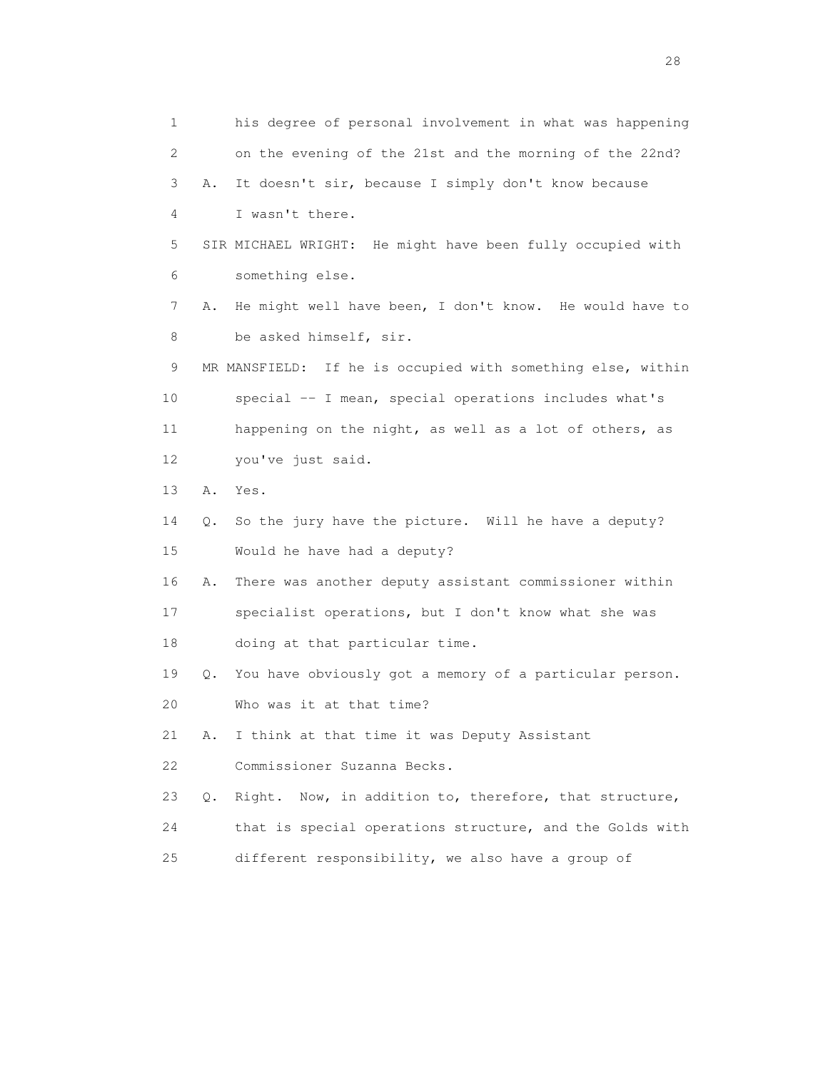1 his degree of personal involvement in what was happening
2 on the evening of the 21st and the morning of the 22nd?
3 A. It doesn't sir, because I simply don't know because
4 I wasn't there.
5 SIR MICHAEL WRIGHT: He might have been fully occupied with
6 something else.
7 A. He might well have been, I don't know. He would have to
8 be asked himself, sir.
9 MR MANSFIELD: If he is occupied with something else, within
10 special -- I mean, special operations includes what's
11 happening on the night, as well as a lot of others, as
12 you've just said.
13 A. Yes.
14 Q. So the jury have the picture. Will he have a deputy?
15 Would he have had a deputy?
16 A. There was another deputy assistant commissioner within
17 specialist operations, but I don't know what she was
18 doing at that particular time.
19 Q. You have obviously got a memory of a particular person.
20 Who was it at that time?
21 A. I think at that time it was Deputy Assistant
22 Commissioner Suzanna Becks.
23 Q. Right. Now, in addition to, therefore, that structure,
24 that is special operations structure, and the Golds with
25 different responsibility, we also have a group of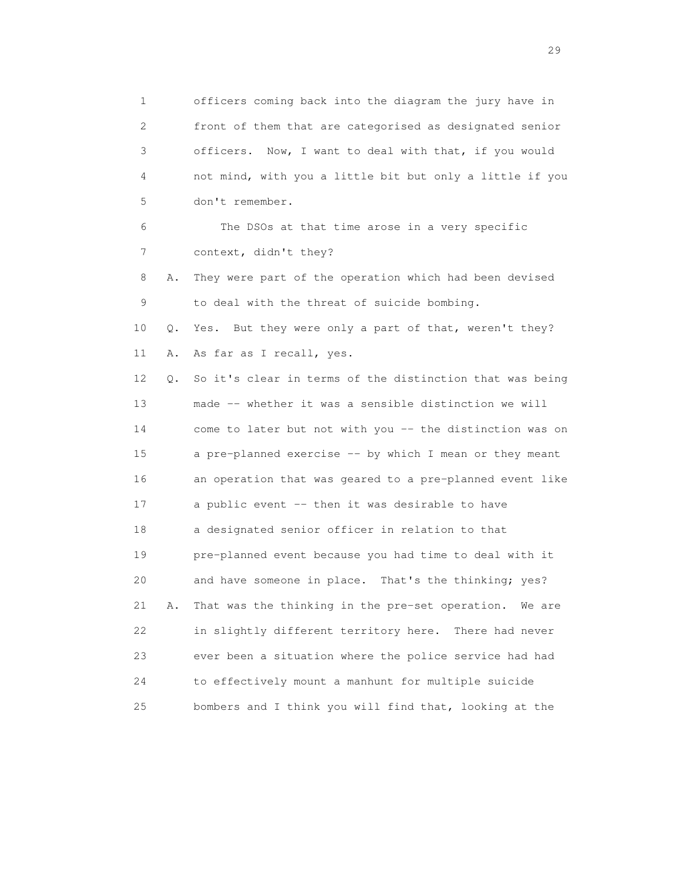1 officers coming back into the diagram the jury have in
2 front of them that are categorised as designated senior
3 officers. Now, I want to deal with that, if you would
4 not mind, with you a little bit but only a little if you
5 don't remember.

6 The DSOs at that time arose in a very specific
7 context, didn't they?

8 A. They were part of the operation which had been devised
9 to deal with the threat of suicide bombing.

10 Q. Yes. But they were only a part of that, weren't they?

11 A. As far as I recall, yes.

12 Q. So it's clear in terms of the distinction that was being
13 made -- whether it was a sensible distinction we will
14 come to later but not with you -- the distinction was on
15 a pre-planned exercise -- by which I mean or they meant
16 an operation that was geared to a pre-planned event like
17 a public event -- then it was desirable to have
18 a designated senior officer in relation to that
19 pre-planned event because you had time to deal with it
20 and have someone in place. That's the thinking; yes?

21 A. That was the thinking in the pre-set operation. We are
22 in slightly different territory here. There had never
23 ever been a situation where the police service had had
24 to effectively mount a manhunt for multiple suicide
25 bombers and I think you will find that, looking at the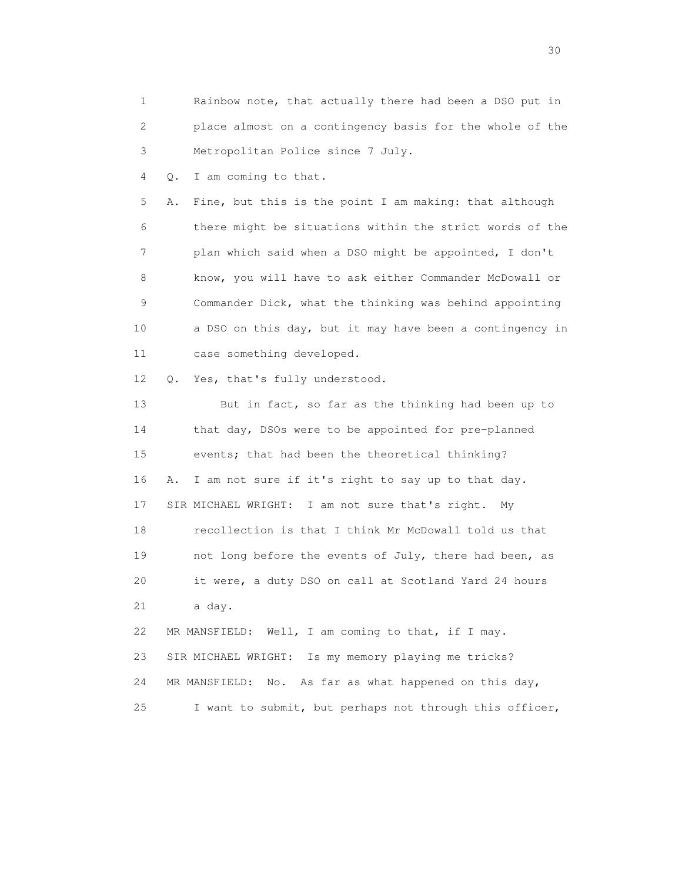1 Rainbow note, that actually there had been a DSO put in
2 place almost on a contingency basis for the whole of the
3 Metropolitan Police since 7 July.

4 Q. I am coming to that.

5 A. Fine, but this is the point I am making: that although
6 there might be situations within the strict words of the
7 plan which said when a DSO might be appointed, I don't
8 know, you will have to ask either Commander McDowall or
9 Commander Dick, what the thinking was behind appointing
10 a DSO on this day, but it may have been a contingency in
11 case something developed.

12 Q. Yes, that's fully understood.

13 But in fact, so far as the thinking had been up to
14 that day, DSOs were to be appointed for pre-planned
15 events; that had been the theoretical thinking?

16 A. I am not sure if it's right to say up to that day.

17 SIR MICHAEL WRIGHT: I am not sure that's right. My
18 recollection is that I think Mr McDowall told us that
19 not long before the events of July, there had been, as
20 it were, a duty DSO on call at Scotland Yard 24 hours
21 a day.

22 MR MANSFIELD: Well, I am coming to that, if I may.

23 SIR MICHAEL WRIGHT: Is my memory playing me tricks?

24 MR MANSFIELD: No. As far as what happened on this day,
25 I want to submit, but perhaps not through this officer,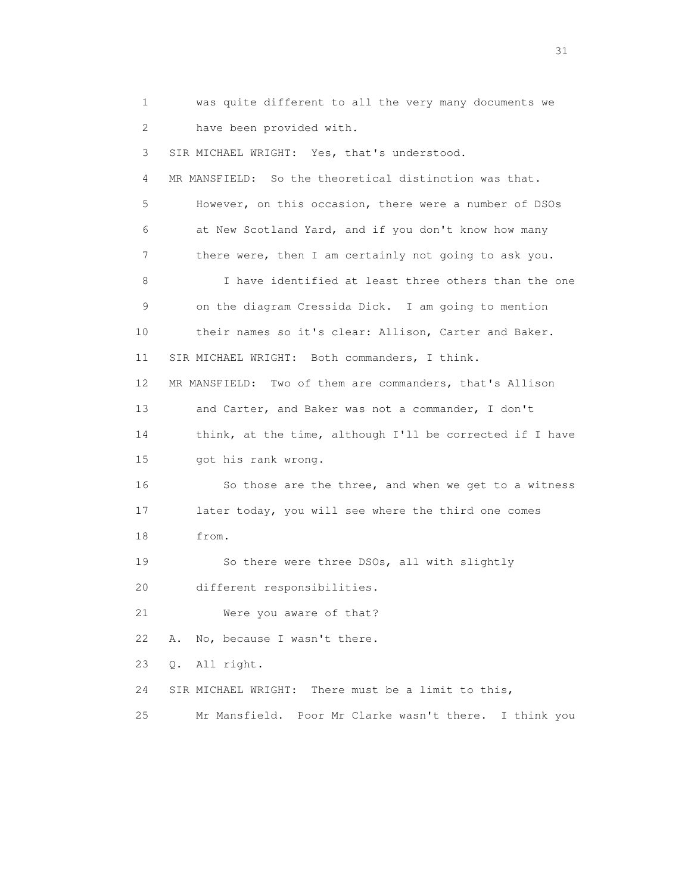1 was quite different to all the very many documents we
2 have been provided with.
3 SIR MICHAEL WRIGHT: Yes, that's understood.
4 MR MANSFIELD: So the theoretical distinction was that.
5 However, on this occasion, there were a number of DSOs
6 at New Scotland Yard, and if you don't know how many
7 there were, then I am certainly not going to ask you.
8 I have identified at least three others than the one
9 on the diagram Cressida Dick. I am going to mention
10 their names so it's clear: Allison, Carter and Baker.
11 SIR MICHAEL WRIGHT: Both commanders, I think.
12 MR MANSFIELD: Two of them are commanders, that's Allison
13 and Carter, and Baker was not a commander, I don't
14 think, at the time, although I'll be corrected if I have
15 got his rank wrong.
16 So those are the three, and when we get to a witness
17 later today, you will see where the third one comes
18 from.
19 So there were three DSOs, all with slightly
20 different responsibilities.
21 Were you aware of that?
22 A. No, because I wasn't there.
23 Q. All right.
24 SIR MICHAEL WRIGHT: There must be a limit to this,
25 Mr Mansfield. Poor Mr Clarke wasn't there. I think you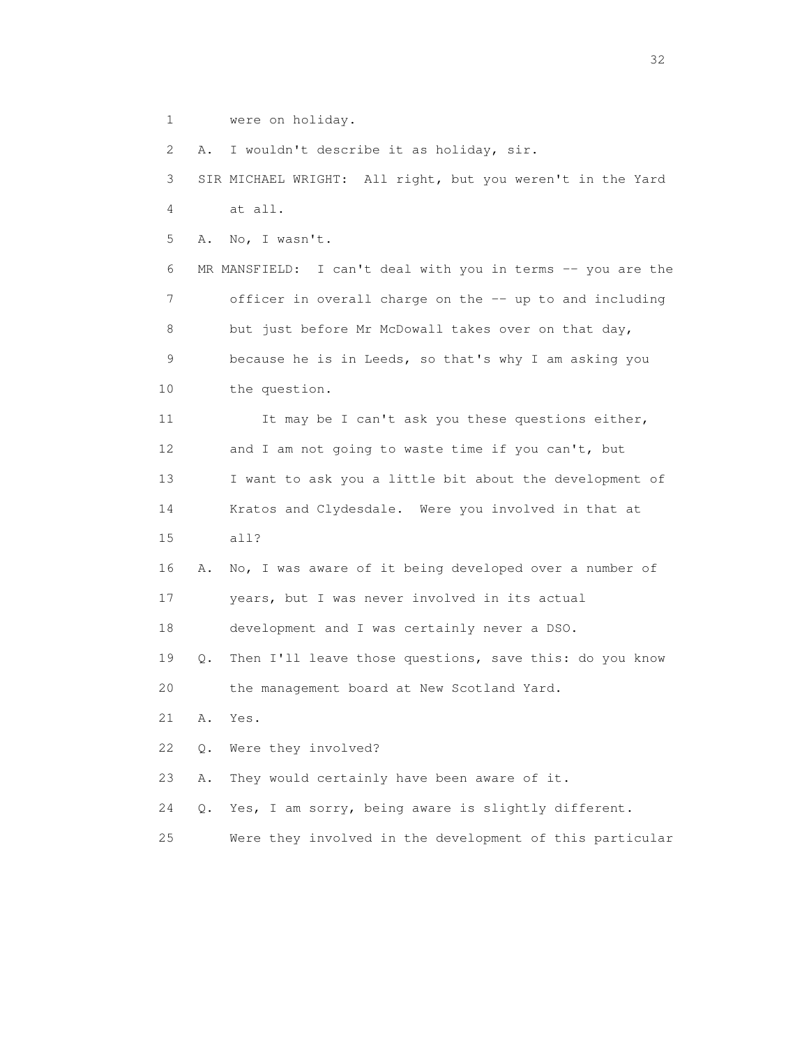1 were on holiday.

2 A. I wouldn't describe it as holiday, sir.

3 SIR MICHAEL WRIGHT: All right, but you weren't in the Yard

4 at all.

5 A. No, I wasn't.

6 MR MANSFIELD: I can't deal with you in terms -- you are the

7 officer in overall charge on the -- up to and including

8 but just before Mr McDowall takes over on that day,

9 because he is in Leeds, so that's why I am asking you

10 the question.

11 It may be I can't ask you these questions either,

12 and I am not going to waste time if you can't, but

13 I want to ask you a little bit about the development of

14 Kratos and Clydesdale. Were you involved in that at

15 all?

16 A. No, I was aware of it being developed over a number of

17 years, but I was never involved in its actual

18 development and I was certainly never a DSO.

19 Q. Then I'll leave those questions, save this: do you know

20 the management board at New Scotland Yard.

21 A. Yes.

22 Q. Were they involved?

23 A. They would certainly have been aware of it.

24 Q. Yes, I am sorry, being aware is slightly different.

25 Were they involved in the development of this particular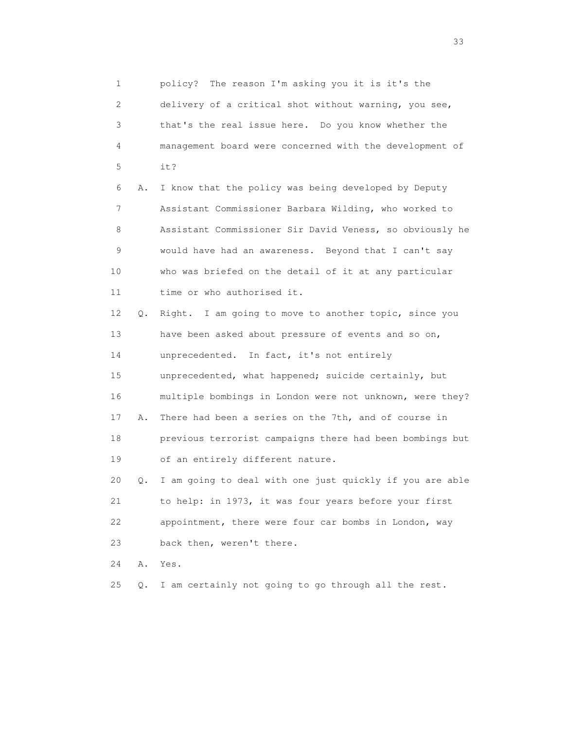1 policy? The reason I'm asking you it is it's the
2 delivery of a critical shot without warning, you see,
3 that's the real issue here. Do you know whether the
4 management board were concerned with the development of
5 it?

6 A. I know that the policy was being developed by Deputy
7 Assistant Commissioner Barbara Wilding, who worked to
8 Assistant Commissioner Sir David Veness, so obviously he
9 would have had an awareness. Beyond that I can't say
10 who was briefed on the detail of it at any particular
11 time or who authorised it.

12 Q. Right. I am going to move to another topic, since you
13 have been asked about pressure of events and so on,
14 unprecedented. In fact, it's not entirely
15 unprecedented, what happened; suicide certainly, but
16 multiple bombings in London were not unknown, were they?

17 A. There had been a series on the 7th, and of course in
18 previous terrorist campaigns there had been bombings but
19 of an entirely different nature.

20 Q. I am going to deal with one just quickly if you are able
21 to help: in 1973, it was four years before your first
22 appointment, there were four car bombs in London, way
23 back then, weren't there.

24 A. Yes.

25 Q. I am certainly not going to go through all the rest.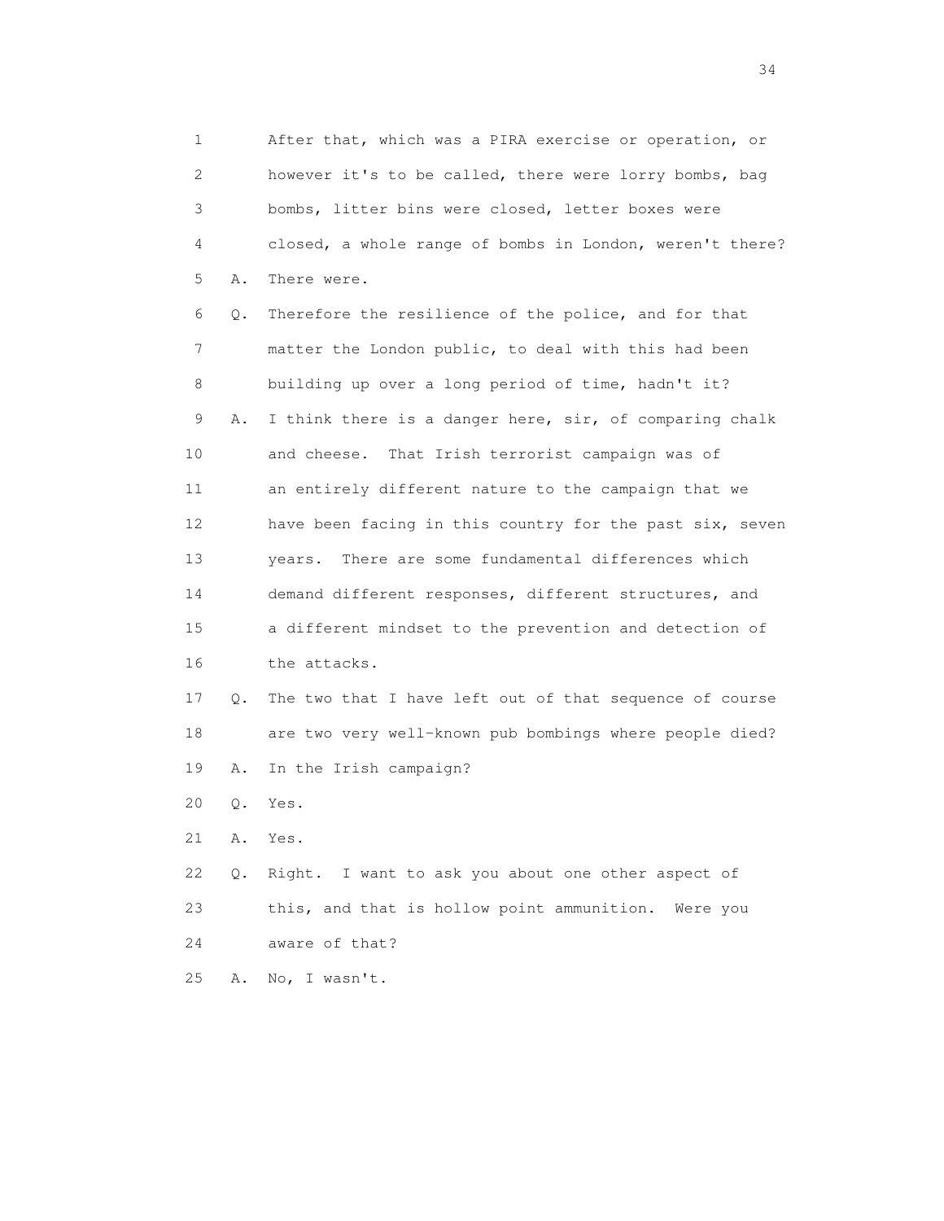1 After that, which was a PIRA exercise or operation, or
2 however it's to be called, there were lorry bombs, bag
3 bombs, litter bins were closed, letter boxes were
4 closed, a whole range of bombs in London, weren't there?
5 A. There were.
6 Q. Therefore the resilience of the police, and for that
7 matter the London public, to deal with this had been
8 building up over a long period of time, hadn't it?
9 A. I think there is a danger here, sir, of comparing chalk
10 and cheese. That Irish terrorist campaign was of
11 an entirely different nature to the campaign that we
12 have been facing in this country for the past six, seven
13 years. There are some fundamental differences which
14 demand different responses, different structures, and
15 a different mindset to the prevention and detection of
16 the attacks.
17 Q. The two that I have left out of that sequence of course
18 are two very well-known pub bombings where people died?
19 A. In the Irish campaign?
20 Q. Yes.
21 A. Yes.
22 Q. Right. I want to ask you about one other aspect of
23 this, and that is hollow point ammunition. Were you
24 aware of that?
25 A. No, I wasn't.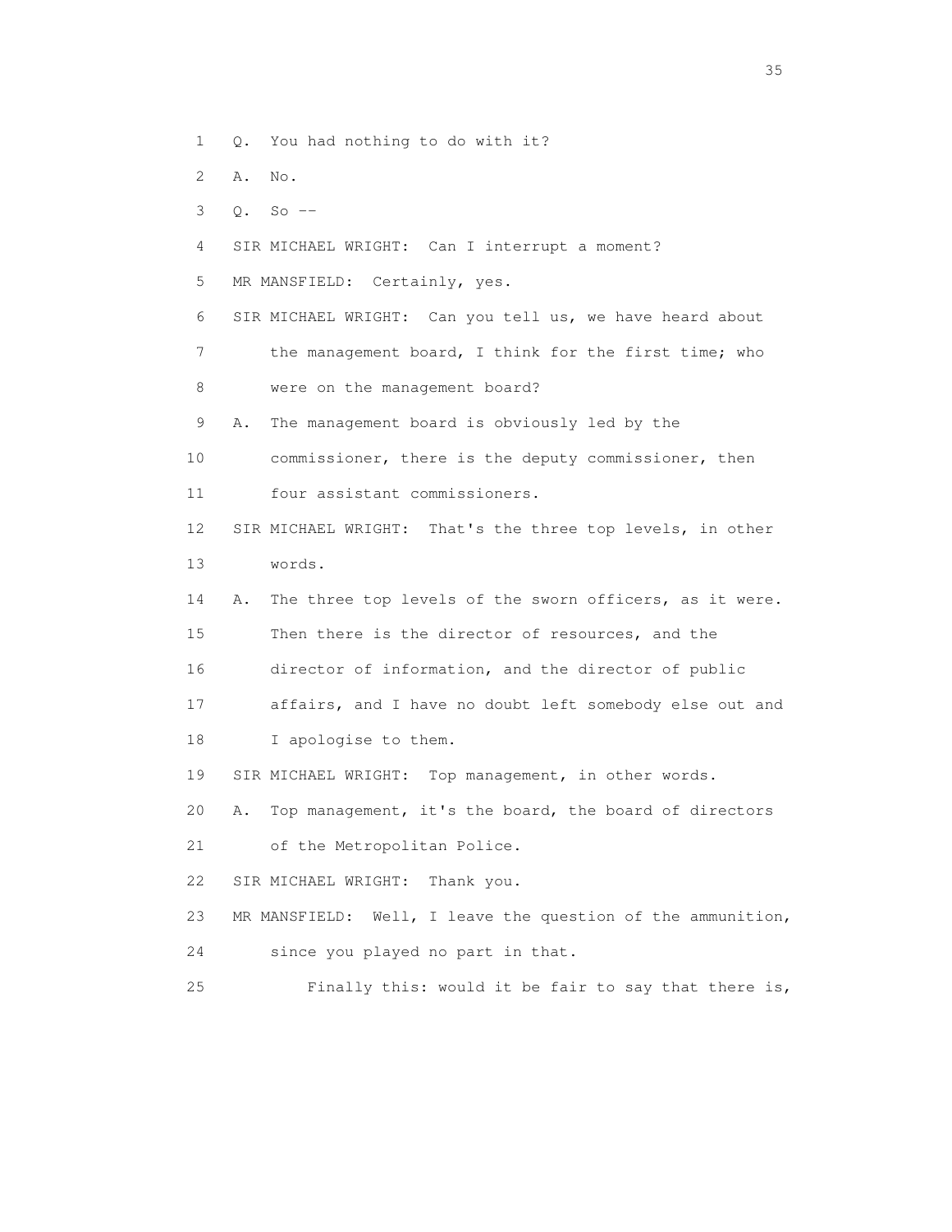1 Q. You had nothing to do with it?

2 A. No.

3 Q. So --

4 SIR MICHAEL WRIGHT: Can I interrupt a moment?

5 MR MANSFIELD: Certainly, yes.

6 SIR MICHAEL WRIGHT: Can you tell us, we have heard about

7 the management board, I think for the first time; who

8 were on the management board?

9 A. The management board is obviously led by the

10 commissioner, there is the deputy commissioner, then

11 four assistant commissioners.

12 SIR MICHAEL WRIGHT: That's the three top levels, in other

13 words.

14 A. The three top levels of the sworn officers, as it were.

15 Then there is the director of resources, and the

16 director of information, and the director of public

17 affairs, and I have no doubt left somebody else out and

18 I apologise to them.

19 SIR MICHAEL WRIGHT: Top management, in other words.

20 A. Top management, it's the board, the board of directors

21 of the Metropolitan Police.

22 SIR MICHAEL WRIGHT: Thank you.

23 MR MANSFIELD: Well, I leave the question of the ammunition,

24 since you played no part in that.

25 Finally this: would it be fair to say that there is,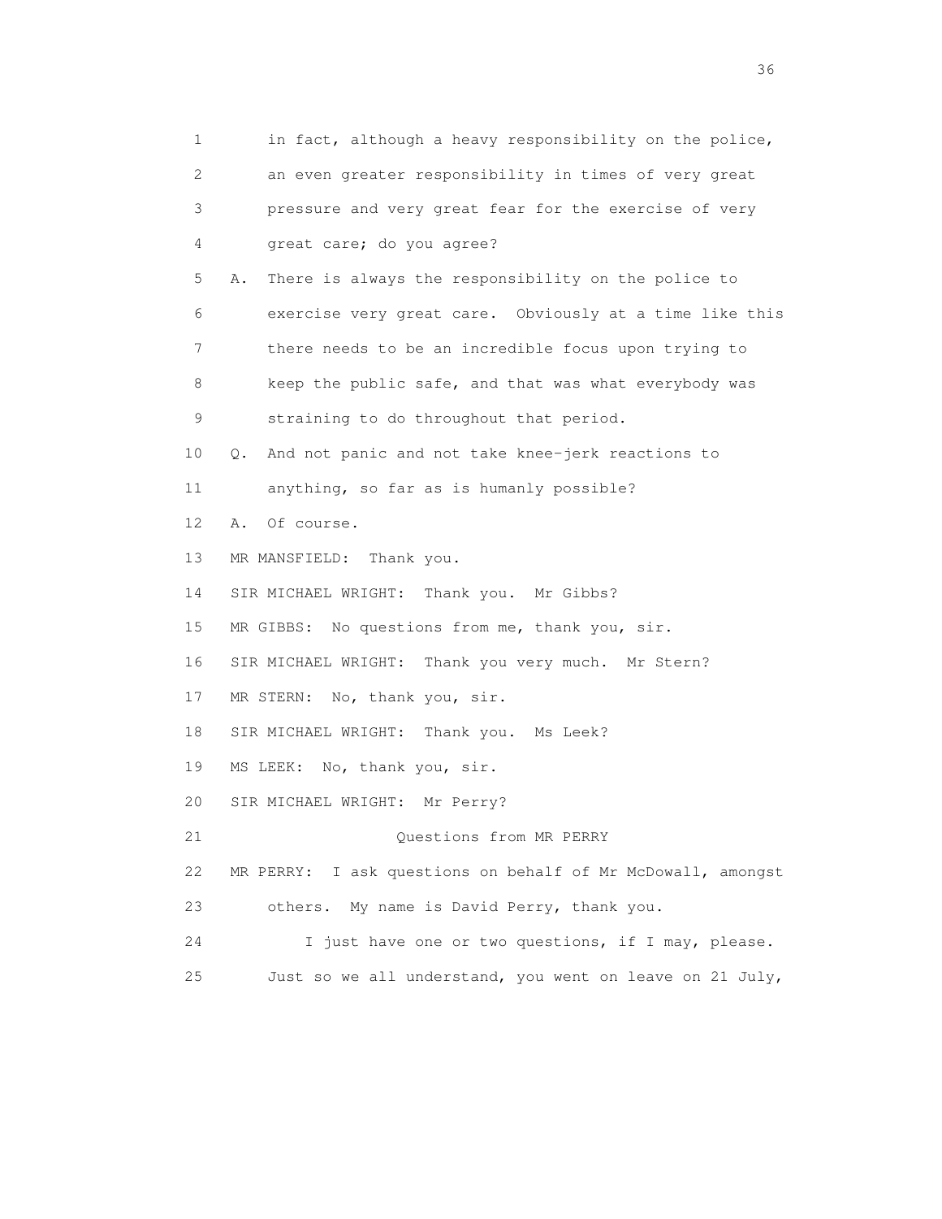1 in fact, although a heavy responsibility on the police,
2 an even greater responsibility in times of very great
3 pressure and very great fear for the exercise of very
4 great care; do you agree?

5 A. There is always the responsibility on the police to
6 exercise very great care. Obviously at a time like this
7 there needs to be an incredible focus upon trying to
8 keep the public safe, and that was what everybody was
9 straining to do throughout that period.

10 Q. And not panic and not take knee-jerk reactions to
11 anything, so far as is humanly possible?

12 A. Of course.

13 MR MANSFIELD: Thank you.

14 SIR MICHAEL WRIGHT: Thank you. Mr Gibbs?

15 MR GIBBS: No questions from me, thank you, sir.

16 SIR MICHAEL WRIGHT: Thank you very much. Mr Stern?

17 MR STERN: No, thank you, sir.

18 SIR MICHAEL WRIGHT: Thank you. Ms Leek?

19 MS LEEK: No, thank you, sir.

20 SIR MICHAEL WRIGHT: Mr Perry?

21 Questions from MR PERRY

22 MR PERRY: I ask questions on behalf of Mr McDowall, amongst
23 others. My name is David Perry, thank you.

24 I just have one or two questions, if I may, please.
25 Just so we all understand, you went on leave on 21 July,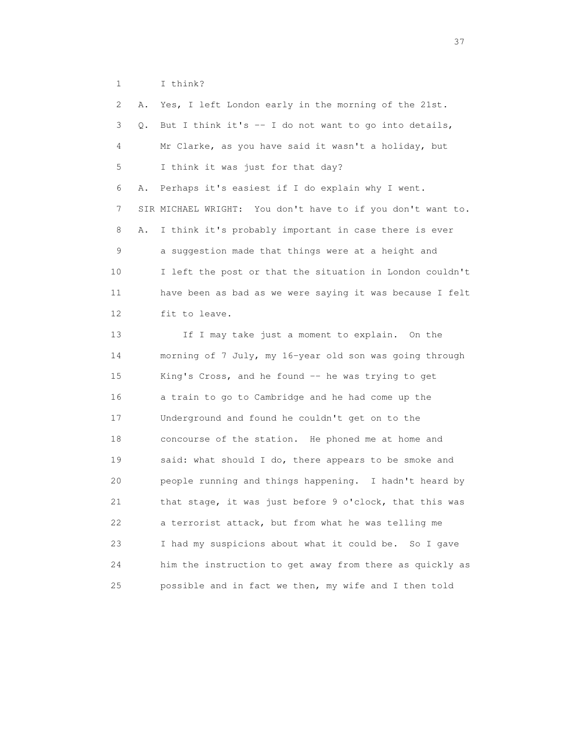1 I think?

2 A. Yes, I left London early in the morning of the 21st.

3 Q. But I think it's -- I do not want to go into details,

4 Mr Clarke, as you have said it wasn't a holiday, but

5 I think it was just for that day?

6 A. Perhaps it's easiest if I do explain why I went.

7 SIR MICHAEL WRIGHT: You don't have to if you don't want to.

8 A. I think it's probably important in case there is ever

9 a suggestion made that things were at a height and

10 I left the post or that the situation in London couldn't

11 have been as bad as we were saying it was because I felt

12 fit to leave.

13 If I may take just a moment to explain. On the

14 morning of 7 July, my 16-year old son was going through

15 King's Cross, and he found -- he was trying to get

16 a train to go to Cambridge and he had come up the

17 Underground and found he couldn't get on to the

18 concourse of the station. He phoned me at home and

19 said: what should I do, there appears to be smoke and

20 people running and things happening. I hadn't heard by

21 that stage, it was just before 9 o'clock, that this was

22 a terrorist attack, but from what he was telling me

23 I had my suspicions about what it could be. So I gave

24 him the instruction to get away from there as quickly as

25 possible and in fact we then, my wife and I then told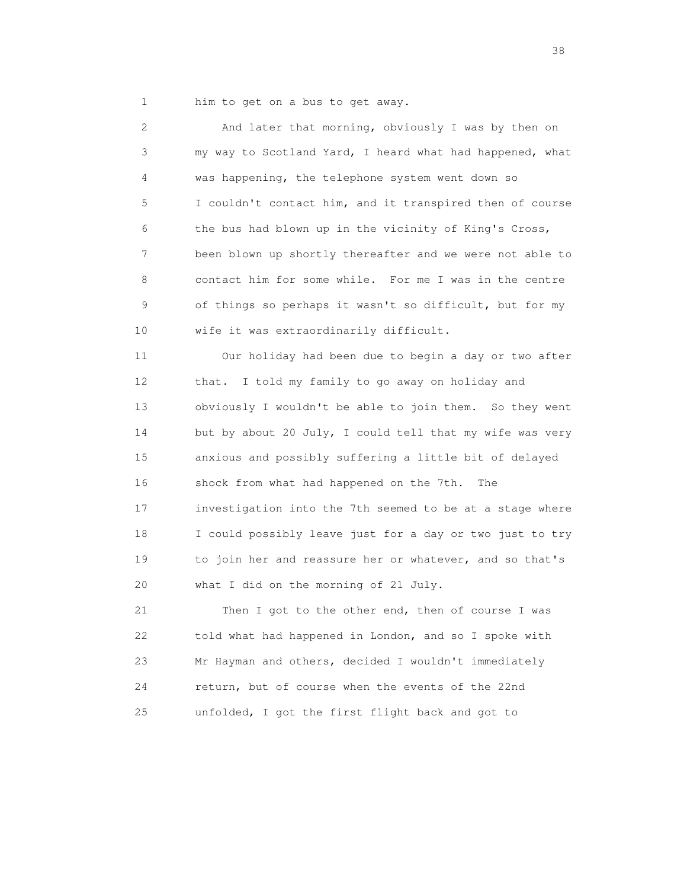him to get on a bus to get away.

And later that morning, obviously I was by then on my way to Scotland Yard, I heard what had happened, what was happening, the telephone system went down so I couldn't contact him, and it transpired then of course the bus had blown up in the vicinity of King's Cross, been blown up shortly thereafter and we were not able to contact him for some while. For me I was in the centre of things so perhaps it wasn't so difficult, but for my wife it was extraordinarily difficult.

Our holiday had been due to begin a day or two after that. I told my family to go away on holiday and obviously I wouldn't be able to join them. So they went but by about 20 July, I could tell that my wife was very anxious and possibly suffering a little bit of delayed shock from what had happened on the 7th. The investigation into the 7th seemed to be at a stage where I could possibly leave just for a day or two just to try to join her and reassure her or whatever, and so that's what I did on the morning of 21 July.

Then I got to the other end, then of course I was told what had happened in London, and so I spoke with Mr Hayman and others, decided I wouldn't immediately return, but of course when the events of the 22nd unfolded, I got the first flight back and got to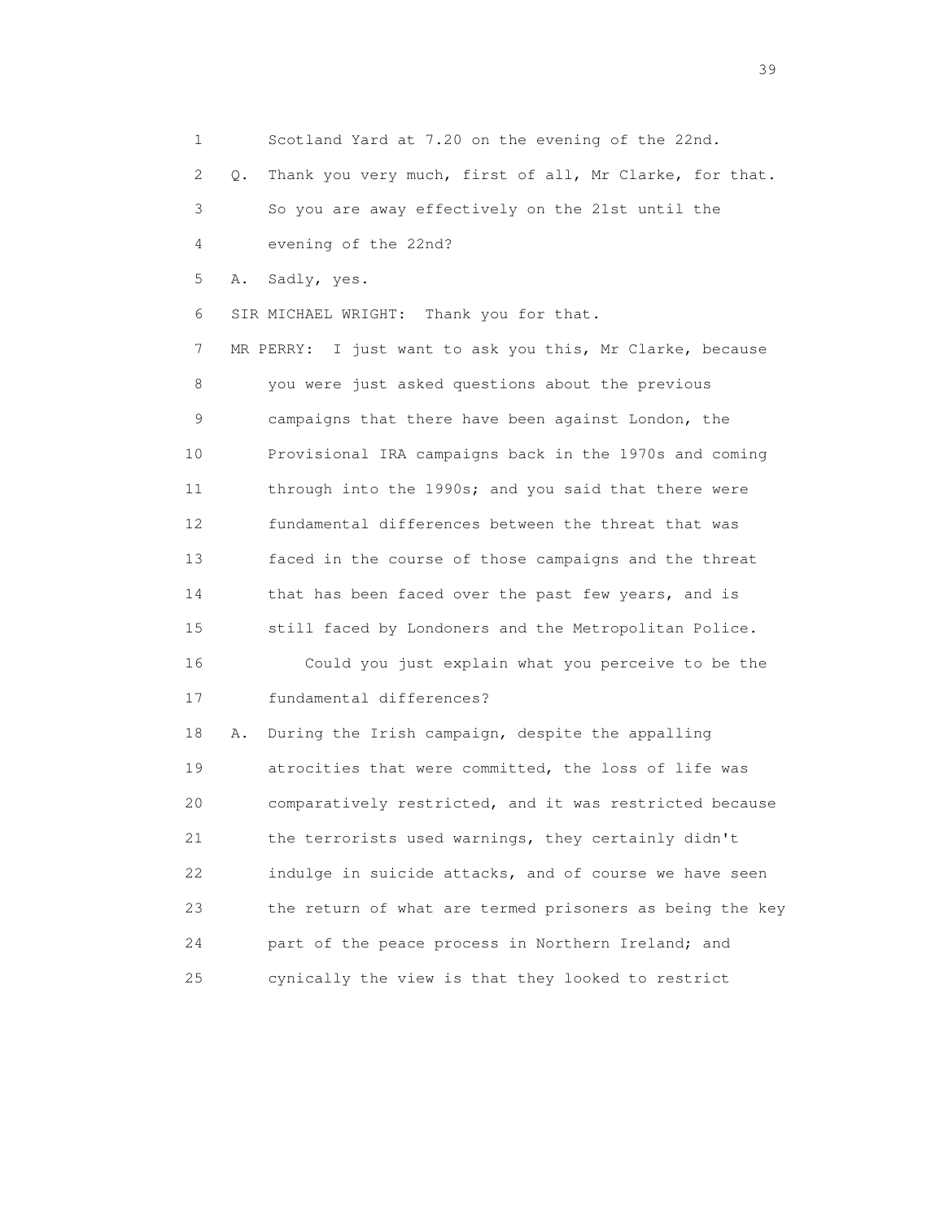1 Scotland Yard at 7.20 on the evening of the 22nd.

2 Q. Thank you very much, first of all, Mr Clarke, for that.

3 So you are away effectively on the 21st until the

4 evening of the 22nd?

5 A. Sadly, yes.

6 SIR MICHAEL WRIGHT: Thank you for that.

7 MR PERRY: I just want to ask you this, Mr Clarke, because

8 you were just asked questions about the previous

9 campaigns that there have been against London, the

10 Provisional IRA campaigns back in the 1970s and coming

11 through into the 1990s; and you said that there were

12 fundamental differences between the threat that was

13 faced in the course of those campaigns and the threat

14 that has been faced over the past few years, and is

15 still faced by Londoners and the Metropolitan Police.

16 Could you just explain what you perceive to be the

17 fundamental differences?

18 A. During the Irish campaign, despite the appalling

19 atrocities that were committed, the loss of life was

20 comparatively restricted, and it was restricted because

21 the terrorists used warnings, they certainly didn't

22 indulge in suicide attacks, and of course we have seen

23 the return of what are termed prisoners as being the key

24 part of the peace process in Northern Ireland; and

25 cynically the view is that they looked to restrict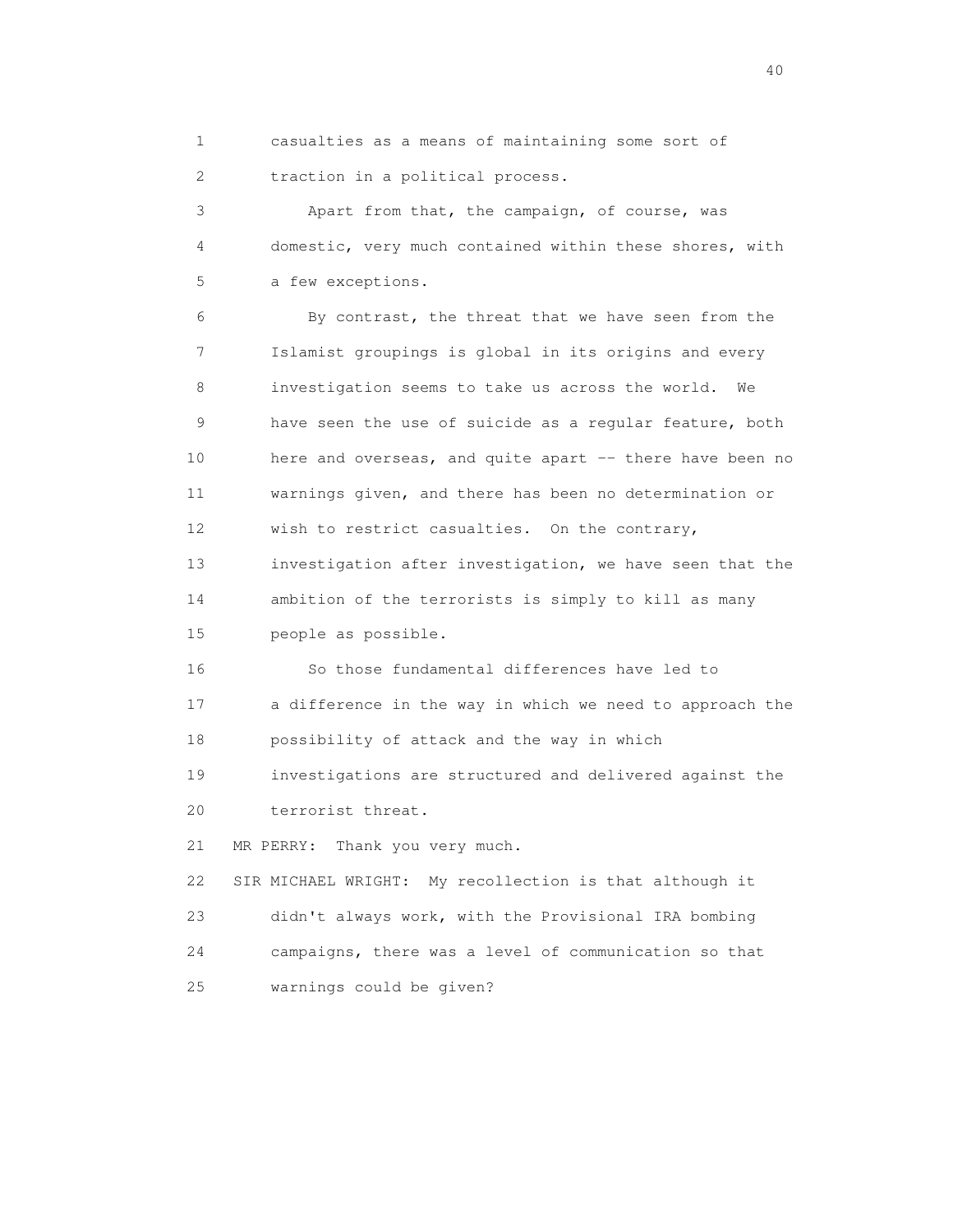casualties as a means of maintaining some sort of traction in a political process.

Apart from that, the campaign, of course, was domestic, very much contained within these shores, with a few exceptions.

By contrast, the threat that we have seen from the Islamist groupings is global in its origins and every investigation seems to take us across the world. We have seen the use of suicide as a regular feature, both here and overseas, and quite apart -- there have been no warnings given, and there has been no determination or wish to restrict casualties. On the contrary, investigation after investigation, we have seen that the ambition of the terrorists is simply to kill as many people as possible.

So those fundamental differences have led to a difference in the way in which we need to approach the possibility of attack and the way in which investigations are structured and delivered against the terrorist threat.

MR PERRY: Thank you very much.

SIR MICHAEL WRIGHT: My recollection is that although it didn't always work, with the Provisional IRA bombing campaigns, there was a level of communication so that warnings could be given?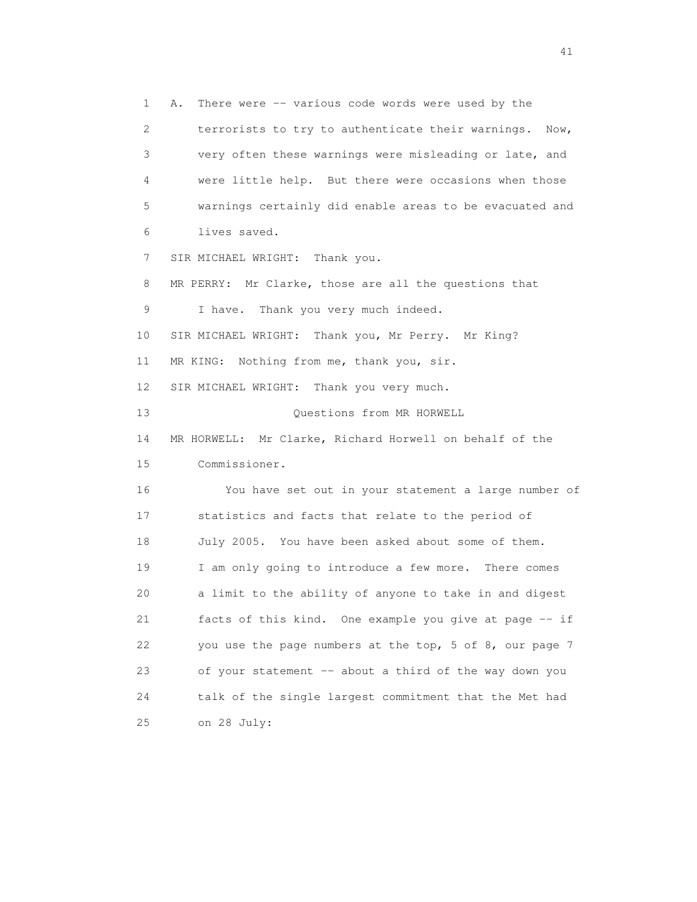1 A. There were -- various code words were used by the
2 terrorists to try to authenticate their warnings. Now,
3 very often these warnings were misleading or late, and
4 were little help. But there were occasions when those
5 warnings certainly did enable areas to be evacuated and
6 lives saved.
7 SIR MICHAEL WRIGHT: Thank you.
8 MR PERRY: Mr Clarke, those are all the questions that
9 I have. Thank you very much indeed.
10 SIR MICHAEL WRIGHT: Thank you, Mr Perry. Mr King?
11 MR KING: Nothing from me, thank you, sir.
12 SIR MICHAEL WRIGHT: Thank you very much.
13 Questions from MR HORWELL
14 MR HORWELL: Mr Clarke, Richard Horwell on behalf of the
15 Commissioner.
16 You have set out in your statement a large number of
17 statistics and facts that relate to the period of
18 July 2005. You have been asked about some of them.
19 I am only going to introduce a few more. There comes
20 a limit to the ability of anyone to take in and digest
21 facts of this kind. One example you give at page -- if
22 you use the page numbers at the top, 5 of 8, our page 7
23 of your statement -- about a third of the way down you
24 talk of the single largest commitment that the Met had
25 on 28 July: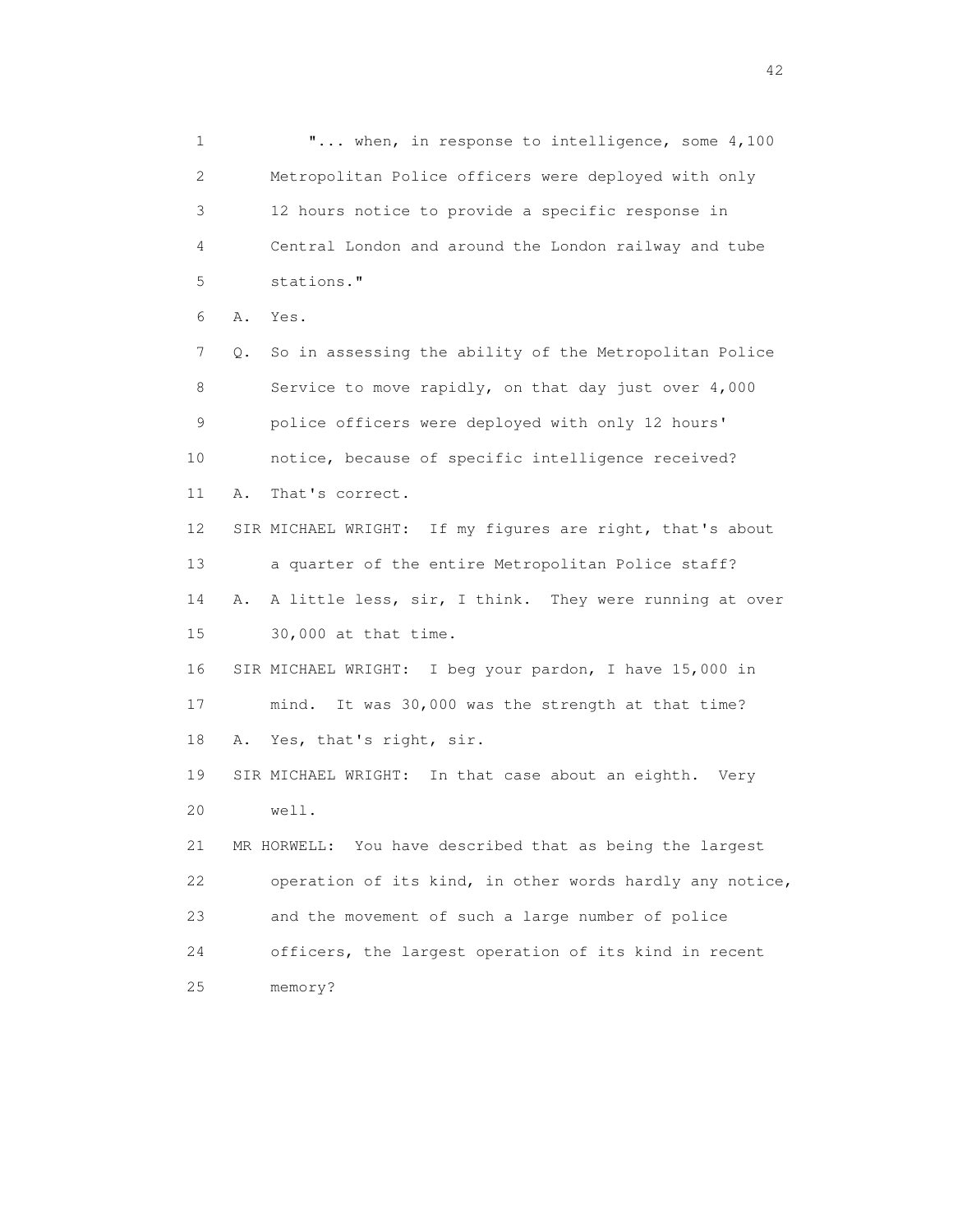"... when, in response to intelligence, some 4,100 Metropolitan Police officers were deployed with only 12 hours notice to provide a specific response in Central London and around the London railway and tube stations."

A. Yes.

Q. So in assessing the ability of the Metropolitan Police Service to move rapidly, on that day just over 4,000 police officers were deployed with only 12 hours' notice, because of specific intelligence received?

A. That's correct.

SIR MICHAEL WRIGHT: If my figures are right, that's about a quarter of the entire Metropolitan Police staff?

A. A little less, sir, I think. They were running at over 30,000 at that time.

SIR MICHAEL WRIGHT: I beg your pardon, I have 15,000 in mind. It was 30,000 was the strength at that time?

A. Yes, that's right, sir.

SIR MICHAEL WRIGHT: In that case about an eighth. Very well.

MR HORWELL: You have described that as being the largest operation of its kind, in other words hardly any notice, and the movement of such a large number of police officers, the largest operation of its kind in recent memory?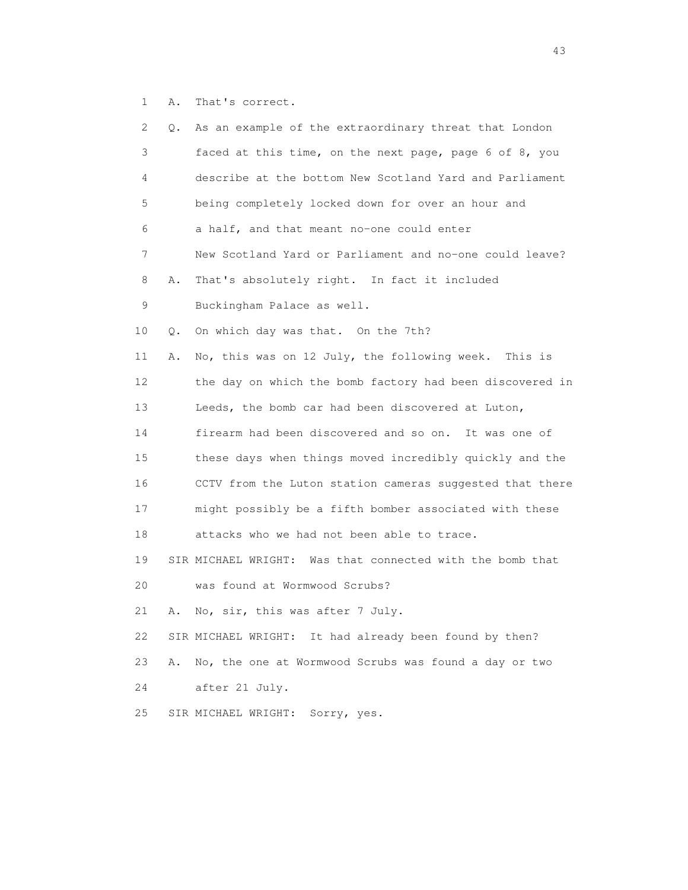1 A. That's correct.

2 Q. As an example of the extraordinary threat that London

3 faced at this time, on the next page, page 6 of 8, you

4 describe at the bottom New Scotland Yard and Parliament

5 being completely locked down for over an hour and

6 a half, and that meant no-one could enter

7 New Scotland Yard or Parliament and no-one could leave?

8 A. That's absolutely right. In fact it included

9 Buckingham Palace as well.

10 Q. On which day was that. On the 7th?

11 A. No, this was on 12 July, the following week. This is

12 the day on which the bomb factory had been discovered in

13 Leeds, the bomb car had been discovered at Luton,

14 firearm had been discovered and so on. It was one of

15 these days when things moved incredibly quickly and the

16 CCTV from the Luton station cameras suggested that there

17 might possibly be a fifth bomber associated with these

18 attacks who we had not been able to trace.

19 SIR MICHAEL WRIGHT: Was that connected with the bomb that

20 was found at Wormwood Scrubs?

21 A. No, sir, this was after 7 July.

22 SIR MICHAEL WRIGHT: It had already been found by then?

23 A. No, the one at Wormwood Scrubs was found a day or two

24 after 21 July.

25 SIR MICHAEL WRIGHT: Sorry, yes.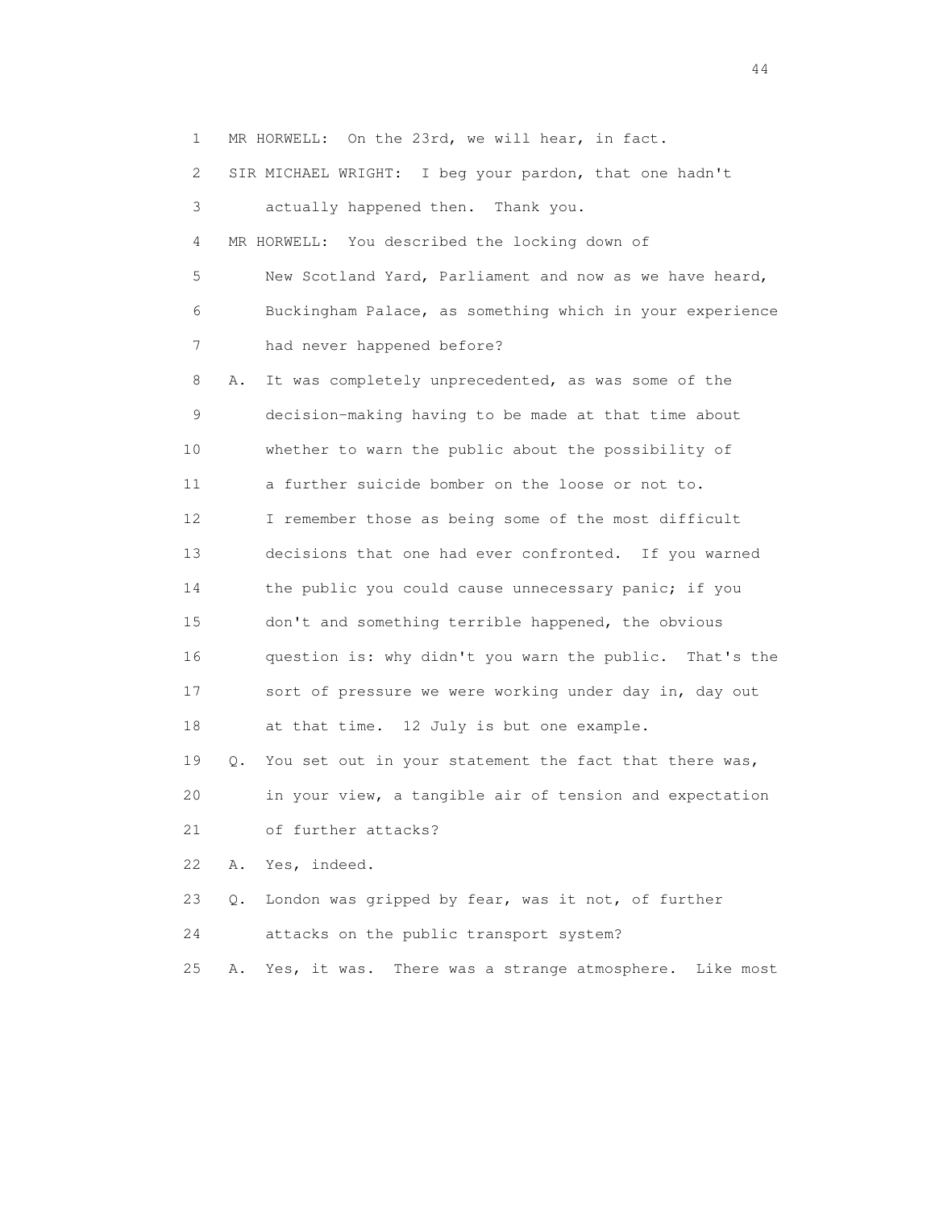1 MR HORWELL: On the 23rd, we will hear, in fact.

2 SIR MICHAEL WRIGHT: I beg your pardon, that one hadn't

3 actually happened then. Thank you.

4 MR HORWELL: You described the locking down of

5 New Scotland Yard, Parliament and now as we have heard,

6 Buckingham Palace, as something which in your experience

7 had never happened before?

8 A. It was completely unprecedented, as was some of the

9 decision-making having to be made at that time about

10 whether to warn the public about the possibility of

11 a further suicide bomber on the loose or not to.

12 I remember those as being some of the most difficult

13 decisions that one had ever confronted. If you warned

14 the public you could cause unnecessary panic; if you

15 don't and something terrible happened, the obvious

16 question is: why didn't you warn the public. That's the

17 sort of pressure we were working under day in, day out

18 at that time. 12 July is but one example.

19 Q. You set out in your statement the fact that there was,

20 in your view, a tangible air of tension and expectation

21 of further attacks?

22 A. Yes, indeed.

23 Q. London was gripped by fear, was it not, of further

24 attacks on the public transport system?

25 A. Yes, it was. There was a strange atmosphere. Like most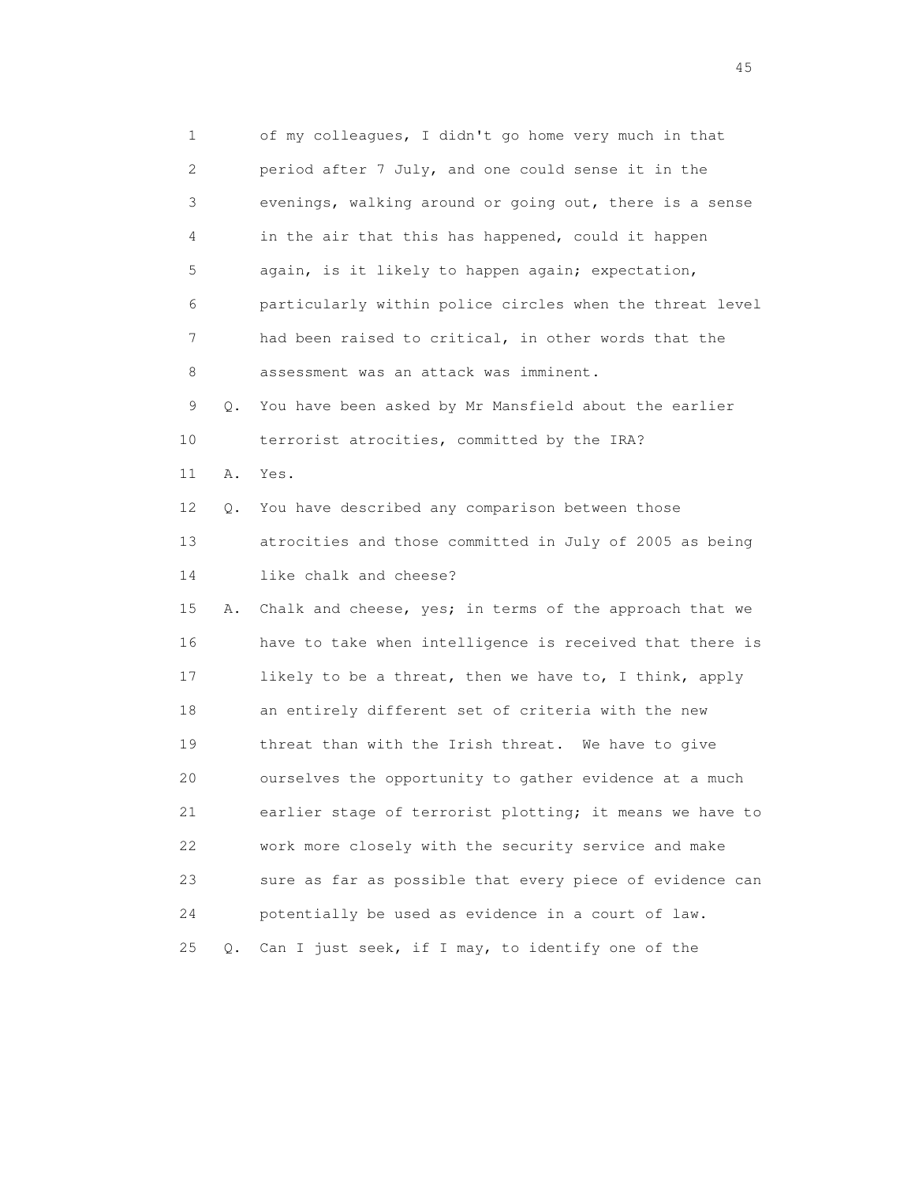1 of my colleagues, I didn't go home very much in that
2 period after 7 July, and one could sense it in the
3 evenings, walking around or going out, there is a sense
4 in the air that this has happened, could it happen
5 again, is it likely to happen again; expectation,
6 particularly within police circles when the threat level
7 had been raised to critical, in other words that the
8 assessment was an attack was imminent.

9 Q. You have been asked by Mr Mansfield about the earlier
10 terrorist atrocities, committed by the IRA?

11 A. Yes.

12 Q. You have described any comparison between those
13 atrocities and those committed in July of 2005 as being
14 like chalk and cheese?

15 A. Chalk and cheese, yes; in terms of the approach that we
16 have to take when intelligence is received that there is
17 likely to be a threat, then we have to, I think, apply
18 an entirely different set of criteria with the new
19 threat than with the Irish threat. We have to give
20 ourselves the opportunity to gather evidence at a much
21 earlier stage of terrorist plotting; it means we have to
22 work more closely with the security service and make
23 sure as far as possible that every piece of evidence can
24 potentially be used as evidence in a court of law.

25 Q. Can I just seek, if I may, to identify one of the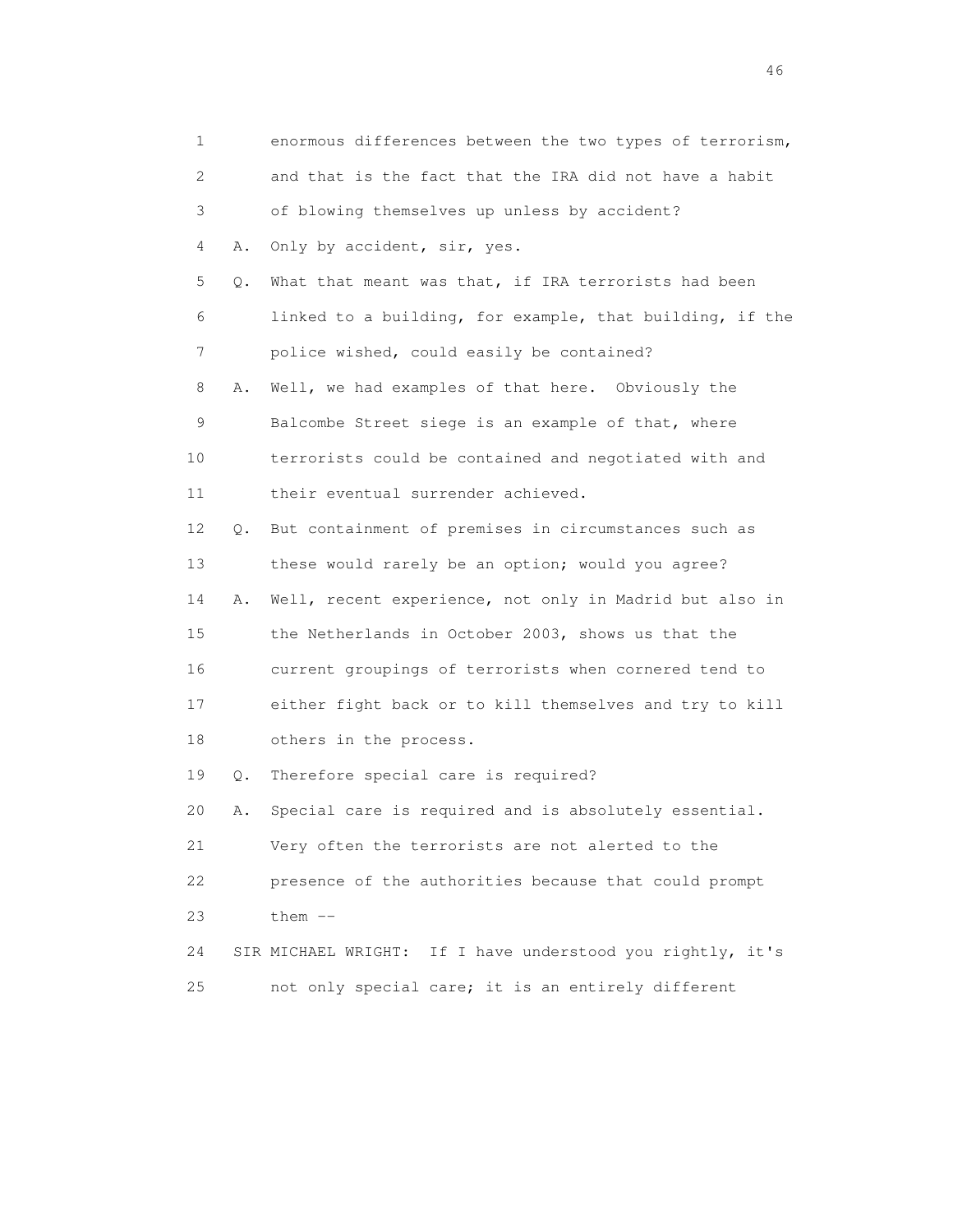1 enormous differences between the two types of terrorism,
2 and that is the fact that the IRA did not have a habit
3 of blowing themselves up unless by accident?
4 A. Only by accident, sir, yes.
5 Q. What that meant was that, if IRA terrorists had been
6 linked to a building, for example, that building, if the
7 police wished, could easily be contained?
8 A. Well, we had examples of that here. Obviously the
9 Balcombe Street siege is an example of that, where
10 terrorists could be contained and negotiated with and
11 their eventual surrender achieved.
12 Q. But containment of premises in circumstances such as
13 these would rarely be an option; would you agree?
14 A. Well, recent experience, not only in Madrid but also in
15 the Netherlands in October 2003, shows us that the
16 current groupings of terrorists when cornered tend to
17 either fight back or to kill themselves and try to kill
18 others in the process.
19 Q. Therefore special care is required?
20 A. Special care is required and is absolutely essential.
21 Very often the terrorists are not alerted to the
22 presence of the authorities because that could prompt
23 them --
24 SIR MICHAEL WRIGHT: If I have understood you rightly, it's
25 not only special care; it is an entirely different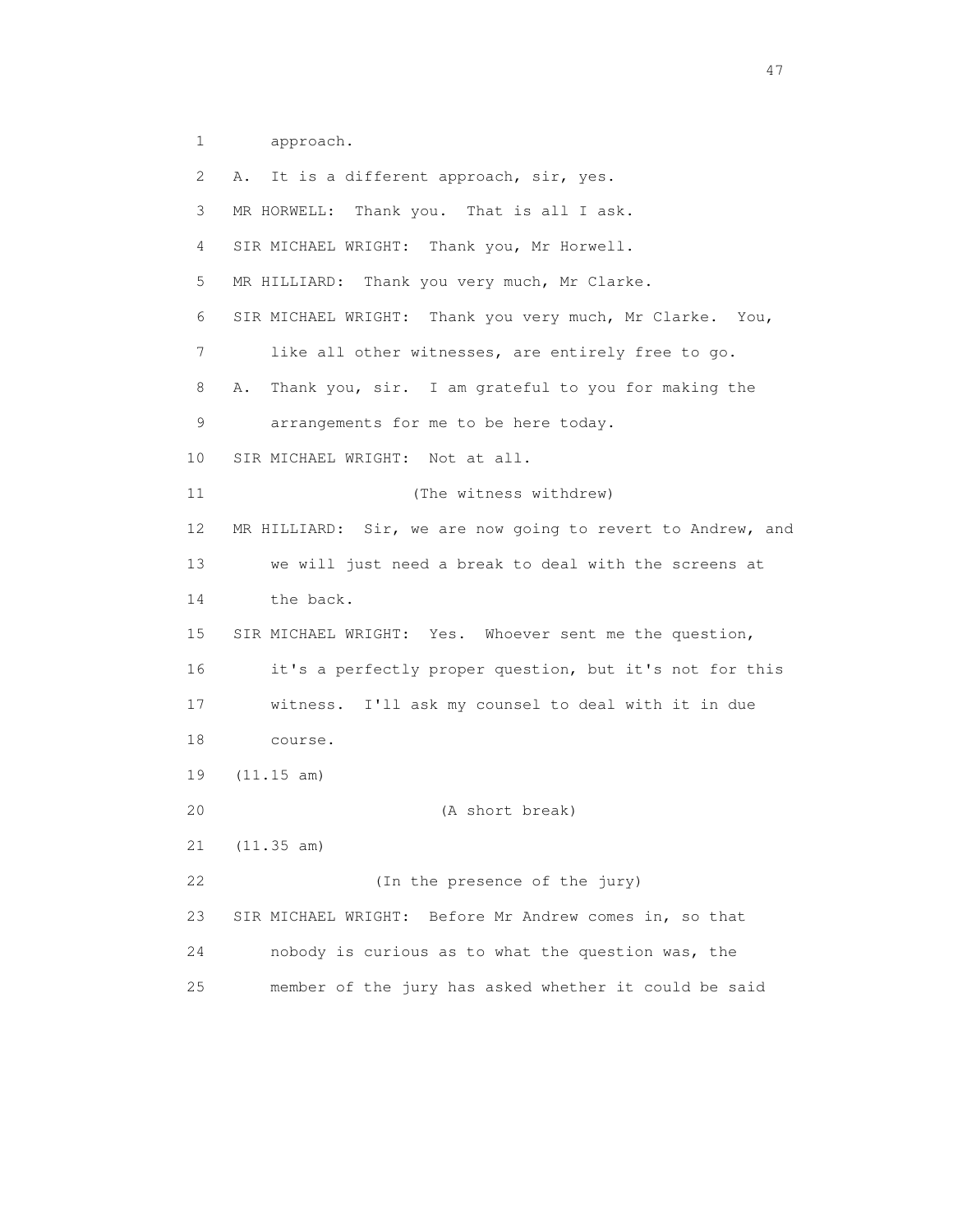1 approach.

2 A. It is a different approach, sir, yes.

3 MR HORWELL: Thank you. That is all I ask.

4 SIR MICHAEL WRIGHT: Thank you, Mr Horwell.

5 MR HILLIARD: Thank you very much, Mr Clarke.

6 SIR MICHAEL WRIGHT: Thank you very much, Mr Clarke. You,

7 like all other witnesses, are entirely free to go.

8 A. Thank you, sir. I am grateful to you for making the

9 arrangements for me to be here today.

10 SIR MICHAEL WRIGHT: Not at all.

11 (The witness withdrew)

12 MR HILLIARD: Sir, we are now going to revert to Andrew, and

13 we will just need a break to deal with the screens at

14 the back.

15 SIR MICHAEL WRIGHT: Yes. Whoever sent me the question,

16 it's a perfectly proper question, but it's not for this

17 witness. I'll ask my counsel to deal with it in due

18 course.

19 (11.15 am)

20 (A short break)

21 (11.35 am)

22 (In the presence of the jury)

23 SIR MICHAEL WRIGHT: Before Mr Andrew comes in, so that

24 nobody is curious as to what the question was, the

25 member of the jury has asked whether it could be said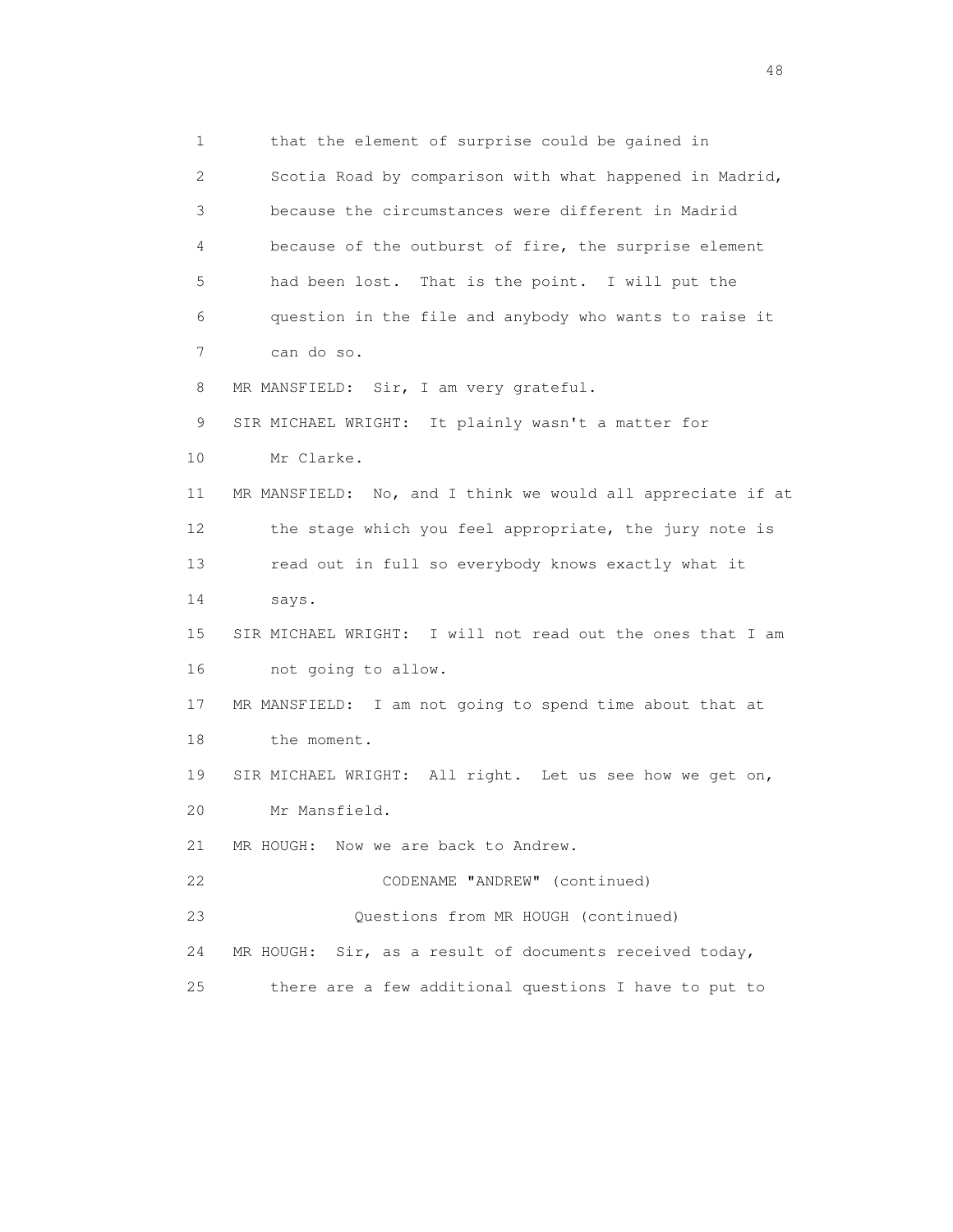1 that the element of surprise could be gained in
2 Scotia Road by comparison with what happened in Madrid,
3 because the circumstances were different in Madrid
4 because of the outburst of fire, the surprise element
5 had been lost. That is the point. I will put the
6 question in the file and anybody who wants to raise it
7 can do so.

8 MR MANSFIELD: Sir, I am very grateful.

9 SIR MICHAEL WRIGHT: It plainly wasn't a matter for
10 Mr Clarke.

11 MR MANSFIELD: No, and I think we would all appreciate if at
12 the stage which you feel appropriate, the jury note is
13 read out in full so everybody knows exactly what it
14 says.

15 SIR MICHAEL WRIGHT: I will not read out the ones that I am
16 not going to allow.

17 MR MANSFIELD: I am not going to spend time about that at
18 the moment.

19 SIR MICHAEL WRIGHT: All right. Let us see how we get on,
20 Mr Mansfield.

21 MR HOUGH: Now we are back to Andrew.

22 CODENAME "ANDREW" (continued)

23 Questions from MR HOUGH (continued)

24 MR HOUGH: Sir, as a result of documents received today,
25 there are a few additional questions I have to put to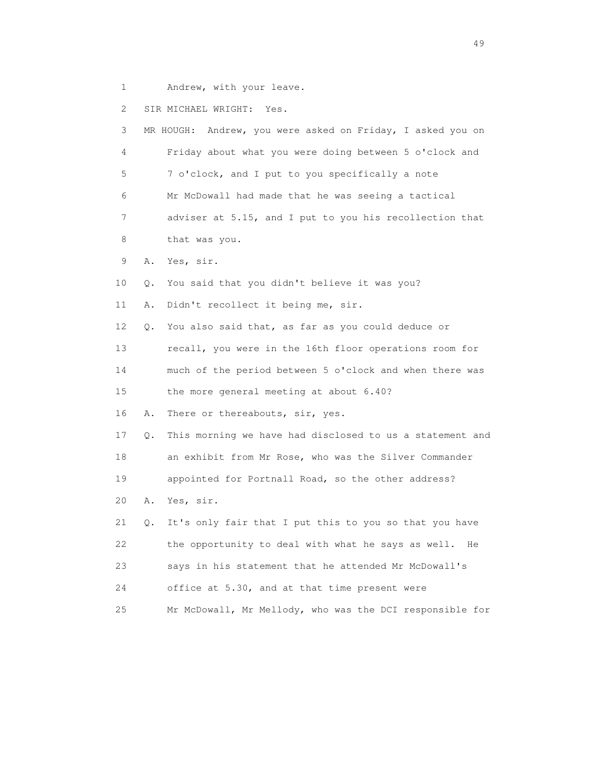1 Andrew, with your leave.

2 SIR MICHAEL WRIGHT: Yes.

3 MR HOUGH: Andrew, you were asked on Friday, I asked you on

4 Friday about what you were doing between 5 o'clock and

5 7 o'clock, and I put to you specifically a note

6 Mr McDowall had made that he was seeing a tactical

7 adviser at 5.15, and I put to you his recollection that

8 that was you.

9 A. Yes, sir.

10 Q. You said that you didn't believe it was you?

11 A. Didn't recollect it being me, sir.

12 Q. You also said that, as far as you could deduce or

13 recall, you were in the 16th floor operations room for

14 much of the period between 5 o'clock and when there was

15 the more general meeting at about 6.40?

16 A. There or thereabouts, sir, yes.

17 Q. This morning we have had disclosed to us a statement and

18 an exhibit from Mr Rose, who was the Silver Commander

19 appointed for Portnall Road, so the other address?

20 A. Yes, sir.

21 Q. It's only fair that I put this to you so that you have

22 the opportunity to deal with what he says as well. He

23 says in his statement that he attended Mr McDowall's

24 office at 5.30, and at that time present were

25 Mr McDowall, Mr Mellody, who was the DCI responsible for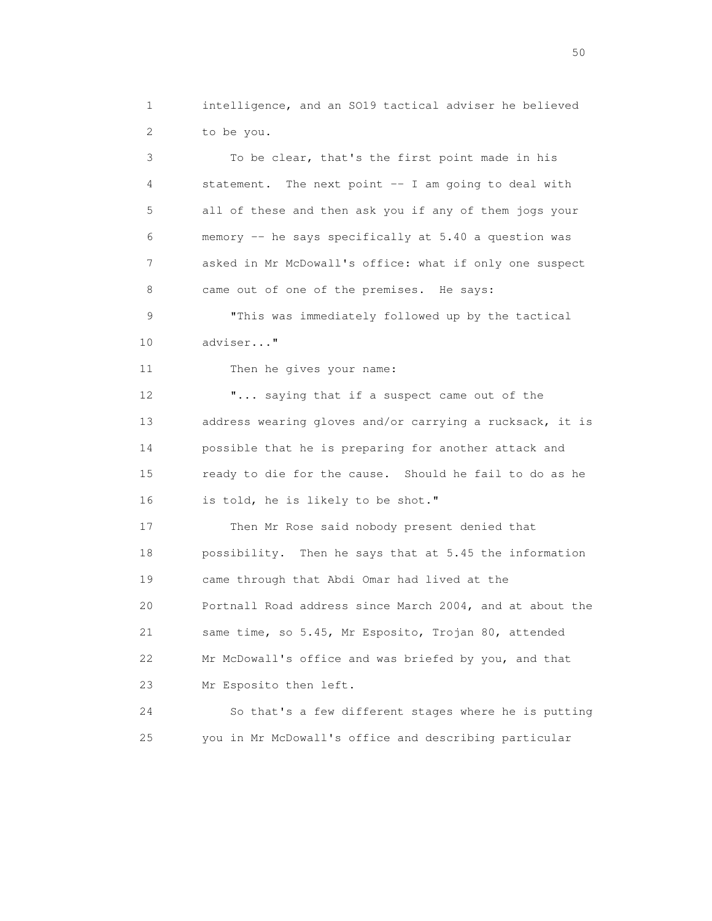1 intelligence, and an SO19 tactical adviser he believed
2 to be you.

3 To be clear, that's the first point made in his
4 statement. The next point -- I am going to deal with
5 all of these and then ask you if any of them jogs your
6 memory -- he says specifically at 5.40 a question was
7 asked in Mr McDowall's office: what if only one suspect
8 came out of one of the premises. He says:

9 "This was immediately followed up by the tactical
10 adviser..."

11 Then he gives your name:

12 "... saying that if a suspect came out of the
13 address wearing gloves and/or carrying a rucksack, it is
14 possible that he is preparing for another attack and
15 ready to die for the cause. Should he fail to do as he
16 is told, he is likely to be shot."

17 Then Mr Rose said nobody present denied that
18 possibility. Then he says that at 5.45 the information
19 came through that Abdi Omar had lived at the
20 Portnall Road address since March 2004, and at about the
21 same time, so 5.45, Mr Esposito, Trojan 80, attended
22 Mr McDowall's office and was briefed by you, and that
23 Mr Esposito then left.

24 So that's a few different stages where he is putting
25 you in Mr McDowall's office and describing particular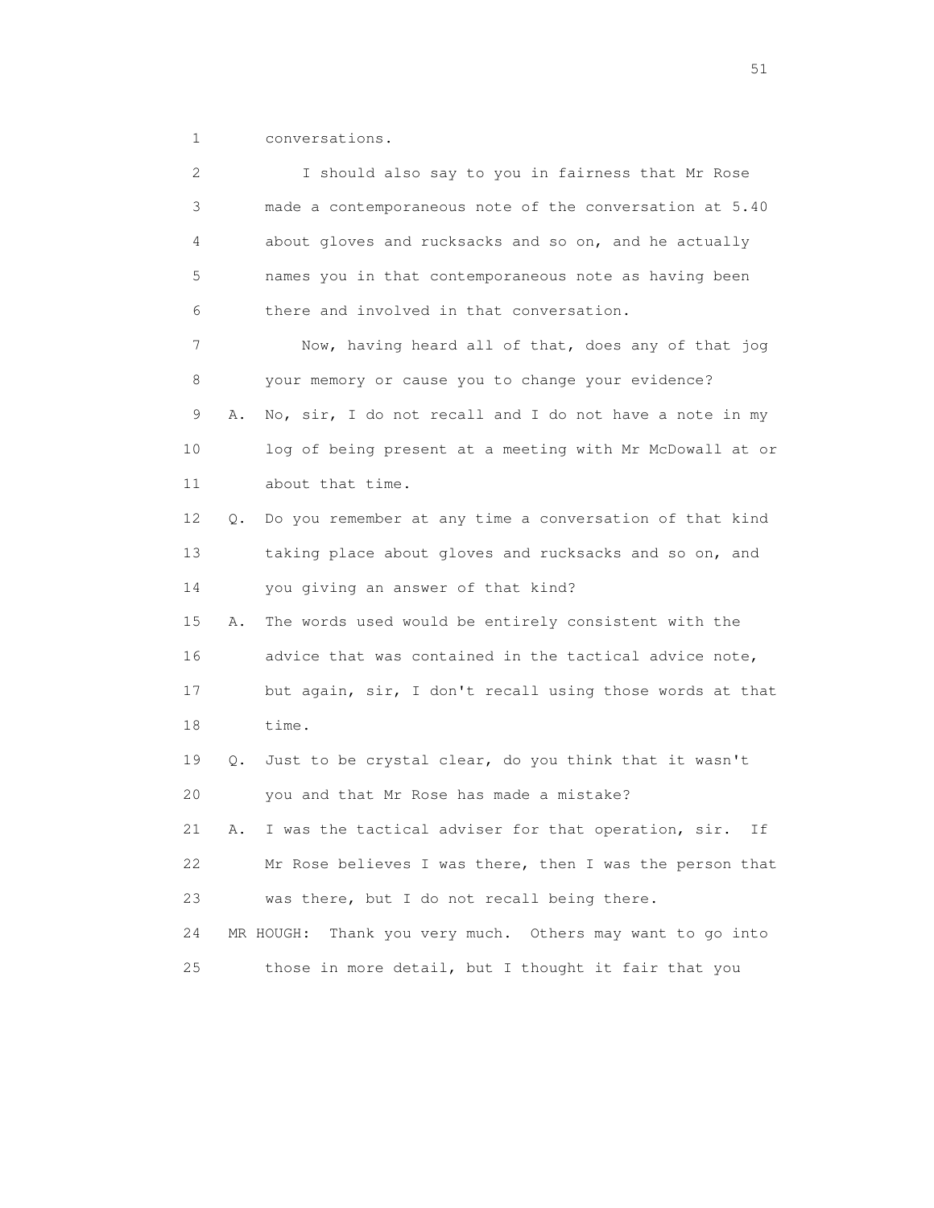1 conversations.

2 I should also say to you in fairness that Mr Rose
3 made a contemporaneous note of the conversation at 5.40
4 about gloves and rucksacks and so on, and he actually
5 names you in that contemporaneous note as having been
6 there and involved in that conversation.

7 Now, having heard all of that, does any of that jog
8 your memory or cause you to change your evidence?

9 A. No, sir, I do not recall and I do not have a note in my
10 log of being present at a meeting with Mr McDowall at or
11 about that time.

12 Q. Do you remember at any time a conversation of that kind
13 taking place about gloves and rucksacks and so on, and
14 you giving an answer of that kind?

15 A. The words used would be entirely consistent with the
16 advice that was contained in the tactical advice note,
17 but again, sir, I don't recall using those words at that
18 time.

19 Q. Just to be crystal clear, do you think that it wasn't
20 you and that Mr Rose has made a mistake?

21 A. I was the tactical adviser for that operation, sir. If
22 Mr Rose believes I was there, then I was the person that
23 was there, but I do not recall being there.

24 MR HOUGH: Thank you very much. Others may want to go into
25 those in more detail, but I thought it fair that you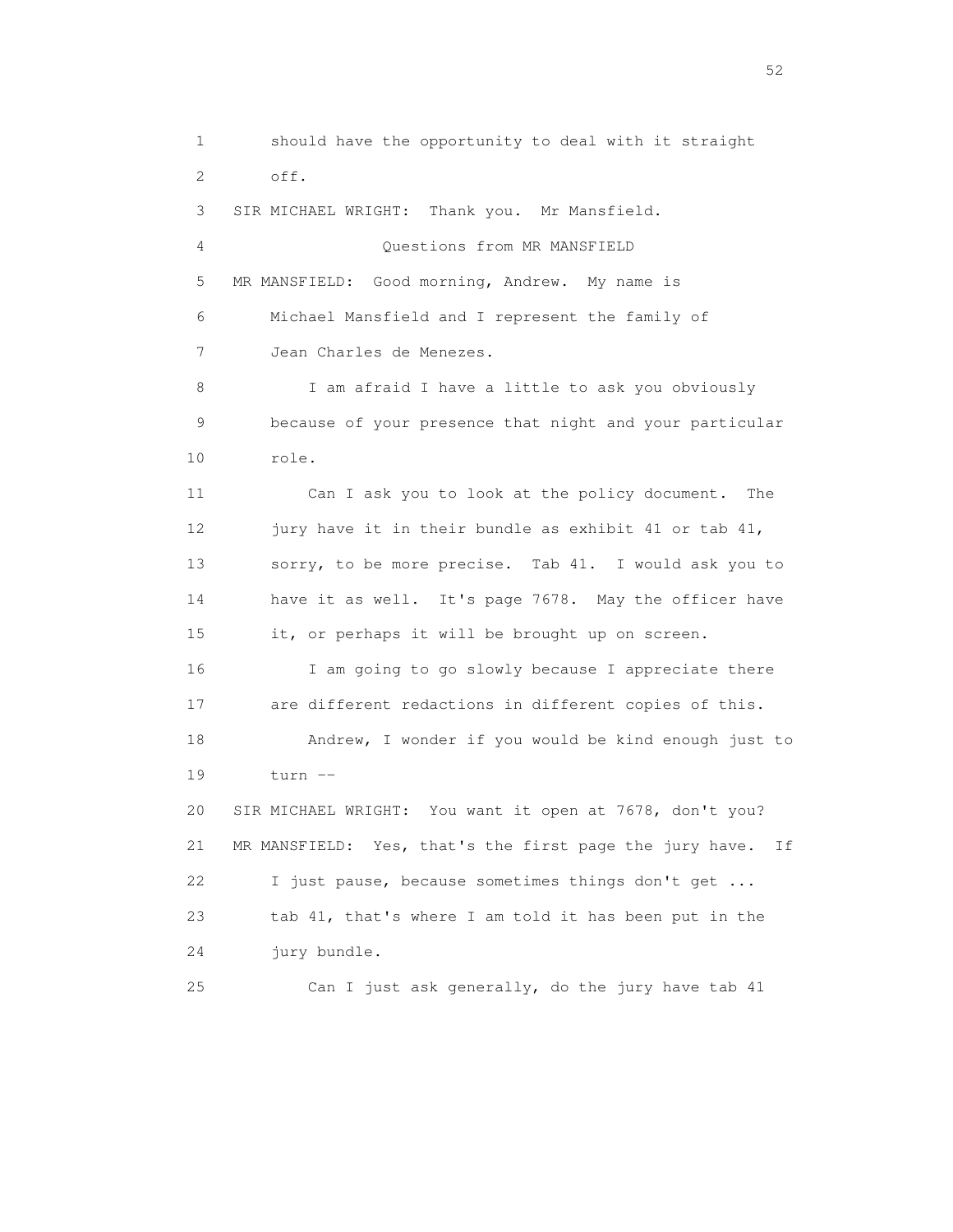should have the opportunity to deal with it straight off.

SIR MICHAEL WRIGHT: Thank you. Mr Mansfield.

Questions from MR MANSFIELD

MR MANSFIELD: Good morning, Andrew. My name is Michael Mansfield and I represent the family of Jean Charles de Menezes.

I am afraid I have a little to ask you obviously because of your presence that night and your particular role.

Can I ask you to look at the policy document. The jury have it in their bundle as exhibit 41 or tab 41, sorry, to be more precise. Tab 41. I would ask you to have it as well. It's page 7678. May the officer have it, or perhaps it will be brought up on screen.

I am going to go slowly because I appreciate there are different redactions in different copies of this.

Andrew, I wonder if you would be kind enough just to turn --

SIR MICHAEL WRIGHT: You want it open at 7678, don't you?

MR MANSFIELD: Yes, that's the first page the jury have. If I just pause, because sometimes things don't get ... tab 41, that's where I am told it has been put in the jury bundle.

Can I just ask generally, do the jury have tab 41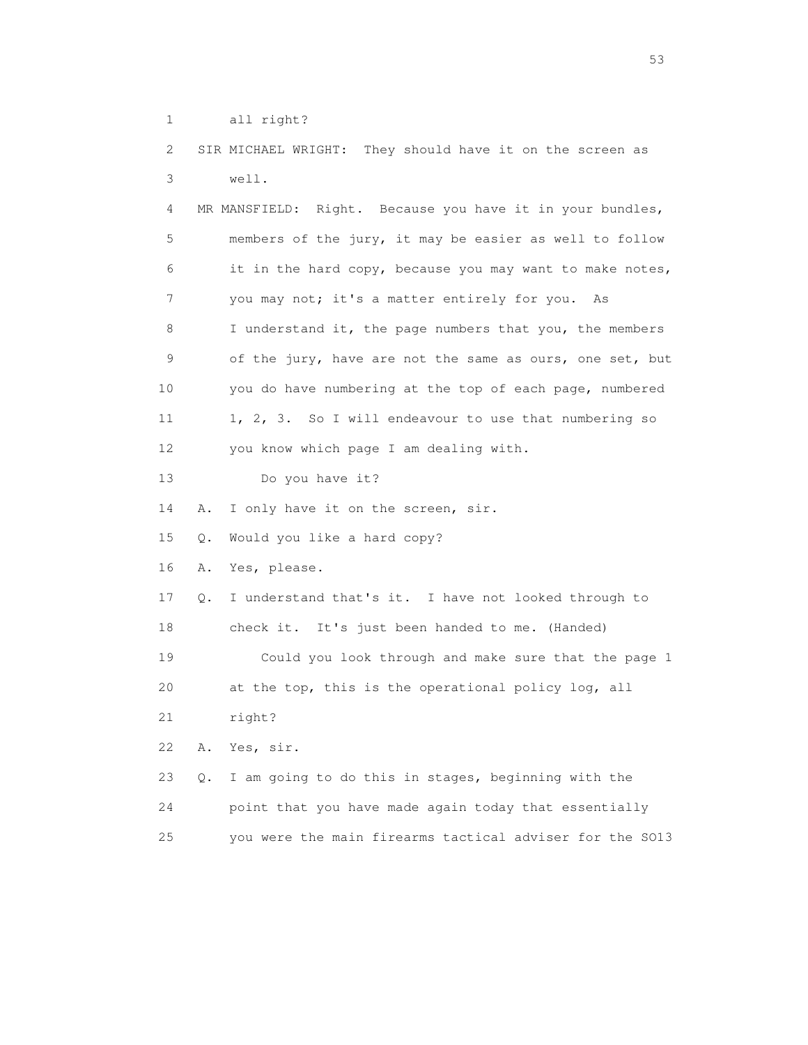1 all right?

2 SIR MICHAEL WRIGHT: They should have it on the screen as

3 well.

4 MR MANSFIELD: Right. Because you have it in your bundles,

5 members of the jury, it may be easier as well to follow

6 it in the hard copy, because you may want to make notes,

7 you may not; it's a matter entirely for you. As

8 I understand it, the page numbers that you, the members

9 of the jury, have are not the same as ours, one set, but

10 you do have numbering at the top of each page, numbered

11 1, 2, 3. So I will endeavour to use that numbering so

12 you know which page I am dealing with.

13 Do you have it?

14 A. I only have it on the screen, sir.

15 Q. Would you like a hard copy?

16 A. Yes, please.

17 Q. I understand that's it. I have not looked through to

18 check it. It's just been handed to me. (Handed)

19 Could you look through and make sure that the page 1

20 at the top, this is the operational policy log, all

21 right?

22 A. Yes, sir.

23 Q. I am going to do this in stages, beginning with the

24 point that you have made again today that essentially

25 you were the main firearms tactical adviser for the SO13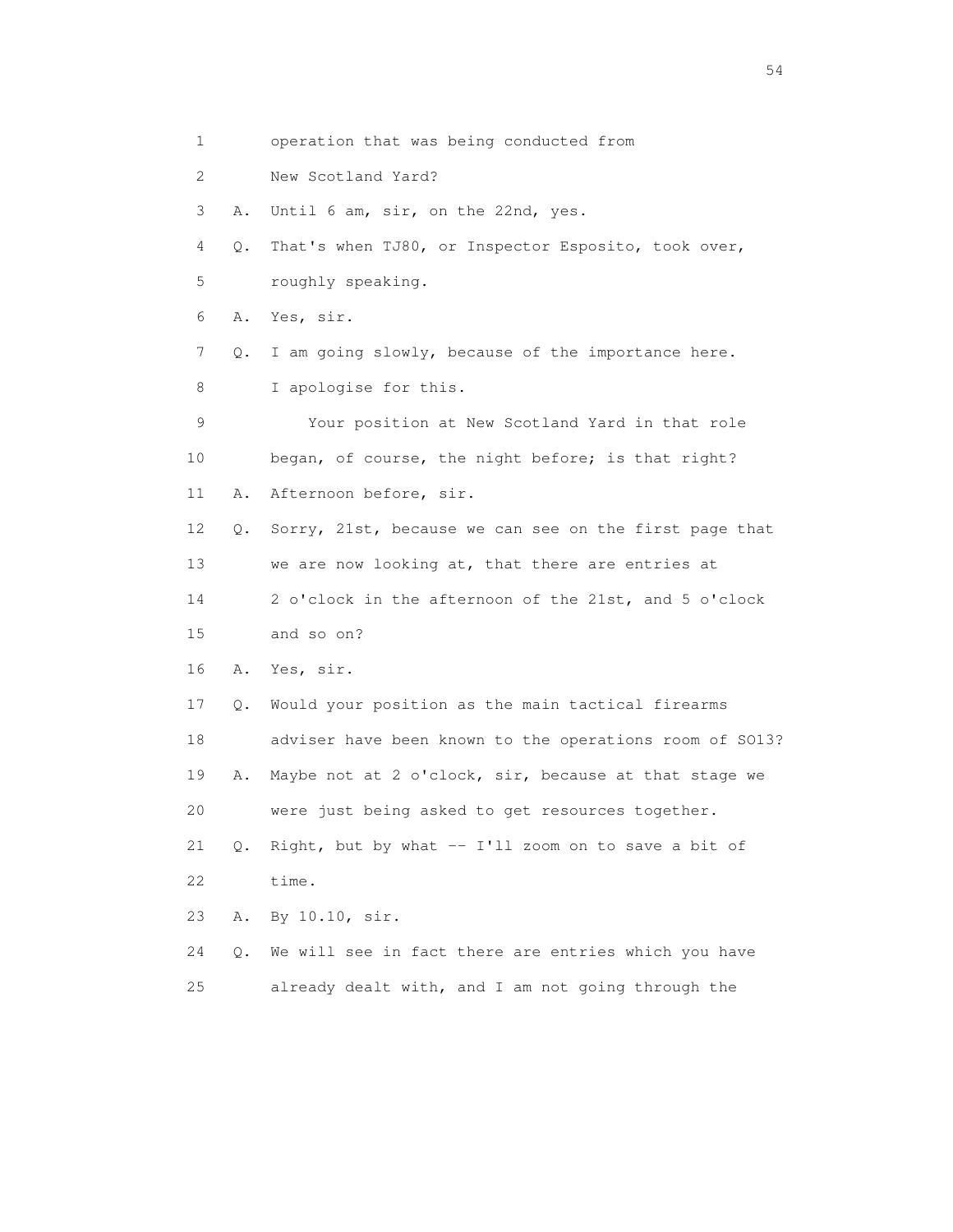1 operation that was being conducted from

2 New Scotland Yard?

3 A. Until 6 am, sir, on the 22nd, yes.

4 Q. That's when TJ80, or Inspector Esposito, took over,

5 roughly speaking.

6 A. Yes, sir.

7 Q. I am going slowly, because of the importance here.

8 I apologise for this.

9 Your position at New Scotland Yard in that role

10 began, of course, the night before; is that right?

11 A. Afternoon before, sir.

12 Q. Sorry, 21st, because we can see on the first page that

13 we are now looking at, that there are entries at

14 2 o'clock in the afternoon of the 21st, and 5 o'clock

15 and so on?

16 A. Yes, sir.

17 Q. Would your position as the main tactical firearms

18 adviser have been known to the operations room of SO13?

19 A. Maybe not at 2 o'clock, sir, because at that stage we

20 were just being asked to get resources together.

21 Q. Right, but by what -- I'll zoom on to save a bit of

22 time.

23 A. By 10.10, sir.

24 Q. We will see in fact there are entries which you have

25 already dealt with, and I am not going through the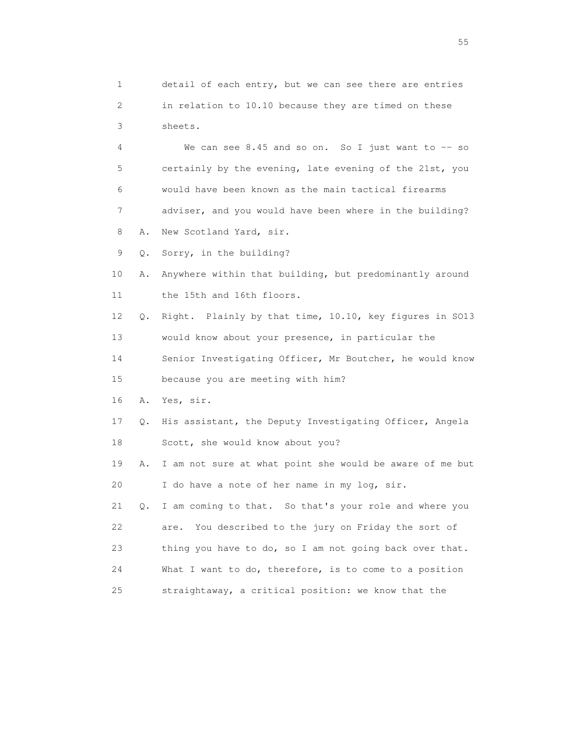1 detail of each entry, but we can see there are entries
2 in relation to 10.10 because they are timed on these
3 sheets.

4 We can see 8.45 and so on. So I just want to -- so
5 certainly by the evening, late evening of the 21st, you
6 would have been known as the main tactical firearms
7 adviser, and you would have been where in the building?

8 A. New Scotland Yard, sir.

9 Q. Sorry, in the building?

10 A. Anywhere within that building, but predominantly around
11 the 15th and 16th floors.

12 Q. Right. Plainly by that time, 10.10, key figures in SO13
13 would know about your presence, in particular the
14 Senior Investigating Officer, Mr Boutcher, he would know
15 because you are meeting with him?

16 A. Yes, sir.

17 Q. His assistant, the Deputy Investigating Officer, Angela
18 Scott, she would know about you?

19 A. I am not sure at what point she would be aware of me but
20 I do have a note of her name in my log, sir.

21 Q. I am coming to that. So that's your role and where you
22 are. You described to the jury on Friday the sort of
23 thing you have to do, so I am not going back over that.
24 What I want to do, therefore, is to come to a position
25 straightaway, a critical position: we know that the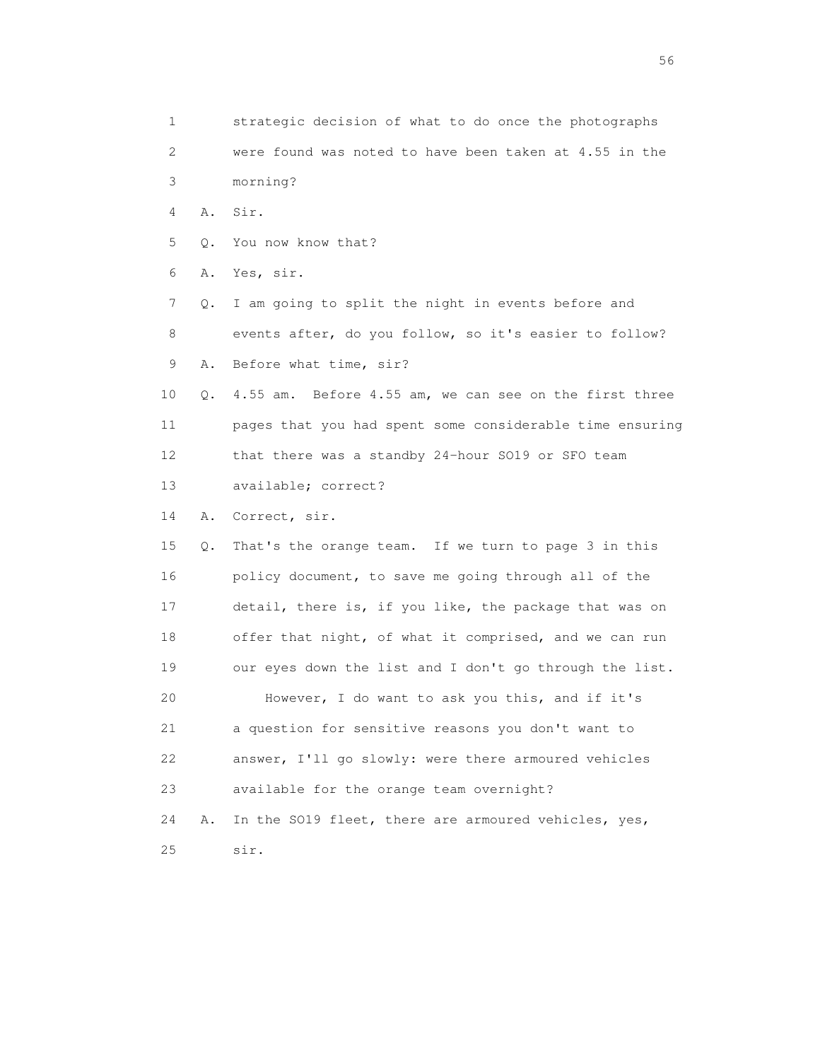1 strategic decision of what to do once the photographs
2 were found was noted to have been taken at 4.55 in the
3 morning?
4 A. Sir.
5 Q. You now know that?
6 A. Yes, sir.
7 Q. I am going to split the night in events before and
8 events after, do you follow, so it's easier to follow?
9 A. Before what time, sir?
10 Q. 4.55 am. Before 4.55 am, we can see on the first three
11 pages that you had spent some considerable time ensuring
12 that there was a standby 24-hour SO19 or SFO team
13 available; correct?
14 A. Correct, sir.
15 Q. That's the orange team. If we turn to page 3 in this
16 policy document, to save me going through all of the
17 detail, there is, if you like, the package that was on
18 offer that night, of what it comprised, and we can run
19 our eyes down the list and I don't go through the list.
20 However, I do want to ask you this, and if it's
21 a question for sensitive reasons you don't want to
22 answer, I'll go slowly: were there armoured vehicles
23 available for the orange team overnight?
24 A. In the SO19 fleet, there are armoured vehicles, yes,
25 sir.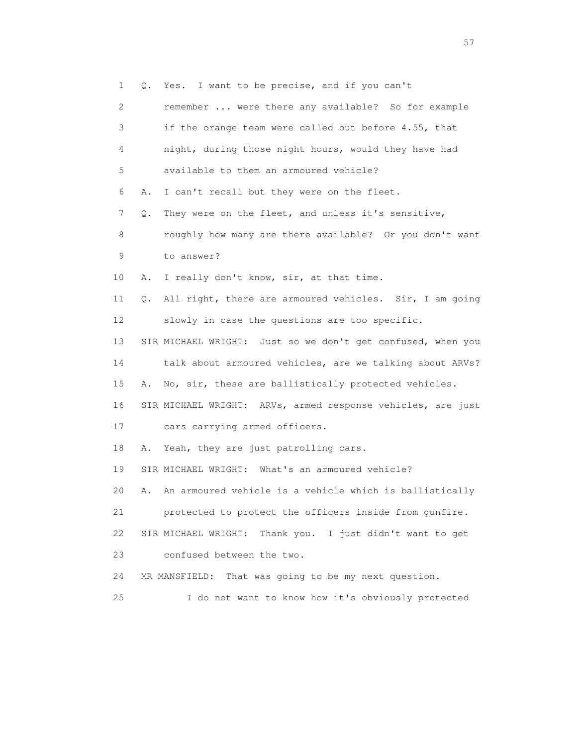1 Q. Yes. I want to be precise, and if you can't
2 remember ... were there any available? So for example
3 if the orange team were called out before 4.55, that
4 night, during those night hours, would they have had
5 available to them an armoured vehicle?
6 A. I can't recall but they were on the fleet.
7 Q. They were on the fleet, and unless it's sensitive,
8 roughly how many are there available? Or you don't want
9 to answer?
10 A. I really don't know, sir, at that time.
11 Q. All right, there are armoured vehicles. Sir, I am going
12 slowly in case the questions are too specific.
13 SIR MICHAEL WRIGHT: Just so we don't get confused, when you
14 talk about armoured vehicles, are we talking about ARVs?
15 A. No, sir, these are ballistically protected vehicles.
16 SIR MICHAEL WRIGHT: ARVs, armed response vehicles, are just
17 cars carrying armed officers.
18 A. Yeah, they are just patrolling cars.
19 SIR MICHAEL WRIGHT: What's an armoured vehicle?
20 A. An armoured vehicle is a vehicle which is ballistically
21 protected to protect the officers inside from gunfire.
22 SIR MICHAEL WRIGHT: Thank you. I just didn't want to get
23 confused between the two.
24 MR MANSFIELD: That was going to be my next question.
25 I do not want to know how it's obviously protected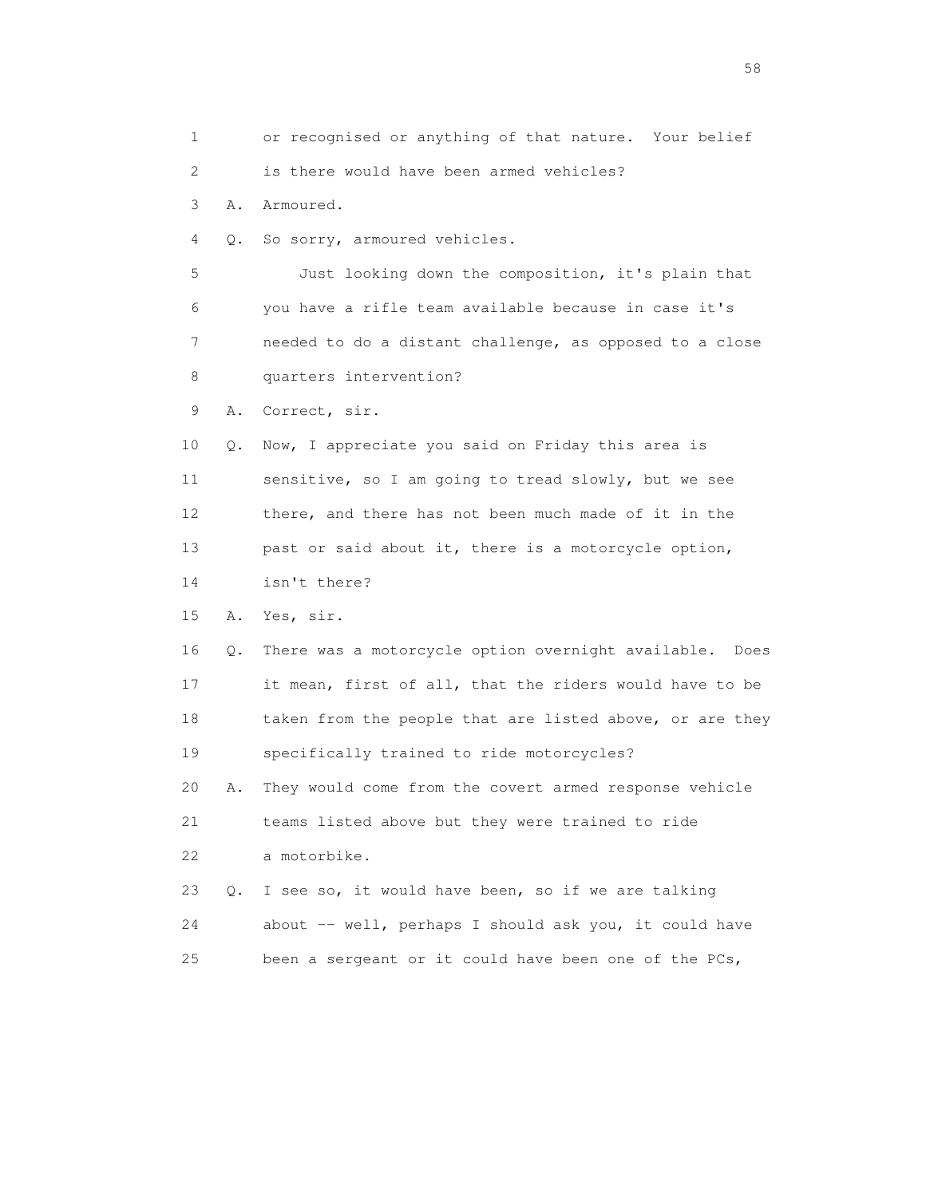1 or recognised or anything of that nature. Your belief
2 is there would have been armed vehicles?
3 A. Armoured.
4 Q. So sorry, armoured vehicles.
5 Just looking down the composition, it's plain that
6 you have a rifle team available because in case it's
7 needed to do a distant challenge, as opposed to a close
8 quarters intervention?
9 A. Correct, sir.
10 Q. Now, I appreciate you said on Friday this area is
11 sensitive, so I am going to tread slowly, but we see
12 there, and there has not been much made of it in the
13 past or said about it, there is a motorcycle option,
14 isn't there?
15 A. Yes, sir.
16 Q. There was a motorcycle option overnight available. Does
17 it mean, first of all, that the riders would have to be
18 taken from the people that are listed above, or are they
19 specifically trained to ride motorcycles?
20 A. They would come from the covert armed response vehicle
21 teams listed above but they were trained to ride
22 a motorbike.
23 Q. I see so, it would have been, so if we are talking
24 about -- well, perhaps I should ask you, it could have
25 been a sergeant or it could have been one of the PCs,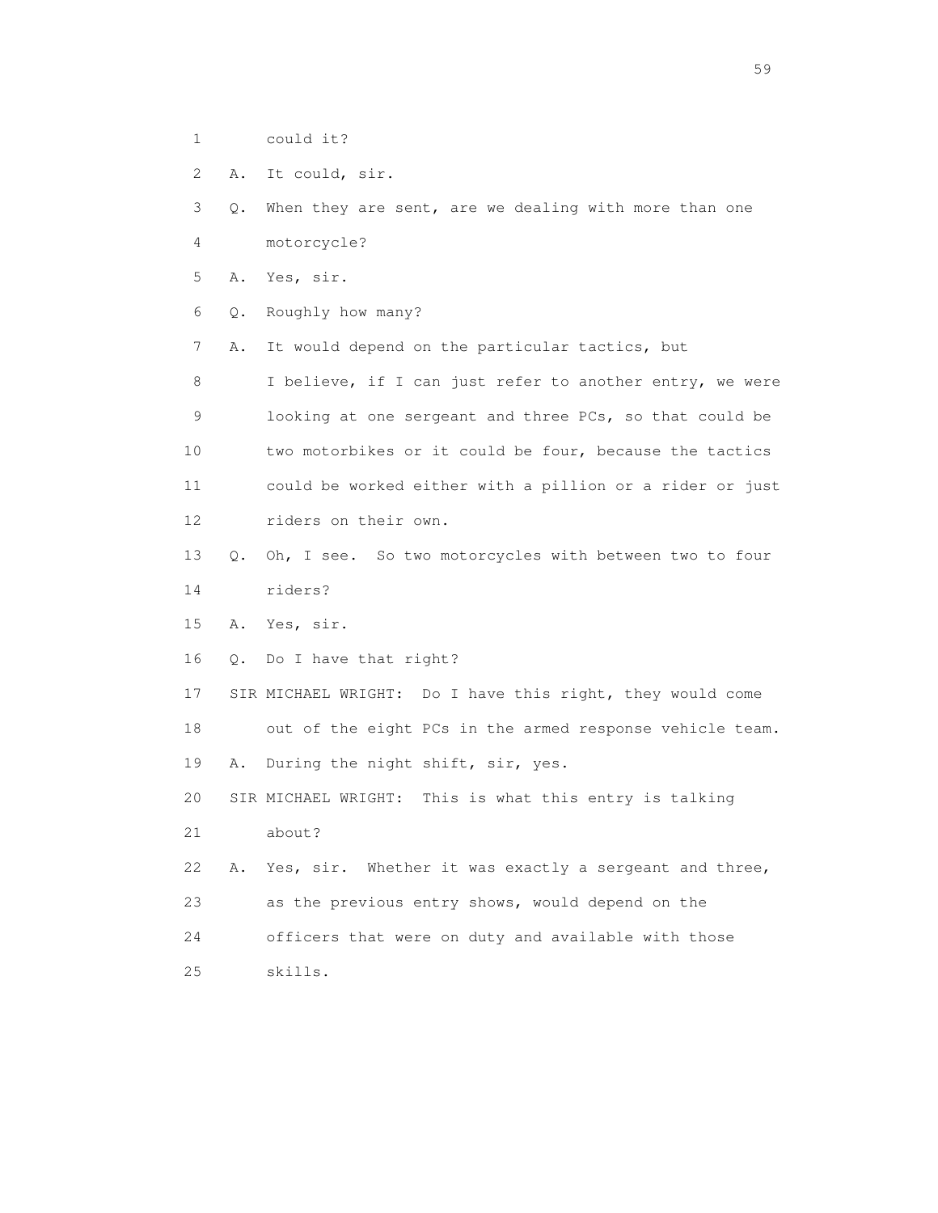1 could it?

2 A. It could, sir.

3 Q. When they are sent, are we dealing with more than one

4 motorcycle?

5 A. Yes, sir.

6 Q. Roughly how many?

7 A. It would depend on the particular tactics, but

8 I believe, if I can just refer to another entry, we were

9 looking at one sergeant and three PCs, so that could be

10 two motorbikes or it could be four, because the tactics

11 could be worked either with a pillion or a rider or just

12 riders on their own.

13 Q. Oh, I see. So two motorcycles with between two to four

14 riders?

15 A. Yes, sir.

16 Q. Do I have that right?

17 SIR MICHAEL WRIGHT: Do I have this right, they would come

18 out of the eight PCs in the armed response vehicle team.

19 A. During the night shift, sir, yes.

20 SIR MICHAEL WRIGHT: This is what this entry is talking

21 about?

22 A. Yes, sir. Whether it was exactly a sergeant and three,

23 as the previous entry shows, would depend on the

24 officers that were on duty and available with those

25 skills.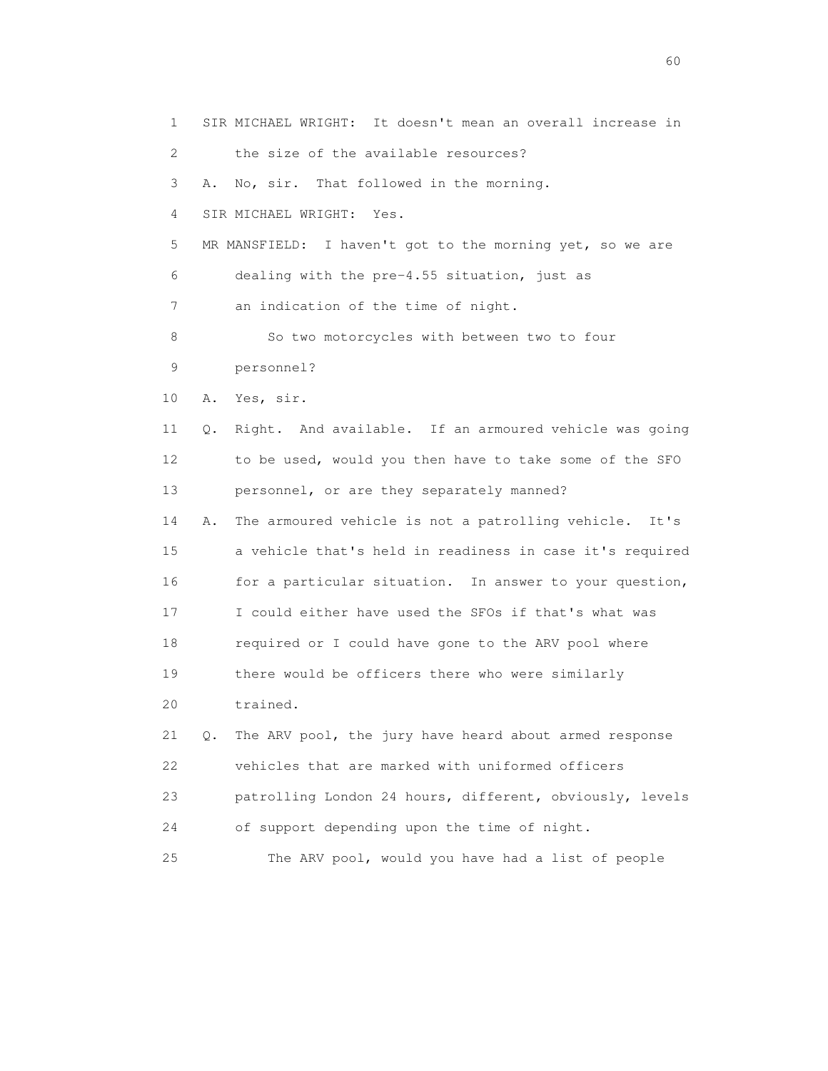SIR MICHAEL WRIGHT: It doesn't mean an overall increase in the size of the available resources?

A. No, sir. That followed in the morning.

SIR MICHAEL WRIGHT: Yes.

MR MANSFIELD: I haven't got to the morning yet, so we are dealing with the pre-4.55 situation, just as an indication of the time of night.

So two motorcycles with between two to four personnel?

A. Yes, sir.

Q. Right. And available. If an armoured vehicle was going to be used, would you then have to take some of the SFO personnel, or are they separately manned?

A. The armoured vehicle is not a patrolling vehicle. It's a vehicle that's held in readiness in case it's required for a particular situation. In answer to your question, I could either have used the SFOs if that's what was required or I could have gone to the ARV pool where there would be officers there who were similarly trained.

Q. The ARV pool, the jury have heard about armed response vehicles that are marked with uniformed officers patrolling London 24 hours, different, obviously, levels of support depending upon the time of night.

The ARV pool, would you have had a list of people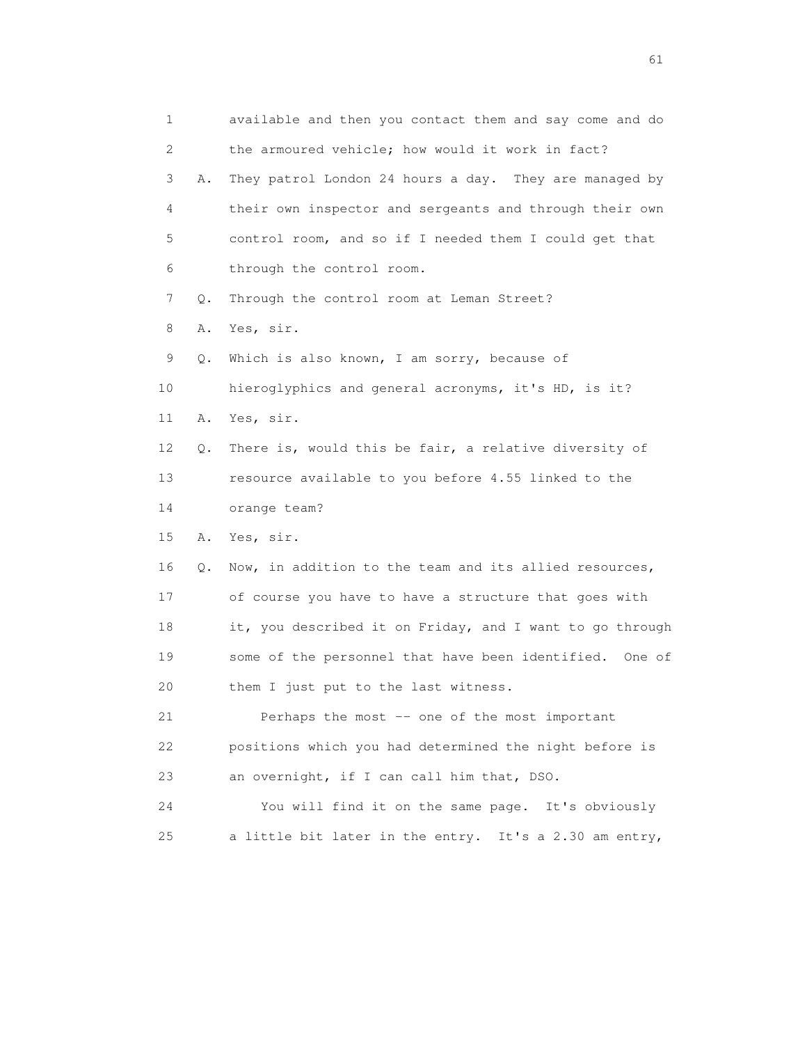1 available and then you contact them and say come and do
2 the armoured vehicle; how would it work in fact?
3 A. They patrol London 24 hours a day. They are managed by
4 their own inspector and sergeants and through their own
5 control room, and so if I needed them I could get that
6 through the control room.
7 Q. Through the control room at Leman Street?
8 A. Yes, sir.
9 Q. Which is also known, I am sorry, because of
10 hieroglyphics and general acronyms, it's HD, is it?
11 A. Yes, sir.
12 Q. There is, would this be fair, a relative diversity of
13 resource available to you before 4.55 linked to the
14 orange team?
15 A. Yes, sir.
16 Q. Now, in addition to the team and its allied resources,
17 of course you have to have a structure that goes with
18 it, you described it on Friday, and I want to go through
19 some of the personnel that have been identified. One of
20 them I just put to the last witness.
21 Perhaps the most -- one of the most important
22 positions which you had determined the night before is
23 an overnight, if I can call him that, DSO.
24 You will find it on the same page. It's obviously
25 a little bit later in the entry. It's a 2.30 am entry,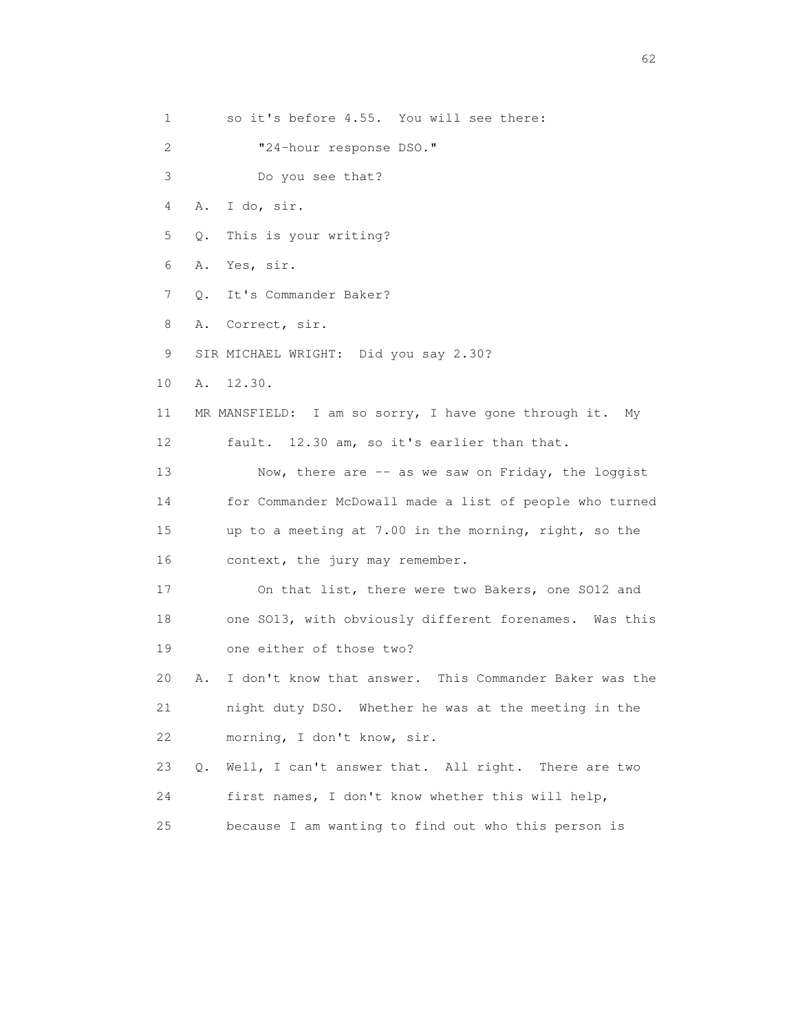1 so it's before 4.55. You will see there:

2 "24-hour response DSO."

3 Do you see that?

4 A. I do, sir.

5 Q. This is your writing?

6 A. Yes, sir.

7 Q. It's Commander Baker?

8 A. Correct, sir.

9 SIR MICHAEL WRIGHT: Did you say 2.30?

10 A. 12.30.

11 MR MANSFIELD: I am so sorry, I have gone through it. My

12 fault. 12.30 am, so it's earlier than that.

13 Now, there are -- as we saw on Friday, the loggist

14 for Commander McDowall made a list of people who turned

15 up to a meeting at 7.00 in the morning, right, so the

16 context, the jury may remember.

17 On that list, there were two Bakers, one SO12 and

18 one SO13, with obviously different forenames. Was this

19 one either of those two?

20 A. I don't know that answer. This Commander Baker was the

21 night duty DSO. Whether he was at the meeting in the

22 morning, I don't know, sir.

23 Q. Well, I can't answer that. All right. There are two

24 first names, I don't know whether this will help,

25 because I am wanting to find out who this person is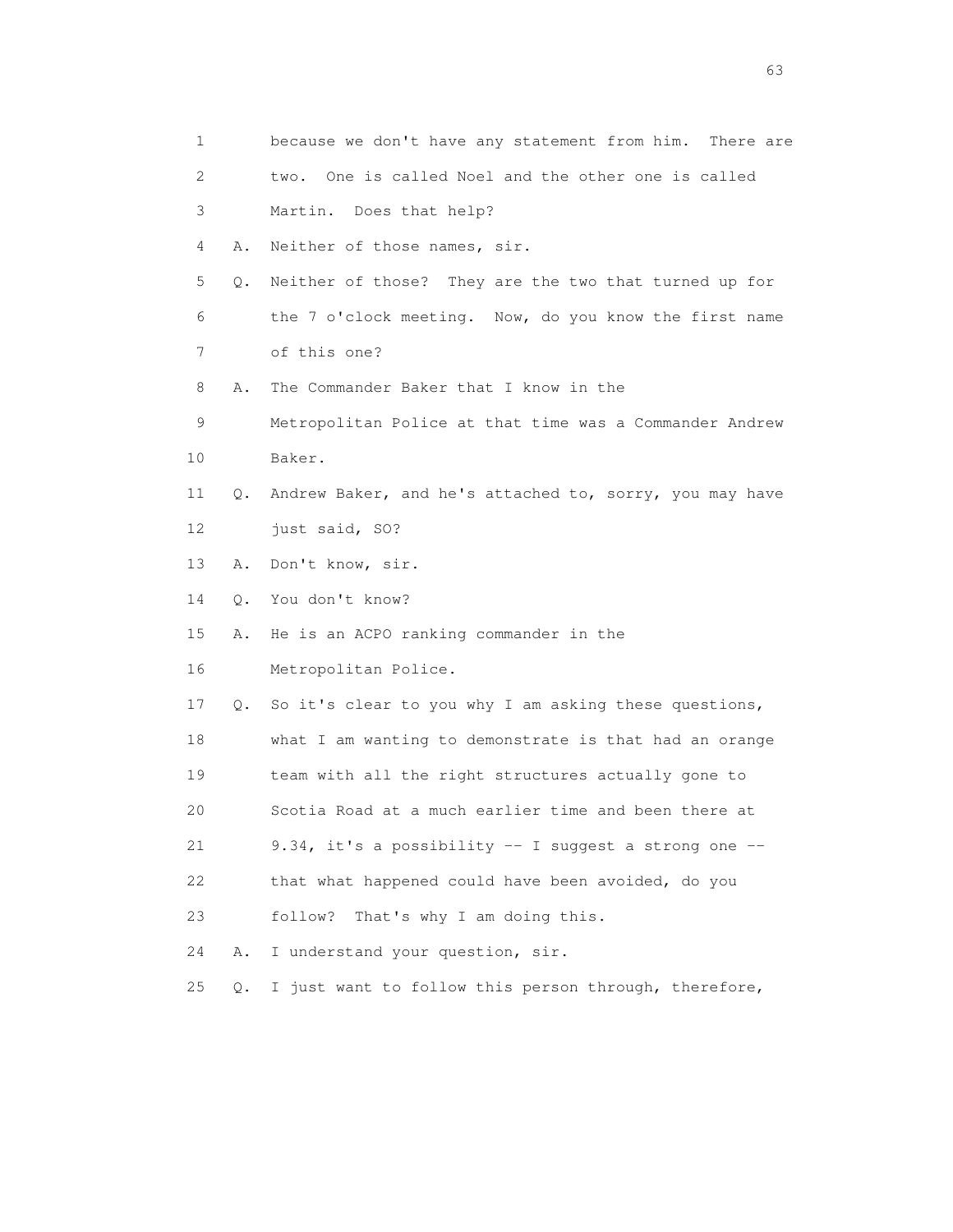1 because we don't have any statement from him. There are
2 two. One is called Noel and the other one is called
3 Martin. Does that help?
4 A. Neither of those names, sir.
5 Q. Neither of those? They are the two that turned up for
6 the 7 o'clock meeting. Now, do you know the first name
7 of this one?
8 A. The Commander Baker that I know in the
9 Metropolitan Police at that time was a Commander Andrew
10 Baker.
11 Q. Andrew Baker, and he's attached to, sorry, you may have
12 just said, SO?
13 A. Don't know, sir.
14 Q. You don't know?
15 A. He is an ACPO ranking commander in the
16 Metropolitan Police.
17 Q. So it's clear to you why I am asking these questions,
18 what I am wanting to demonstrate is that had an orange
19 team with all the right structures actually gone to
20 Scotia Road at a much earlier time and been there at
21 9.34, it's a possibility -- I suggest a strong one --
22 that what happened could have been avoided, do you
23 follow? That's why I am doing this.
24 A. I understand your question, sir.
25 Q. I just want to follow this person through, therefore,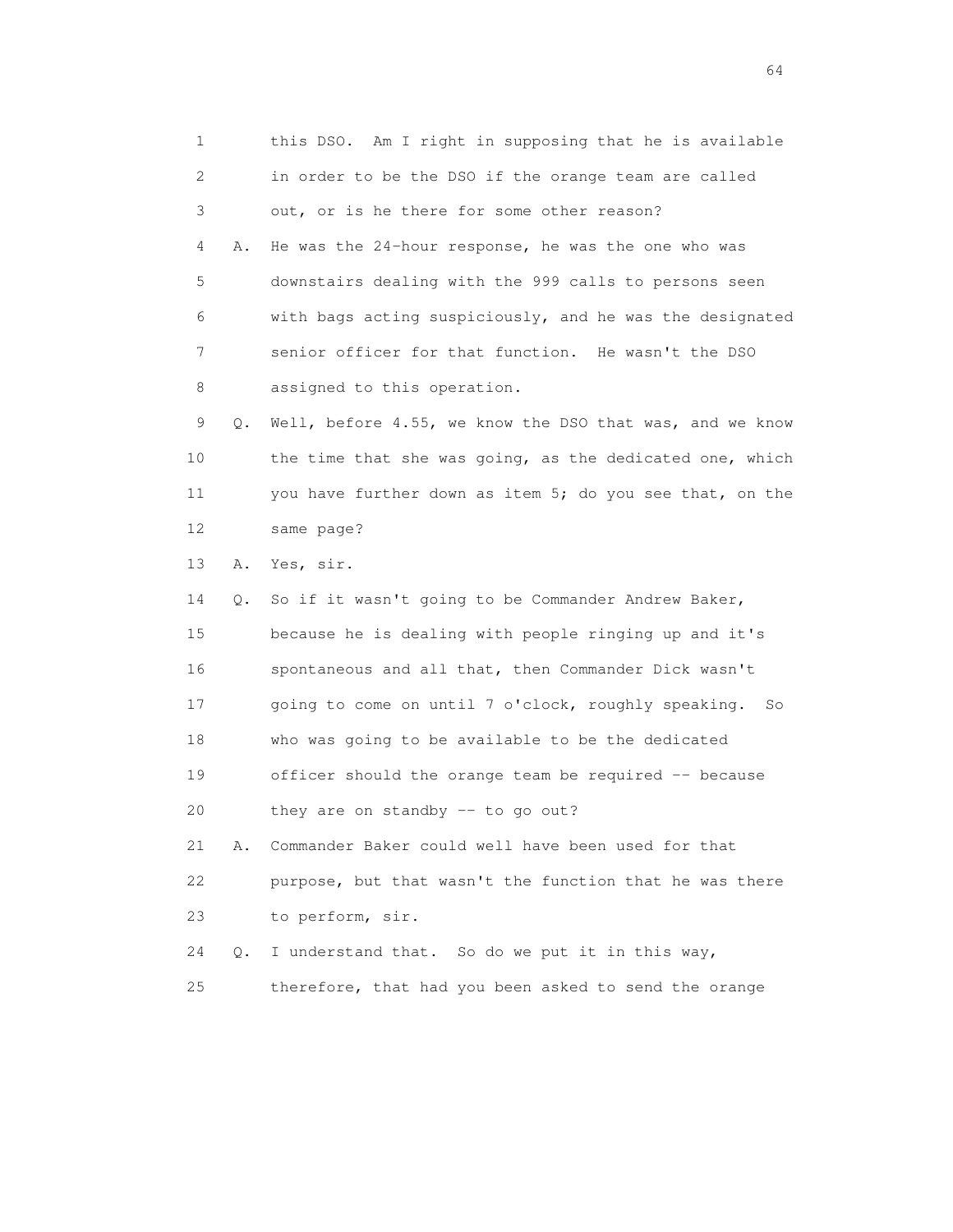1 this DSO. Am I right in supposing that he is available
2 in order to be the DSO if the orange team are called
3 out, or is he there for some other reason?

4 A. He was the 24-hour response, he was the one who was
5 downstairs dealing with the 999 calls to persons seen
6 with bags acting suspiciously, and he was the designated
7 senior officer for that function. He wasn't the DSO
8 assigned to this operation.

9 Q. Well, before 4.55, we know the DSO that was, and we know
10 the time that she was going, as the dedicated one, which
11 you have further down as item 5; do you see that, on the
12 same page?

13 A. Yes, sir.

14 Q. So if it wasn't going to be Commander Andrew Baker,
15 because he is dealing with people ringing up and it's
16 spontaneous and all that, then Commander Dick wasn't
17 going to come on until 7 o'clock, roughly speaking. So
18 who was going to be available to be the dedicated
19 officer should the orange team be required -- because
20 they are on standby -- to go out?

21 A. Commander Baker could well have been used for that
22 purpose, but that wasn't the function that he was there
23 to perform, sir.

24 Q. I understand that. So do we put it in this way,
25 therefore, that had you been asked to send the orange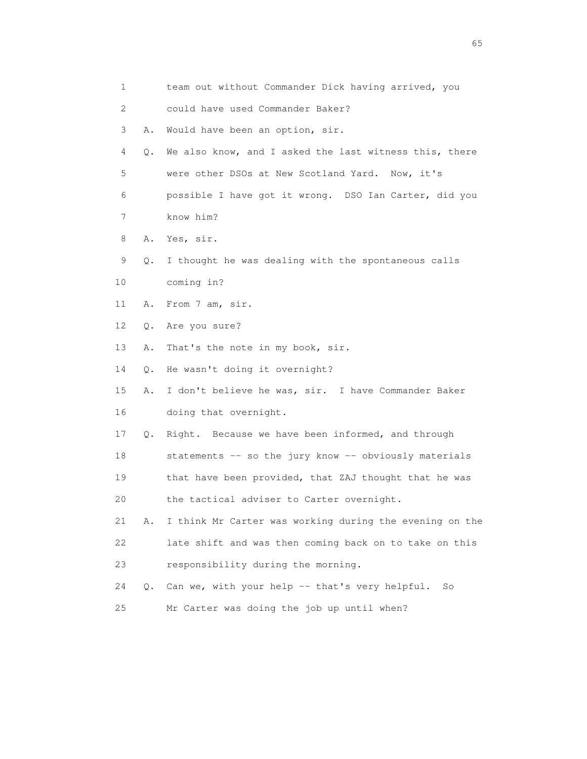1 team out without Commander Dick having arrived, you
2 could have used Commander Baker?
3 A. Would have been an option, sir.
4 Q. We also know, and I asked the last witness this, there
5 were other DSOs at New Scotland Yard. Now, it's
6 possible I have got it wrong. DSO Ian Carter, did you
7 know him?
8 A. Yes, sir.
9 Q. I thought he was dealing with the spontaneous calls
10 coming in?
11 A. From 7 am, sir.
12 Q. Are you sure?
13 A. That's the note in my book, sir.
14 Q. He wasn't doing it overnight?
15 A. I don't believe he was, sir. I have Commander Baker
16 doing that overnight.
17 Q. Right. Because we have been informed, and through
18 statements -- so the jury know -- obviously materials
19 that have been provided, that ZAJ thought that he was
20 the tactical adviser to Carter overnight.
21 A. I think Mr Carter was working during the evening on the
22 late shift and was then coming back on to take on this
23 responsibility during the morning.
24 Q. Can we, with your help -- that's very helpful. So
25 Mr Carter was doing the job up until when?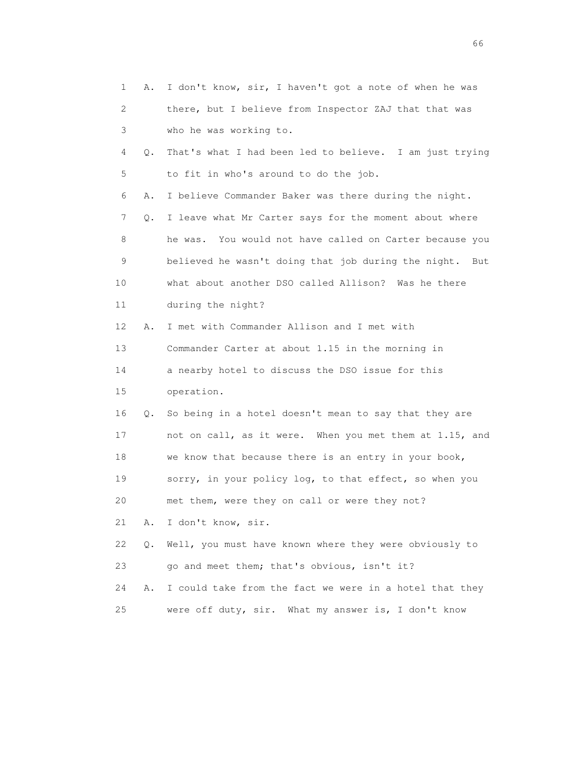1 A. I don't know, sir, I haven't got a note of when he was
2 there, but I believe from Inspector ZAJ that that was
3 who he was working to.

4 Q. That's what I had been led to believe. I am just trying
5 to fit in who's around to do the job.

6 A. I believe Commander Baker was there during the night.

7 Q. I leave what Mr Carter says for the moment about where
8 he was. You would not have called on Carter because you
9 believed he wasn't doing that job during the night. But
10 what about another DSO called Allison? Was he there
11 during the night?

12 A. I met with Commander Allison and I met with
13 Commander Carter at about 1.15 in the morning in
14 a nearby hotel to discuss the DSO issue for this
15 operation.

16 Q. So being in a hotel doesn't mean to say that they are
17 not on call, as it were. When you met them at 1.15, and
18 we know that because there is an entry in your book,
19 sorry, in your policy log, to that effect, so when you
20 met them, were they on call or were they not?

21 A. I don't know, sir.

22 Q. Well, you must have known where they were obviously to
23 go and meet them; that's obvious, isn't it?

24 A. I could take from the fact we were in a hotel that they
25 were off duty, sir. What my answer is, I don't know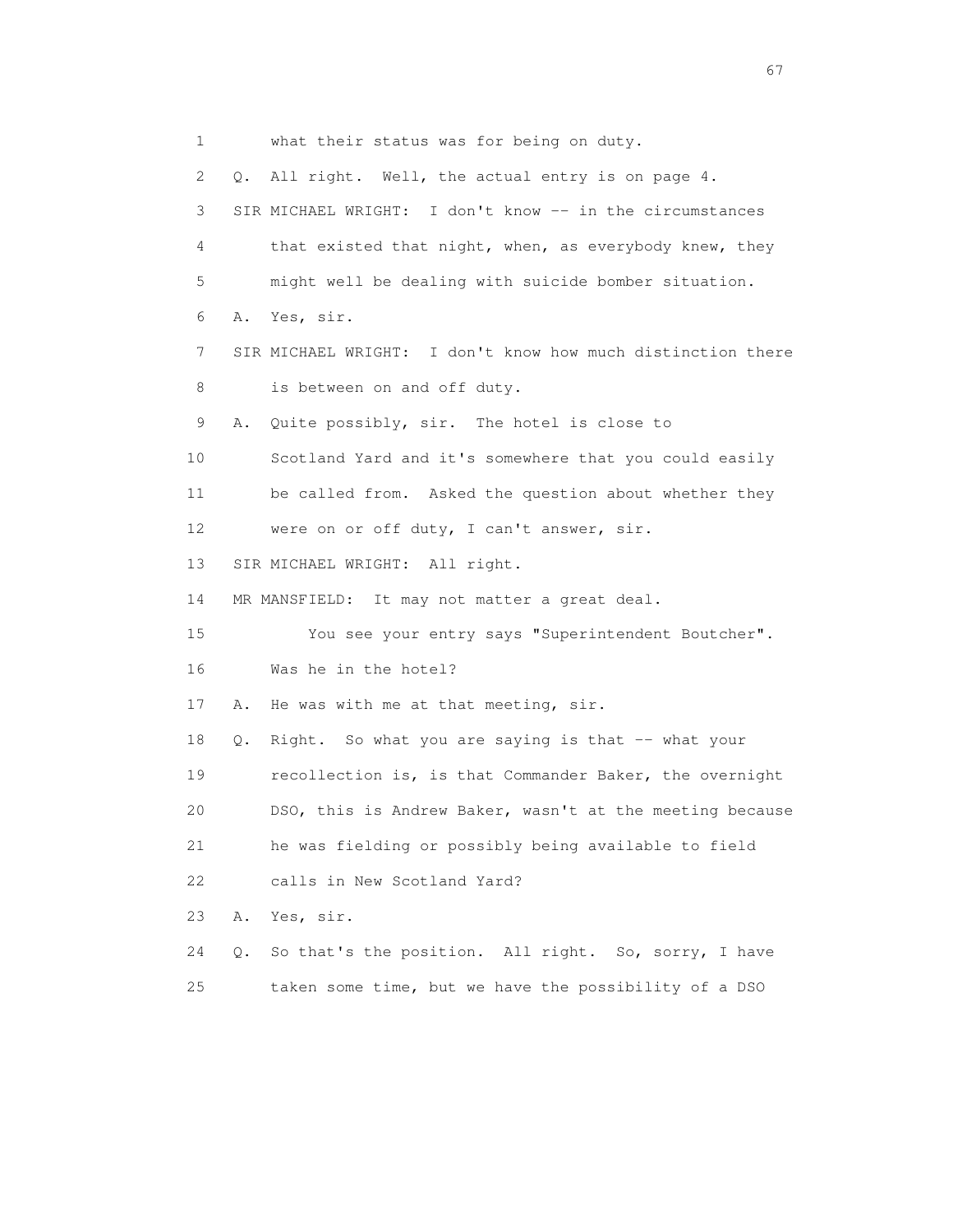1 what their status was for being on duty.

2 Q. All right. Well, the actual entry is on page 4.

3 SIR MICHAEL WRIGHT: I don't know -- in the circumstances

4 that existed that night, when, as everybody knew, they

5 might well be dealing with suicide bomber situation.

6 A. Yes, sir.

7 SIR MICHAEL WRIGHT: I don't know how much distinction there

8 is between on and off duty.

9 A. Quite possibly, sir. The hotel is close to

10 Scotland Yard and it's somewhere that you could easily

11 be called from. Asked the question about whether they

12 were on or off duty, I can't answer, sir.

13 SIR MICHAEL WRIGHT: All right.

14 MR MANSFIELD: It may not matter a great deal.

15 You see your entry says "Superintendent Boutcher".

16 Was he in the hotel?

17 A. He was with me at that meeting, sir.

18 Q. Right. So what you are saying is that -- what your

19 recollection is, is that Commander Baker, the overnight

20 DSO, this is Andrew Baker, wasn't at the meeting because

21 he was fielding or possibly being available to field

22 calls in New Scotland Yard?

23 A. Yes, sir.

24 Q. So that's the position. All right. So, sorry, I have

25 taken some time, but we have the possibility of a DSO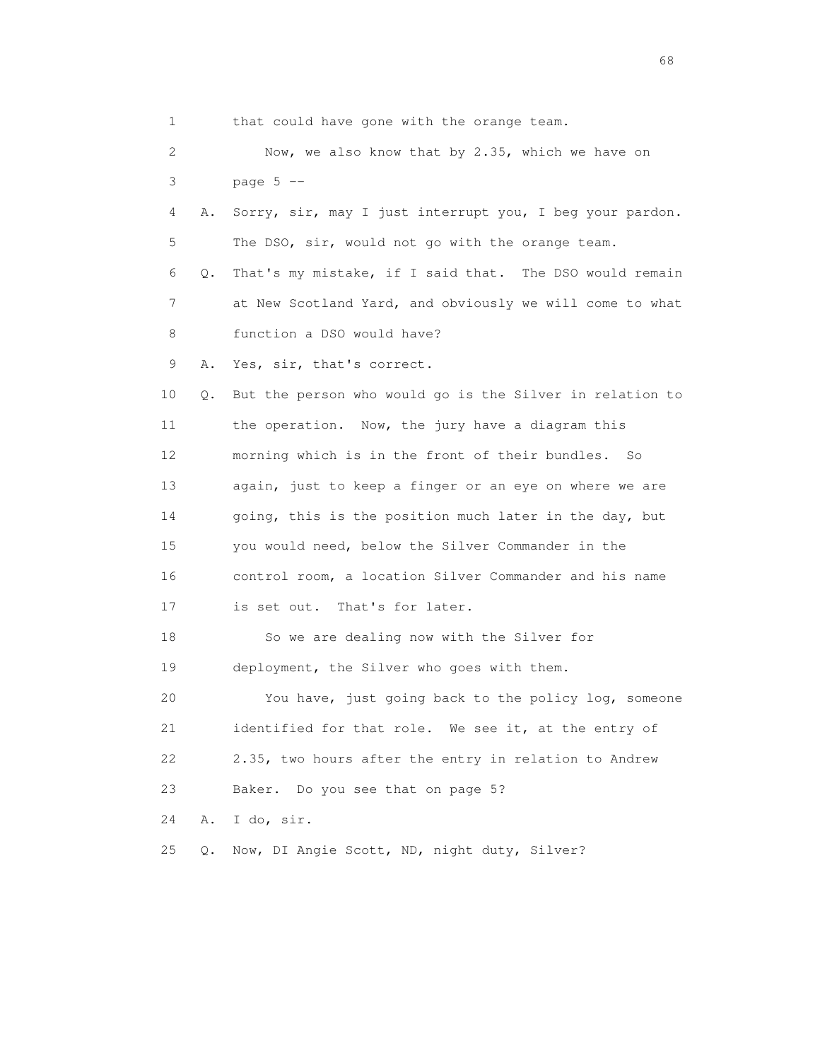1 that could have gone with the orange team.

2 Now, we also know that by 2.35, which we have on

3 page 5 --

4 A. Sorry, sir, may I just interrupt you, I beg your pardon.

5 The DSO, sir, would not go with the orange team.

6 Q. That's my mistake, if I said that. The DSO would remain

7 at New Scotland Yard, and obviously we will come to what

8 function a DSO would have?

9 A. Yes, sir, that's correct.

10 Q. But the person who would go is the Silver in relation to

11 the operation. Now, the jury have a diagram this

12 morning which is in the front of their bundles. So

13 again, just to keep a finger or an eye on where we are

14 going, this is the position much later in the day, but

15 you would need, below the Silver Commander in the

16 control room, a location Silver Commander and his name

17 is set out. That's for later.

18 So we are dealing now with the Silver for

19 deployment, the Silver who goes with them.

20 You have, just going back to the policy log, someone

21 identified for that role. We see it, at the entry of

22 2.35, two hours after the entry in relation to Andrew

23 Baker. Do you see that on page 5?

24 A. I do, sir.

25 Q. Now, DI Angie Scott, ND, night duty, Silver?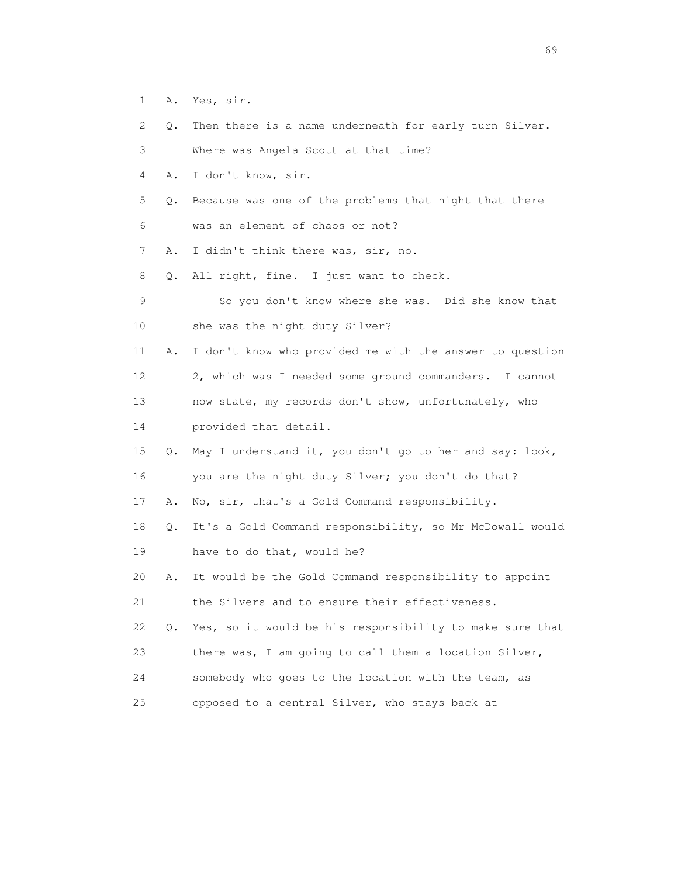1 A. Yes, sir.

2 Q. Then there is a name underneath for early turn Silver.

3 Where was Angela Scott at that time?

4 A. I don't know, sir.

5 Q. Because was one of the problems that night that there

6 was an element of chaos or not?

7 A. I didn't think there was, sir, no.

8 Q. All right, fine. I just want to check.

9 So you don't know where she was. Did she know that

10 she was the night duty Silver?

11 A. I don't know who provided me with the answer to question

12 2, which was I needed some ground commanders. I cannot

13 now state, my records don't show, unfortunately, who

14 provided that detail.

15 Q. May I understand it, you don't go to her and say: look,

16 you are the night duty Silver; you don't do that?

17 A. No, sir, that's a Gold Command responsibility.

18 Q. It's a Gold Command responsibility, so Mr McDowall would

19 have to do that, would he?

20 A. It would be the Gold Command responsibility to appoint

21 the Silvers and to ensure their effectiveness.

22 Q. Yes, so it would be his responsibility to make sure that

23 there was, I am going to call them a location Silver,

24 somebody who goes to the location with the team, as

25 opposed to a central Silver, who stays back at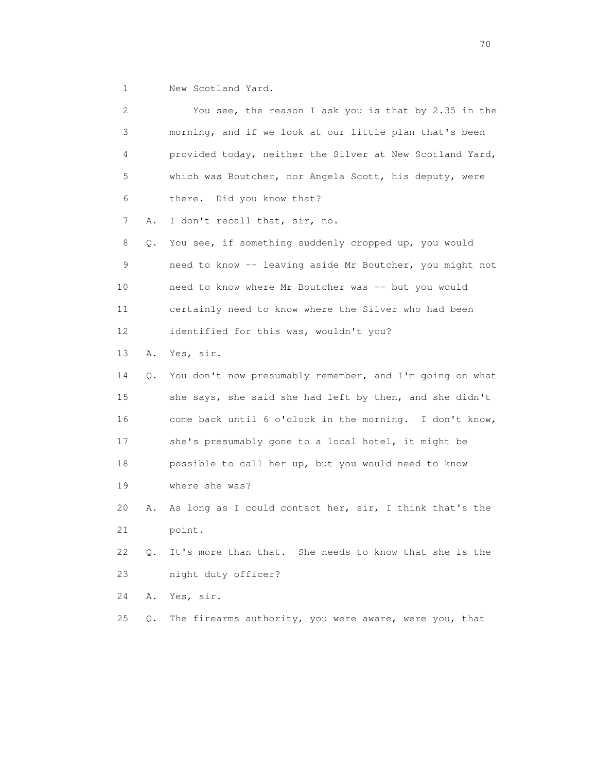1 New Scotland Yard.

2 You see, the reason I ask you is that by 2.35 in the
3 morning, and if we look at our little plan that's been
4 provided today, neither the Silver at New Scotland Yard,
5 which was Boutcher, nor Angela Scott, his deputy, were
6 there. Did you know that?

7 A. I don't recall that, sir, no.

8 Q. You see, if something suddenly cropped up, you would
9 need to know -- leaving aside Mr Boutcher, you might not
10 need to know where Mr Boutcher was -- but you would
11 certainly need to know where the Silver who had been
12 identified for this was, wouldn't you?

13 A. Yes, sir.

14 Q. You don't now presumably remember, and I'm going on what
15 she says, she said she had left by then, and she didn't
16 come back until 6 o'clock in the morning. I don't know,
17 she's presumably gone to a local hotel, it might be
18 possible to call her up, but you would need to know
19 where she was?

20 A. As long as I could contact her, sir, I think that's the
21 point.

22 Q. It's more than that. She needs to know that she is the
23 night duty officer?

24 A. Yes, sir.

25 Q. The firearms authority, you were aware, were you, that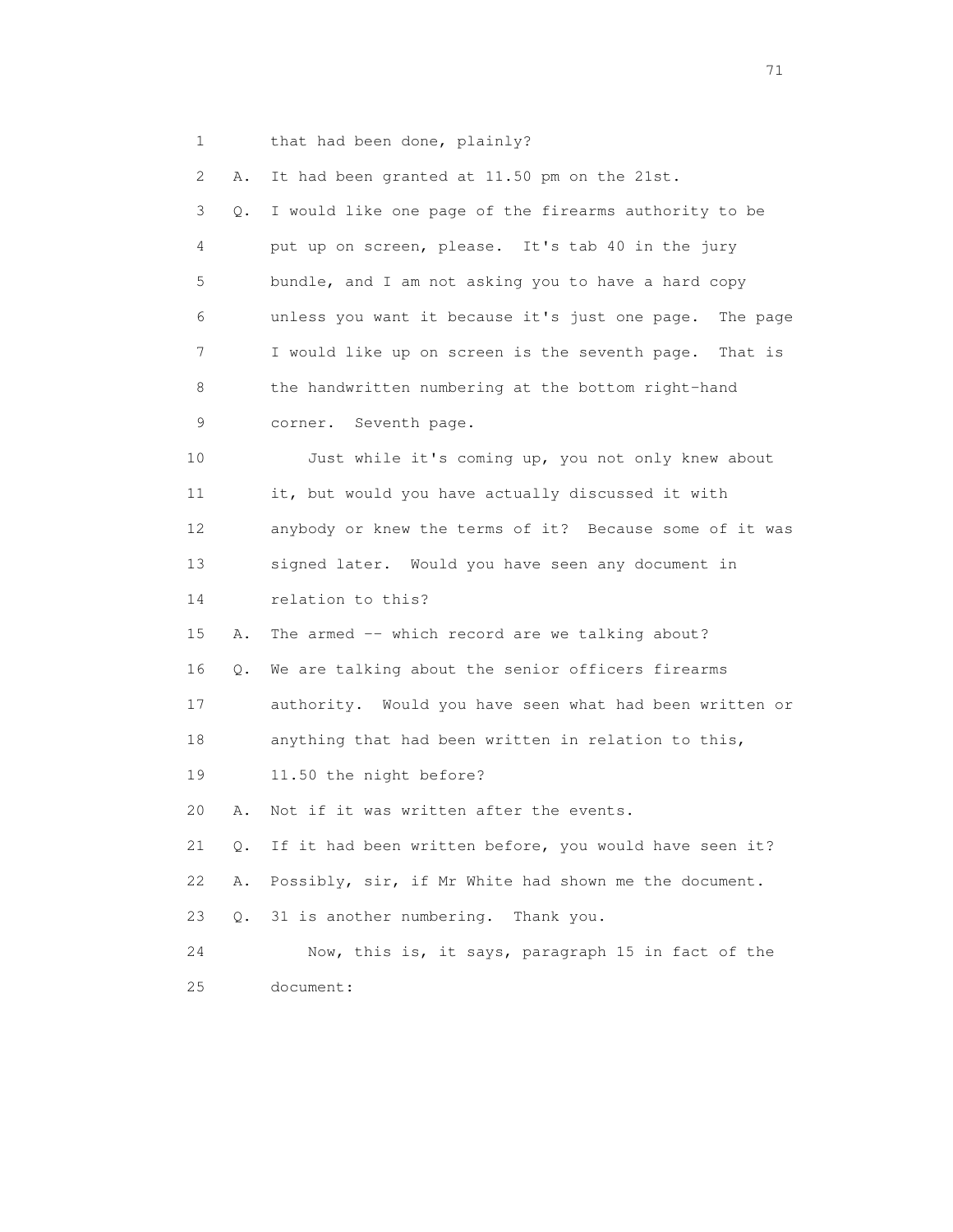1 that had been done, plainly?

2 A. It had been granted at 11.50 pm on the 21st.

3 Q. I would like one page of the firearms authority to be

4 put up on screen, please. It's tab 40 in the jury

5 bundle, and I am not asking you to have a hard copy

6 unless you want it because it's just one page. The page

7 I would like up on screen is the seventh page. That is

8 the handwritten numbering at the bottom right-hand

9 corner. Seventh page.

10 Just while it's coming up, you not only knew about

11 it, but would you have actually discussed it with

12 anybody or knew the terms of it? Because some of it was

13 signed later. Would you have seen any document in

14 relation to this?

15 A. The armed -- which record are we talking about?

16 Q. We are talking about the senior officers firearms

17 authority. Would you have seen what had been written or

18 anything that had been written in relation to this,

19 11.50 the night before?

20 A. Not if it was written after the events.

21 Q. If it had been written before, you would have seen it?

22 A. Possibly, sir, if Mr White had shown me the document.

23 Q. 31 is another numbering. Thank you.

24 Now, this is, it says, paragraph 15 in fact of the

25 document: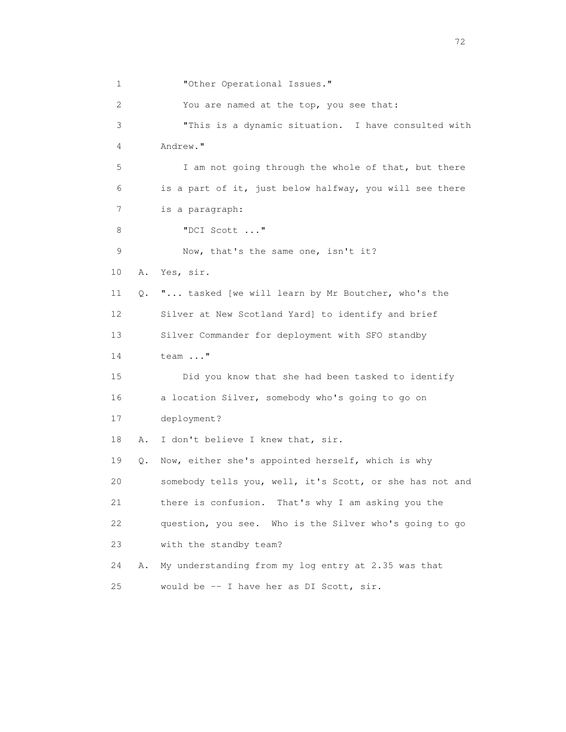1 "Other Operational Issues."

2 You are named at the top, you see that:

3 "This is a dynamic situation. I have consulted with

4 Andrew."

5 I am not going through the whole of that, but there

6 is a part of it, just below halfway, you will see there

7 is a paragraph:

8 "DCI Scott ..."

9 Now, that's the same one, isn't it?

10 A. Yes, sir.

11 Q. "... tasked [we will learn by Mr Boutcher, who's the

12 Silver at New Scotland Yard] to identify and brief

13 Silver Commander for deployment with SFO standby

14 team ..."

15 Did you know that she had been tasked to identify

16 a location Silver, somebody who's going to go on

17 deployment?

18 A. I don't believe I knew that, sir.

19 Q. Now, either she's appointed herself, which is why

20 somebody tells you, well, it's Scott, or she has not and

21 there is confusion. That's why I am asking you the

22 question, you see. Who is the Silver who's going to go

23 with the standby team?

24 A. My understanding from my log entry at 2.35 was that

25 would be -- I have her as DI Scott, sir.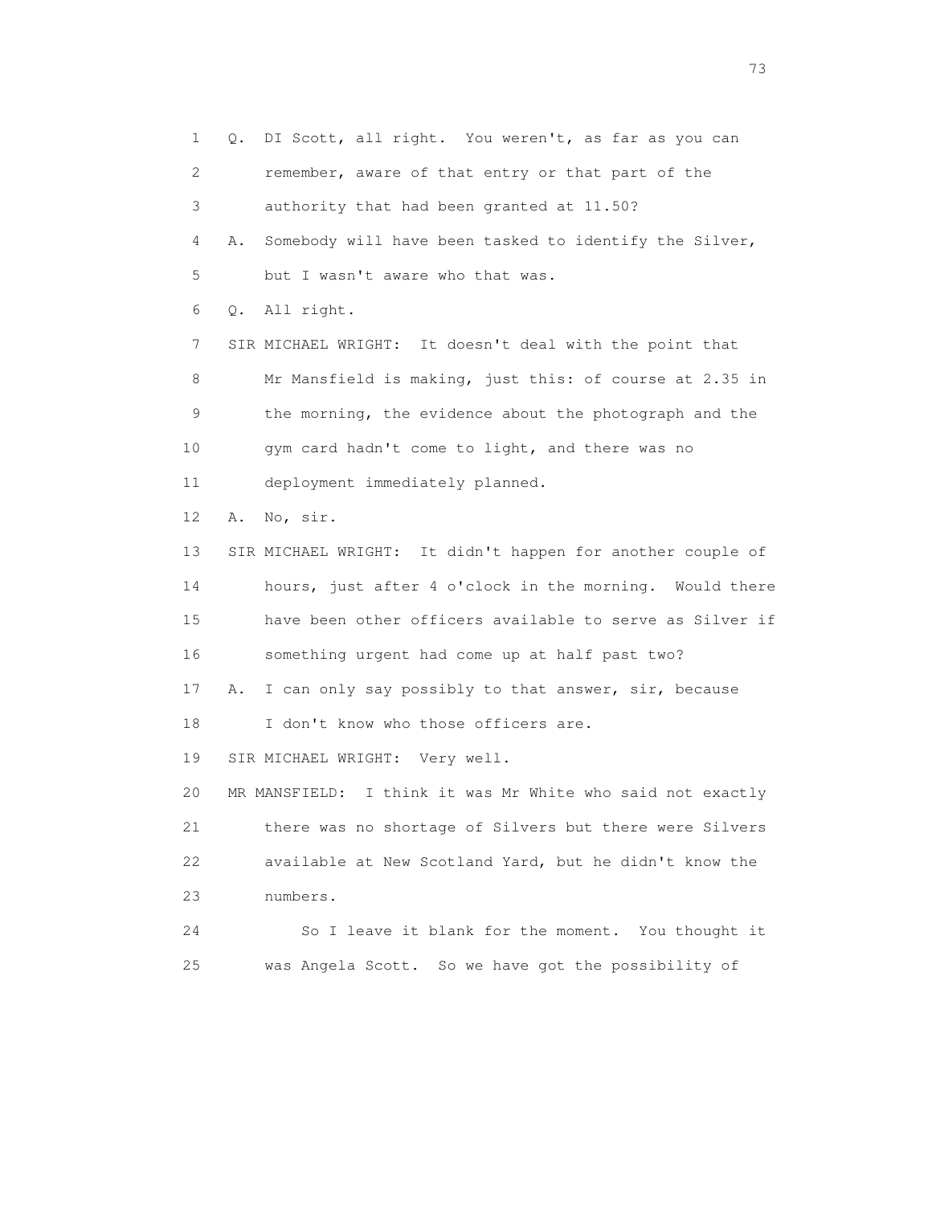1 Q. DI Scott, all right. You weren't, as far as you can
2 remember, aware of that entry or that part of the
3 authority that had been granted at 11.50?
4 A. Somebody will have been tasked to identify the Silver,
5 but I wasn't aware who that was.
6 Q. All right.
7 SIR MICHAEL WRIGHT: It doesn't deal with the point that
8 Mr Mansfield is making, just this: of course at 2.35 in
9 the morning, the evidence about the photograph and the
10 gym card hadn't come to light, and there was no
11 deployment immediately planned.
12 A. No, sir.
13 SIR MICHAEL WRIGHT: It didn't happen for another couple of
14 hours, just after 4 o'clock in the morning. Would there
15 have been other officers available to serve as Silver if
16 something urgent had come up at half past two?
17 A. I can only say possibly to that answer, sir, because
18 I don't know who those officers are.
19 SIR MICHAEL WRIGHT: Very well.
20 MR MANSFIELD: I think it was Mr White who said not exactly
21 there was no shortage of Silvers but there were Silvers
22 available at New Scotland Yard, but he didn't know the
23 numbers.
24 So I leave it blank for the moment. You thought it
25 was Angela Scott. So we have got the possibility of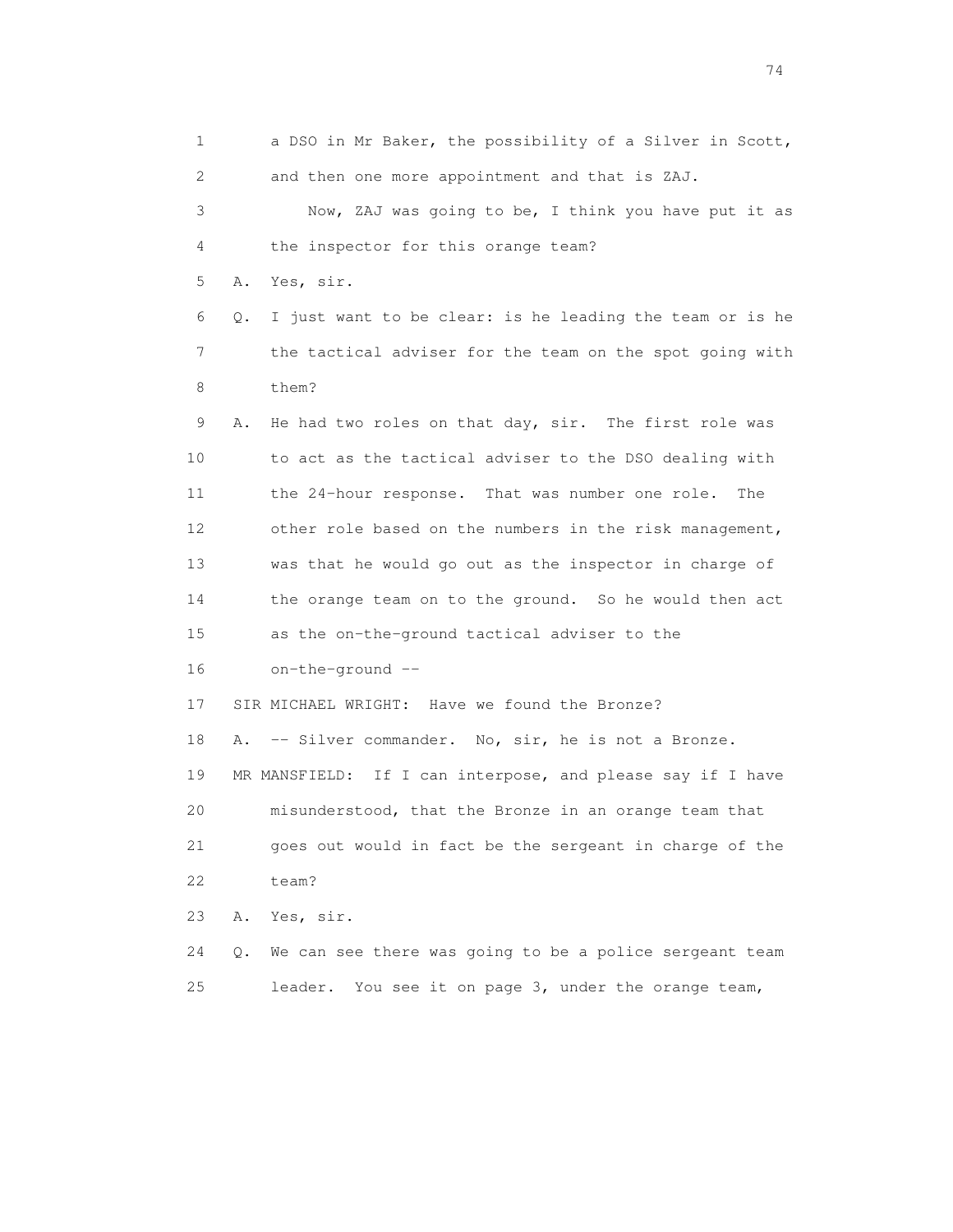1 a DSO in Mr Baker, the possibility of a Silver in Scott,
2 and then one more appointment and that is ZAJ.
3 Now, ZAJ was going to be, I think you have put it as
4 the inspector for this orange team?
5 A. Yes, sir.
6 Q. I just want to be clear: is he leading the team or is he
7 the tactical adviser for the team on the spot going with
8 them?
9 A. He had two roles on that day, sir. The first role was
10 to act as the tactical adviser to the DSO dealing with
11 the 24-hour response. That was number one role. The
12 other role based on the numbers in the risk management,
13 was that he would go out as the inspector in charge of
14 the orange team on to the ground. So he would then act
15 as the on-the-ground tactical adviser to the
16 on-the-ground --
17 SIR MICHAEL WRIGHT: Have we found the Bronze?
18 A. -- Silver commander. No, sir, he is not a Bronze.
19 MR MANSFIELD: If I can interpose, and please say if I have
20 misunderstood, that the Bronze in an orange team that
21 goes out would in fact be the sergeant in charge of the
22 team?
23 A. Yes, sir.
24 Q. We can see there was going to be a police sergeant team
25 leader. You see it on page 3, under the orange team,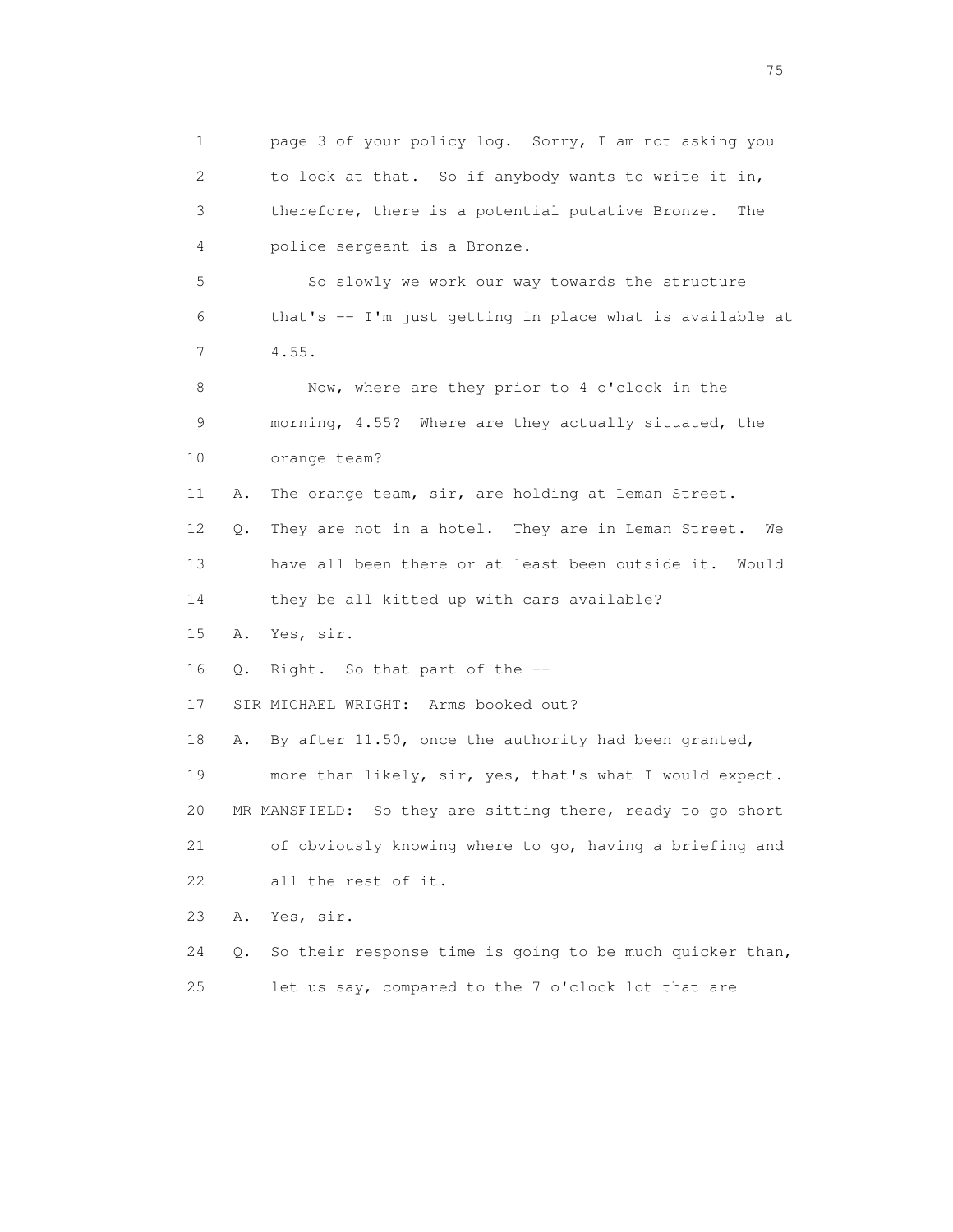1 page 3 of your policy log. Sorry, I am not asking you
2 to look at that. So if anybody wants to write it in,
3 therefore, there is a potential putative Bronze. The
4 police sergeant is a Bronze.

5 So slowly we work our way towards the structure
6 that's -- I'm just getting in place what is available at
7 4.55.

8 Now, where are they prior to 4 o'clock in the
9 morning, 4.55? Where are they actually situated, the
10 orange team?

11 A. The orange team, sir, are holding at Leman Street.

12 Q. They are not in a hotel. They are in Leman Street. We
13 have all been there or at least been outside it. Would
14 they be all kitted up with cars available?

15 A. Yes, sir.

16 Q. Right. So that part of the --

17 SIR MICHAEL WRIGHT: Arms booked out?

18 A. By after 11.50, once the authority had been granted,
19 more than likely, sir, yes, that's what I would expect.

20 MR MANSFIELD: So they are sitting there, ready to go short
21 of obviously knowing where to go, having a briefing and
22 all the rest of it.

23 A. Yes, sir.

24 Q. So their response time is going to be much quicker than,
25 let us say, compared to the 7 o'clock lot that are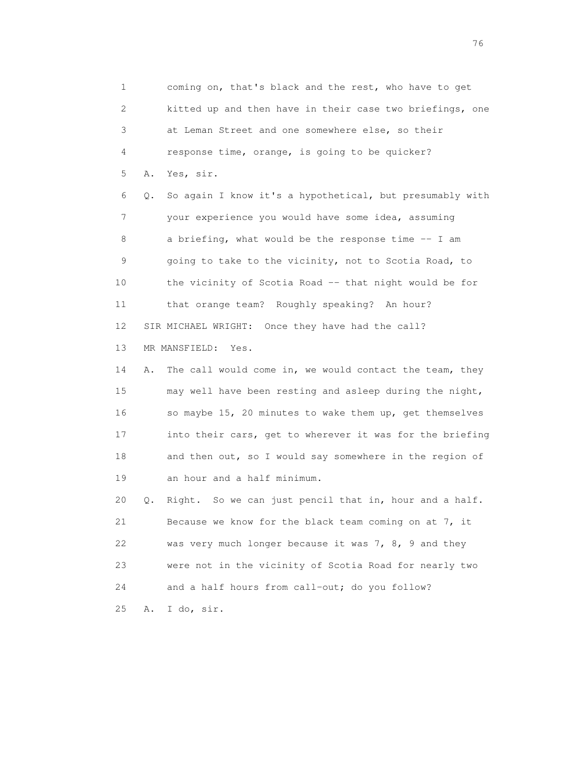1 coming on, that's black and the rest, who have to get
2 kitted up and then have in their case two briefings, one
3 at Leman Street and one somewhere else, so their
4 response time, orange, is going to be quicker?
5 A. Yes, sir.
6 Q. So again I know it's a hypothetical, but presumably with
7 your experience you would have some idea, assuming
8 a briefing, what would be the response time -- I am
9 going to take to the vicinity, not to Scotia Road, to
10 the vicinity of Scotia Road -- that night would be for
11 that orange team? Roughly speaking? An hour?
12 SIR MICHAEL WRIGHT: Once they have had the call?
13 MR MANSFIELD: Yes.
14 A. The call would come in, we would contact the team, they
15 may well have been resting and asleep during the night,
16 so maybe 15, 20 minutes to wake them up, get themselves
17 into their cars, get to wherever it was for the briefing
18 and then out, so I would say somewhere in the region of
19 an hour and a half minimum.
20 Q. Right. So we can just pencil that in, hour and a half.
21 Because we know for the black team coming on at 7, it
22 was very much longer because it was 7, 8, 9 and they
23 were not in the vicinity of Scotia Road for nearly two
24 and a half hours from call-out; do you follow?
25 A. I do, sir.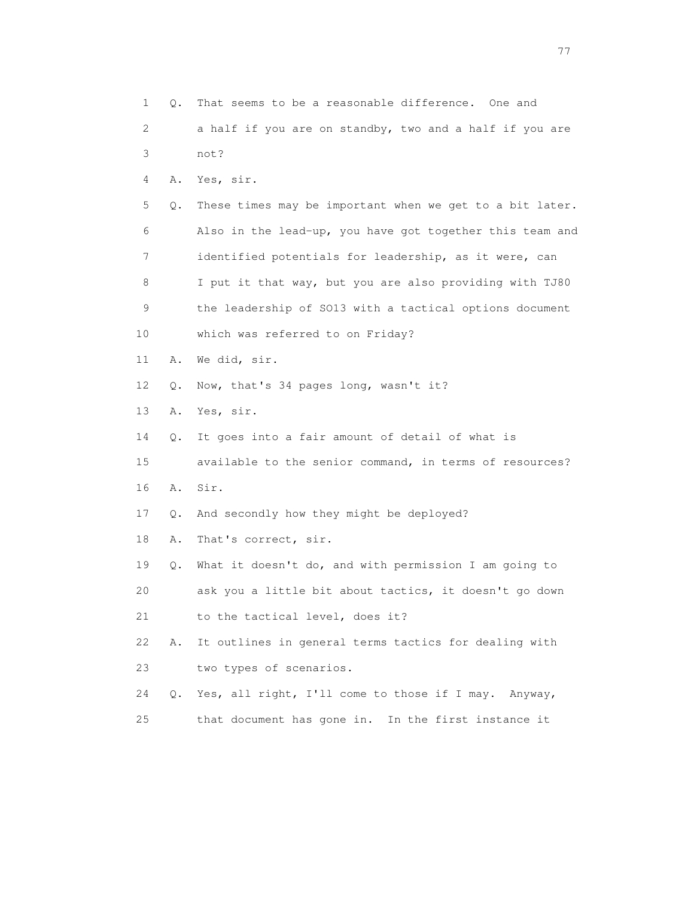1 Q. That seems to be a reasonable difference. One and
2 a half if you are on standby, two and a half if you are
3 not?
4 A. Yes, sir.
5 Q. These times may be important when we get to a bit later.
6 Also in the lead-up, you have got together this team and
7 identified potentials for leadership, as it were, can
8 I put it that way, but you are also providing with TJ80
9 the leadership of SO13 with a tactical options document
10 which was referred to on Friday?
11 A. We did, sir.
12 Q. Now, that's 34 pages long, wasn't it?
13 A. Yes, sir.
14 Q. It goes into a fair amount of detail of what is
15 available to the senior command, in terms of resources?
16 A. Sir.
17 Q. And secondly how they might be deployed?
18 A. That's correct, sir.
19 Q. What it doesn't do, and with permission I am going to
20 ask you a little bit about tactics, it doesn't go down
21 to the tactical level, does it?
22 A. It outlines in general terms tactics for dealing with
23 two types of scenarios.
24 Q. Yes, all right, I'll come to those if I may. Anyway,
25 that document has gone in. In the first instance it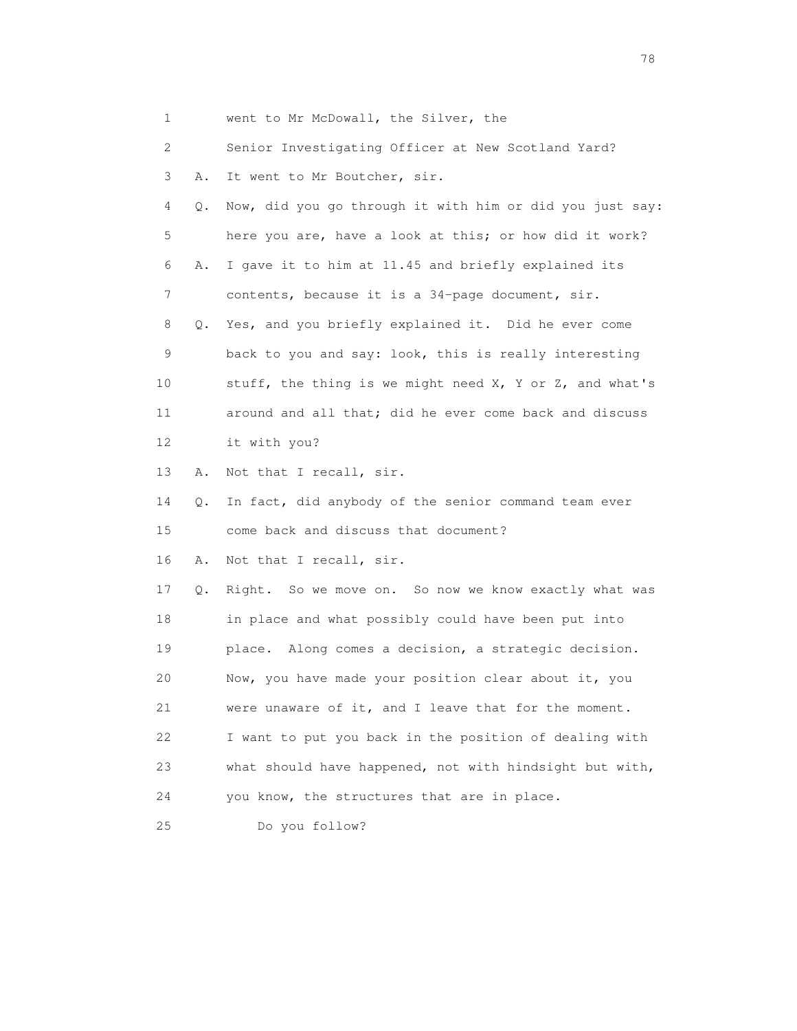1 went to Mr McDowall, the Silver, the

2 Senior Investigating Officer at New Scotland Yard?

3 A. It went to Mr Boutcher, sir.

4 Q. Now, did you go through it with him or did you just say:

5 here you are, have a look at this; or how did it work?

6 A. I gave it to him at 11.45 and briefly explained its

7 contents, because it is a 34-page document, sir.

8 Q. Yes, and you briefly explained it. Did he ever come

9 back to you and say: look, this is really interesting

10 stuff, the thing is we might need X, Y or Z, and what's

11 around and all that; did he ever come back and discuss

12 it with you?

13 A. Not that I recall, sir.

14 Q. In fact, did anybody of the senior command team ever

15 come back and discuss that document?

16 A. Not that I recall, sir.

17 Q. Right. So we move on. So now we know exactly what was

18 in place and what possibly could have been put into

19 place. Along comes a decision, a strategic decision.

20 Now, you have made your position clear about it, you

21 were unaware of it, and I leave that for the moment.

22 I want to put you back in the position of dealing with

23 what should have happened, not with hindsight but with,

24 you know, the structures that are in place.

25 Do you follow?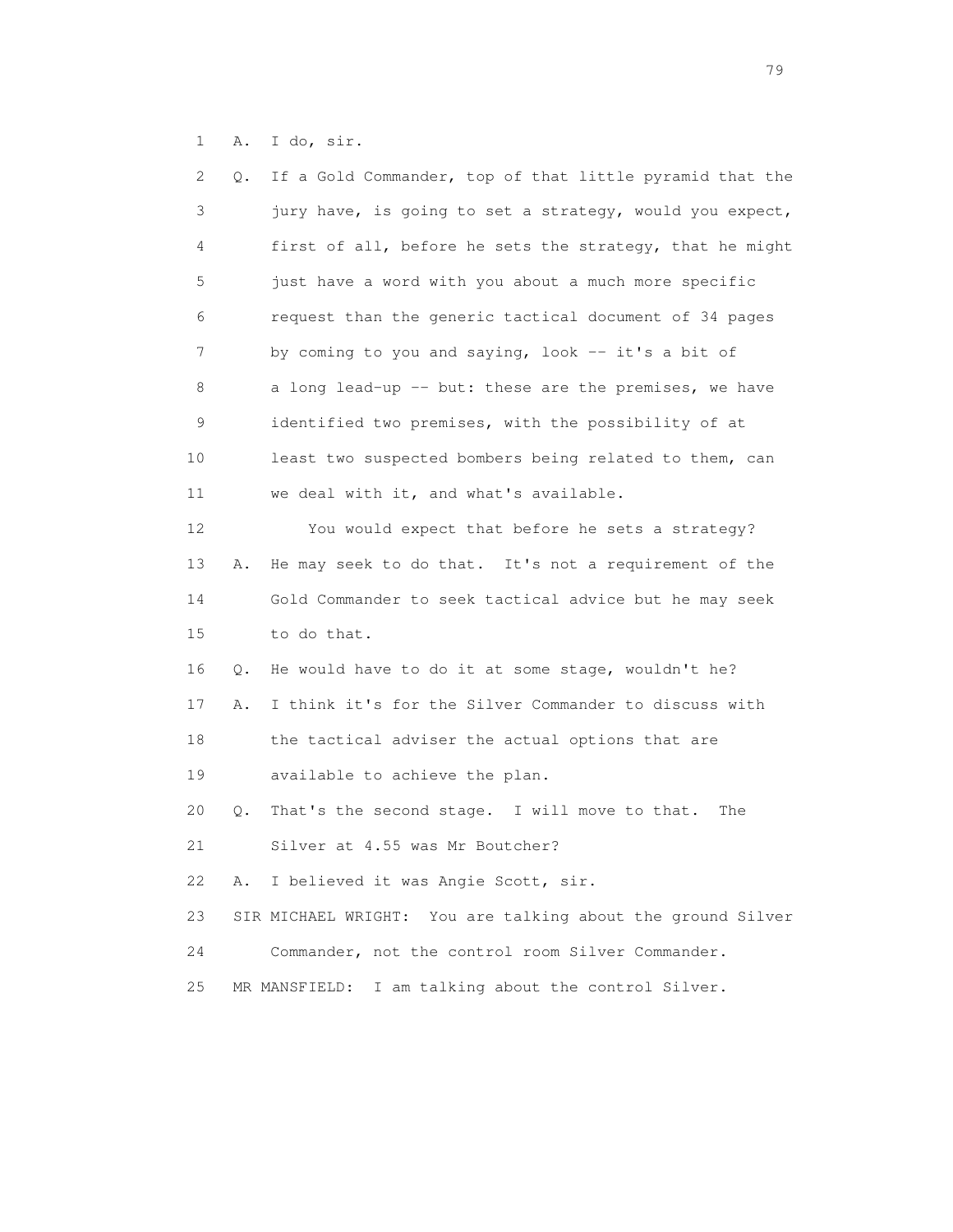1 A. I do, sir.

2 Q. If a Gold Commander, top of that little pyramid that the

3 jury have, is going to set a strategy, would you expect,

4 first of all, before he sets the strategy, that he might

5 just have a word with you about a much more specific

6 request than the generic tactical document of 34 pages

7 by coming to you and saying, look -- it's a bit of

8 a long lead-up -- but: these are the premises, we have

9 identified two premises, with the possibility of at

10 least two suspected bombers being related to them, can

11 we deal with it, and what's available.

12 You would expect that before he sets a strategy?

13 A. He may seek to do that. It's not a requirement of the

14 Gold Commander to seek tactical advice but he may seek

15 to do that.

16 Q. He would have to do it at some stage, wouldn't he?

17 A. I think it's for the Silver Commander to discuss with

18 the tactical adviser the actual options that are

19 available to achieve the plan.

20 Q. That's the second stage. I will move to that. The

21 Silver at 4.55 was Mr Boutcher?

22 A. I believed it was Angie Scott, sir.

23 SIR MICHAEL WRIGHT: You are talking about the ground Silver

24 Commander, not the control room Silver Commander.

25 MR MANSFIELD: I am talking about the control Silver.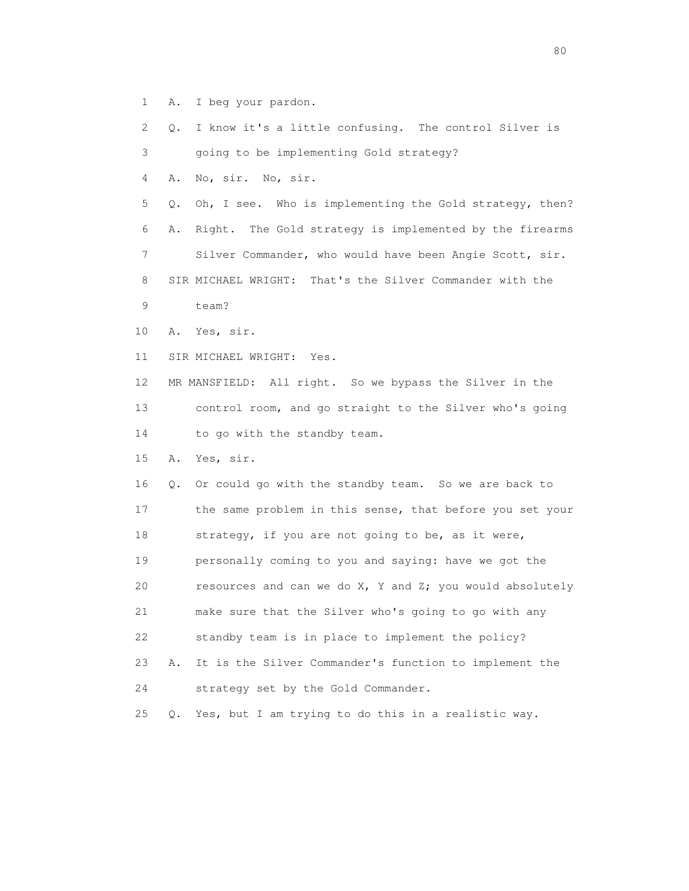1 A. I beg your pardon.

2 Q. I know it's a little confusing. The control Silver is

3 going to be implementing Gold strategy?

4 A. No, sir. No, sir.

5 Q. Oh, I see. Who is implementing the Gold strategy, then?

6 A. Right. The Gold strategy is implemented by the firearms

7 Silver Commander, who would have been Angie Scott, sir.

8 SIR MICHAEL WRIGHT: That's the Silver Commander with the

9 team?

10 A. Yes, sir.

11 SIR MICHAEL WRIGHT: Yes.

12 MR MANSFIELD: All right. So we bypass the Silver in the

13 control room, and go straight to the Silver who's going

14 to go with the standby team.

15 A. Yes, sir.

16 Q. Or could go with the standby team. So we are back to

17 the same problem in this sense, that before you set your

18 strategy, if you are not going to be, as it were,

19 personally coming to you and saying: have we got the

20 resources and can we do X, Y and Z; you would absolutely

21 make sure that the Silver who's going to go with any

22 standby team is in place to implement the policy?

23 A. It is the Silver Commander's function to implement the

24 strategy set by the Gold Commander.

25 Q. Yes, but I am trying to do this in a realistic way.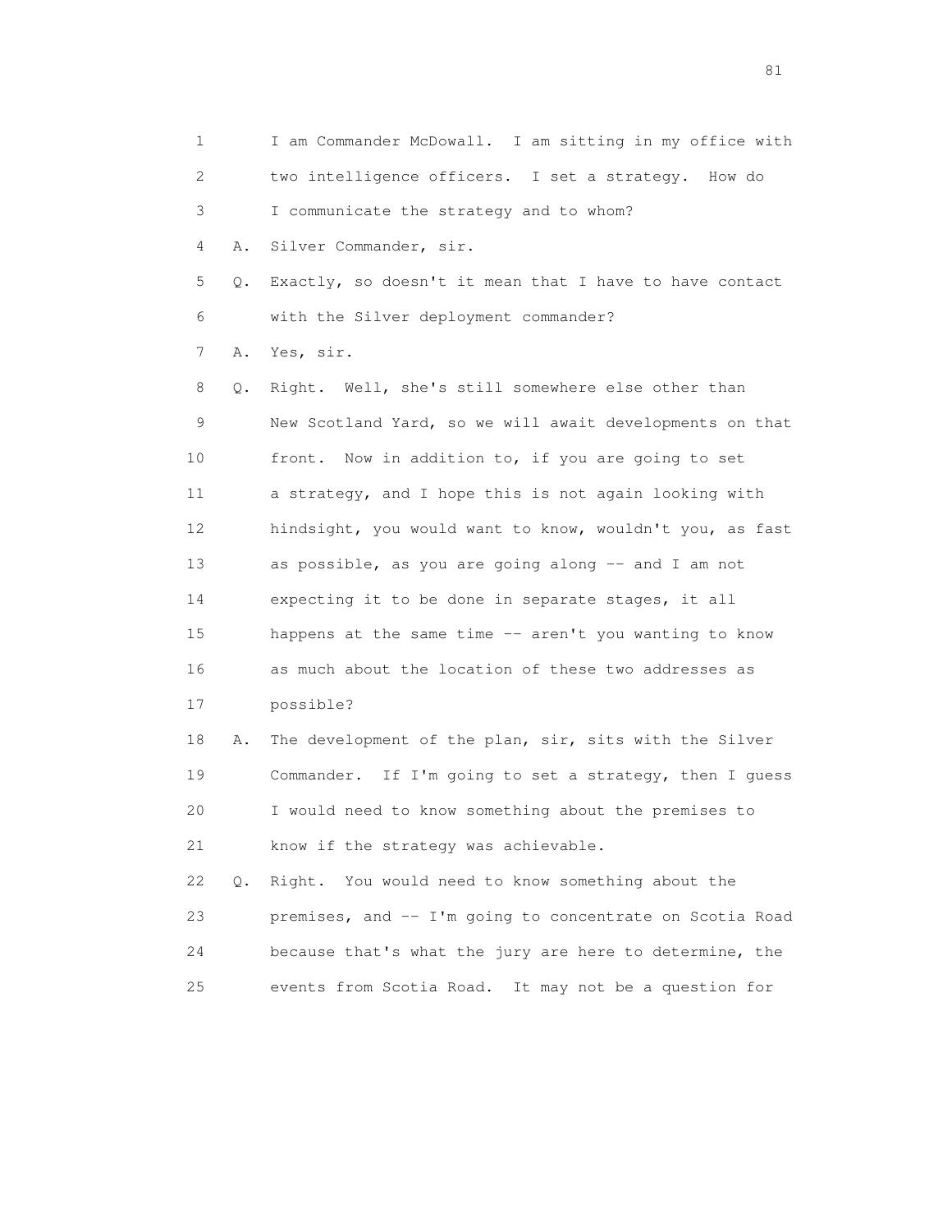1 I am Commander McDowall. I am sitting in my office with
2 two intelligence officers. I set a strategy. How do
3 I communicate the strategy and to whom?
4 A. Silver Commander, sir.
5 Q. Exactly, so doesn't it mean that I have to have contact
6 with the Silver deployment commander?
7 A. Yes, sir.
8 Q. Right. Well, she's still somewhere else other than
9 New Scotland Yard, so we will await developments on that
10 front. Now in addition to, if you are going to set
11 a strategy, and I hope this is not again looking with
12 hindsight, you would want to know, wouldn't you, as fast
13 as possible, as you are going along -- and I am not
14 expecting it to be done in separate stages, it all
15 happens at the same time -- aren't you wanting to know
16 as much about the location of these two addresses as
17 possible?
18 A. The development of the plan, sir, sits with the Silver
19 Commander. If I'm going to set a strategy, then I guess
20 I would need to know something about the premises to
21 know if the strategy was achievable.
22 Q. Right. You would need to know something about the
23 premises, and -- I'm going to concentrate on Scotia Road
24 because that's what the jury are here to determine, the
25 events from Scotia Road. It may not be a question for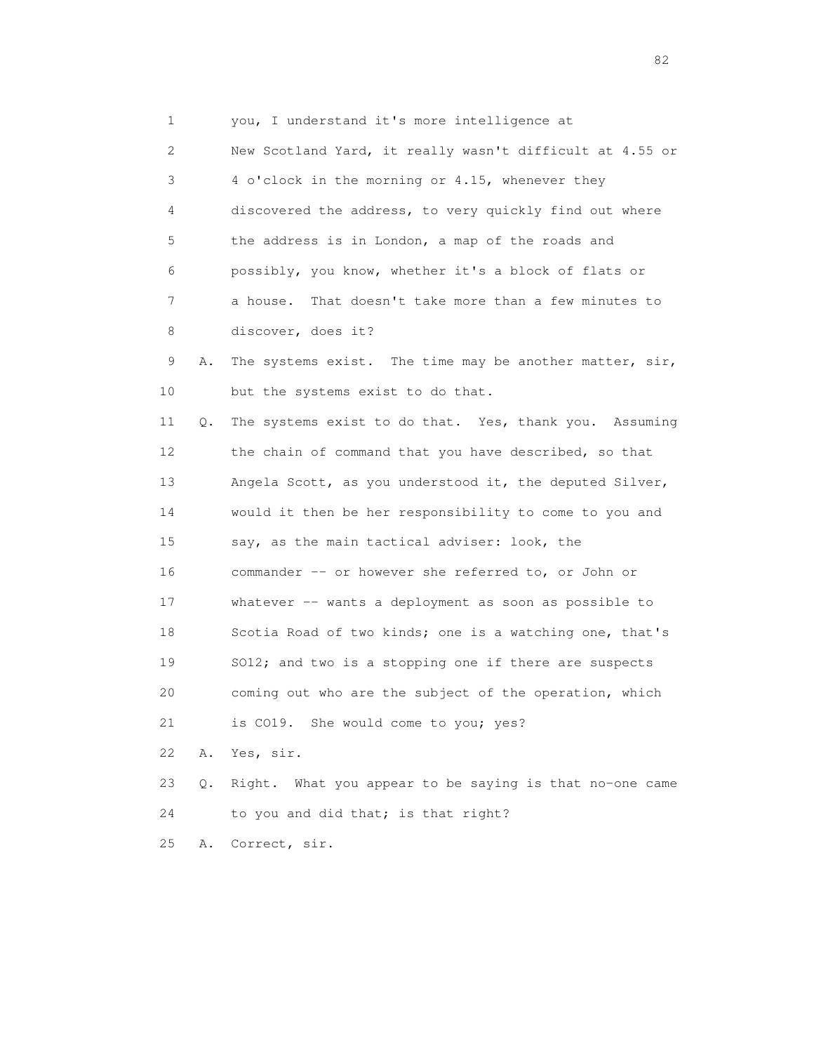1 you, I understand it's more intelligence at
2 New Scotland Yard, it really wasn't difficult at 4.55 or
3 4 o'clock in the morning or 4.15, whenever they
4 discovered the address, to very quickly find out where
5 the address is in London, a map of the roads and
6 possibly, you know, whether it's a block of flats or
7 a house. That doesn't take more than a few minutes to
8 discover, does it?
9 A. The systems exist. The time may be another matter, sir,
10 but the systems exist to do that.
11 Q. The systems exist to do that. Yes, thank you. Assuming
12 the chain of command that you have described, so that
13 Angela Scott, as you understood it, the deputed Silver,
14 would it then be her responsibility to come to you and
15 say, as the main tactical adviser: look, the
16 commander -- or however she referred to, or John or
17 whatever -- wants a deployment as soon as possible to
18 Scotia Road of two kinds; one is a watching one, that's
19 SO12; and two is a stopping one if there are suspects
20 coming out who are the subject of the operation, which
21 is CO19. She would come to you; yes?
22 A. Yes, sir.
23 Q. Right. What you appear to be saying is that no-one came
24 to you and did that; is that right?
25 A. Correct, sir.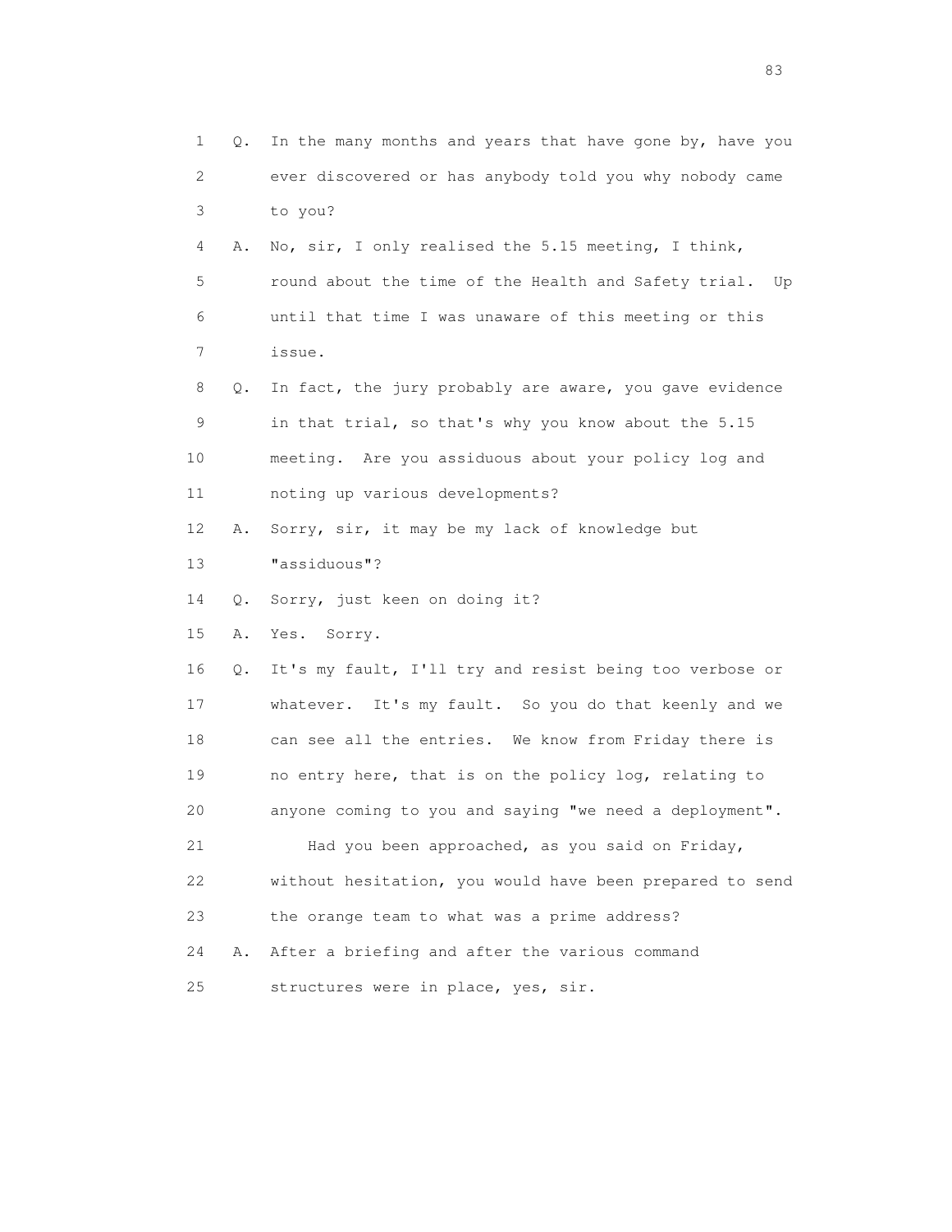1 Q. In the many months and years that have gone by, have you
2 ever discovered or has anybody told you why nobody came
3 to you?
4 A. No, sir, I only realised the 5.15 meeting, I think,
5 round about the time of the Health and Safety trial. Up
6 until that time I was unaware of this meeting or this
7 issue.
8 Q. In fact, the jury probably are aware, you gave evidence
9 in that trial, so that's why you know about the 5.15
10 meeting. Are you assiduous about your policy log and
11 noting up various developments?
12 A. Sorry, sir, it may be my lack of knowledge but
13 "assiduous"?
14 Q. Sorry, just keen on doing it?
15 A. Yes. Sorry.
16 Q. It's my fault, I'll try and resist being too verbose or
17 whatever. It's my fault. So you do that keenly and we
18 can see all the entries. We know from Friday there is
19 no entry here, that is on the policy log, relating to
20 anyone coming to you and saying "we need a deployment".
21 Had you been approached, as you said on Friday,
22 without hesitation, you would have been prepared to send
23 the orange team to what was a prime address?
24 A. After a briefing and after the various command
25 structures were in place, yes, sir.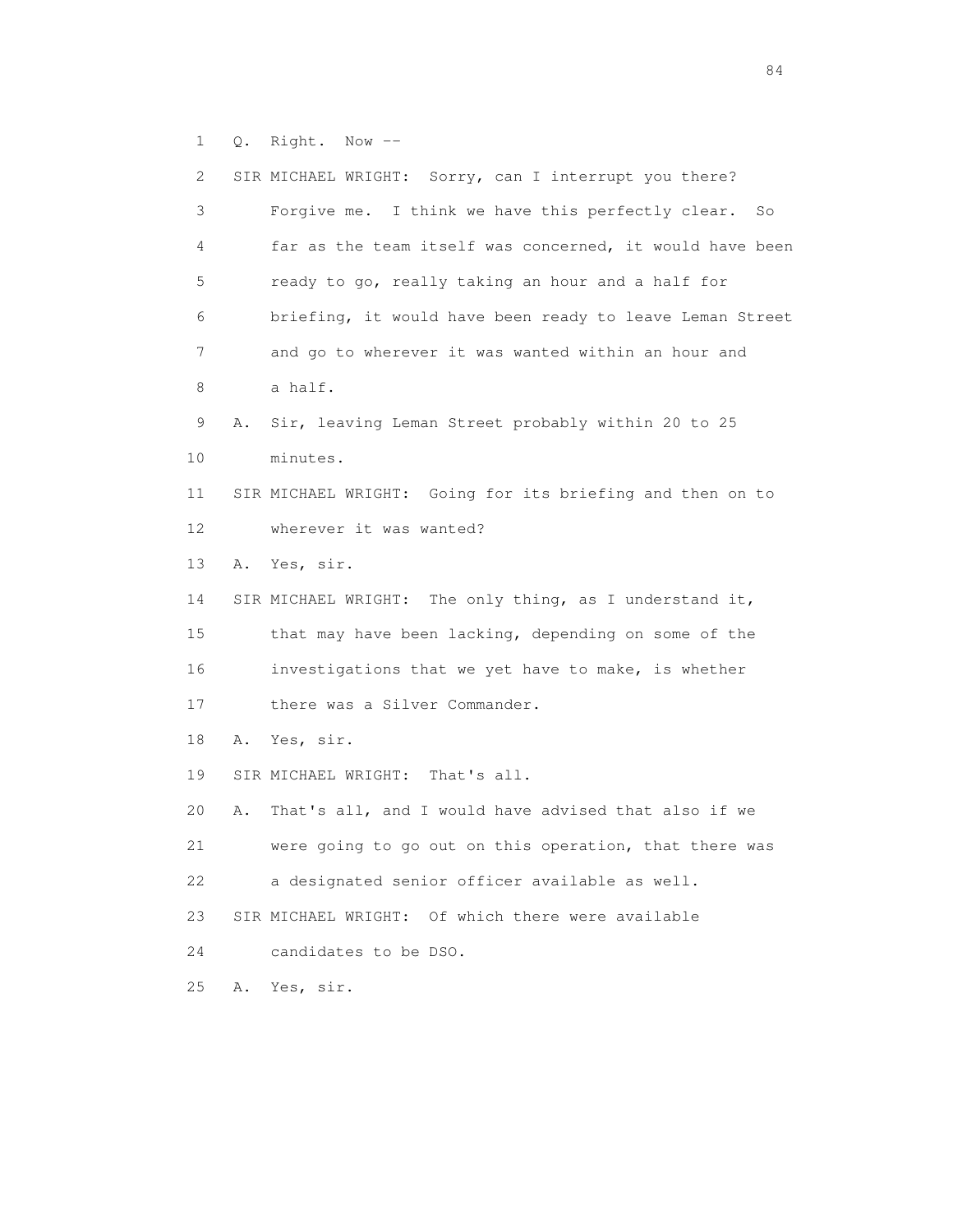1 Q. Right. Now --

2 SIR MICHAEL WRIGHT: Sorry, can I interrupt you there?

3 Forgive me. I think we have this perfectly clear. So

4 far as the team itself was concerned, it would have been

5 ready to go, really taking an hour and a half for

6 briefing, it would have been ready to leave Leman Street

7 and go to wherever it was wanted within an hour and

8 a half.

9 A. Sir, leaving Leman Street probably within 20 to 25

10 minutes.

11 SIR MICHAEL WRIGHT: Going for its briefing and then on to

12 wherever it was wanted?

13 A. Yes, sir.

14 SIR MICHAEL WRIGHT: The only thing, as I understand it,

15 that may have been lacking, depending on some of the

16 investigations that we yet have to make, is whether

17 there was a Silver Commander.

18 A. Yes, sir.

19 SIR MICHAEL WRIGHT: That's all.

20 A. That's all, and I would have advised that also if we

21 were going to go out on this operation, that there was

22 a designated senior officer available as well.

23 SIR MICHAEL WRIGHT: Of which there were available

24 candidates to be DSO.

25 A. Yes, sir.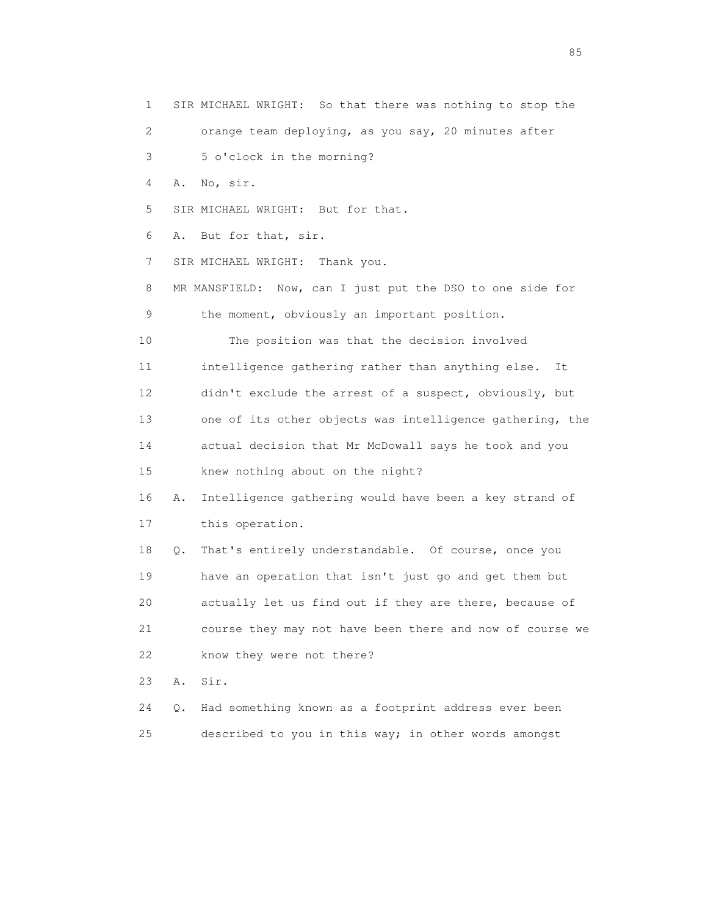1 SIR MICHAEL WRIGHT: So that there was nothing to stop the
2 orange team deploying, as you say, 20 minutes after
3 5 o'clock in the morning?
4 A. No, sir.
5 SIR MICHAEL WRIGHT: But for that.
6 A. But for that, sir.
7 SIR MICHAEL WRIGHT: Thank you.
8 MR MANSFIELD: Now, can I just put the DSO to one side for
9 the moment, obviously an important position.
10 The position was that the decision involved
11 intelligence gathering rather than anything else. It
12 didn't exclude the arrest of a suspect, obviously, but
13 one of its other objects was intelligence gathering, the
14 actual decision that Mr McDowall says he took and you
15 knew nothing about on the night?
16 A. Intelligence gathering would have been a key strand of
17 this operation.
18 Q. That's entirely understandable. Of course, once you
19 have an operation that isn't just go and get them but
20 actually let us find out if they are there, because of
21 course they may not have been there and now of course we
22 know they were not there?
23 A. Sir.
24 Q. Had something known as a footprint address ever been
25 described to you in this way; in other words amongst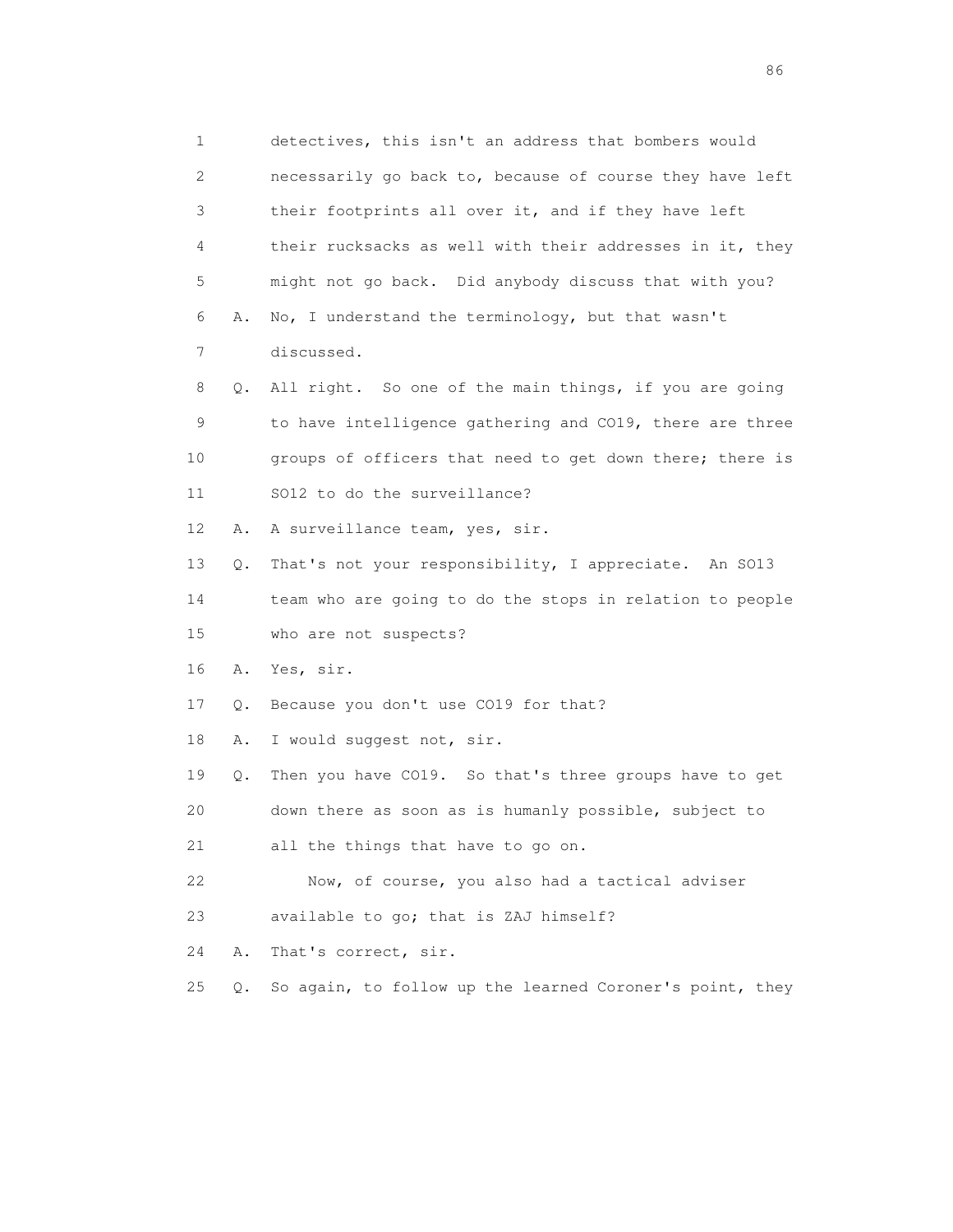1 detectives, this isn't an address that bombers would
2 necessarily go back to, because of course they have left
3 their footprints all over it, and if they have left
4 their rucksacks as well with their addresses in it, they
5 might not go back. Did anybody discuss that with you?
6 A. No, I understand the terminology, but that wasn't
7 discussed.
8 Q. All right. So one of the main things, if you are going
9 to have intelligence gathering and CO19, there are three
10 groups of officers that need to get down there; there is
11 SO12 to do the surveillance?
12 A. A surveillance team, yes, sir.
13 Q. That's not your responsibility, I appreciate. An SO13
14 team who are going to do the stops in relation to people
15 who are not suspects?
16 A. Yes, sir.
17 Q. Because you don't use CO19 for that?
18 A. I would suggest not, sir.
19 Q. Then you have CO19. So that's three groups have to get
20 down there as soon as is humanly possible, subject to
21 all the things that have to go on.
22 Now, of course, you also had a tactical adviser
23 available to go; that is ZAJ himself?
24 A. That's correct, sir.
25 Q. So again, to follow up the learned Coroner's point, they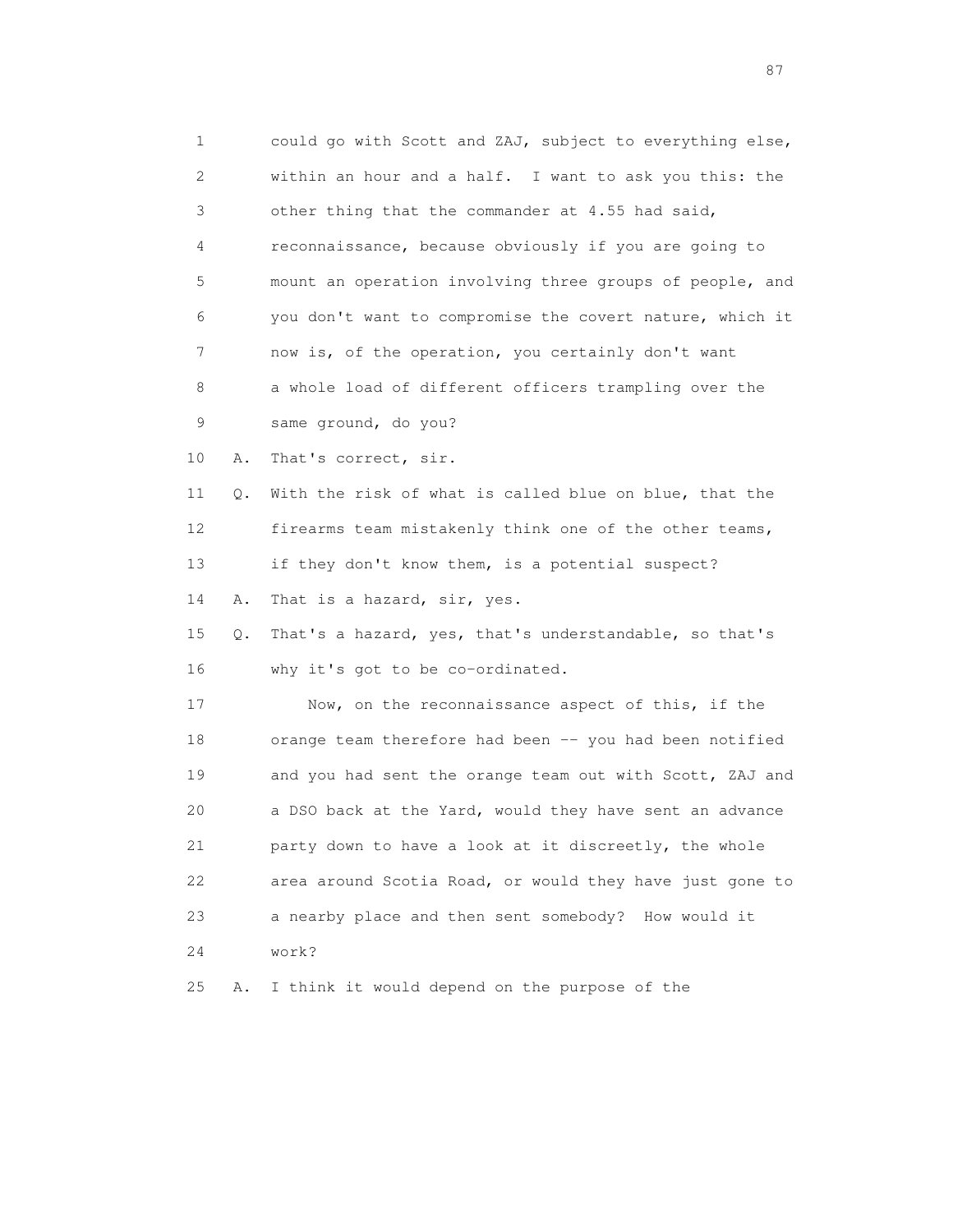1 could go with Scott and ZAJ, subject to everything else,
2 within an hour and a half. I want to ask you this: the
3 other thing that the commander at 4.55 had said,
4 reconnaissance, because obviously if you are going to
5 mount an operation involving three groups of people, and
6 you don't want to compromise the covert nature, which it
7 now is, of the operation, you certainly don't want
8 a whole load of different officers trampling over the
9 same ground, do you?

10 A. That's correct, sir.

11 Q. With the risk of what is called blue on blue, that the
12 firearms team mistakenly think one of the other teams,
13 if they don't know them, is a potential suspect?

14 A. That is a hazard, sir, yes.

15 Q. That's a hazard, yes, that's understandable, so that's
16 why it's got to be co-ordinated.

17 Now, on the reconnaissance aspect of this, if the
18 orange team therefore had been -- you had been notified
19 and you had sent the orange team out with Scott, ZAJ and
20 a DSO back at the Yard, would they have sent an advance
21 party down to have a look at it discreetly, the whole
22 area around Scotia Road, or would they have just gone to
23 a nearby place and then sent somebody? How would it
24 work?

25 A. I think it would depend on the purpose of the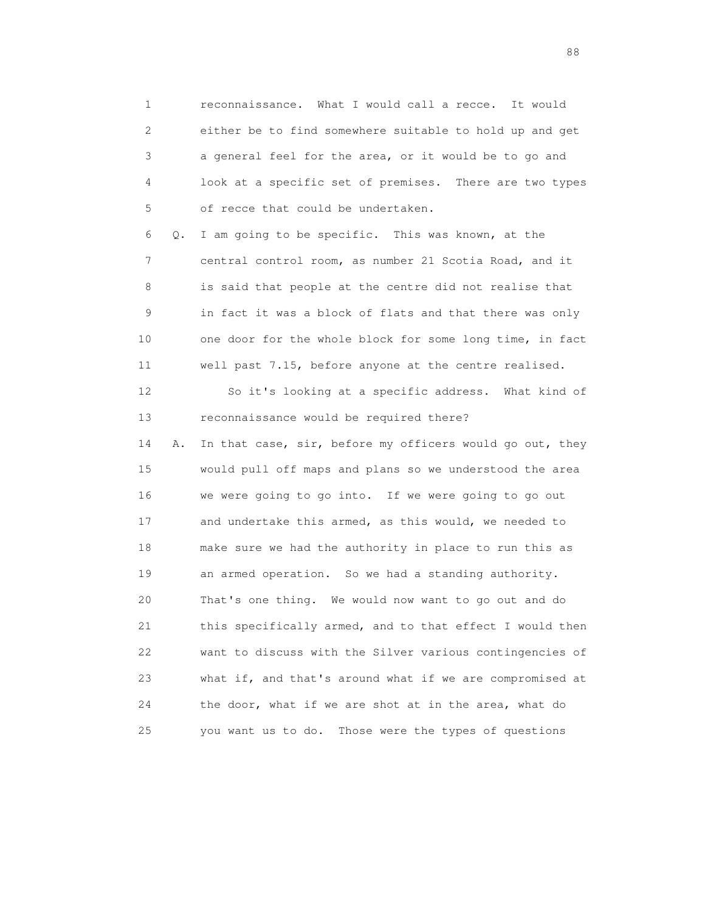reconnaissance. What I would call a recce. It would either be to find somewhere suitable to hold up and get a general feel for the area, or it would be to go and look at a specific set of premises. There are two types of recce that could be undertaken.

Q. I am going to be specific. This was known, at the central control room, as number 21 Scotia Road, and it is said that people at the centre did not realise that in fact it was a block of flats and that there was only one door for the whole block for some long time, in fact well past 7.15, before anyone at the centre realised.

So it's looking at a specific address. What kind of reconnaissance would be required there?

A. In that case, sir, before my officers would go out, they would pull off maps and plans so we understood the area we were going to go into. If we were going to go out and undertake this armed, as this would, we needed to make sure we had the authority in place to run this as an armed operation. So we had a standing authority. That's one thing. We would now want to go out and do this specifically armed, and to that effect I would then want to discuss with the Silver various contingencies of what if, and that's around what if we are compromised at the door, what if we are shot at in the area, what do you want us to do. Those were the types of questions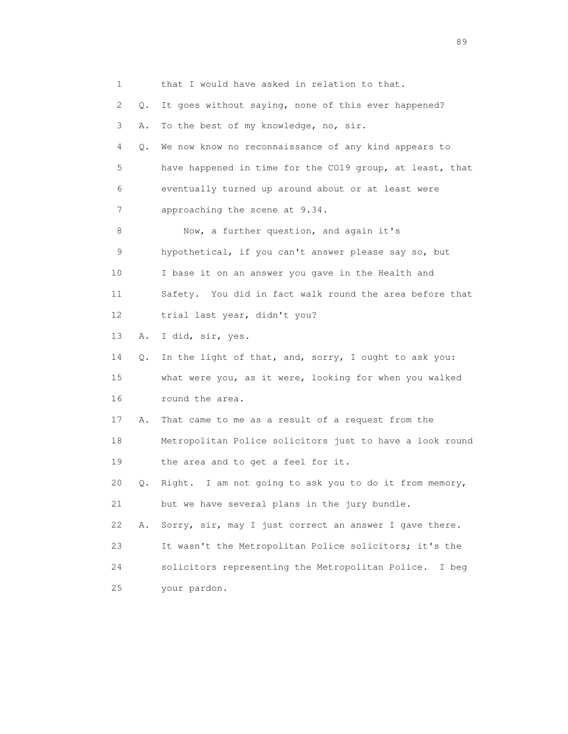1 that I would have asked in relation to that.

2 Q. It goes without saying, none of this ever happened?

3 A. To the best of my knowledge, no, sir.

4 Q. We now know no reconnaissance of any kind appears to

5 have happened in time for the CO19 group, at least, that

6 eventually turned up around about or at least were

7 approaching the scene at 9.34.

8 Now, a further question, and again it's

9 hypothetical, if you can't answer please say so, but

10 I base it on an answer you gave in the Health and

11 Safety. You did in fact walk round the area before that

12 trial last year, didn't you?

13 A. I did, sir, yes.

14 Q. In the light of that, and, sorry, I ought to ask you:

15 what were you, as it were, looking for when you walked

16 round the area.

17 A. That came to me as a result of a request from the

18 Metropolitan Police solicitors just to have a look round

19 the area and to get a feel for it.

20 Q. Right. I am not going to ask you to do it from memory,

21 but we have several plans in the jury bundle.

22 A. Sorry, sir, may I just correct an answer I gave there.

23 It wasn't the Metropolitan Police solicitors; it's the

24 solicitors representing the Metropolitan Police. I beg

25 your pardon.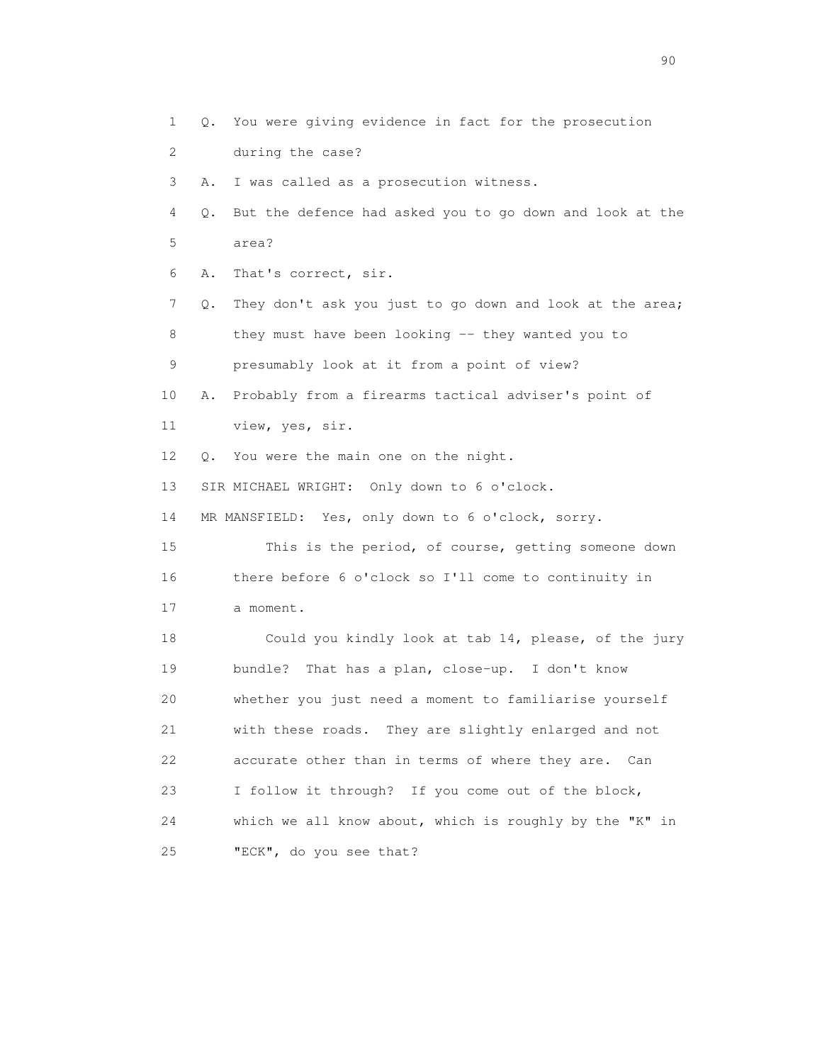1 Q. You were giving evidence in fact for the prosecution
2 during the case?
3 A. I was called as a prosecution witness.
4 Q. But the defence had asked you to go down and look at the
5 area?
6 A. That's correct, sir.
7 Q. They don't ask you just to go down and look at the area;
8 they must have been looking -- they wanted you to
9 presumably look at it from a point of view?
10 A. Probably from a firearms tactical adviser's point of
11 view, yes, sir.
12 Q. You were the main one on the night.
13 SIR MICHAEL WRIGHT: Only down to 6 o'clock.
14 MR MANSFIELD: Yes, only down to 6 o'clock, sorry.
15 This is the period, of course, getting someone down
16 there before 6 o'clock so I'll come to continuity in
17 a moment.
18 Could you kindly look at tab 14, please, of the jury
19 bundle? That has a plan, close-up. I don't know
20 whether you just need a moment to familiarise yourself
21 with these roads. They are slightly enlarged and not
22 accurate other than in terms of where they are. Can
23 I follow it through? If you come out of the block,
24 which we all know about, which is roughly by the "K" in
25 "ECK", do you see that?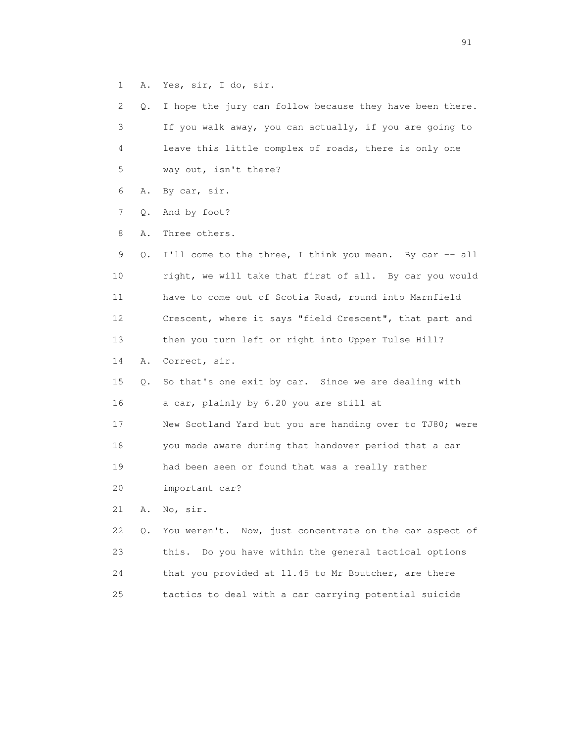1 A. Yes, sir, I do, sir.

2 Q. I hope the jury can follow because they have been there.

3 If you walk away, you can actually, if you are going to

4 leave this little complex of roads, there is only one

5 way out, isn't there?

6 A. By car, sir.

7 Q. And by foot?

8 A. Three others.

9 Q. I'll come to the three, I think you mean. By car -- all

10 right, we will take that first of all. By car you would

11 have to come out of Scotia Road, round into Marnfield

12 Crescent, where it says "field Crescent", that part and

13 then you turn left or right into Upper Tulse Hill?

14 A. Correct, sir.

15 Q. So that's one exit by car. Since we are dealing with

16 a car, plainly by 6.20 you are still at

17 New Scotland Yard but you are handing over to TJ80; were

18 you made aware during that handover period that a car

19 had been seen or found that was a really rather

20 important car?

21 A. No, sir.

22 Q. You weren't. Now, just concentrate on the car aspect of

23 this. Do you have within the general tactical options

24 that you provided at 11.45 to Mr Boutcher, are there

25 tactics to deal with a car carrying potential suicide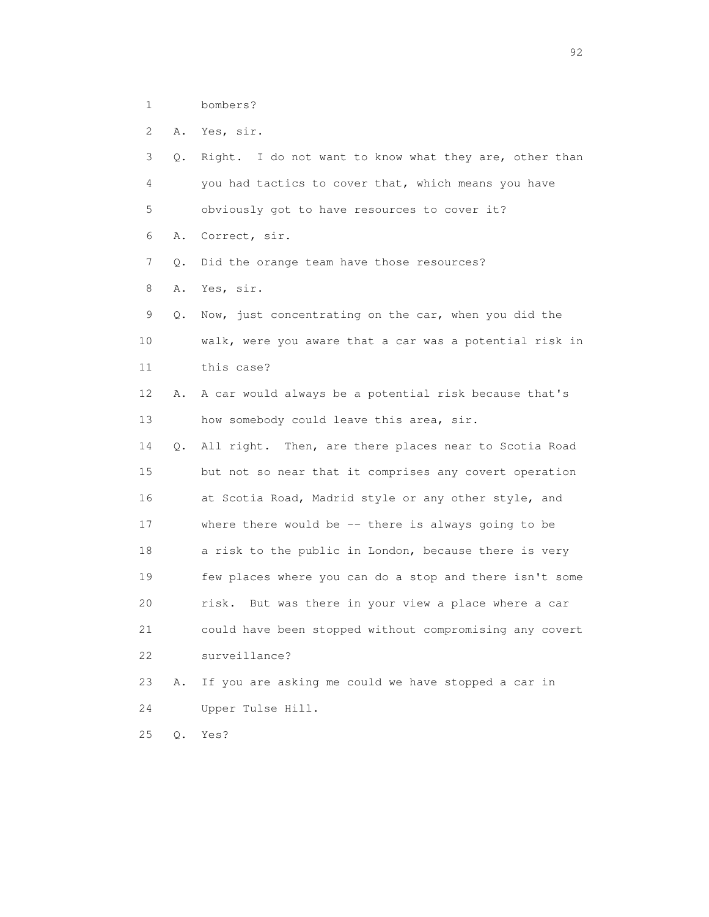1 bombers?

2 A. Yes, sir.

3 Q. Right. I do not want to know what they are, other than

4 you had tactics to cover that, which means you have

5 obviously got to have resources to cover it?

6 A. Correct, sir.

7 Q. Did the orange team have those resources?

8 A. Yes, sir.

9 Q. Now, just concentrating on the car, when you did the

10 walk, were you aware that a car was a potential risk in

11 this case?

12 A. A car would always be a potential risk because that's

13 how somebody could leave this area, sir.

14 Q. All right. Then, are there places near to Scotia Road

15 but not so near that it comprises any covert operation

16 at Scotia Road, Madrid style or any other style, and

17 where there would be -- there is always going to be

18 a risk to the public in London, because there is very

19 few places where you can do a stop and there isn't some

20 risk. But was there in your view a place where a car

21 could have been stopped without compromising any covert

22 surveillance?

23 A. If you are asking me could we have stopped a car in

24 Upper Tulse Hill.

25 Q. Yes?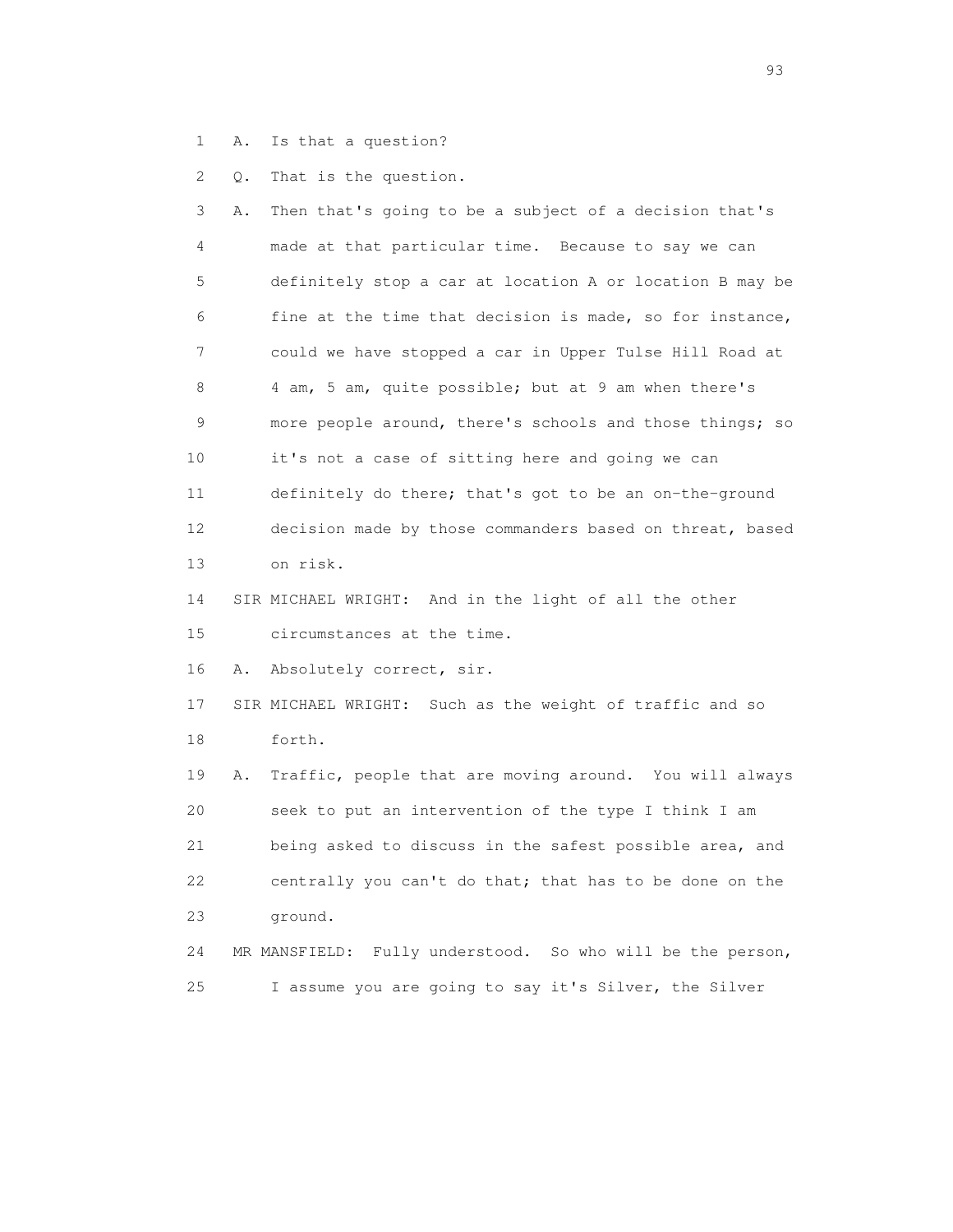1 A. Is that a question?

2 Q. That is the question.

3 A. Then that's going to be a subject of a decision that's
4 made at that particular time. Because to say we can
5 definitely stop a car at location A or location B may be
6 fine at the time that decision is made, so for instance,
7 could we have stopped a car in Upper Tulse Hill Road at
8 4 am, 5 am, quite possible; but at 9 am when there's
9 more people around, there's schools and those things; so
10 it's not a case of sitting here and going we can
11 definitely do there; that's got to be an on-the-ground
12 decision made by those commanders based on threat, based
13 on risk.

14 SIR MICHAEL WRIGHT: And in the light of all the other
15 circumstances at the time.

16 A. Absolutely correct, sir.

17 SIR MICHAEL WRIGHT: Such as the weight of traffic and so
18 forth.

19 A. Traffic, people that are moving around. You will always
20 seek to put an intervention of the type I think I am
21 being asked to discuss in the safest possible area, and
22 centrally you can't do that; that has to be done on the
23 ground.

24 MR MANSFIELD: Fully understood. So who will be the person,
25 I assume you are going to say it's Silver, the Silver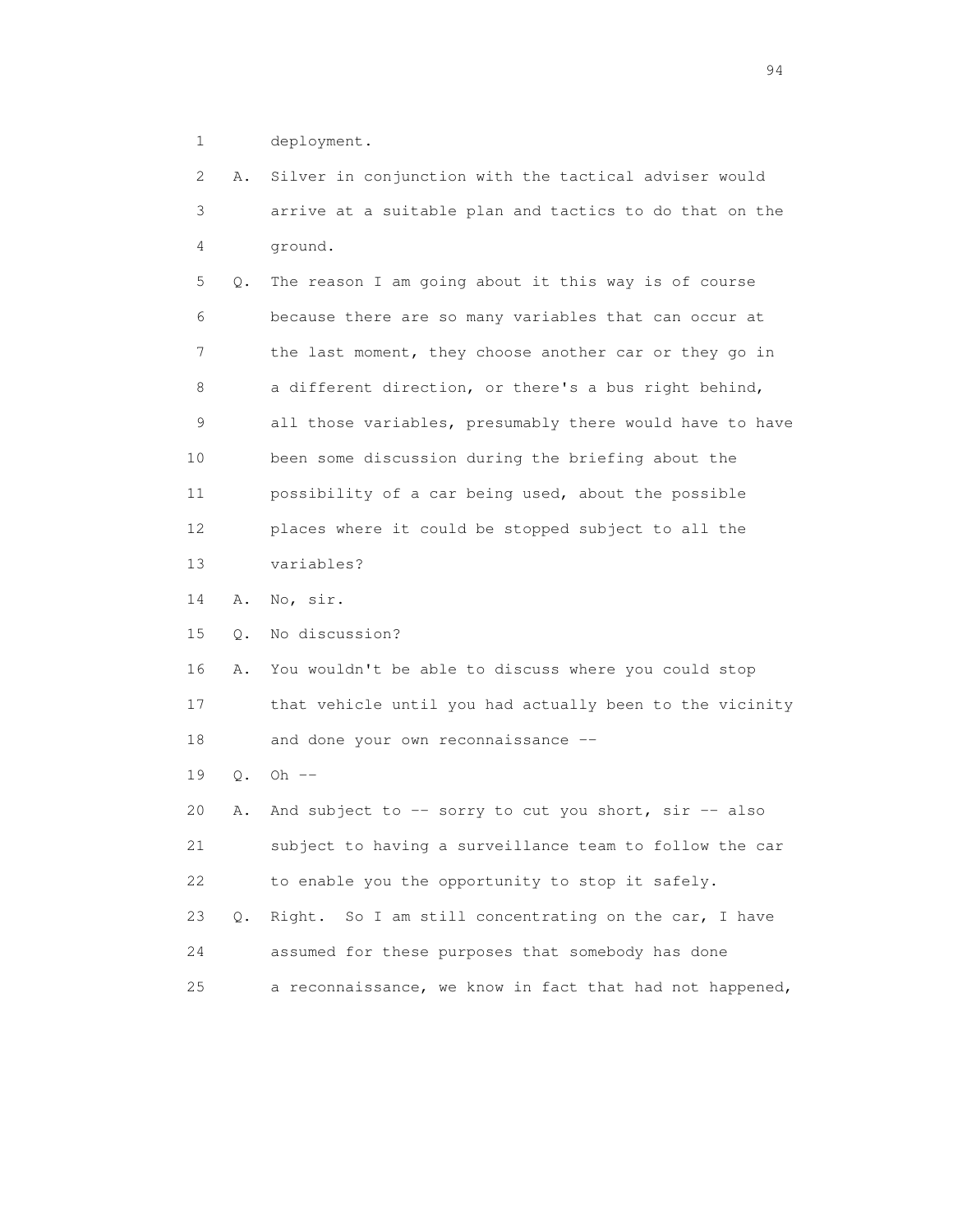1 deployment.

2 A. Silver in conjunction with the tactical adviser would
3 arrive at a suitable plan and tactics to do that on the
4 ground.

5 Q. The reason I am going about it this way is of course
6 because there are so many variables that can occur at
7 the last moment, they choose another car or they go in
8 a different direction, or there's a bus right behind,
9 all those variables, presumably there would have to have
10 been some discussion during the briefing about the
11 possibility of a car being used, about the possible
12 places where it could be stopped subject to all the
13 variables?

14 A. No, sir.

15 Q. No discussion?

16 A. You wouldn't be able to discuss where you could stop
17 that vehicle until you had actually been to the vicinity
18 and done your own reconnaissance --

19 Q. Oh --

20 A. And subject to -- sorry to cut you short, sir -- also
21 subject to having a surveillance team to follow the car
22 to enable you the opportunity to stop it safely.

23 Q. Right. So I am still concentrating on the car, I have
24 assumed for these purposes that somebody has done
25 a reconnaissance, we know in fact that had not happened,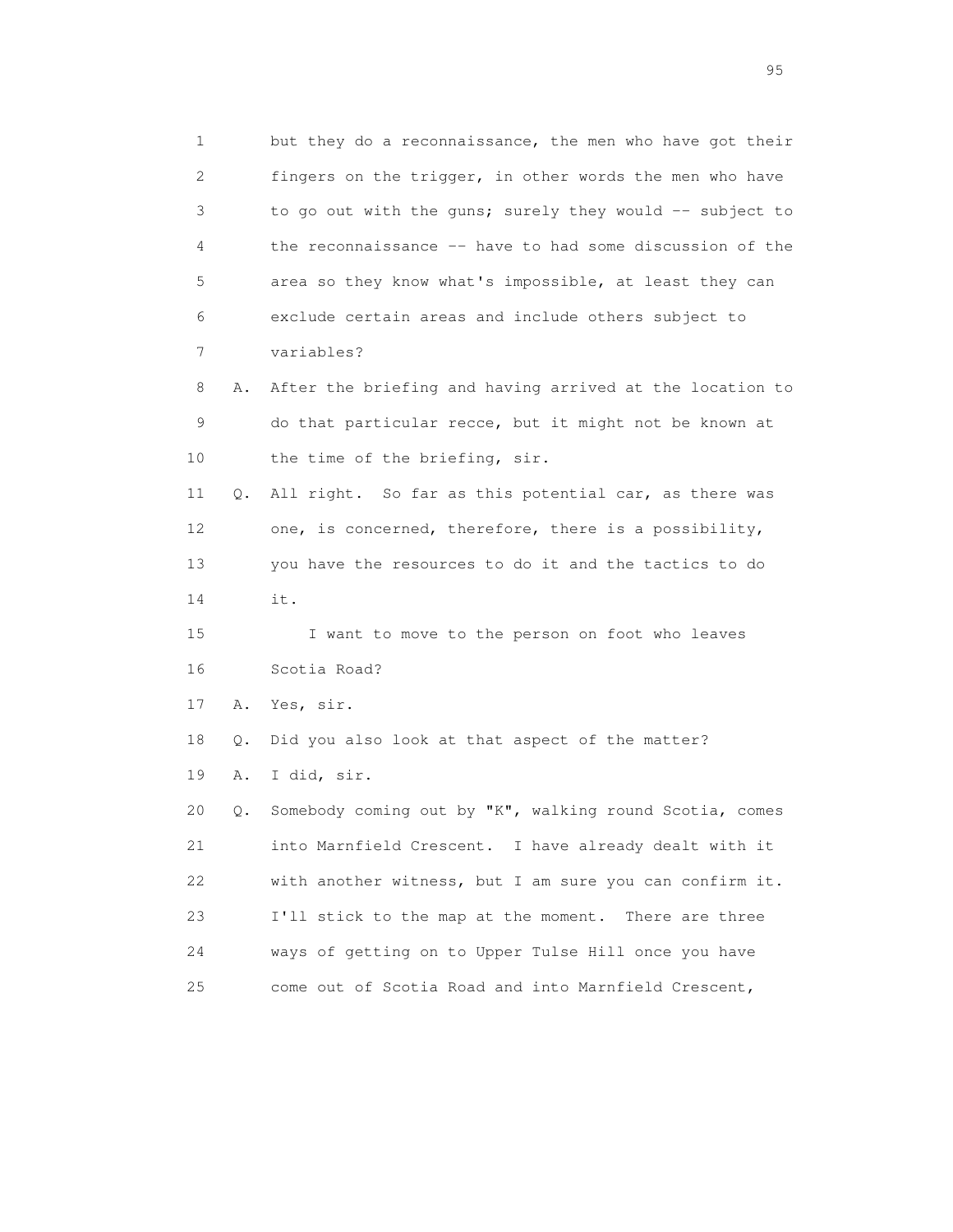1 but they do a reconnaissance, the men who have got their
2 fingers on the trigger, in other words the men who have
3 to go out with the guns; surely they would -- subject to
4 the reconnaissance -- have to had some discussion of the
5 area so they know what's impossible, at least they can
6 exclude certain areas and include others subject to
7 variables?

8 A. After the briefing and having arrived at the location to
9 do that particular recce, but it might not be known at
10 the time of the briefing, sir.

11 Q. All right. So far as this potential car, as there was
12 one, is concerned, therefore, there is a possibility,
13 you have the resources to do it and the tactics to do
14 it.

15 I want to move to the person on foot who leaves
16 Scotia Road?

17 A. Yes, sir.

18 Q. Did you also look at that aspect of the matter?

19 A. I did, sir.

20 Q. Somebody coming out by "K", walking round Scotia, comes
21 into Marnfield Crescent. I have already dealt with it
22 with another witness, but I am sure you can confirm it.
23 I'll stick to the map at the moment. There are three
24 ways of getting on to Upper Tulse Hill once you have
25 come out of Scotia Road and into Marnfield Crescent,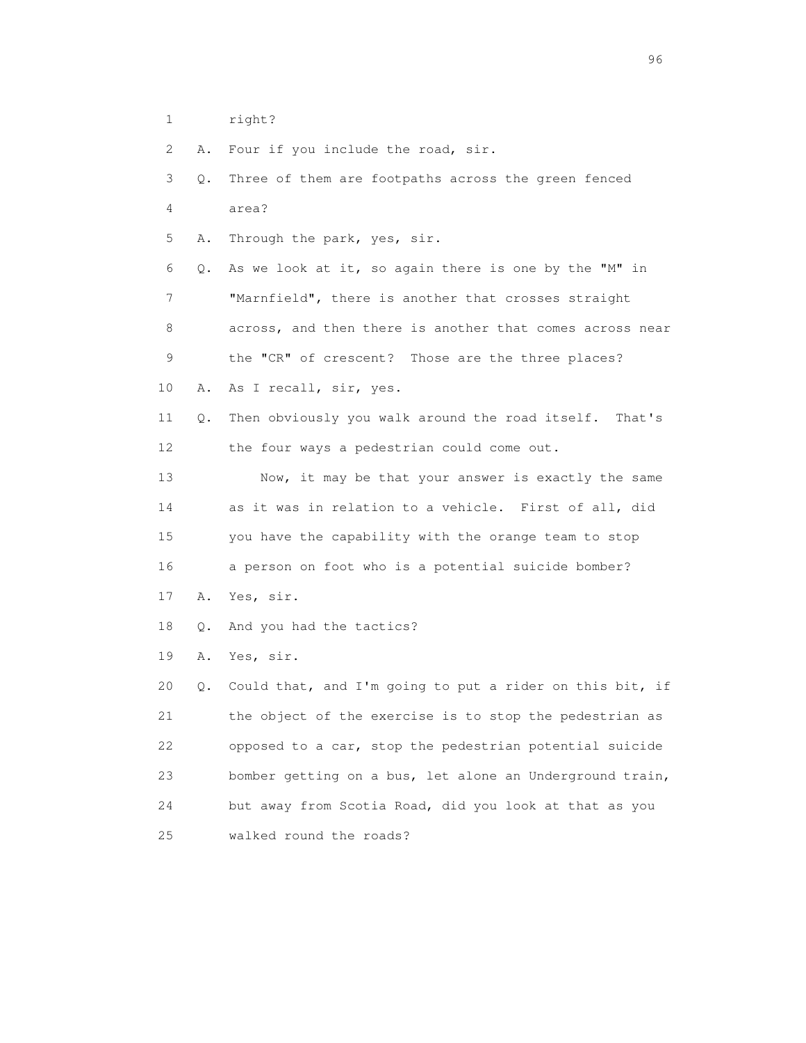1 right?

2 A. Four if you include the road, sir.

3 Q. Three of them are footpaths across the green fenced

4 area?

5 A. Through the park, yes, sir.

6 Q. As we look at it, so again there is one by the "M" in

7 "Marnfield", there is another that crosses straight

8 across, and then there is another that comes across near

9 the "CR" of crescent? Those are the three places?

10 A. As I recall, sir, yes.

11 Q. Then obviously you walk around the road itself. That's

12 the four ways a pedestrian could come out.

13 Now, it may be that your answer is exactly the same

14 as it was in relation to a vehicle. First of all, did

15 you have the capability with the orange team to stop

16 a person on foot who is a potential suicide bomber?

17 A. Yes, sir.

18 Q. And you had the tactics?

19 A. Yes, sir.

20 Q. Could that, and I'm going to put a rider on this bit, if

21 the object of the exercise is to stop the pedestrian as

22 opposed to a car, stop the pedestrian potential suicide

23 bomber getting on a bus, let alone an Underground train,

24 but away from Scotia Road, did you look at that as you

25 walked round the roads?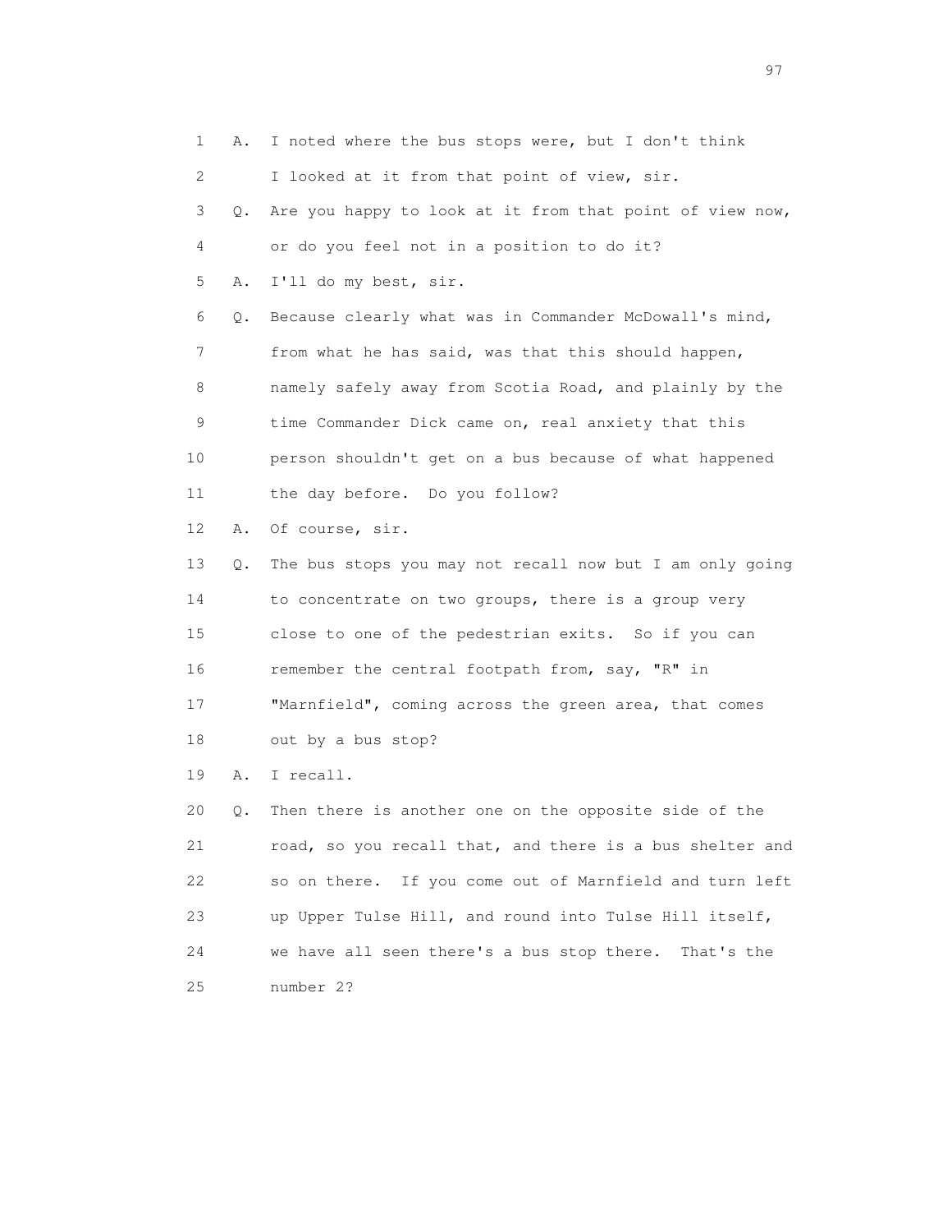1 A. I noted where the bus stops were, but I don't think
2 I looked at it from that point of view, sir.
3 Q. Are you happy to look at it from that point of view now,
4 or do you feel not in a position to do it?
5 A. I'll do my best, sir.
6 Q. Because clearly what was in Commander McDowall's mind,
7 from what he has said, was that this should happen,
8 namely safely away from Scotia Road, and plainly by the
9 time Commander Dick came on, real anxiety that this
10 person shouldn't get on a bus because of what happened
11 the day before. Do you follow?
12 A. Of course, sir.
13 Q. The bus stops you may not recall now but I am only going
14 to concentrate on two groups, there is a group very
15 close to one of the pedestrian exits. So if you can
16 remember the central footpath from, say, "R" in
17 "Marnfield", coming across the green area, that comes
18 out by a bus stop?
19 A. I recall.
20 Q. Then there is another one on the opposite side of the
21 road, so you recall that, and there is a bus shelter and
22 so on there. If you come out of Marnfield and turn left
23 up Upper Tulse Hill, and round into Tulse Hill itself,
24 we have all seen there's a bus stop there. That's the
25 number 2?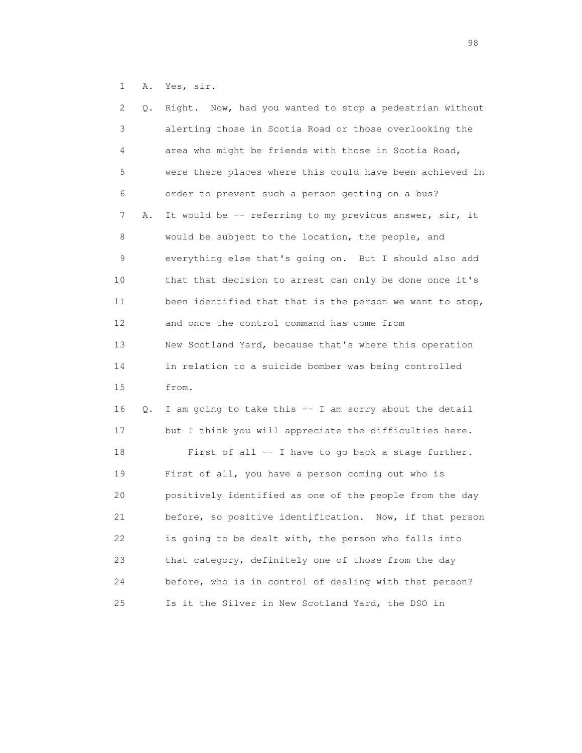1 A. Yes, sir.

2 Q. Right. Now, had you wanted to stop a pedestrian without

3 alerting those in Scotia Road or those overlooking the

4 area who might be friends with those in Scotia Road,

5 were there places where this could have been achieved in

6 order to prevent such a person getting on a bus?

7 A. It would be -- referring to my previous answer, sir, it

8 would be subject to the location, the people, and

9 everything else that's going on. But I should also add

10 that that decision to arrest can only be done once it's

11 been identified that that is the person we want to stop,

12 and once the control command has come from

13 New Scotland Yard, because that's where this operation

14 in relation to a suicide bomber was being controlled

15 from.

16 Q. I am going to take this -- I am sorry about the detail

17 but I think you will appreciate the difficulties here.

18 First of all -- I have to go back a stage further.

19 First of all, you have a person coming out who is

20 positively identified as one of the people from the day

21 before, so positive identification. Now, if that person

22 is going to be dealt with, the person who falls into

23 that category, definitely one of those from the day

24 before, who is in control of dealing with that person?

25 Is it the Silver in New Scotland Yard, the DSO in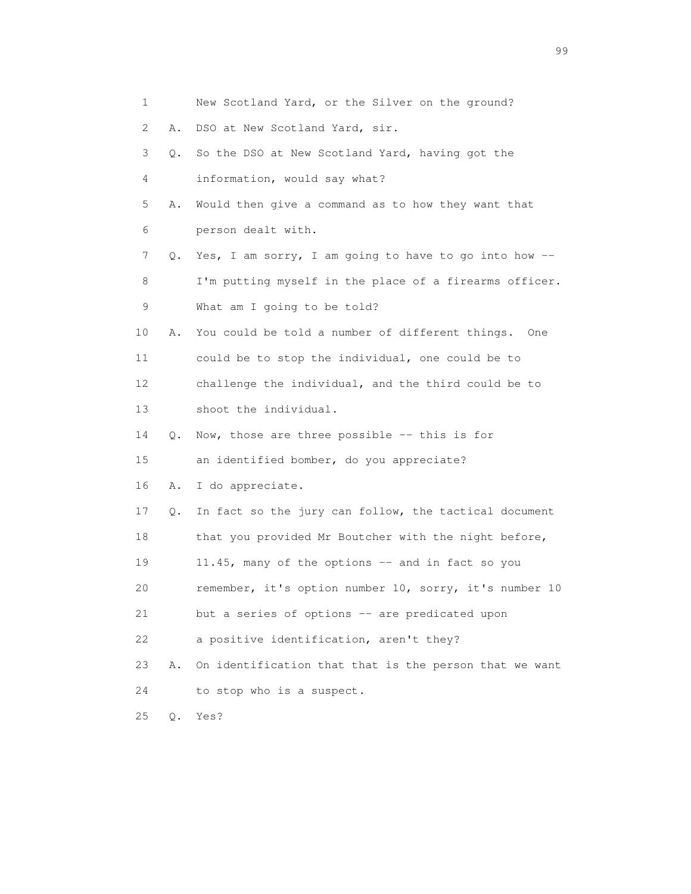1 New Scotland Yard, or the Silver on the ground?

2 A. DSO at New Scotland Yard, sir.

3 Q. So the DSO at New Scotland Yard, having got the

4 information, would say what?

5 A. Would then give a command as to how they want that

6 person dealt with.

7 Q. Yes, I am sorry, I am going to have to go into how --

8 I'm putting myself in the place of a firearms officer.

9 What am I going to be told?

10 A. You could be told a number of different things. One

11 could be to stop the individual, one could be to

12 challenge the individual, and the third could be to

13 shoot the individual.

14 Q. Now, those are three possible -- this is for

15 an identified bomber, do you appreciate?

16 A. I do appreciate.

17 Q. In fact so the jury can follow, the tactical document

18 that you provided Mr Boutcher with the night before,

19 11.45, many of the options -- and in fact so you

20 remember, it's option number 10, sorry, it's number 10

21 but a series of options -- are predicated upon

22 a positive identification, aren't they?

23 A. On identification that that is the person that we want

24 to stop who is a suspect.

25 Q. Yes?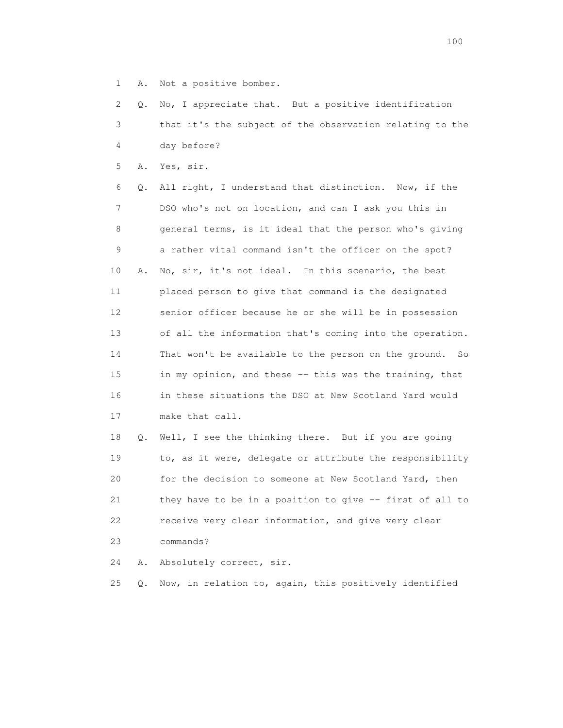1 A. Not a positive bomber.

2 Q. No, I appreciate that. But a positive identification

3 that it's the subject of the observation relating to the

4 day before?

5 A. Yes, sir.

6 Q. All right, I understand that distinction. Now, if the

7 DSO who's not on location, and can I ask you this in

8 general terms, is it ideal that the person who's giving

9 a rather vital command isn't the officer on the spot?

10 A. No, sir, it's not ideal. In this scenario, the best

11 placed person to give that command is the designated

12 senior officer because he or she will be in possession

13 of all the information that's coming into the operation.

14 That won't be available to the person on the ground. So

15 in my opinion, and these -- this was the training, that

16 in these situations the DSO at New Scotland Yard would

17 make that call.

18 Q. Well, I see the thinking there. But if you are going

19 to, as it were, delegate or attribute the responsibility

20 for the decision to someone at New Scotland Yard, then

21 they have to be in a position to give -- first of all to

22 receive very clear information, and give very clear

23 commands?

24 A. Absolutely correct, sir.

25 Q. Now, in relation to, again, this positively identified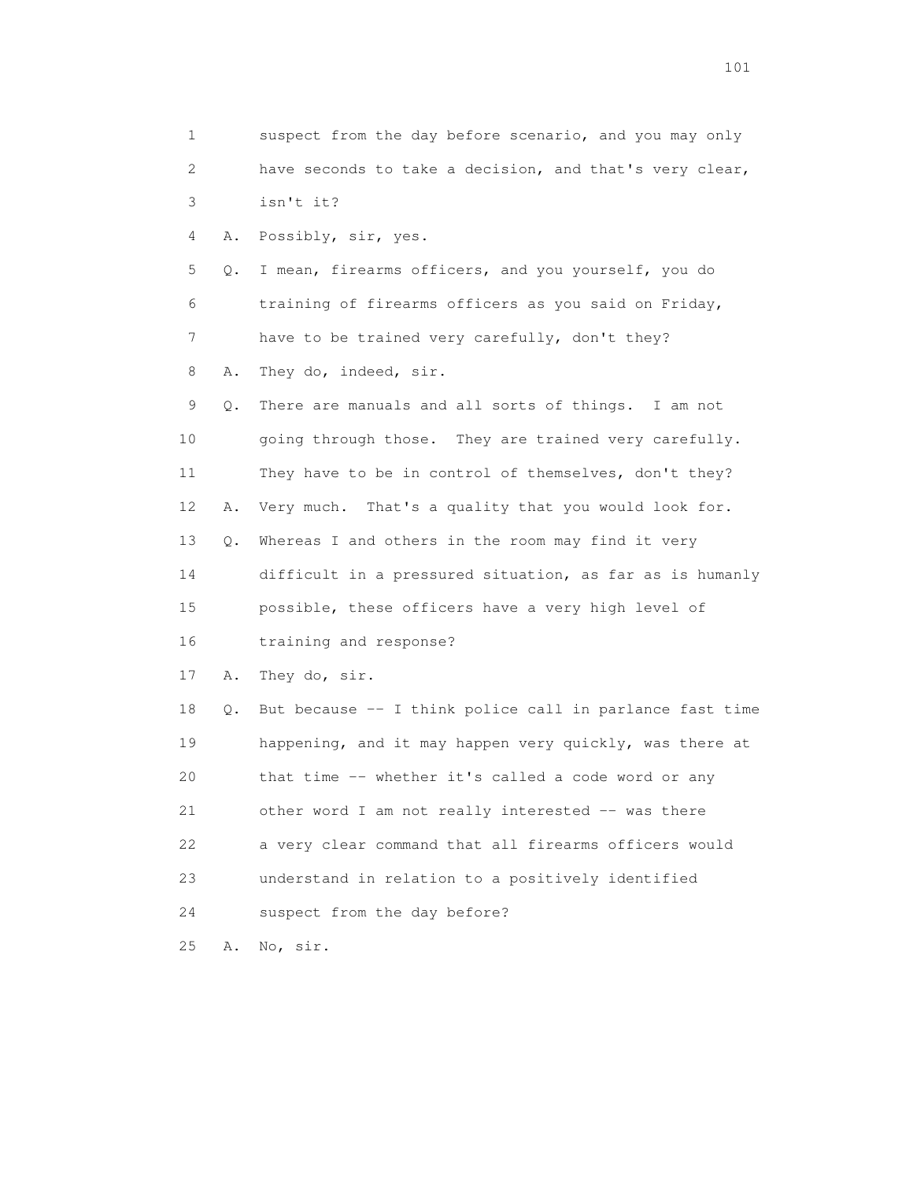1 suspect from the day before scenario, and you may only
2 have seconds to take a decision, and that's very clear,
3 isn't it?

4 A. Possibly, sir, yes.

5 Q. I mean, firearms officers, and you yourself, you do
6 training of firearms officers as you said on Friday,
7 have to be trained very carefully, don't they?

8 A. They do, indeed, sir.

9 Q. There are manuals and all sorts of things. I am not
10 going through those. They are trained very carefully.
11 They have to be in control of themselves, don't they?

12 A. Very much. That's a quality that you would look for.

13 Q. Whereas I and others in the room may find it very
14 difficult in a pressured situation, as far as is humanly
15 possible, these officers have a very high level of
16 training and response?

17 A. They do, sir.

18 Q. But because -- I think police call in parlance fast time
19 happening, and it may happen very quickly, was there at
20 that time -- whether it's called a code word or any
21 other word I am not really interested -- was there
22 a very clear command that all firearms officers would
23 understand in relation to a positively identified
24 suspect from the day before?

25 A. No, sir.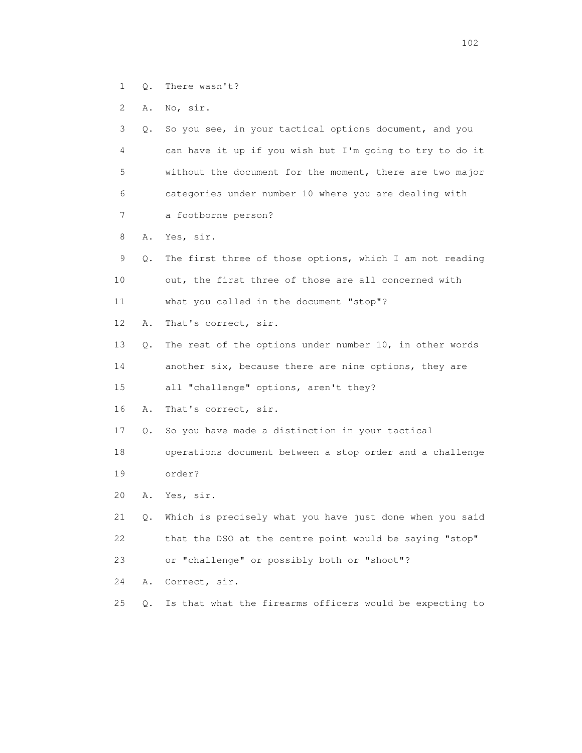1 Q. There wasn't?

2 A. No, sir.

3 Q. So you see, in your tactical options document, and you

4 can have it up if you wish but I'm going to try to do it

5 without the document for the moment, there are two major

6 categories under number 10 where you are dealing with

7 a footborne person?

8 A. Yes, sir.

9 Q. The first three of those options, which I am not reading

10 out, the first three of those are all concerned with

11 what you called in the document "stop"?

12 A. That's correct, sir.

13 Q. The rest of the options under number 10, in other words

14 another six, because there are nine options, they are

15 all "challenge" options, aren't they?

16 A. That's correct, sir.

17 Q. So you have made a distinction in your tactical

18 operations document between a stop order and a challenge

19 order?

20 A. Yes, sir.

21 Q. Which is precisely what you have just done when you said

22 that the DSO at the centre point would be saying "stop"

23 or "challenge" or possibly both or "shoot"?

24 A. Correct, sir.

25 Q. Is that what the firearms officers would be expecting to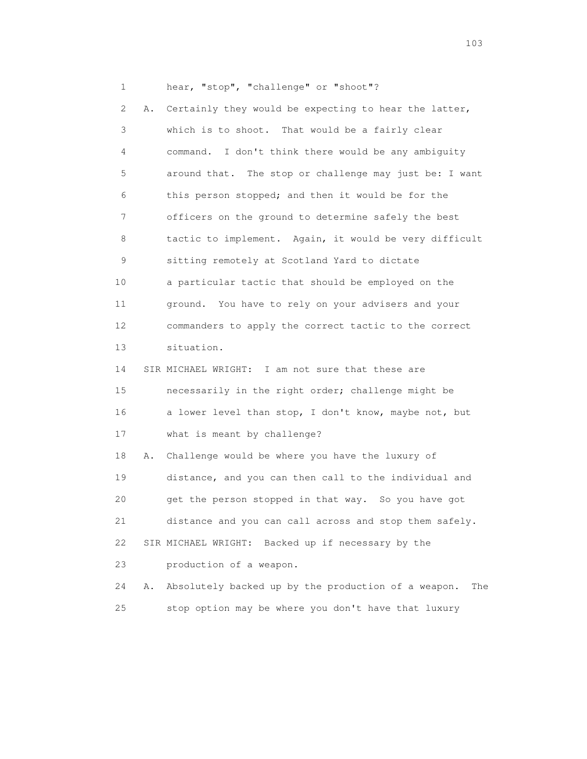1 hear, "stop", "challenge" or "shoot"?

2 A. Certainly they would be expecting to hear the latter,

3 which is to shoot. That would be a fairly clear

4 command. I don't think there would be any ambiguity

5 around that. The stop or challenge may just be: I want

6 this person stopped; and then it would be for the

7 officers on the ground to determine safely the best

8 tactic to implement. Again, it would be very difficult

9 sitting remotely at Scotland Yard to dictate

10 a particular tactic that should be employed on the

11 ground. You have to rely on your advisers and your

12 commanders to apply the correct tactic to the correct

13 situation.

14 SIR MICHAEL WRIGHT: I am not sure that these are

15 necessarily in the right order; challenge might be

16 a lower level than stop, I don't know, maybe not, but

17 what is meant by challenge?

18 A. Challenge would be where you have the luxury of

19 distance, and you can then call to the individual and

20 get the person stopped in that way. So you have got

21 distance and you can call across and stop them safely.

22 SIR MICHAEL WRIGHT: Backed up if necessary by the

23 production of a weapon.

24 A. Absolutely backed up by the production of a weapon. The

25 stop option may be where you don't have that luxury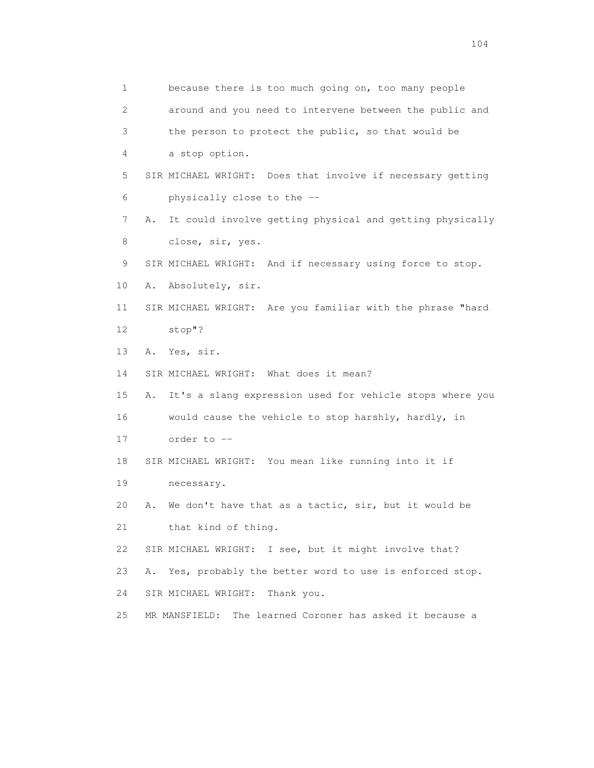1 because there is too much going on, too many people
2 around and you need to intervene between the public and
3 the person to protect the public, so that would be
4 a stop option.
5 SIR MICHAEL WRIGHT: Does that involve if necessary getting
6 physically close to the --
7 A. It could involve getting physical and getting physically
8 close, sir, yes.
9 SIR MICHAEL WRIGHT: And if necessary using force to stop.
10 A. Absolutely, sir.
11 SIR MICHAEL WRIGHT: Are you familiar with the phrase "hard
12 stop"?
13 A. Yes, sir.
14 SIR MICHAEL WRIGHT: What does it mean?
15 A. It's a slang expression used for vehicle stops where you
16 would cause the vehicle to stop harshly, hardly, in
17 order to --
18 SIR MICHAEL WRIGHT: You mean like running into it if
19 necessary.
20 A. We don't have that as a tactic, sir, but it would be
21 that kind of thing.
22 SIR MICHAEL WRIGHT: I see, but it might involve that?
23 A. Yes, probably the better word to use is enforced stop.
24 SIR MICHAEL WRIGHT: Thank you.
25 MR MANSFIELD: The learned Coroner has asked it because a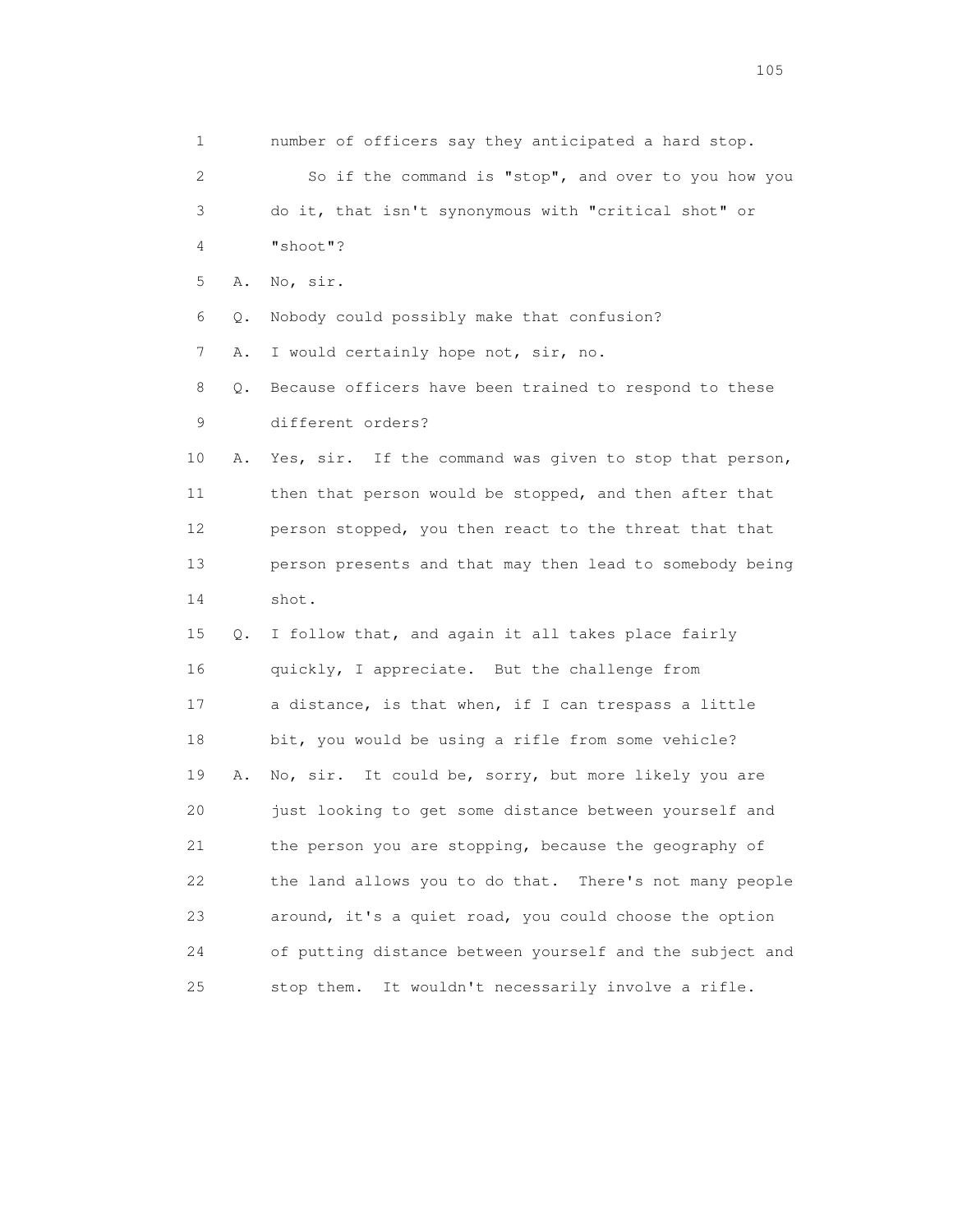1 number of officers say they anticipated a hard stop.

2 So if the command is "stop", and over to you how you

3 do it, that isn't synonymous with "critical shot" or

4 "shoot"?

5 A. No, sir.

6 Q. Nobody could possibly make that confusion?

7 A. I would certainly hope not, sir, no.

8 Q. Because officers have been trained to respond to these

9 different orders?

10 A. Yes, sir. If the command was given to stop that person,

11 then that person would be stopped, and then after that

12 person stopped, you then react to the threat that that

13 person presents and that may then lead to somebody being

14 shot.

15 Q. I follow that, and again it all takes place fairly

16 quickly, I appreciate. But the challenge from

17 a distance, is that when, if I can trespass a little

18 bit, you would be using a rifle from some vehicle?

19 A. No, sir. It could be, sorry, but more likely you are

20 just looking to get some distance between yourself and

21 the person you are stopping, because the geography of

22 the land allows you to do that. There's not many people

23 around, it's a quiet road, you could choose the option

24 of putting distance between yourself and the subject and

25 stop them. It wouldn't necessarily involve a rifle.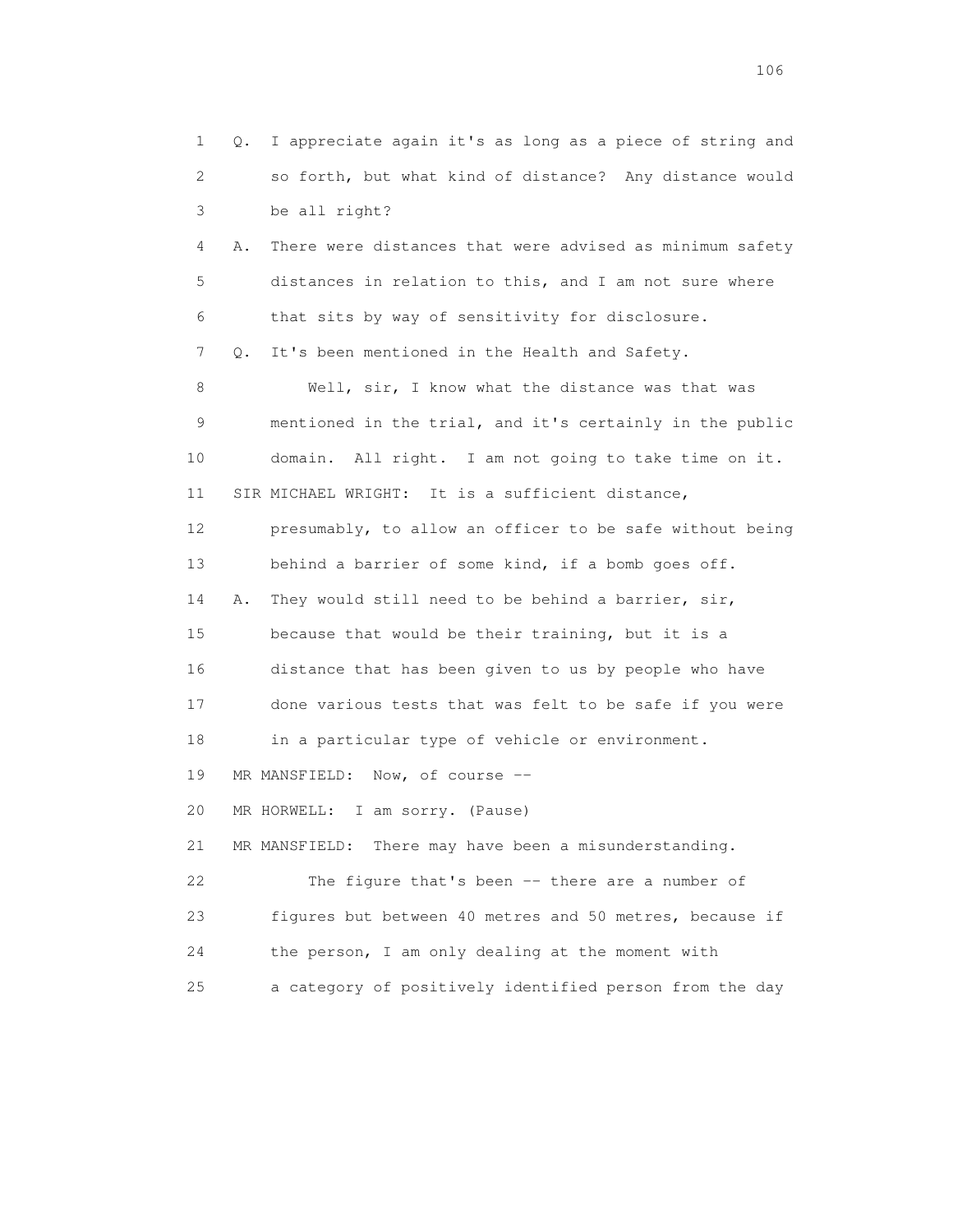1 Q. I appreciate again it's as long as a piece of string and
2 so forth, but what kind of distance? Any distance would
3 be all right?

4 A. There were distances that were advised as minimum safety
5 distances in relation to this, and I am not sure where
6 that sits by way of sensitivity for disclosure.

7 Q. It's been mentioned in the Health and Safety.

8 Well, sir, I know what the distance was that was
9 mentioned in the trial, and it's certainly in the public
10 domain. All right. I am not going to take time on it.

11 SIR MICHAEL WRIGHT: It is a sufficient distance,
12 presumably, to allow an officer to be safe without being
13 behind a barrier of some kind, if a bomb goes off.

14 A. They would still need to be behind a barrier, sir,
15 because that would be their training, but it is a
16 distance that has been given to us by people who have
17 done various tests that was felt to be safe if you were
18 in a particular type of vehicle or environment.

19 MR MANSFIELD: Now, of course --

20 MR HORWELL: I am sorry. (Pause)

21 MR MANSFIELD: There may have been a misunderstanding.

22 The figure that's been -- there are a number of
23 figures but between 40 metres and 50 metres, because if
24 the person, I am only dealing at the moment with
25 a category of positively identified person from the day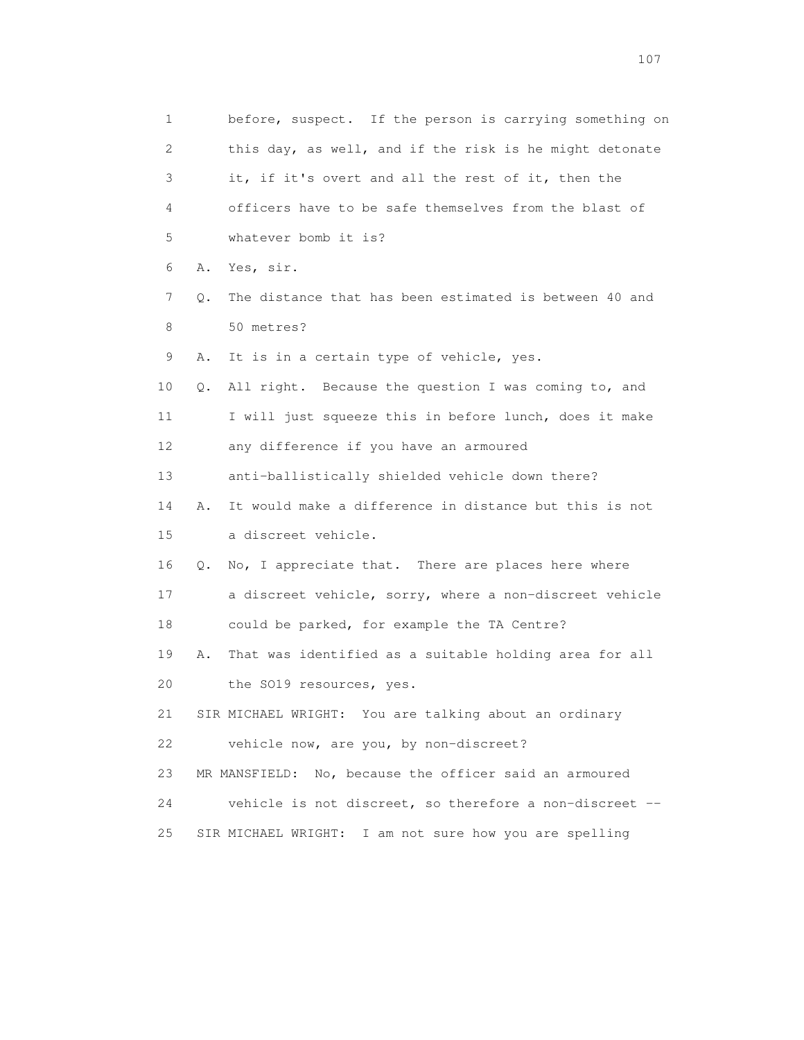1 before, suspect. If the person is carrying something on
2 this day, as well, and if the risk is he might detonate
3 it, if it's overt and all the rest of it, then the
4 officers have to be safe themselves from the blast of
5 whatever bomb it is?

6 A. Yes, sir.

7 Q. The distance that has been estimated is between 40 and
8 50 metres?

9 A. It is in a certain type of vehicle, yes.

10 Q. All right. Because the question I was coming to, and
11 I will just squeeze this in before lunch, does it make
12 any difference if you have an armoured
13 anti-ballistically shielded vehicle down there?

14 A. It would make a difference in distance but this is not
15 a discreet vehicle.

16 Q. No, I appreciate that. There are places here where
17 a discreet vehicle, sorry, where a non-discreet vehicle
18 could be parked, for example the TA Centre?

19 A. That was identified as a suitable holding area for all
20 the SO19 resources, yes.

21 SIR MICHAEL WRIGHT: You are talking about an ordinary
22 vehicle now, are you, by non-discreet?

23 MR MANSFIELD: No, because the officer said an armoured
24 vehicle is not discreet, so therefore a non-discreet --

25 SIR MICHAEL WRIGHT: I am not sure how you are spelling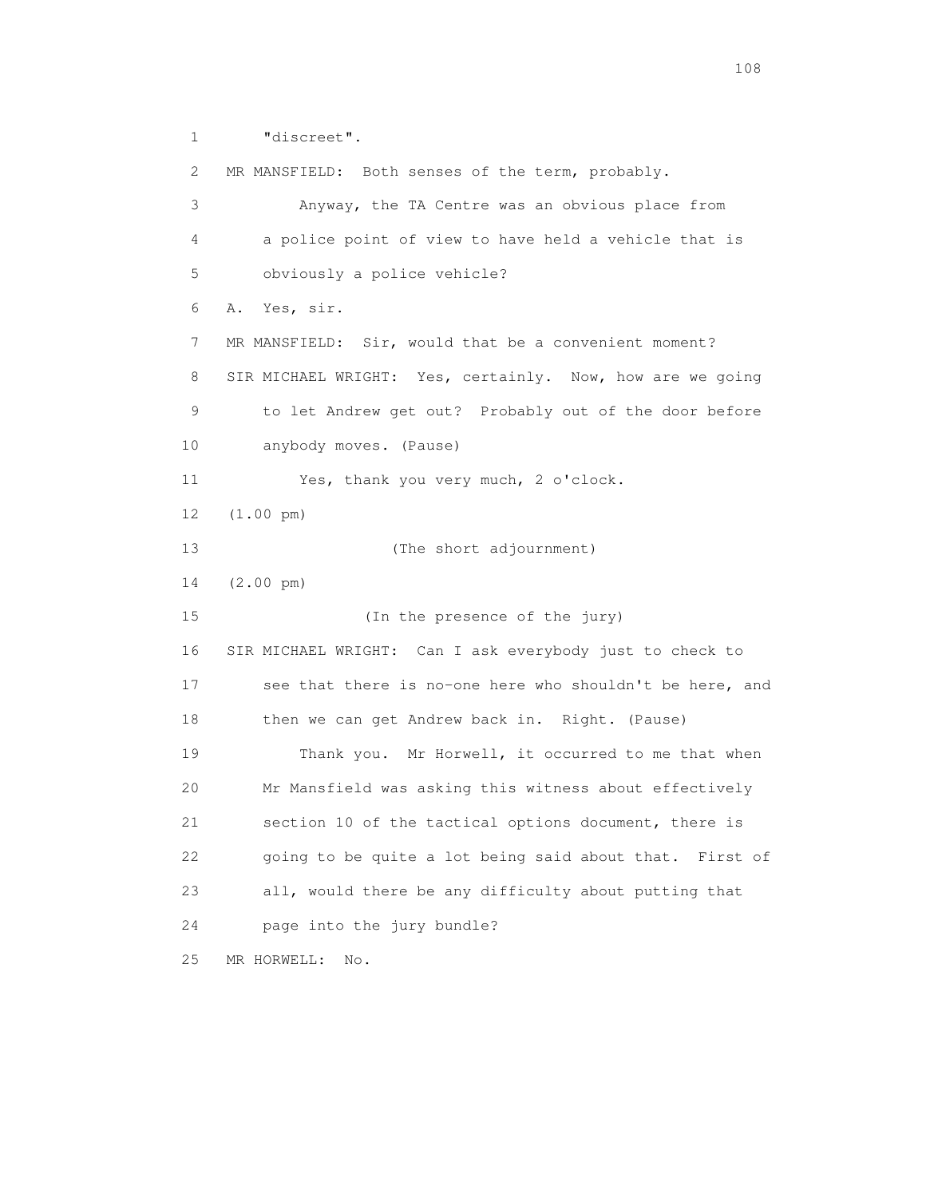1 "discreet".

2 MR MANSFIELD: Both senses of the term, probably.

3 Anyway, the TA Centre was an obvious place from

4 a police point of view to have held a vehicle that is

5 obviously a police vehicle?

6 A. Yes, sir.

7 MR MANSFIELD: Sir, would that be a convenient moment?

8 SIR MICHAEL WRIGHT: Yes, certainly. Now, how are we going

9 to let Andrew get out? Probably out of the door before

10 anybody moves. (Pause)

11 Yes, thank you very much, 2 o'clock.

12 (1.00 pm)

13 (The short adjournment)

14 (2.00 pm)

15 (In the presence of the jury)

16 SIR MICHAEL WRIGHT: Can I ask everybody just to check to

17 see that there is no-one here who shouldn't be here, and

18 then we can get Andrew back in. Right. (Pause)

19 Thank you. Mr Horwell, it occurred to me that when

20 Mr Mansfield was asking this witness about effectively

21 section 10 of the tactical options document, there is

22 going to be quite a lot being said about that. First of

23 all, would there be any difficulty about putting that

24 page into the jury bundle?

25 MR HORWELL: No.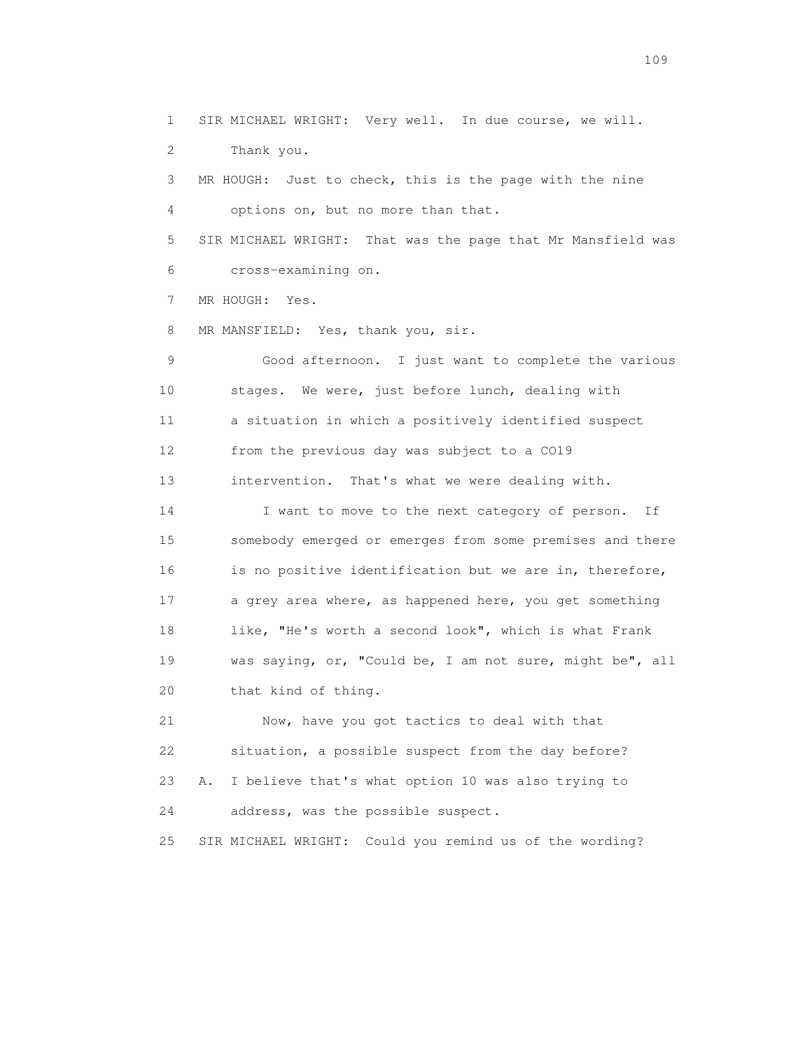1 SIR MICHAEL WRIGHT: Very well. In due course, we will.
2 Thank you.
3 MR HOUGH: Just to check, this is the page with the nine
4 options on, but no more than that.
5 SIR MICHAEL WRIGHT: That was the page that Mr Mansfield was
6 cross-examining on.
7 MR HOUGH: Yes.
8 MR MANSFIELD: Yes, thank you, sir.
9 Good afternoon. I just want to complete the various
10 stages. We were, just before lunch, dealing with
11 a situation in which a positively identified suspect
12 from the previous day was subject to a CO19
13 intervention. That's what we were dealing with.
14 I want to move to the next category of person. If
15 somebody emerged or emerges from some premises and there
16 is no positive identification but we are in, therefore,
17 a grey area where, as happened here, you get something
18 like, "He's worth a second look", which is what Frank
19 was saying, or, "Could be, I am not sure, might be", all
20 that kind of thing.
21 Now, have you got tactics to deal with that
22 situation, a possible suspect from the day before?
23 A. I believe that's what option 10 was also trying to
24 address, was the possible suspect.
25 SIR MICHAEL WRIGHT: Could you remind us of the wording?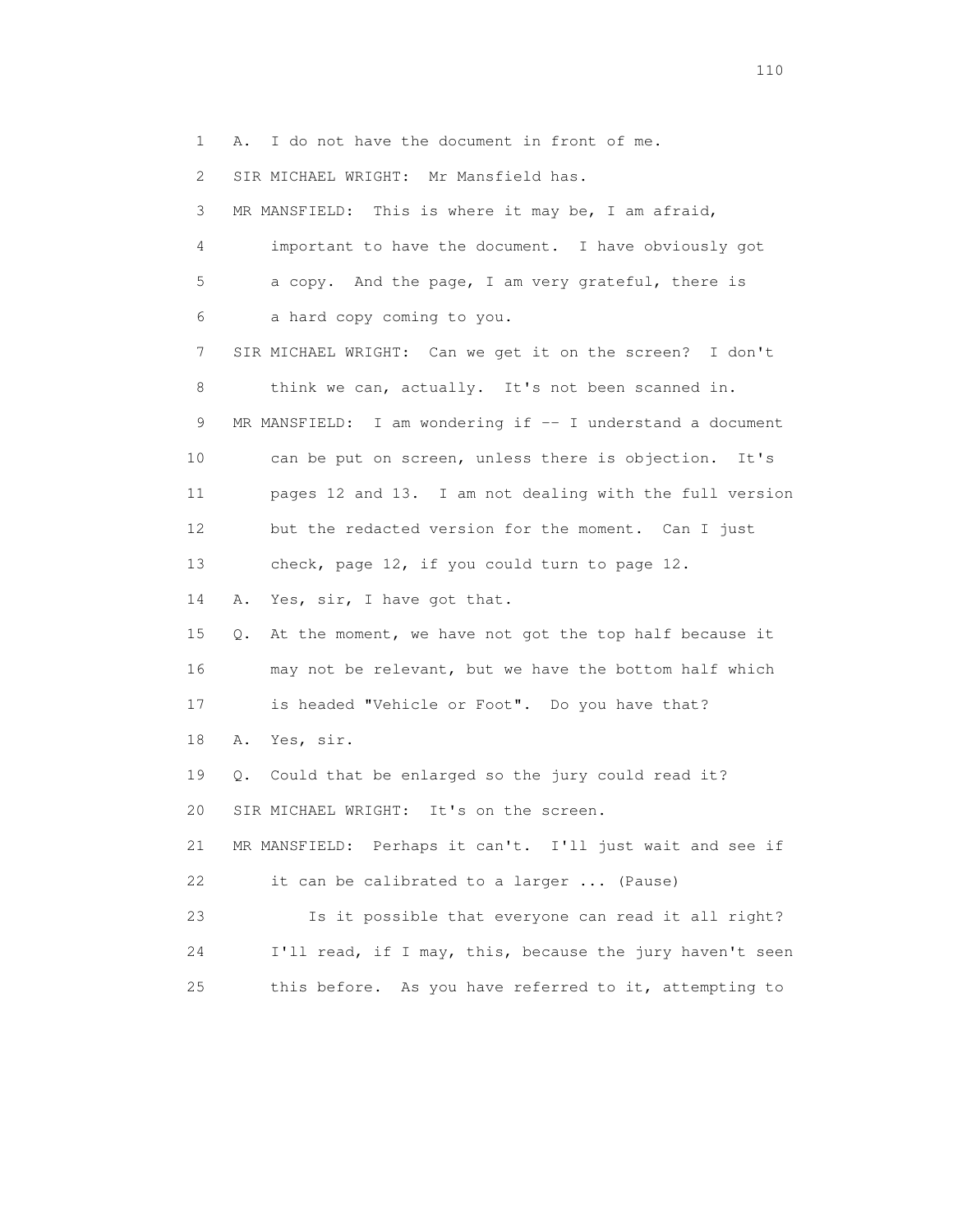1 A. I do not have the document in front of me.

2 SIR MICHAEL WRIGHT: Mr Mansfield has.

3 MR MANSFIELD: This is where it may be, I am afraid,

4 important to have the document. I have obviously got

5 a copy. And the page, I am very grateful, there is

6 a hard copy coming to you.

7 SIR MICHAEL WRIGHT: Can we get it on the screen? I don't

8 think we can, actually. It's not been scanned in.

9 MR MANSFIELD: I am wondering if -- I understand a document

10 can be put on screen, unless there is objection. It's

11 pages 12 and 13. I am not dealing with the full version

12 but the redacted version for the moment. Can I just

13 check, page 12, if you could turn to page 12.

14 A. Yes, sir, I have got that.

15 Q. At the moment, we have not got the top half because it

16 may not be relevant, but we have the bottom half which

17 is headed "Vehicle or Foot". Do you have that?

18 A. Yes, sir.

19 Q. Could that be enlarged so the jury could read it?

20 SIR MICHAEL WRIGHT: It's on the screen.

21 MR MANSFIELD: Perhaps it can't. I'll just wait and see if

22 it can be calibrated to a larger ... (Pause)

23 Is it possible that everyone can read it all right?

24 I'll read, if I may, this, because the jury haven't seen

25 this before. As you have referred to it, attempting to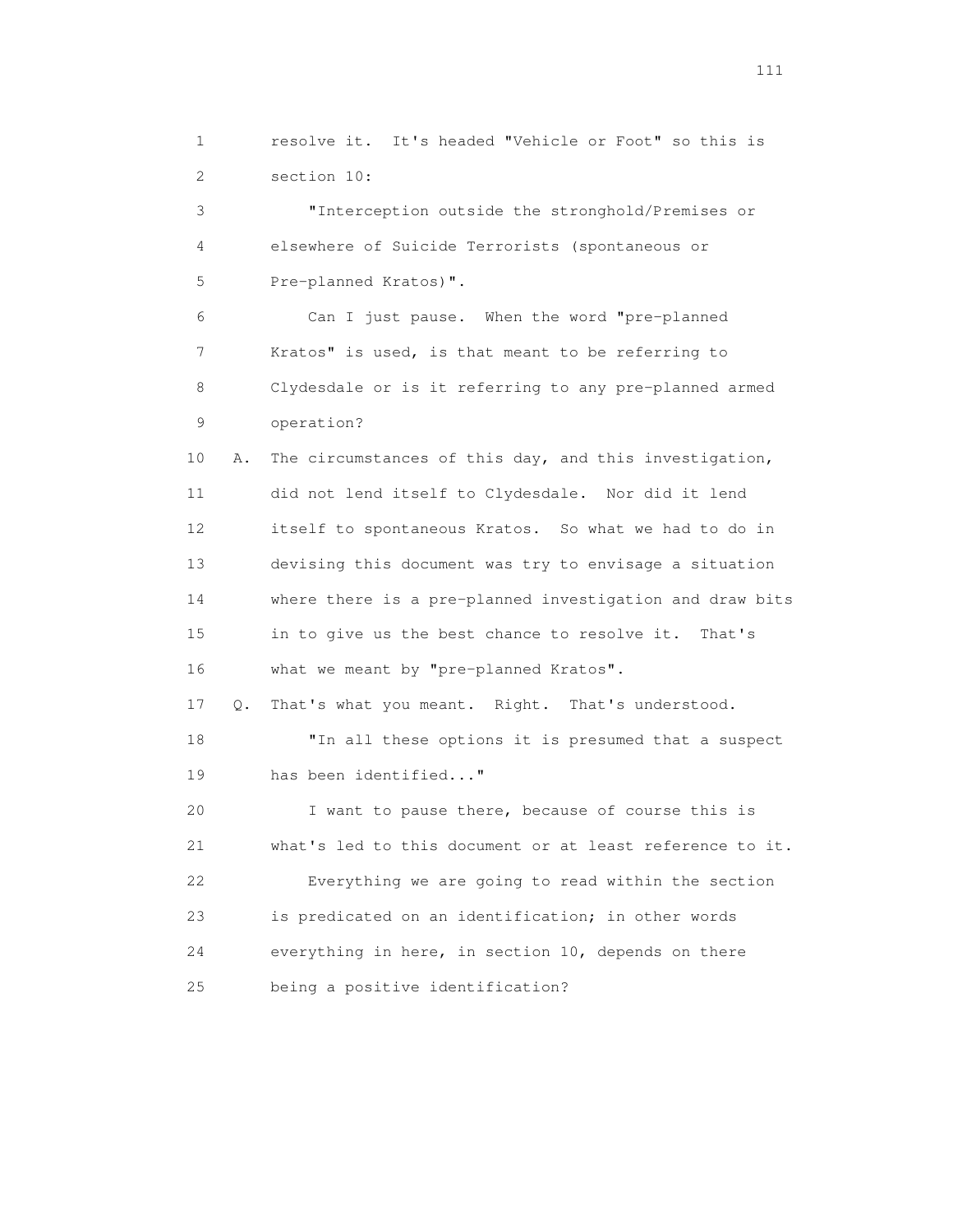1 resolve it. It's headed "Vehicle or Foot" so this is
2 section 10:

3 "Interception outside the stronghold/Premises or
4 elsewhere of Suicide Terrorists (spontaneous or
5 Pre-planned Kratos)".

6 Can I just pause. When the word "pre-planned
7 Kratos" is used, is that meant to be referring to
8 Clydesdale or is it referring to any pre-planned armed
9 operation?

10 A. The circumstances of this day, and this investigation,
11 did not lend itself to Clydesdale. Nor did it lend
12 itself to spontaneous Kratos. So what we had to do in
13 devising this document was try to envisage a situation
14 where there is a pre-planned investigation and draw bits
15 in to give us the best chance to resolve it. That's
16 what we meant by "pre-planned Kratos".

17 Q. That's what you meant. Right. That's understood.

18 "In all these options it is presumed that a suspect
19 has been identified..."

20 I want to pause there, because of course this is
21 what's led to this document or at least reference to it.

22 Everything we are going to read within the section
23 is predicated on an identification; in other words
24 everything in here, in section 10, depends on there
25 being a positive identification?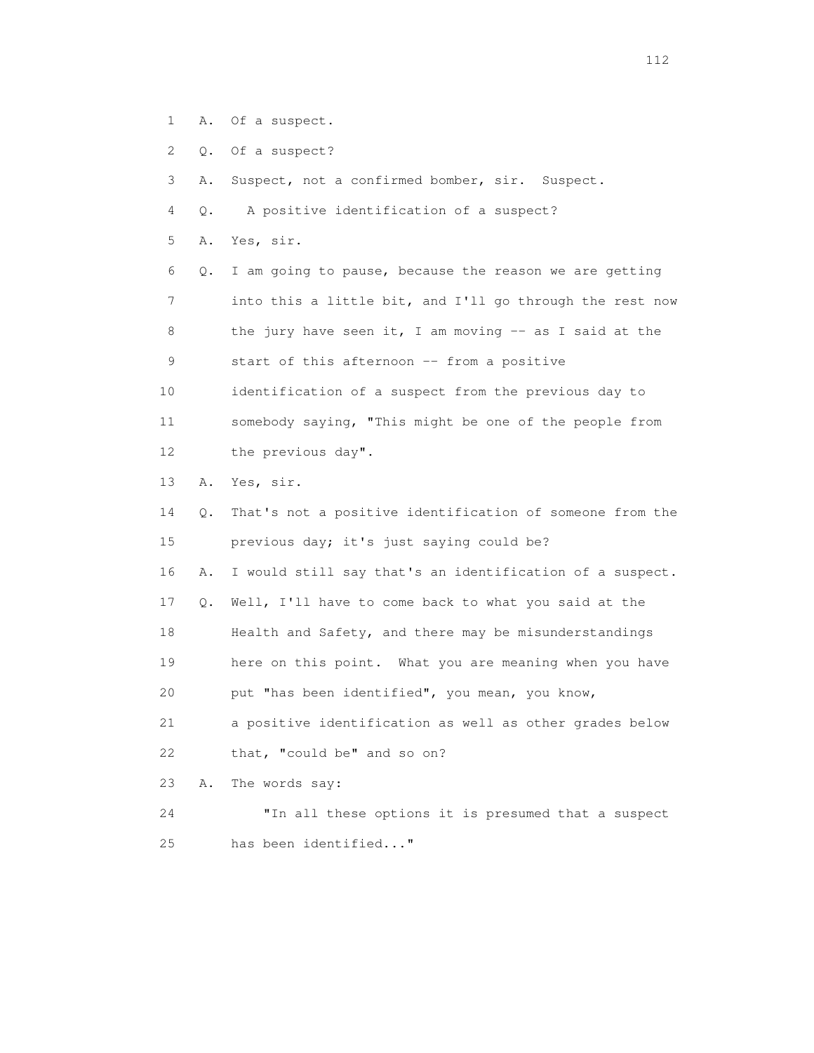1 A. Of a suspect.

2 Q. Of a suspect?

3 A. Suspect, not a confirmed bomber, sir. Suspect.

4 Q. A positive identification of a suspect?

5 A. Yes, sir.

6 Q. I am going to pause, because the reason we are getting

7 into this a little bit, and I'll go through the rest now

8 the jury have seen it, I am moving -- as I said at the

9 start of this afternoon -- from a positive

10 identification of a suspect from the previous day to

11 somebody saying, "This might be one of the people from

12 the previous day".

13 A. Yes, sir.

14 Q. That's not a positive identification of someone from the

15 previous day; it's just saying could be?

16 A. I would still say that's an identification of a suspect.

17 Q. Well, I'll have to come back to what you said at the

18 Health and Safety, and there may be misunderstandings

19 here on this point. What you are meaning when you have

20 put "has been identified", you mean, you know,

21 a positive identification as well as other grades below

22 that, "could be" and so on?

23 A. The words say:

24 "In all these options it is presumed that a suspect

25 has been identified..."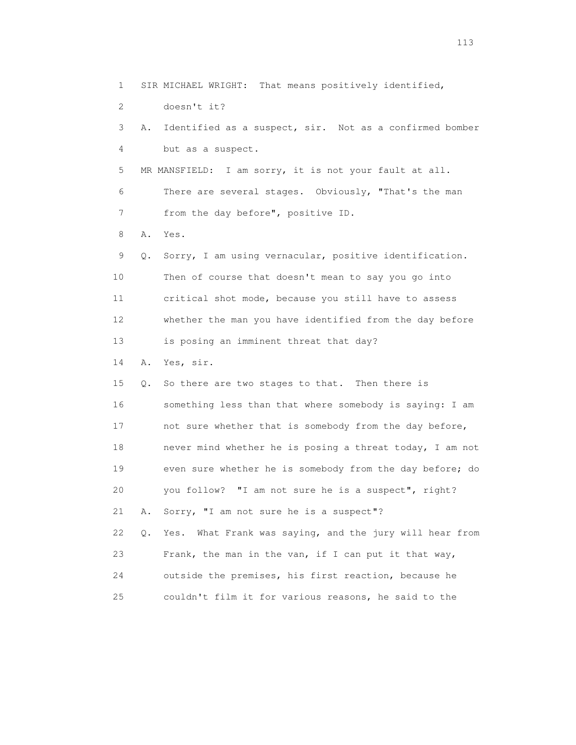1 SIR MICHAEL WRIGHT: That means positively identified,

2 doesn't it?

3 A. Identified as a suspect, sir. Not as a confirmed bomber

4 but as a suspect.

5 MR MANSFIELD: I am sorry, it is not your fault at all.

6 There are several stages. Obviously, "That's the man

7 from the day before", positive ID.

8 A. Yes.

9 Q. Sorry, I am using vernacular, positive identification.

10 Then of course that doesn't mean to say you go into

11 critical shot mode, because you still have to assess

12 whether the man you have identified from the day before

13 is posing an imminent threat that day?

14 A. Yes, sir.

15 Q. So there are two stages to that. Then there is

16 something less than that where somebody is saying: I am

17 not sure whether that is somebody from the day before,

18 never mind whether he is posing a threat today, I am not

19 even sure whether he is somebody from the day before; do

20 you follow? "I am not sure he is a suspect", right?

21 A. Sorry, "I am not sure he is a suspect"?

22 Q. Yes. What Frank was saying, and the jury will hear from

23 Frank, the man in the van, if I can put it that way,

24 outside the premises, his first reaction, because he

25 couldn't film it for various reasons, he said to the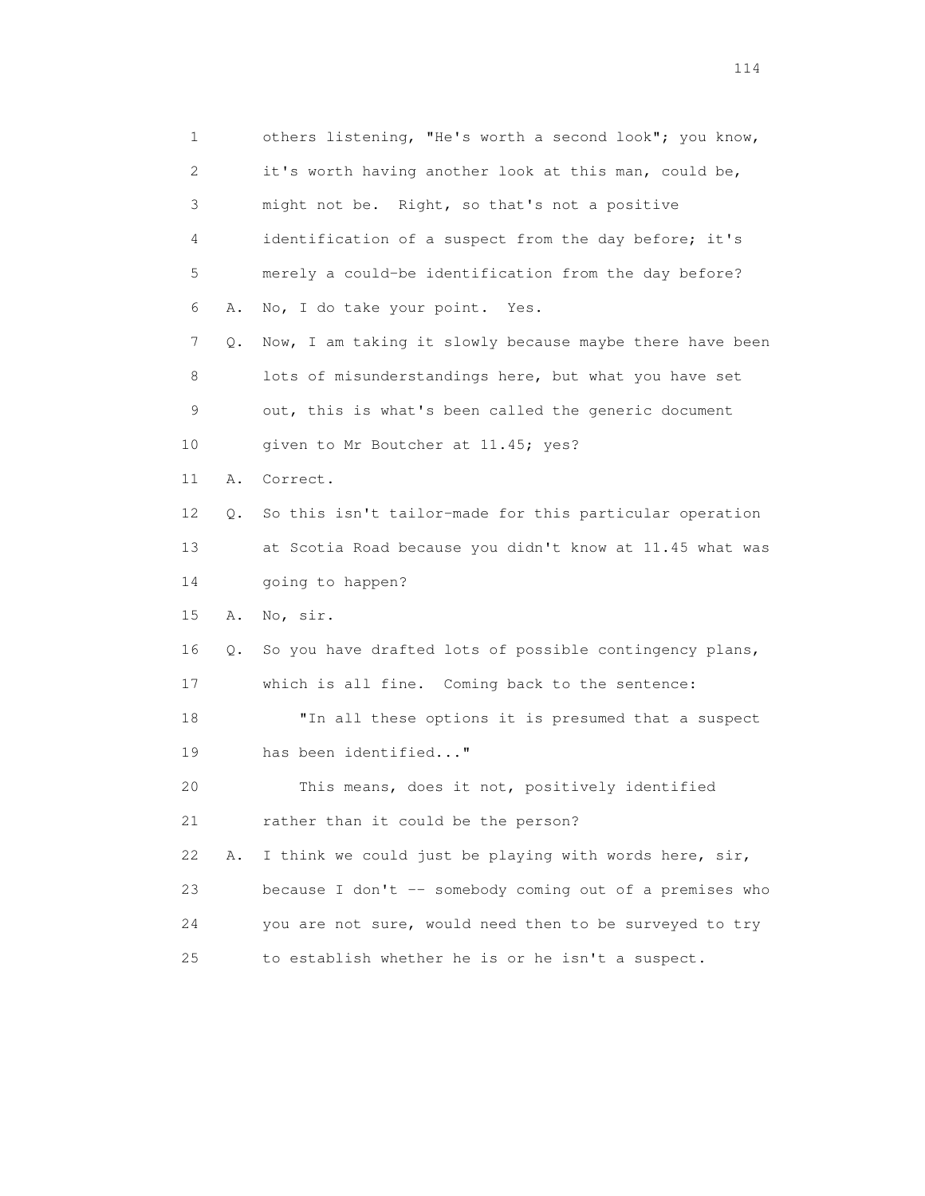1 others listening, "He's worth a second look"; you know,
2 it's worth having another look at this man, could be,
3 might not be. Right, so that's not a positive
4 identification of a suspect from the day before; it's
5 merely a could-be identification from the day before?
6 A. No, I do take your point. Yes.
7 Q. Now, I am taking it slowly because maybe there have been
8 lots of misunderstandings here, but what you have set
9 out, this is what's been called the generic document
10 given to Mr Boutcher at 11.45; yes?
11 A. Correct.
12 Q. So this isn't tailor-made for this particular operation
13 at Scotia Road because you didn't know at 11.45 what was
14 going to happen?
15 A. No, sir.
16 Q. So you have drafted lots of possible contingency plans,
17 which is all fine. Coming back to the sentence:
18 "In all these options it is presumed that a suspect
19 has been identified..."
20 This means, does it not, positively identified
21 rather than it could be the person?
22 A. I think we could just be playing with words here, sir,
23 because I don't -- somebody coming out of a premises who
24 you are not sure, would need then to be surveyed to try
25 to establish whether he is or he isn't a suspect.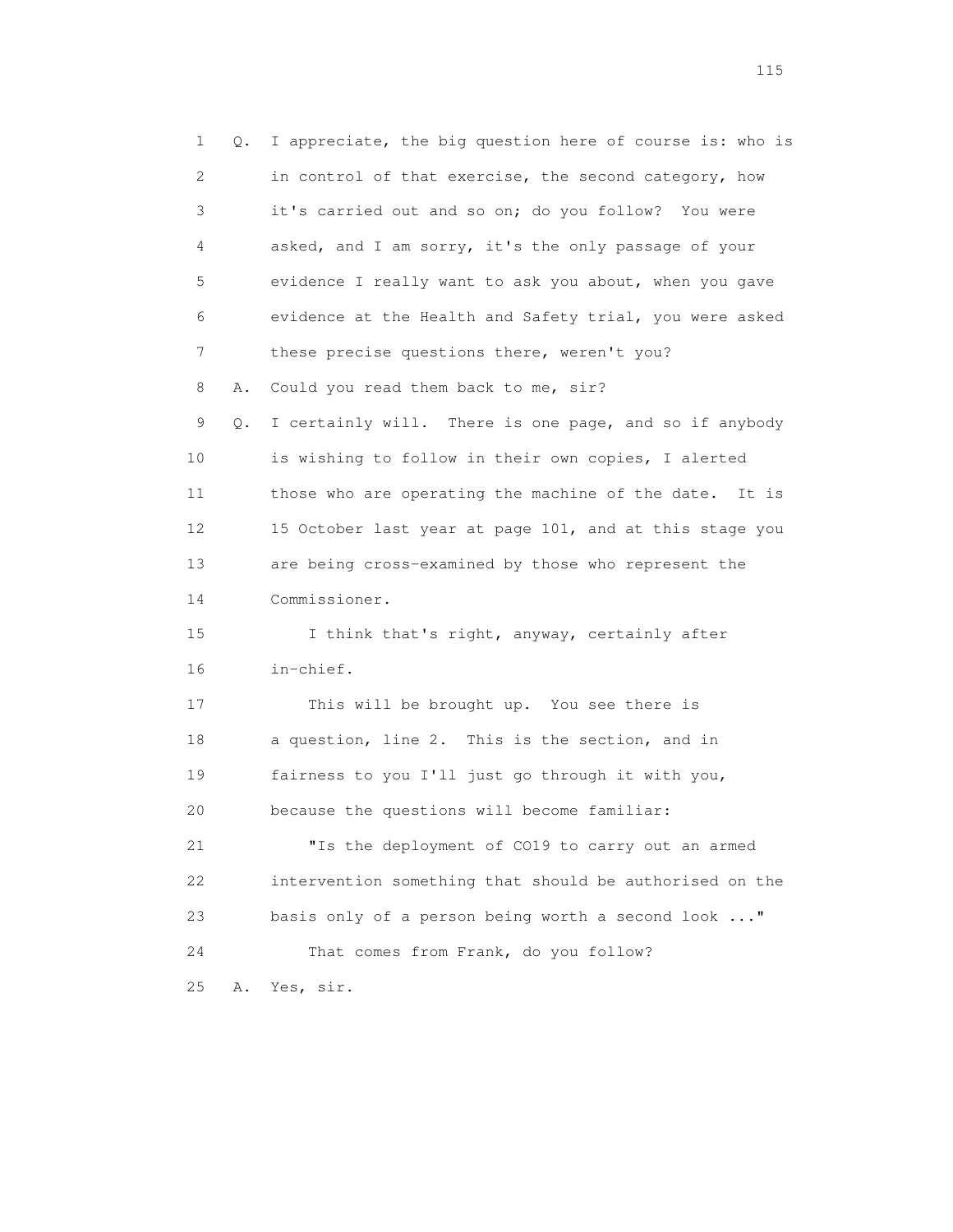1 Q. I appreciate, the big question here of course is: who is
2 in control of that exercise, the second category, how
3 it's carried out and so on; do you follow? You were
4 asked, and I am sorry, it's the only passage of your
5 evidence I really want to ask you about, when you gave
6 evidence at the Health and Safety trial, you were asked
7 these precise questions there, weren't you?

8 A. Could you read them back to me, sir?

9 Q. I certainly will. There is one page, and so if anybody
10 is wishing to follow in their own copies, I alerted
11 those who are operating the machine of the date. It is
12 15 October last year at page 101, and at this stage you
13 are being cross-examined by those who represent the
14 Commissioner.

15 I think that's right, anyway, certainly after
16 in-chief.

17 This will be brought up. You see there is
18 a question, line 2. This is the section, and in
19 fairness to you I'll just go through it with you,
20 because the questions will become familiar:

21 "Is the deployment of CO19 to carry out an armed
22 intervention something that should be authorised on the
23 basis only of a person being worth a second look ..."

24 That comes from Frank, do you follow?

25 A. Yes, sir.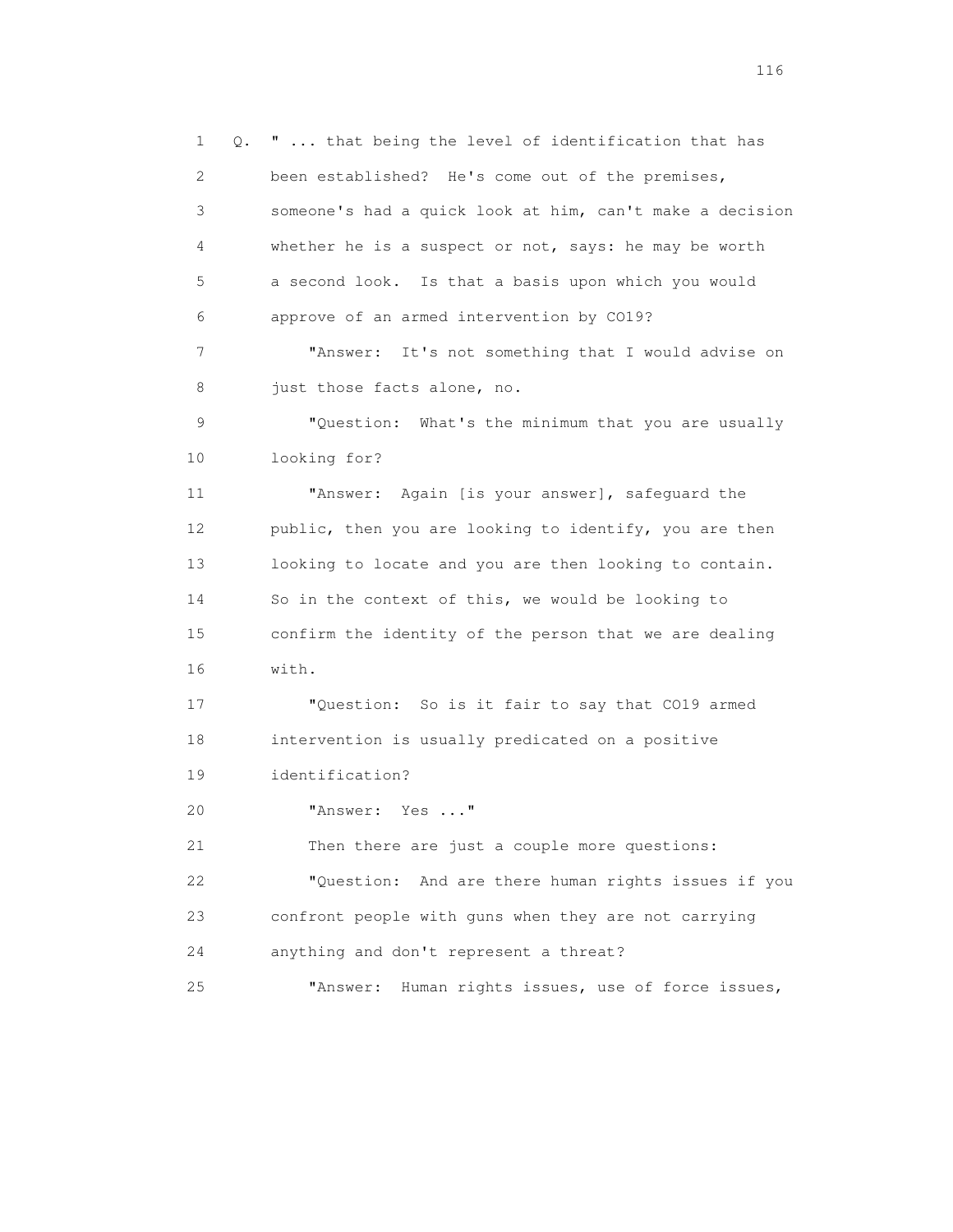Q. " ... that being the level of identification that has been established? He's come out of the premises, someone's had a quick look at him, can't make a decision whether he is a suspect or not, says: he may be worth a second look. Is that a basis upon which you would approve of an armed intervention by CO19?

"Answer: It's not something that I would advise on just those facts alone, no.

"Question: What's the minimum that you are usually looking for?

"Answer: Again [is your answer], safeguard the public, then you are looking to identify, you are then looking to locate and you are then looking to contain. So in the context of this, we would be looking to confirm the identity of the person that we are dealing with.

"Question: So is it fair to say that CO19 armed intervention is usually predicated on a positive identification?

"Answer: Yes ..."

Then there are just a couple more questions:

"Question: And are there human rights issues if you confront people with guns when they are not carrying anything and don't represent a threat?

"Answer: Human rights issues, use of force issues,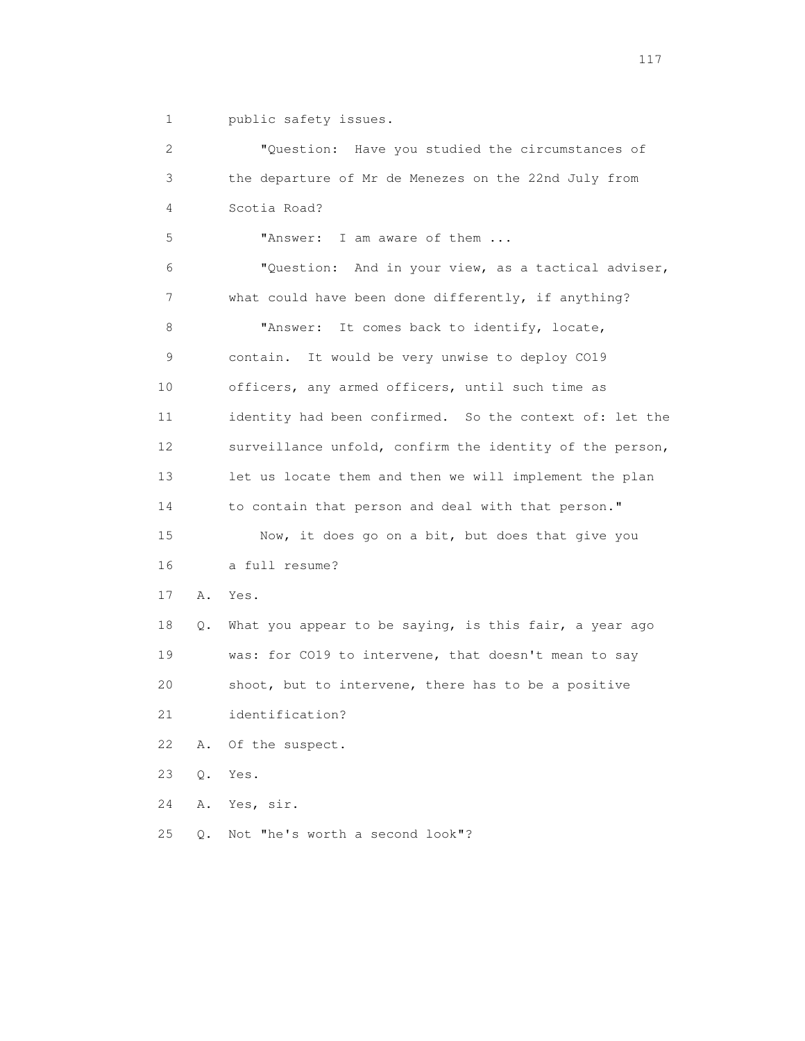1 public safety issues.

2 "Question: Have you studied the circumstances of

3 the departure of Mr de Menezes on the 22nd July from

4 Scotia Road?

5 "Answer: I am aware of them ...

6 "Question: And in your view, as a tactical adviser,

7 what could have been done differently, if anything?

8 "Answer: It comes back to identify, locate,

9 contain. It would be very unwise to deploy CO19

10 officers, any armed officers, until such time as

11 identity had been confirmed. So the context of: let the

12 surveillance unfold, confirm the identity of the person,

13 let us locate them and then we will implement the plan

14 to contain that person and deal with that person."

15 Now, it does go on a bit, but does that give you

16 a full resume?

17 A. Yes.

18 Q. What you appear to be saying, is this fair, a year ago

19 was: for CO19 to intervene, that doesn't mean to say

20 shoot, but to intervene, there has to be a positive

21 identification?

22 A. Of the suspect.

23 Q. Yes.

24 A. Yes, sir.

25 Q. Not "he's worth a second look"?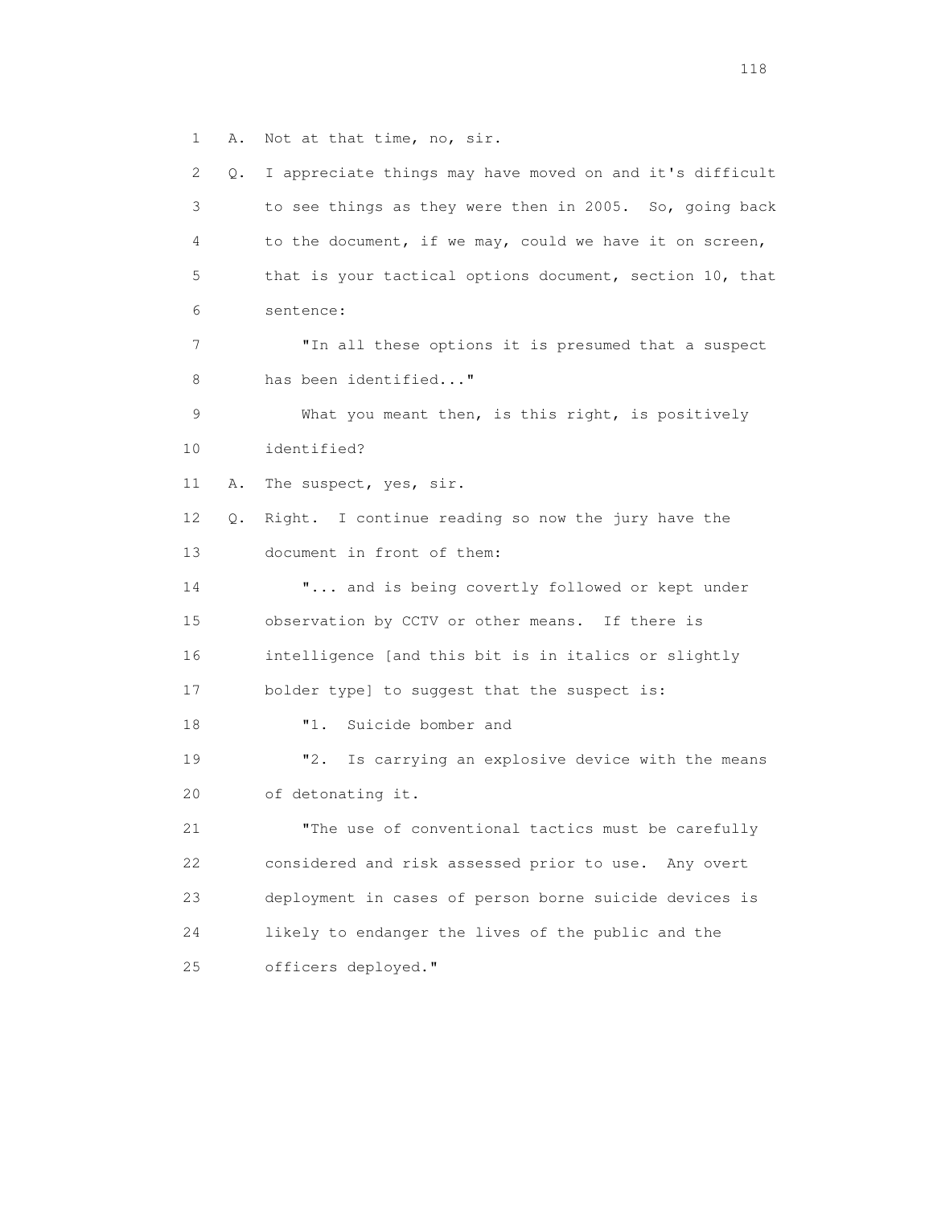1 A. Not at that time, no, sir.

2 Q. I appreciate things may have moved on and it's difficult

3 to see things as they were then in 2005. So, going back

4 to the document, if we may, could we have it on screen,

5 that is your tactical options document, section 10, that

6 sentence:

7 "In all these options it is presumed that a suspect

8 has been identified..."

9 What you meant then, is this right, is positively

10 identified?

11 A. The suspect, yes, sir.

12 Q. Right. I continue reading so now the jury have the

13 document in front of them:

14 "... and is being covertly followed or kept under

15 observation by CCTV or other means. If there is

16 intelligence [and this bit is in italics or slightly

17 bolder type] to suggest that the suspect is:

18 "1. Suicide bomber and

19 "2. Is carrying an explosive device with the means

20 of detonating it.

21 "The use of conventional tactics must be carefully

22 considered and risk assessed prior to use. Any overt

23 deployment in cases of person borne suicide devices is

24 likely to endanger the lives of the public and the

25 officers deployed."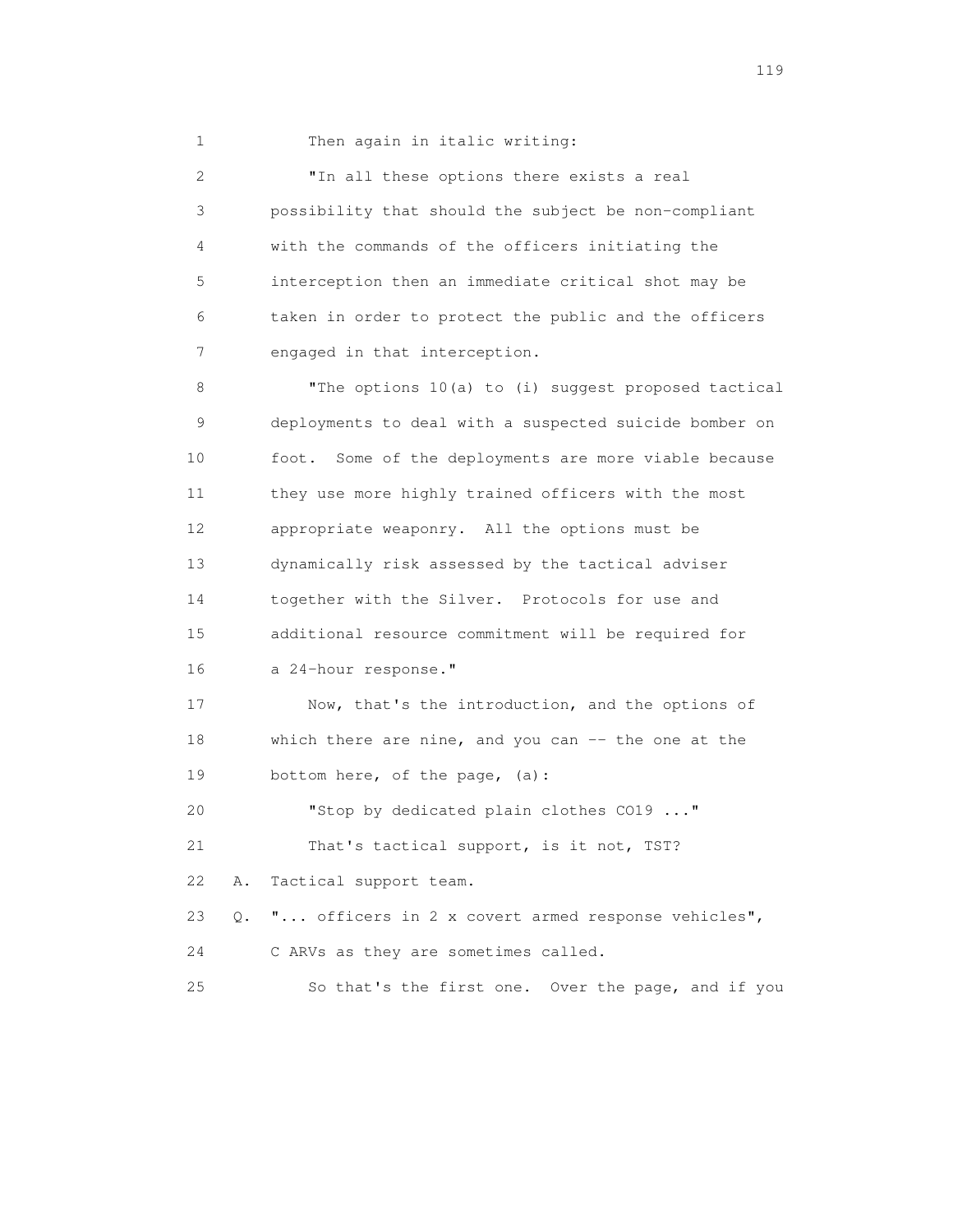1 Then again in italic writing:

2 "In all these options there exists a real
3 possibility that should the subject be non-compliant
4 with the commands of the officers initiating the
5 interception then an immediate critical shot may be
6 taken in order to protect the public and the officers
7 engaged in that interception.

8 "The options 10(a) to (i) suggest proposed tactical
9 deployments to deal with a suspected suicide bomber on
10 foot. Some of the deployments are more viable because
11 they use more highly trained officers with the most
12 appropriate weaponry. All the options must be
13 dynamically risk assessed by the tactical adviser
14 together with the Silver. Protocols for use and
15 additional resource commitment will be required for
16 a 24-hour response."

17 Now, that's the introduction, and the options of
18 which there are nine, and you can -- the one at the
19 bottom here, of the page, (a):

20 "Stop by dedicated plain clothes CO19 ..."

21 That's tactical support, is it not, TST?

22 A. Tactical support team.

23 Q. "... officers in 2 x covert armed response vehicles",
24 C ARVs as they are sometimes called.

25 So that's the first one. Over the page, and if you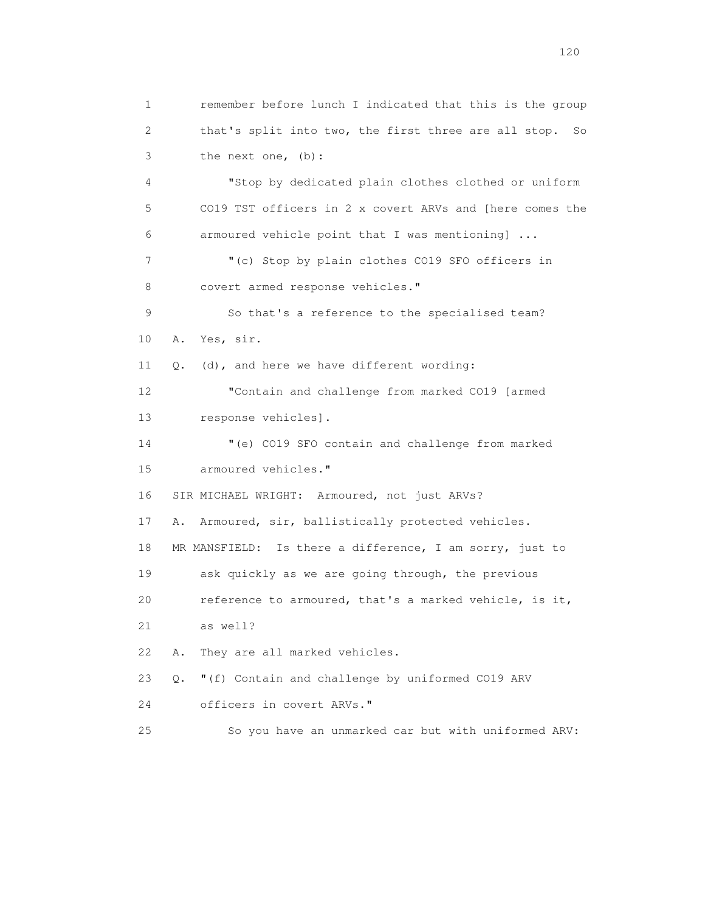1 remember before lunch I indicated that this is the group
2 that's split into two, the first three are all stop. So
3 the next one, (b):

4 "Stop by dedicated plain clothes clothed or uniform
5 CO19 TST officers in 2 x covert ARVs and [here comes the
6 armoured vehicle point that I was mentioning] ...

7 "(c) Stop by plain clothes CO19 SFO officers in
8 covert armed response vehicles."

9 So that's a reference to the specialised team?

10 A. Yes, sir.

11 Q. (d), and here we have different wording:

12 "Contain and challenge from marked CO19 [armed
13 response vehicles].

14 "(e) CO19 SFO contain and challenge from marked
15 armoured vehicles."

16 SIR MICHAEL WRIGHT: Armoured, not just ARVs?

17 A. Armoured, sir, ballistically protected vehicles.

18 MR MANSFIELD: Is there a difference, I am sorry, just to
19 ask quickly as we are going through, the previous
20 reference to armoured, that's a marked vehicle, is it,
21 as well?

22 A. They are all marked vehicles.

23 Q. "(f) Contain and challenge by uniformed CO19 ARV
24 officers in covert ARVs."

25 So you have an unmarked car but with uniformed ARV: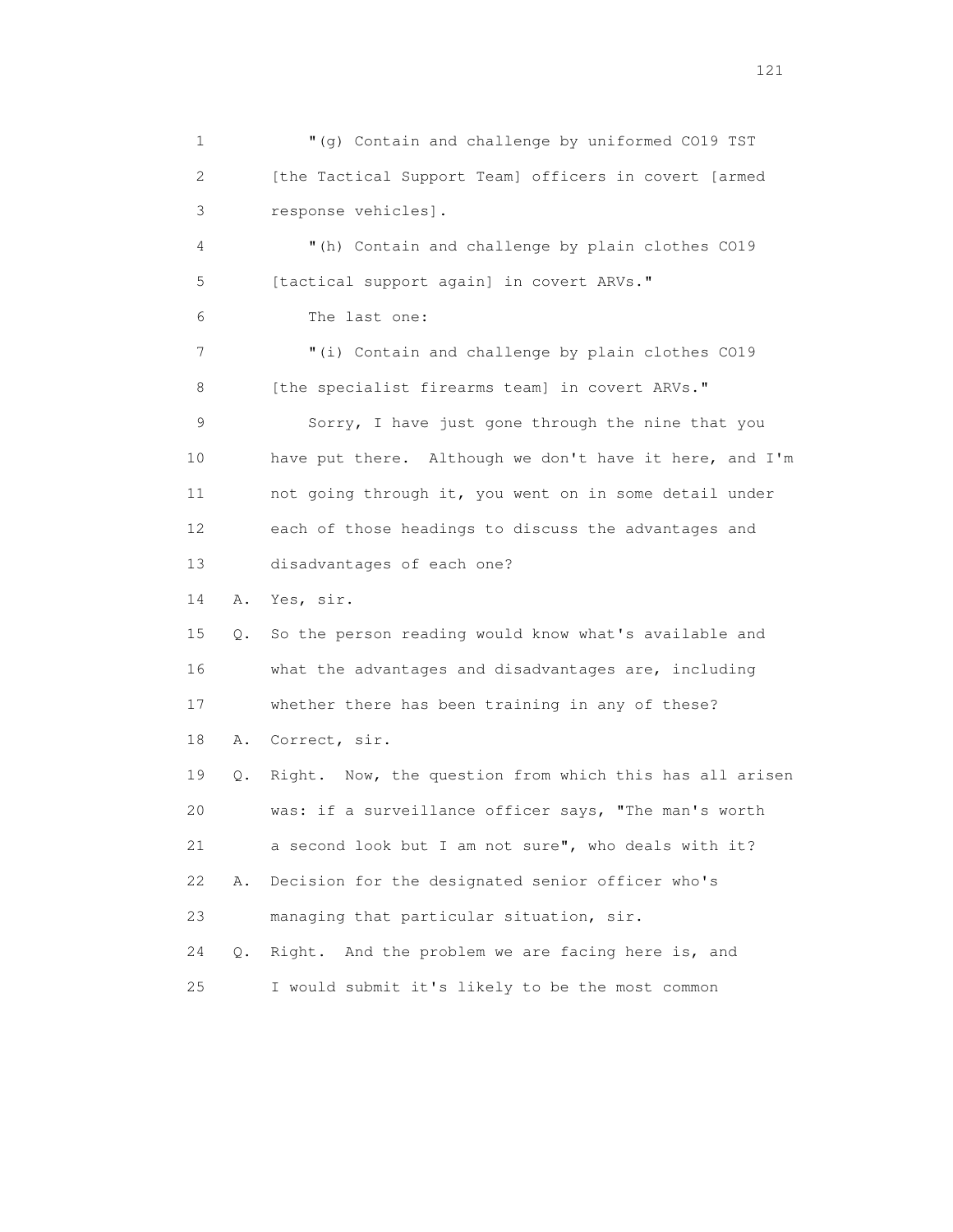1 "(g) Contain and challenge by uniformed CO19 TST
2 [the Tactical Support Team] officers in covert [armed
3 response vehicles].
4 "(h) Contain and challenge by plain clothes CO19
5 [tactical support again] in covert ARVs."
6 The last one:
7 "(i) Contain and challenge by plain clothes CO19
8 [the specialist firearms team] in covert ARVs."
9 Sorry, I have just gone through the nine that you
10 have put there. Although we don't have it here, and I'm
11 not going through it, you went on in some detail under
12 each of those headings to discuss the advantages and
13 disadvantages of each one?
14 A. Yes, sir.
15 Q. So the person reading would know what's available and
16 what the advantages and disadvantages are, including
17 whether there has been training in any of these?
18 A. Correct, sir.
19 Q. Right. Now, the question from which this has all arisen
20 was: if a surveillance officer says, "The man's worth
21 a second look but I am not sure", who deals with it?
22 A. Decision for the designated senior officer who's
23 managing that particular situation, sir.
24 Q. Right. And the problem we are facing here is, and
25 I would submit it's likely to be the most common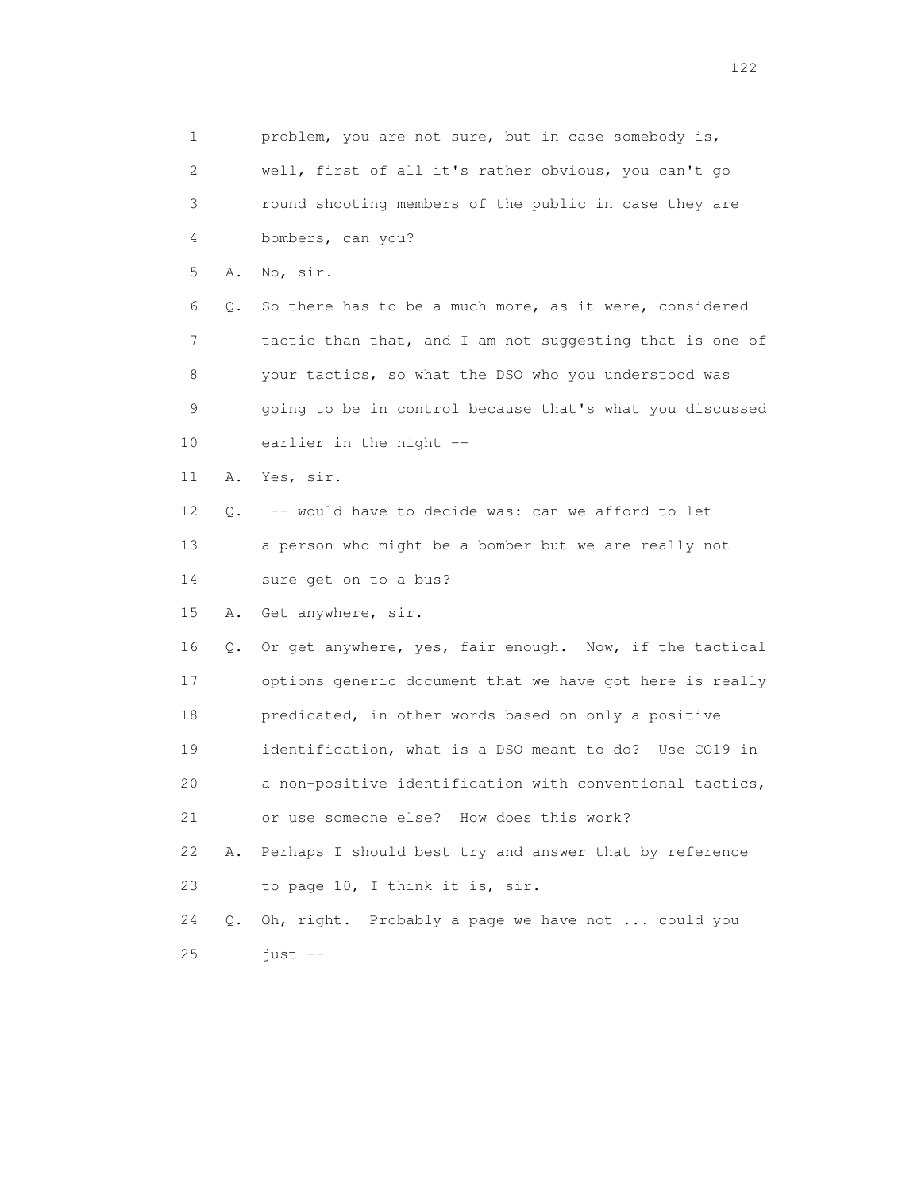1 problem, you are not sure, but in case somebody is,
2 well, first of all it's rather obvious, you can't go
3 round shooting members of the public in case they are
4 bombers, can you?

5 A. No, sir.

6 Q. So there has to be a much more, as it were, considered
7 tactic than that, and I am not suggesting that is one of
8 your tactics, so what the DSO who you understood was
9 going to be in control because that's what you discussed
10 earlier in the night --

11 A. Yes, sir.

12 Q. -- would have to decide was: can we afford to let
13 a person who might be a bomber but we are really not
14 sure get on to a bus?

15 A. Get anywhere, sir.

16 Q. Or get anywhere, yes, fair enough. Now, if the tactical
17 options generic document that we have got here is really
18 predicated, in other words based on only a positive
19 identification, what is a DSO meant to do? Use CO19 in
20 a non-positive identification with conventional tactics,
21 or use someone else? How does this work?

22 A. Perhaps I should best try and answer that by reference
23 to page 10, I think it is, sir.

24 Q. Oh, right. Probably a page we have not ... could you
25 just --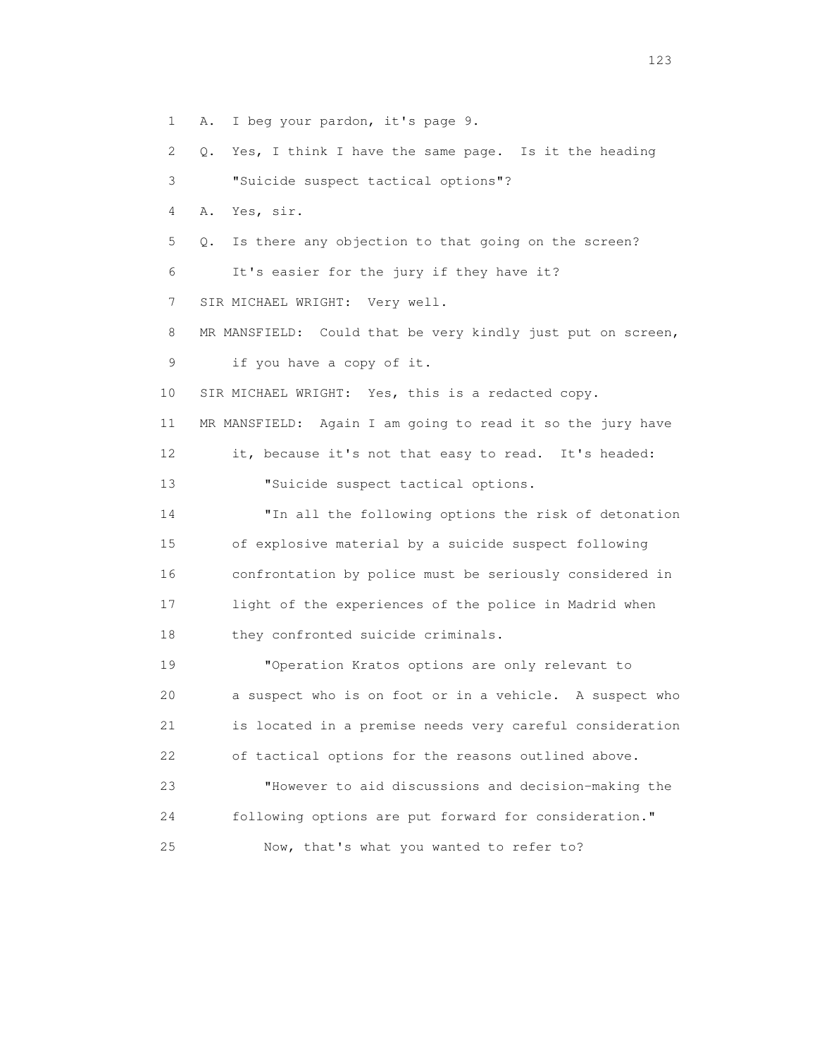1 A. I beg your pardon, it's page 9.

2 Q. Yes, I think I have the same page. Is it the heading

3 "Suicide suspect tactical options"?

4 A. Yes, sir.

5 Q. Is there any objection to that going on the screen?

6 It's easier for the jury if they have it?

7 SIR MICHAEL WRIGHT: Very well.

8 MR MANSFIELD: Could that be very kindly just put on screen,

9 if you have a copy of it.

10 SIR MICHAEL WRIGHT: Yes, this is a redacted copy.

11 MR MANSFIELD: Again I am going to read it so the jury have

12 it, because it's not that easy to read. It's headed:

13 "Suicide suspect tactical options.

14 "In all the following options the risk of detonation

15 of explosive material by a suicide suspect following

16 confrontation by police must be seriously considered in

17 light of the experiences of the police in Madrid when

18 they confronted suicide criminals.

19 "Operation Kratos options are only relevant to

20 a suspect who is on foot or in a vehicle. A suspect who

21 is located in a premise needs very careful consideration

22 of tactical options for the reasons outlined above.

23 "However to aid discussions and decision-making the

24 following options are put forward for consideration."

25 Now, that's what you wanted to refer to?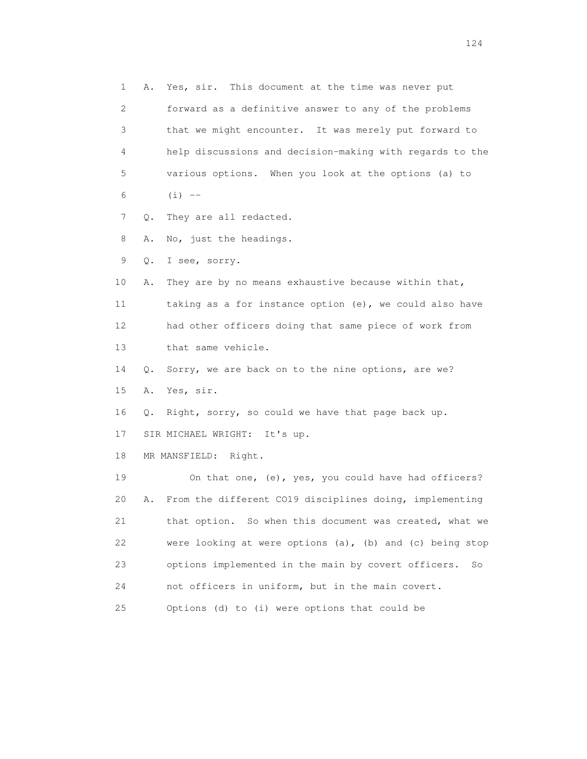1 A. Yes, sir. This document at the time was never put
2 forward as a definitive answer to any of the problems
3 that we might encounter. It was merely put forward to
4 help discussions and decision-making with regards to the
5 various options. When you look at the options (a) to
6 (i) --
7 Q. They are all redacted.
8 A. No, just the headings.
9 Q. I see, sorry.
10 A. They are by no means exhaustive because within that,
11 taking as a for instance option (e), we could also have
12 had other officers doing that same piece of work from
13 that same vehicle.
14 Q. Sorry, we are back on to the nine options, are we?
15 A. Yes, sir.
16 Q. Right, sorry, so could we have that page back up.
17 SIR MICHAEL WRIGHT: It's up.
18 MR MANSFIELD: Right.
19 On that one, (e), yes, you could have had officers?
20 A. From the different CO19 disciplines doing, implementing
21 that option. So when this document was created, what we
22 were looking at were options (a), (b) and (c) being stop
23 options implemented in the main by covert officers. So
24 not officers in uniform, but in the main covert.
25 Options (d) to (i) were options that could be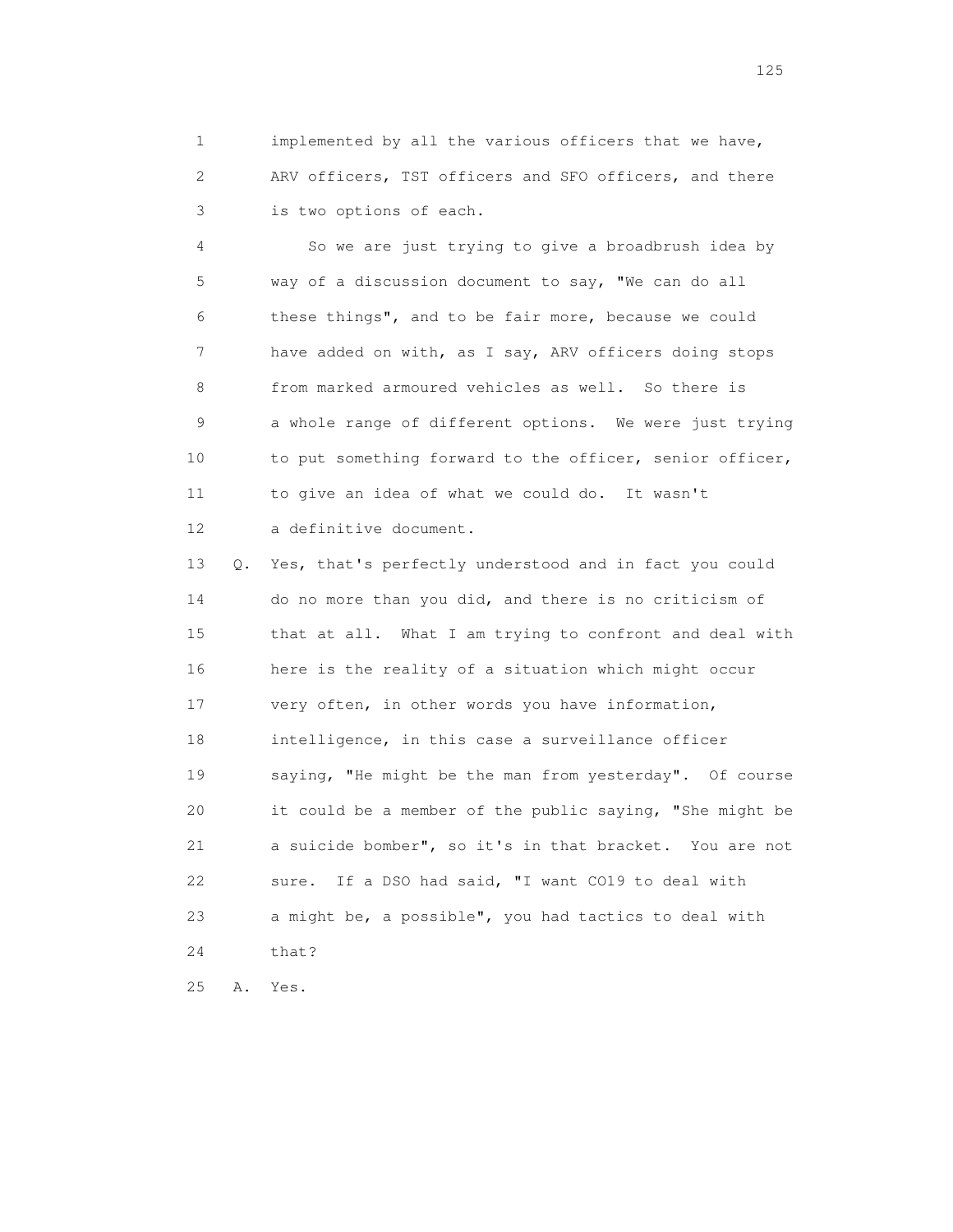1 implemented by all the various officers that we have,
2 ARV officers, TST officers and SFO officers, and there
3 is two options of each.

4 So we are just trying to give a broadbrush idea by
5 way of a discussion document to say, "We can do all
6 these things", and to be fair more, because we could
7 have added on with, as I say, ARV officers doing stops
8 from marked armoured vehicles as well. So there is
9 a whole range of different options. We were just trying
10 to put something forward to the officer, senior officer,
11 to give an idea of what we could do. It wasn't
12 a definitive document.

13 Q. Yes, that's perfectly understood and in fact you could
14 do no more than you did, and there is no criticism of
15 that at all. What I am trying to confront and deal with
16 here is the reality of a situation which might occur
17 very often, in other words you have information,
18 intelligence, in this case a surveillance officer
19 saying, "He might be the man from yesterday". Of course
20 it could be a member of the public saying, "She might be
21 a suicide bomber", so it's in that bracket. You are not
22 sure. If a DSO had said, "I want CO19 to deal with
23 a might be, a possible", you had tactics to deal with
24 that?

25 A. Yes.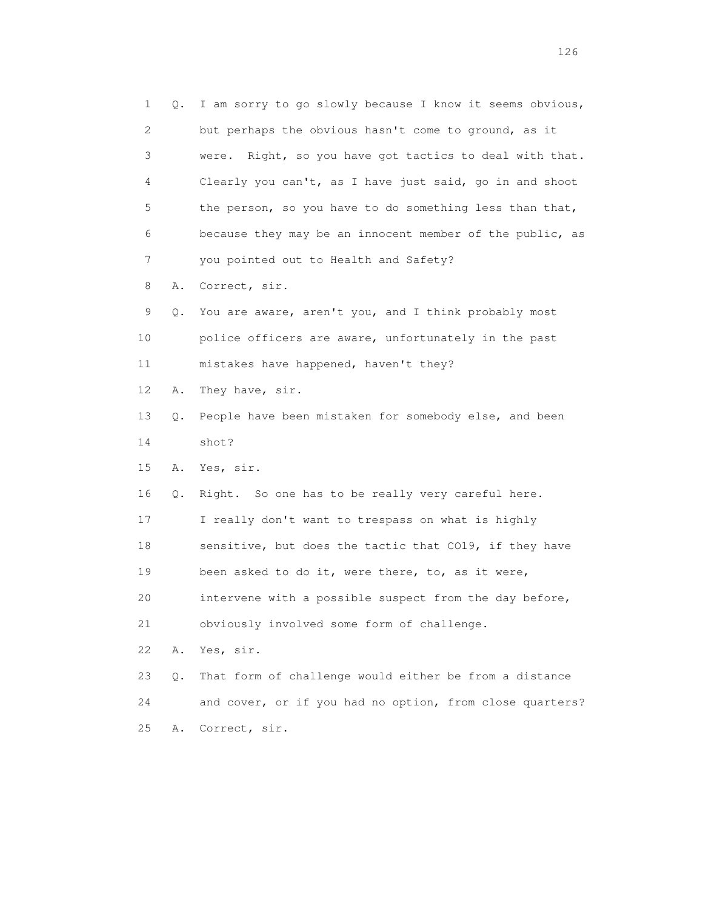1 Q. I am sorry to go slowly because I know it seems obvious,
2 but perhaps the obvious hasn't come to ground, as it
3 were. Right, so you have got tactics to deal with that.
4 Clearly you can't, as I have just said, go in and shoot
5 the person, so you have to do something less than that,
6 because they may be an innocent member of the public, as
7 you pointed out to Health and Safety?
8 A. Correct, sir.
9 Q. You are aware, aren't you, and I think probably most
10 police officers are aware, unfortunately in the past
11 mistakes have happened, haven't they?
12 A. They have, sir.
13 Q. People have been mistaken for somebody else, and been
14 shot?
15 A. Yes, sir.
16 Q. Right. So one has to be really very careful here.
17 I really don't want to trespass on what is highly
18 sensitive, but does the tactic that CO19, if they have
19 been asked to do it, were there, to, as it were,
20 intervene with a possible suspect from the day before,
21 obviously involved some form of challenge.
22 A. Yes, sir.
23 Q. That form of challenge would either be from a distance
24 and cover, or if you had no option, from close quarters?
25 A. Correct, sir.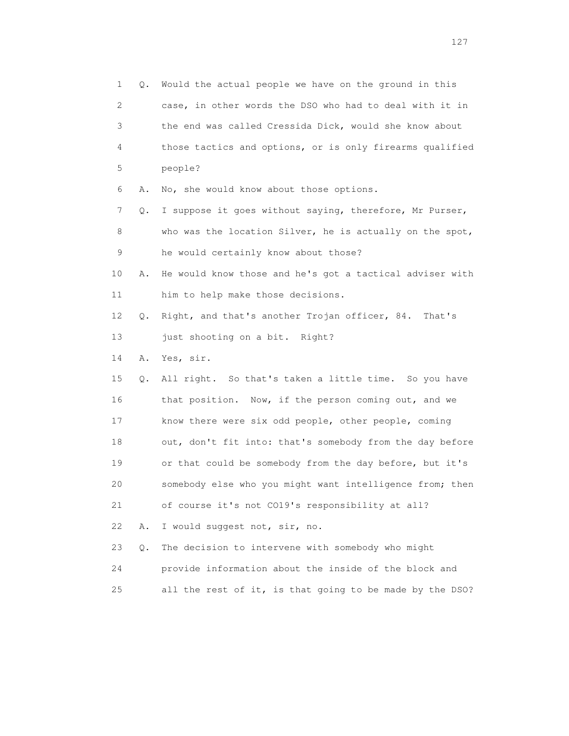1 Q. Would the actual people we have on the ground in this
2 case, in other words the DSO who had to deal with it in
3 the end was called Cressida Dick, would she know about
4 those tactics and options, or is only firearms qualified
5 people?
6 A. No, she would know about those options.
7 Q. I suppose it goes without saying, therefore, Mr Purser,
8 who was the location Silver, he is actually on the spot,
9 he would certainly know about those?
10 A. He would know those and he's got a tactical adviser with
11 him to help make those decisions.
12 Q. Right, and that's another Trojan officer, 84. That's
13 just shooting on a bit. Right?
14 A. Yes, sir.
15 Q. All right. So that's taken a little time. So you have
16 that position. Now, if the person coming out, and we
17 know there were six odd people, other people, coming
18 out, don't fit into: that's somebody from the day before
19 or that could be somebody from the day before, but it's
20 somebody else who you might want intelligence from; then
21 of course it's not CO19's responsibility at all?
22 A. I would suggest not, sir, no.
23 Q. The decision to intervene with somebody who might
24 provide information about the inside of the block and
25 all the rest of it, is that going to be made by the DSO?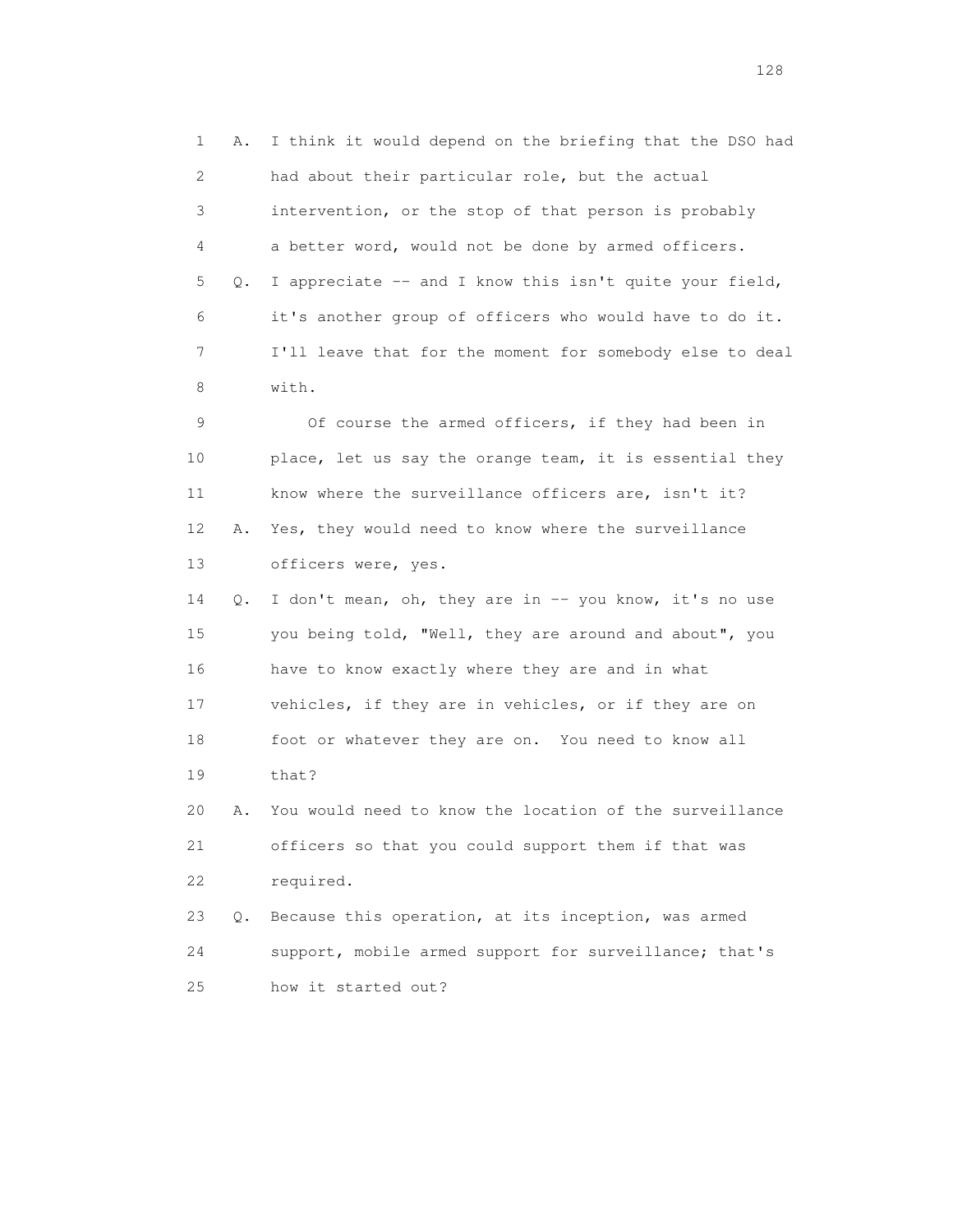1 A. I think it would depend on the briefing that the DSO had
2 had about their particular role, but the actual
3 intervention, or the stop of that person is probably
4 a better word, would not be done by armed officers.
5 Q. I appreciate -- and I know this isn't quite your field,
6 it's another group of officers who would have to do it.
7 I'll leave that for the moment for somebody else to deal
8 with.
9 Of course the armed officers, if they had been in
10 place, let us say the orange team, it is essential they
11 know where the surveillance officers are, isn't it?
12 A. Yes, they would need to know where the surveillance
13 officers were, yes.
14 Q. I don't mean, oh, they are in -- you know, it's no use
15 you being told, "Well, they are around and about", you
16 have to know exactly where they are and in what
17 vehicles, if they are in vehicles, or if they are on
18 foot or whatever they are on. You need to know all
19 that?
20 A. You would need to know the location of the surveillance
21 officers so that you could support them if that was
22 required.
23 Q. Because this operation, at its inception, was armed
24 support, mobile armed support for surveillance; that's
25 how it started out?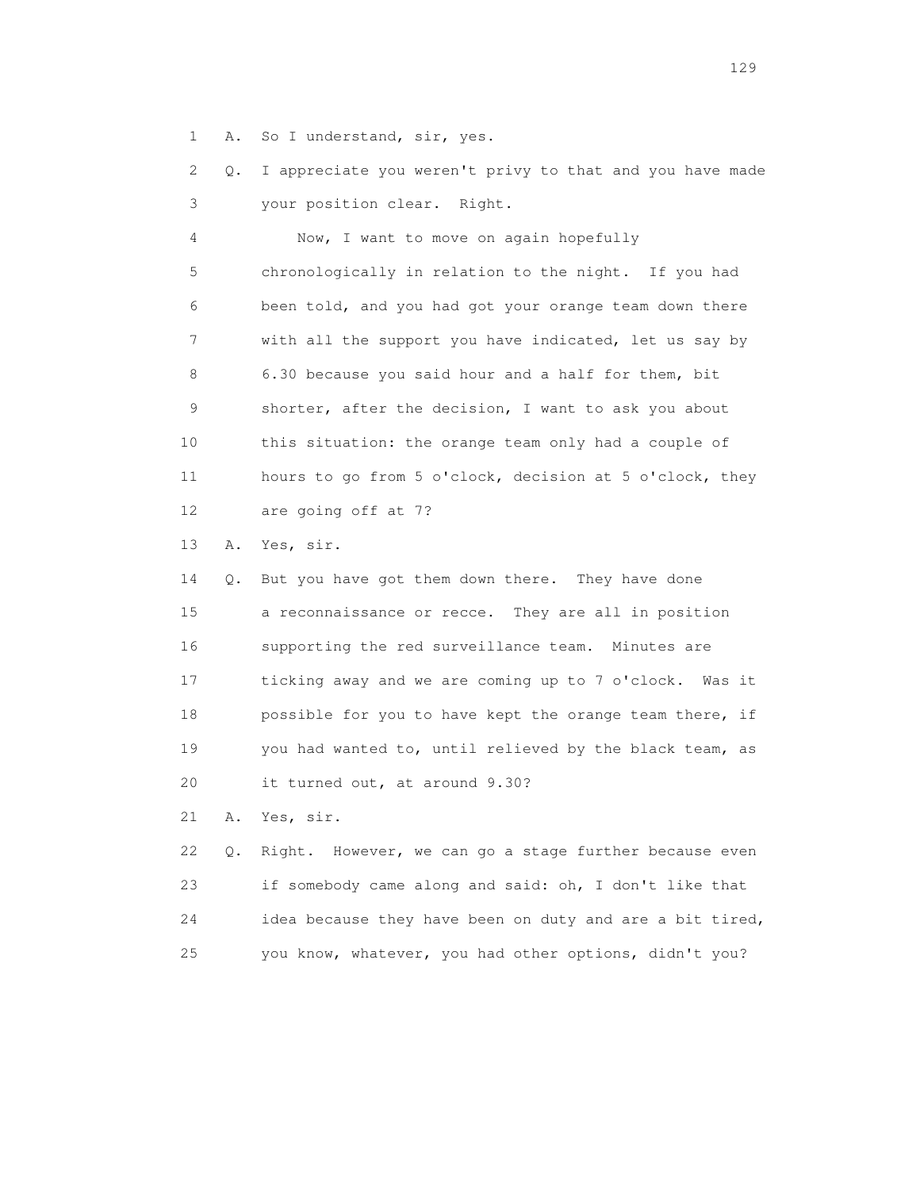1 A. So I understand, sir, yes.

2 Q. I appreciate you weren't privy to that and you have made

3 your position clear. Right.

4 Now, I want to move on again hopefully

5 chronologically in relation to the night. If you had

6 been told, and you had got your orange team down there

7 with all the support you have indicated, let us say by

8 6.30 because you said hour and a half for them, bit

9 shorter, after the decision, I want to ask you about

10 this situation: the orange team only had a couple of

11 hours to go from 5 o'clock, decision at 5 o'clock, they

12 are going off at 7?

13 A. Yes, sir.

14 Q. But you have got them down there. They have done

15 a reconnaissance or recce. They are all in position

16 supporting the red surveillance team. Minutes are

17 ticking away and we are coming up to 7 o'clock. Was it

18 possible for you to have kept the orange team there, if

19 you had wanted to, until relieved by the black team, as

20 it turned out, at around 9.30?

21 A. Yes, sir.

22 Q. Right. However, we can go a stage further because even

23 if somebody came along and said: oh, I don't like that

24 idea because they have been on duty and are a bit tired,

25 you know, whatever, you had other options, didn't you?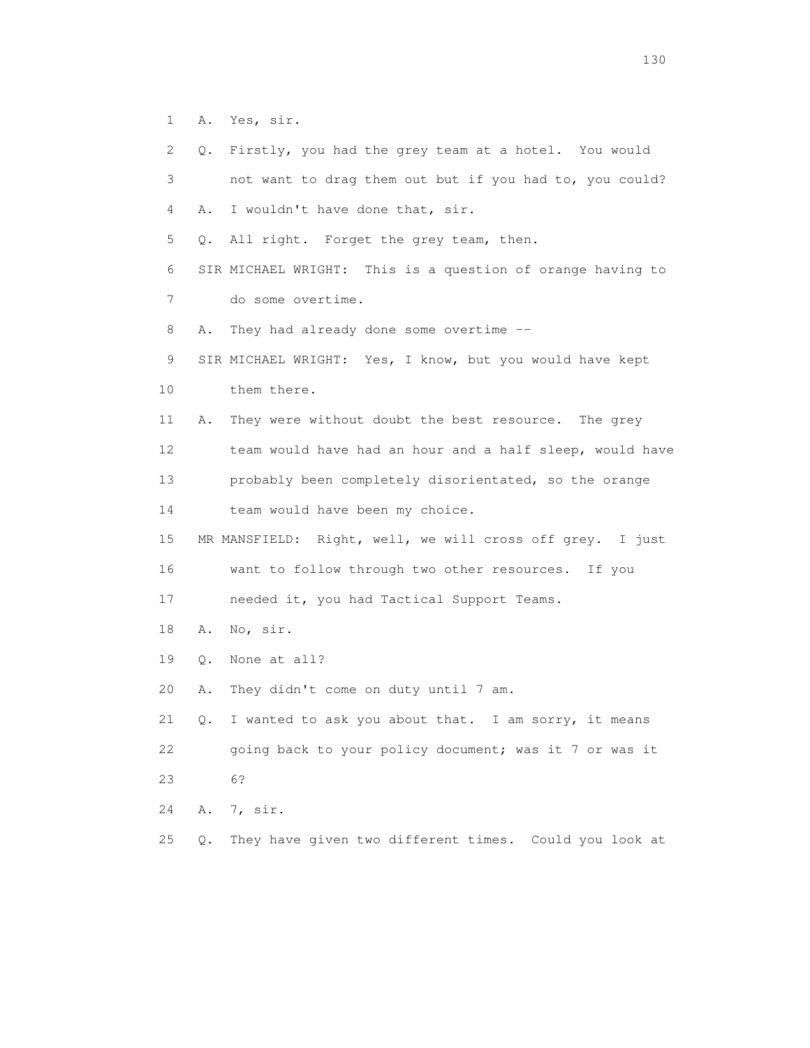1 A. Yes, sir.

2 Q. Firstly, you had the grey team at a hotel. You would

3 not want to drag them out but if you had to, you could?

4 A. I wouldn't have done that, sir.

5 Q. All right. Forget the grey team, then.

6 SIR MICHAEL WRIGHT: This is a question of orange having to

7 do some overtime.

8 A. They had already done some overtime --

9 SIR MICHAEL WRIGHT: Yes, I know, but you would have kept

10 them there.

11 A. They were without doubt the best resource. The grey

12 team would have had an hour and a half sleep, would have

13 probably been completely disorientated, so the orange

14 team would have been my choice.

15 MR MANSFIELD: Right, well, we will cross off grey. I just

16 want to follow through two other resources. If you

17 needed it, you had Tactical Support Teams.

18 A. No, sir.

19 Q. None at all?

20 A. They didn't come on duty until 7 am.

21 Q. I wanted to ask you about that. I am sorry, it means

22 going back to your policy document; was it 7 or was it

23 6?

24 A. 7, sir.

25 Q. They have given two different times. Could you look at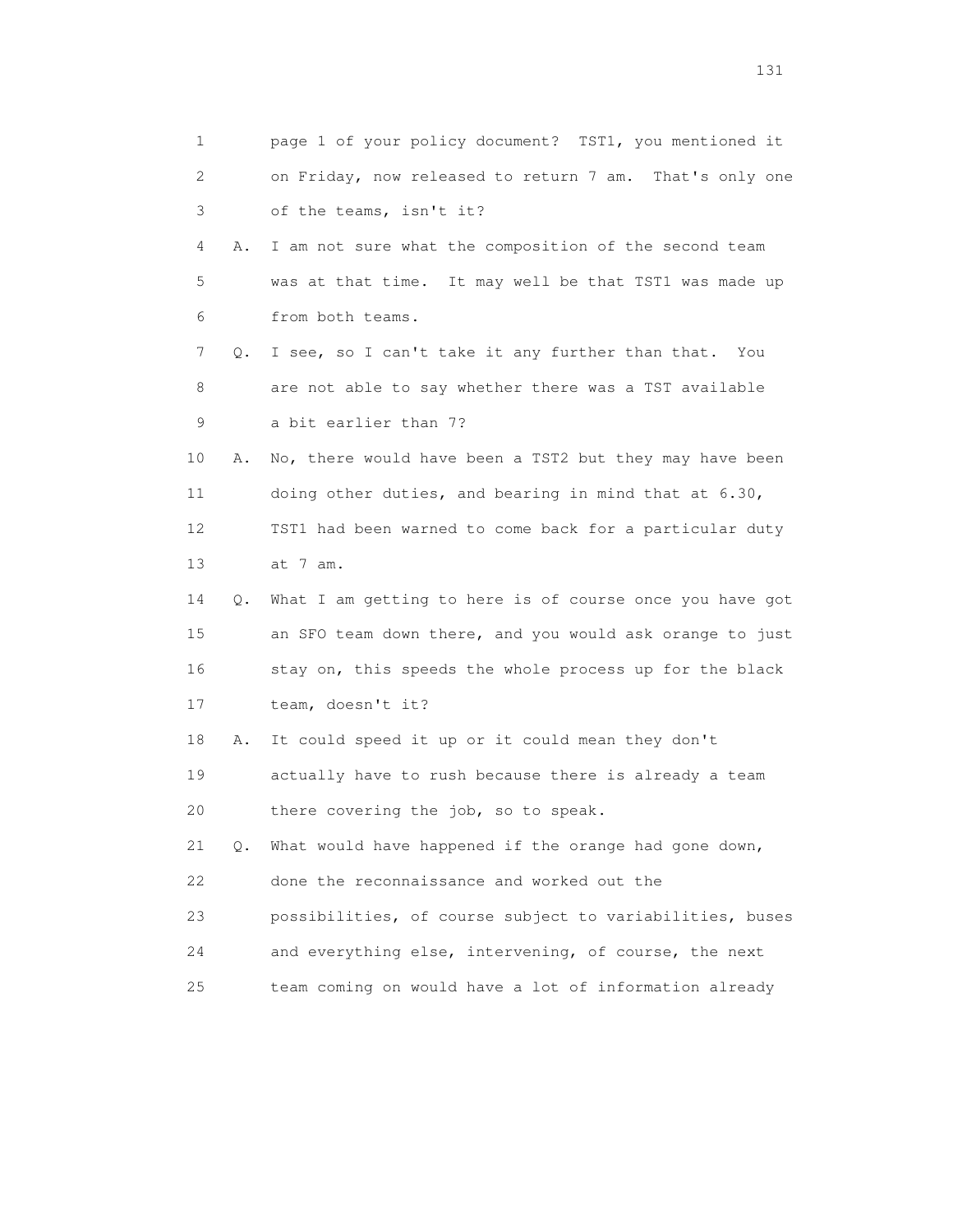1 page 1 of your policy document? TST1, you mentioned it
2 on Friday, now released to return 7 am. That's only one
3 of the teams, isn't it?

4 A. I am not sure what the composition of the second team
5 was at that time. It may well be that TST1 was made up
6 from both teams.

7 Q. I see, so I can't take it any further than that. You
8 are not able to say whether there was a TST available
9 a bit earlier than 7?

10 A. No, there would have been a TST2 but they may have been
11 doing other duties, and bearing in mind that at 6.30,
12 TST1 had been warned to come back for a particular duty
13 at 7 am.

14 Q. What I am getting to here is of course once you have got
15 an SFO team down there, and you would ask orange to just
16 stay on, this speeds the whole process up for the black
17 team, doesn't it?

18 A. It could speed it up or it could mean they don't
19 actually have to rush because there is already a team
20 there covering the job, so to speak.

21 Q. What would have happened if the orange had gone down,
22 done the reconnaissance and worked out the
23 possibilities, of course subject to variabilities, buses
24 and everything else, intervening, of course, the next
25 team coming on would have a lot of information already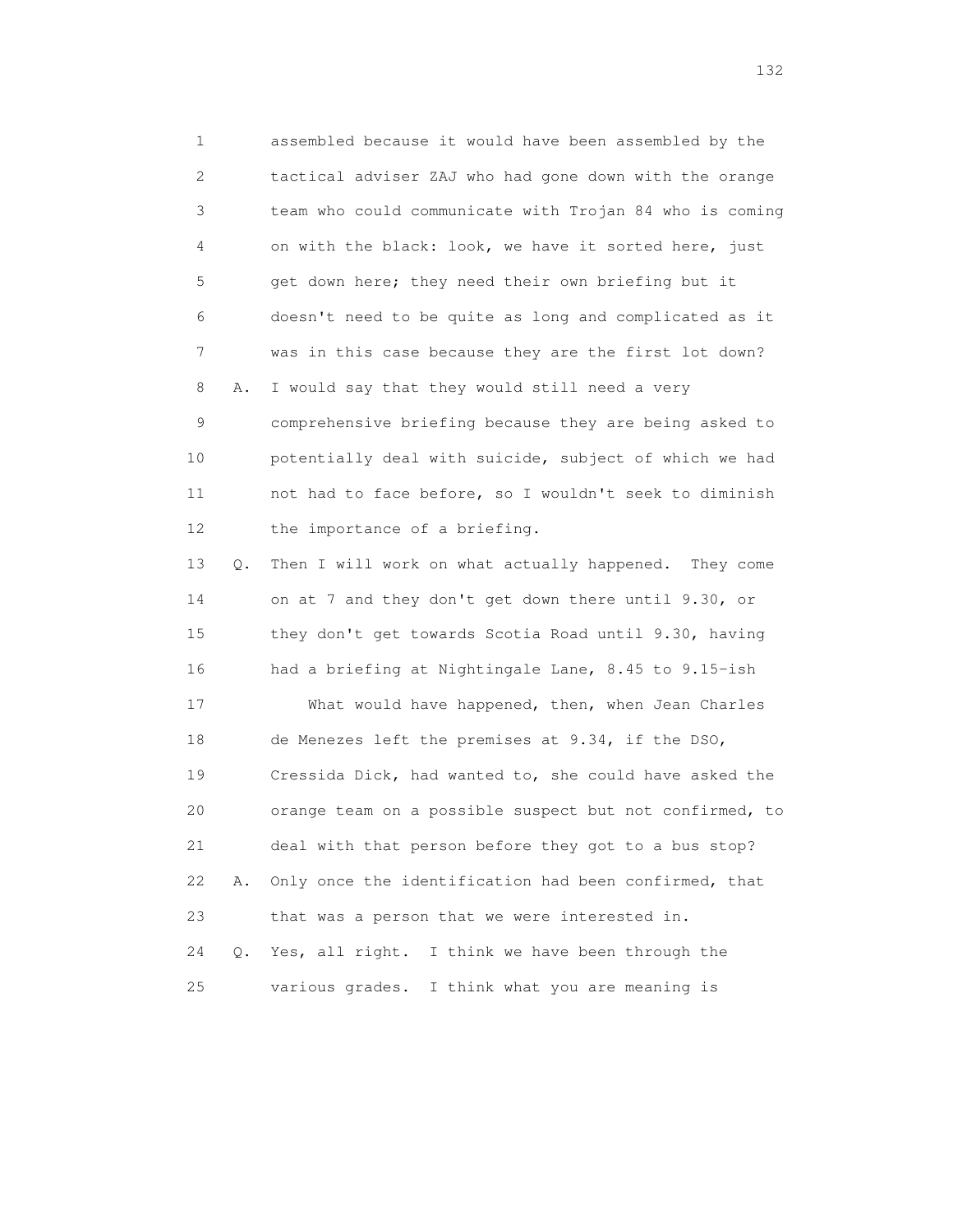1 assembled because it would have been assembled by the
2 tactical adviser ZAJ who had gone down with the orange
3 team who could communicate with Trojan 84 who is coming
4 on with the black: look, we have it sorted here, just
5 get down here; they need their own briefing but it
6 doesn't need to be quite as long and complicated as it
7 was in this case because they are the first lot down?
8 A. I would say that they would still need a very
9 comprehensive briefing because they are being asked to
10 potentially deal with suicide, subject of which we had
11 not had to face before, so I wouldn't seek to diminish
12 the importance of a briefing.
13 Q. Then I will work on what actually happened. They come
14 on at 7 and they don't get down there until 9.30, or
15 they don't get towards Scotia Road until 9.30, having
16 had a briefing at Nightingale Lane, 8.45 to 9.15-ish
17 What would have happened, then, when Jean Charles
18 de Menezes left the premises at 9.34, if the DSO,
19 Cressida Dick, had wanted to, she could have asked the
20 orange team on a possible suspect but not confirmed, to
21 deal with that person before they got to a bus stop?
22 A. Only once the identification had been confirmed, that
23 that was a person that we were interested in.
24 Q. Yes, all right. I think we have been through the
25 various grades. I think what you are meaning is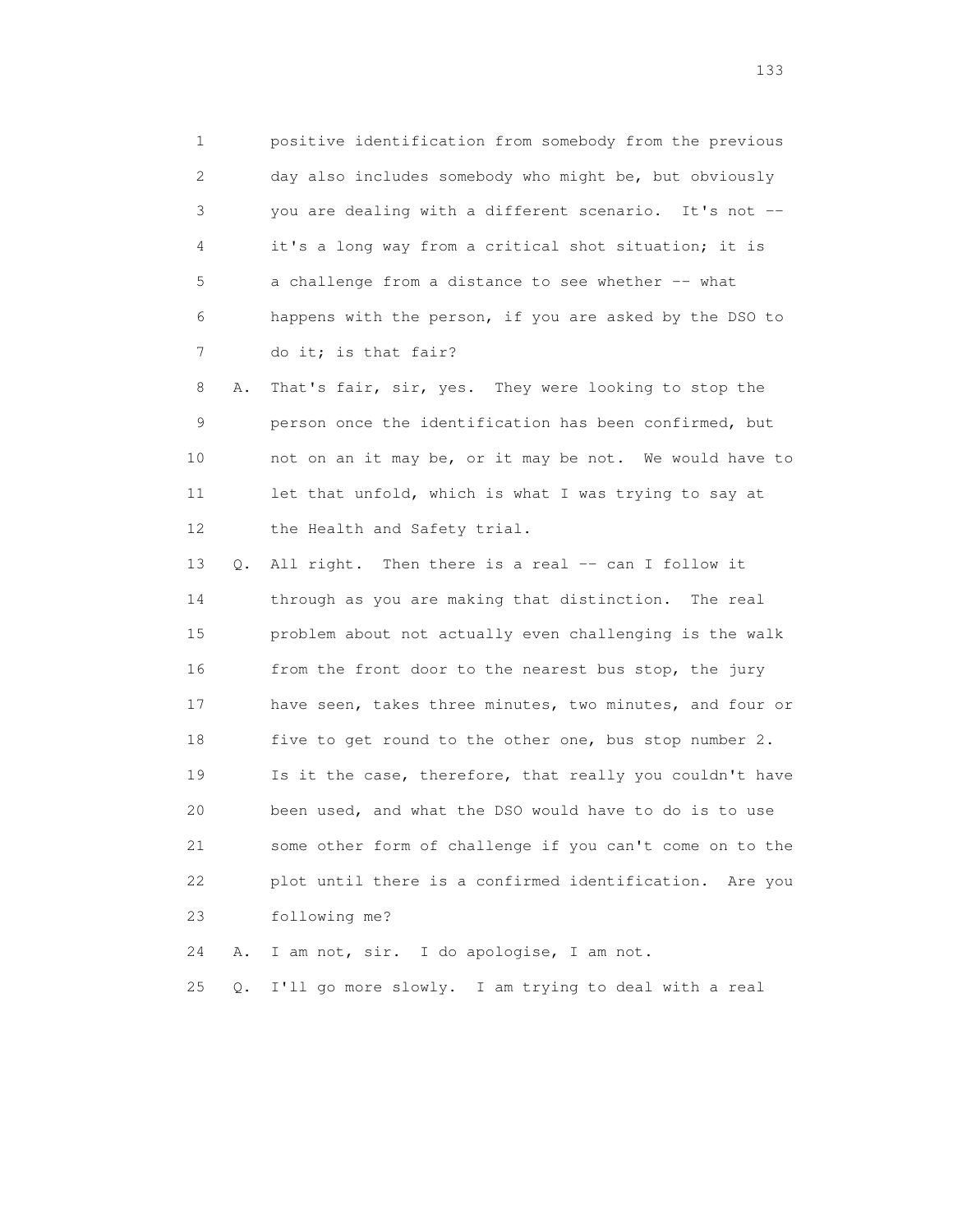1 positive identification from somebody from the previous
2 day also includes somebody who might be, but obviously
3 you are dealing with a different scenario. It's not --
4 it's a long way from a critical shot situation; it is
5 a challenge from a distance to see whether -- what
6 happens with the person, if you are asked by the DSO to
7 do it; is that fair?

8 A. That's fair, sir, yes. They were looking to stop the
9 person once the identification has been confirmed, but
10 not on an it may be, or it may be not. We would have to
11 let that unfold, which is what I was trying to say at
12 the Health and Safety trial.

13 Q. All right. Then there is a real -- can I follow it
14 through as you are making that distinction. The real
15 problem about not actually even challenging is the walk
16 from the front door to the nearest bus stop, the jury
17 have seen, takes three minutes, two minutes, and four or
18 five to get round to the other one, bus stop number 2.
19 Is it the case, therefore, that really you couldn't have
20 been used, and what the DSO would have to do is to use
21 some other form of challenge if you can't come on to the
22 plot until there is a confirmed identification. Are you
23 following me?

24 A. I am not, sir. I do apologise, I am not.

25 Q. I'll go more slowly. I am trying to deal with a real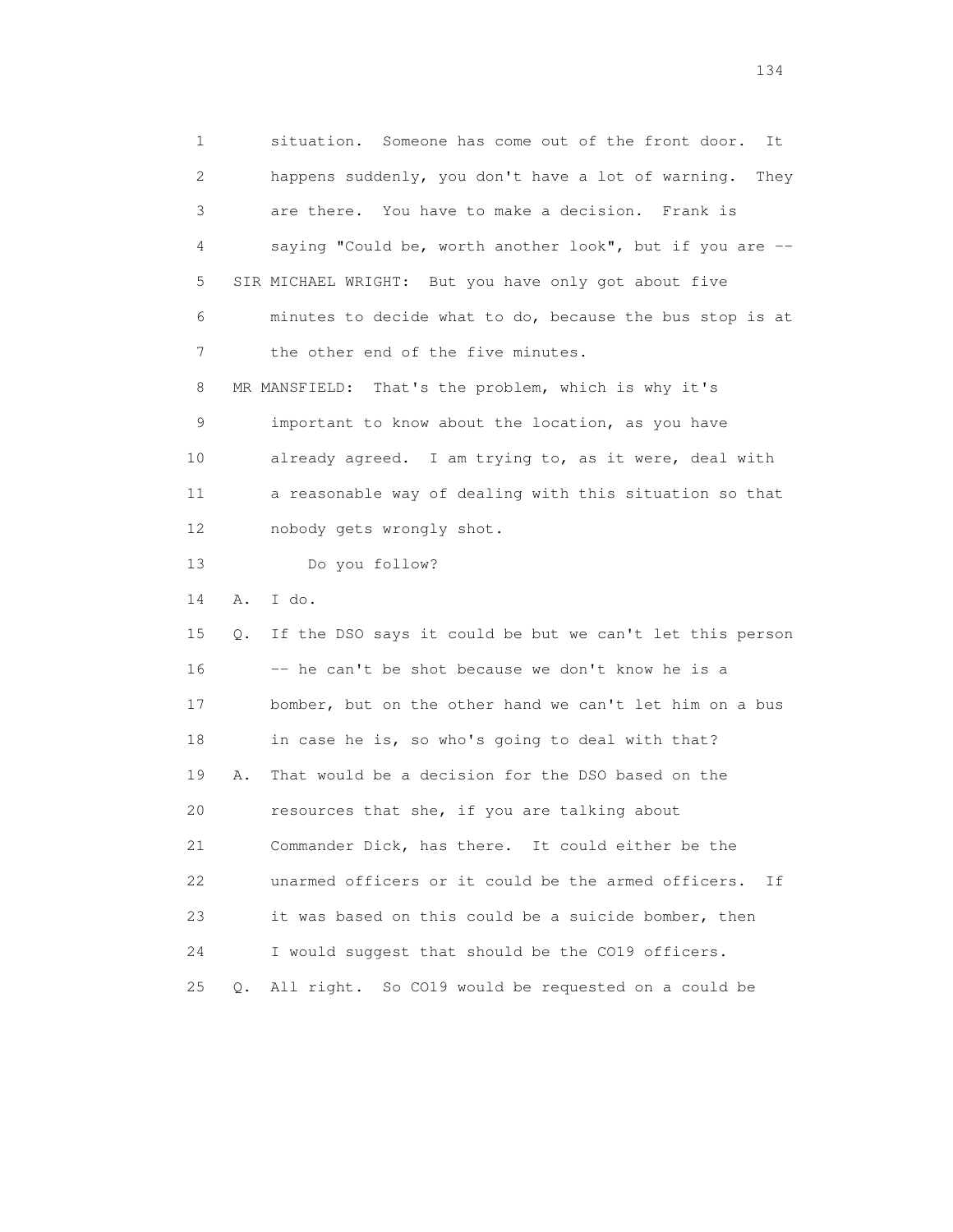1 situation. Someone has come out of the front door. It
2 happens suddenly, you don't have a lot of warning. They
3 are there. You have to make a decision. Frank is
4 saying "Could be, worth another look", but if you are --
5 SIR MICHAEL WRIGHT: But you have only got about five
6 minutes to decide what to do, because the bus stop is at
7 the other end of the five minutes.
8 MR MANSFIELD: That's the problem, which is why it's
9 important to know about the location, as you have
10 already agreed. I am trying to, as it were, deal with
11 a reasonable way of dealing with this situation so that
12 nobody gets wrongly shot.
13 Do you follow?
14 A. I do.
15 Q. If the DSO says it could be but we can't let this person
16 -- he can't be shot because we don't know he is a
17 bomber, but on the other hand we can't let him on a bus
18 in case he is, so who's going to deal with that?
19 A. That would be a decision for the DSO based on the
20 resources that she, if you are talking about
21 Commander Dick, has there. It could either be the
22 unarmed officers or it could be the armed officers. If
23 it was based on this could be a suicide bomber, then
24 I would suggest that should be the CO19 officers.
25 Q. All right. So CO19 would be requested on a could be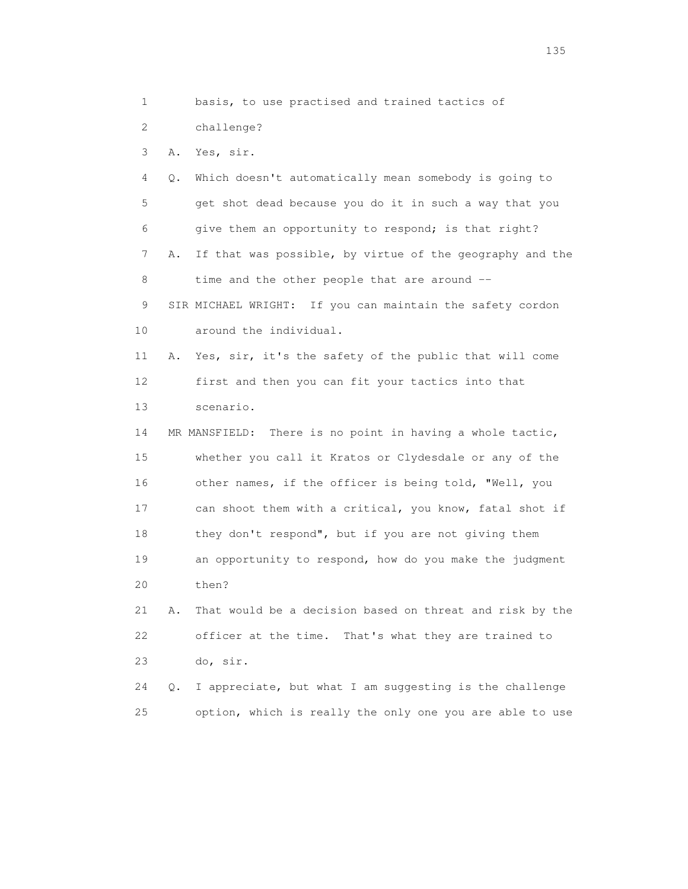1 basis, to use practised and trained tactics of

2 challenge?

3 A. Yes, sir.

4 Q. Which doesn't automatically mean somebody is going to

5 get shot dead because you do it in such a way that you

6 give them an opportunity to respond; is that right?

7 A. If that was possible, by virtue of the geography and the

8 time and the other people that are around --

9 SIR MICHAEL WRIGHT: If you can maintain the safety cordon

10 around the individual.

11 A. Yes, sir, it's the safety of the public that will come

12 first and then you can fit your tactics into that

13 scenario.

14 MR MANSFIELD: There is no point in having a whole tactic,

15 whether you call it Kratos or Clydesdale or any of the

16 other names, if the officer is being told, "Well, you

17 can shoot them with a critical, you know, fatal shot if

18 they don't respond", but if you are not giving them

19 an opportunity to respond, how do you make the judgment

20 then?

21 A. That would be a decision based on threat and risk by the

22 officer at the time. That's what they are trained to

23 do, sir.

24 Q. I appreciate, but what I am suggesting is the challenge

25 option, which is really the only one you are able to use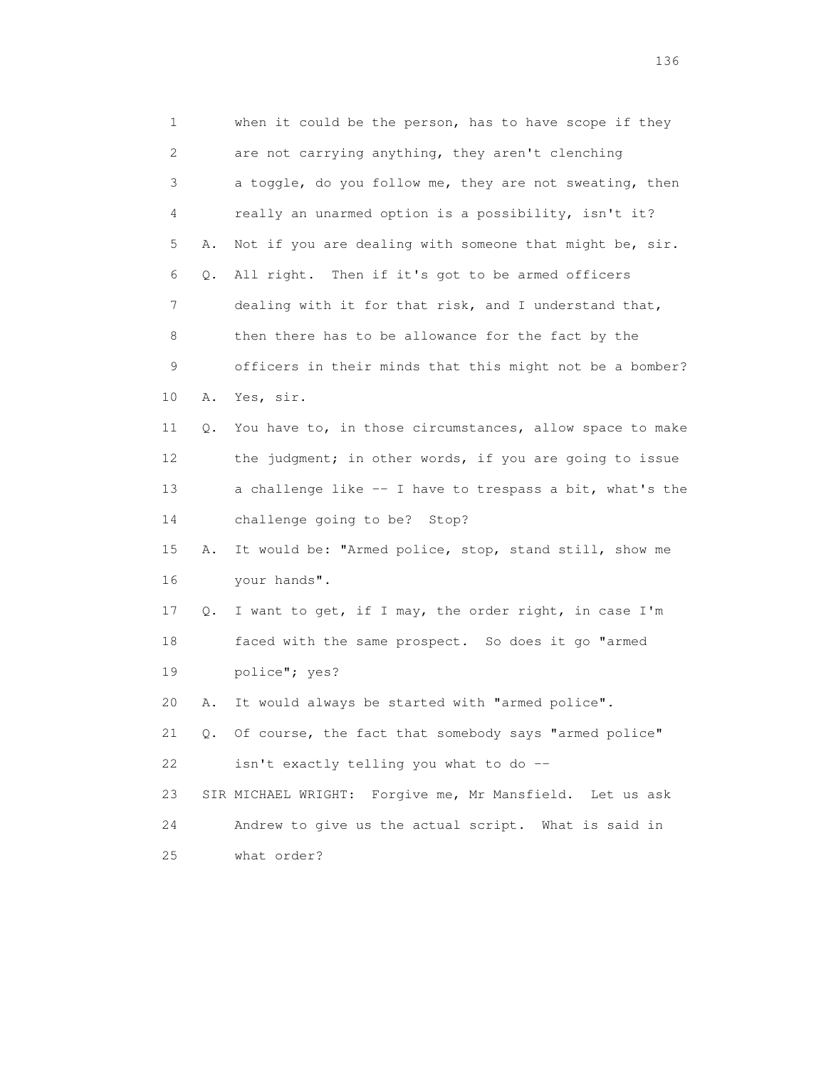1 when it could be the person, has to have scope if they
2 are not carrying anything, they aren't clenching
3 a toggle, do you follow me, they are not sweating, then
4 really an unarmed option is a possibility, isn't it?
5 A. Not if you are dealing with someone that might be, sir.
6 Q. All right. Then if it's got to be armed officers
7 dealing with it for that risk, and I understand that,
8 then there has to be allowance for the fact by the
9 officers in their minds that this might not be a bomber?
10 A. Yes, sir.
11 Q. You have to, in those circumstances, allow space to make
12 the judgment; in other words, if you are going to issue
13 a challenge like -- I have to trespass a bit, what's the
14 challenge going to be? Stop?
15 A. It would be: "Armed police, stop, stand still, show me
16 your hands".
17 Q. I want to get, if I may, the order right, in case I'm
18 faced with the same prospect. So does it go "armed
19 police"; yes?
20 A. It would always be started with "armed police".
21 Q. Of course, the fact that somebody says "armed police"
22 isn't exactly telling you what to do --
23 SIR MICHAEL WRIGHT: Forgive me, Mr Mansfield. Let us ask
24 Andrew to give us the actual script. What is said in
25 what order?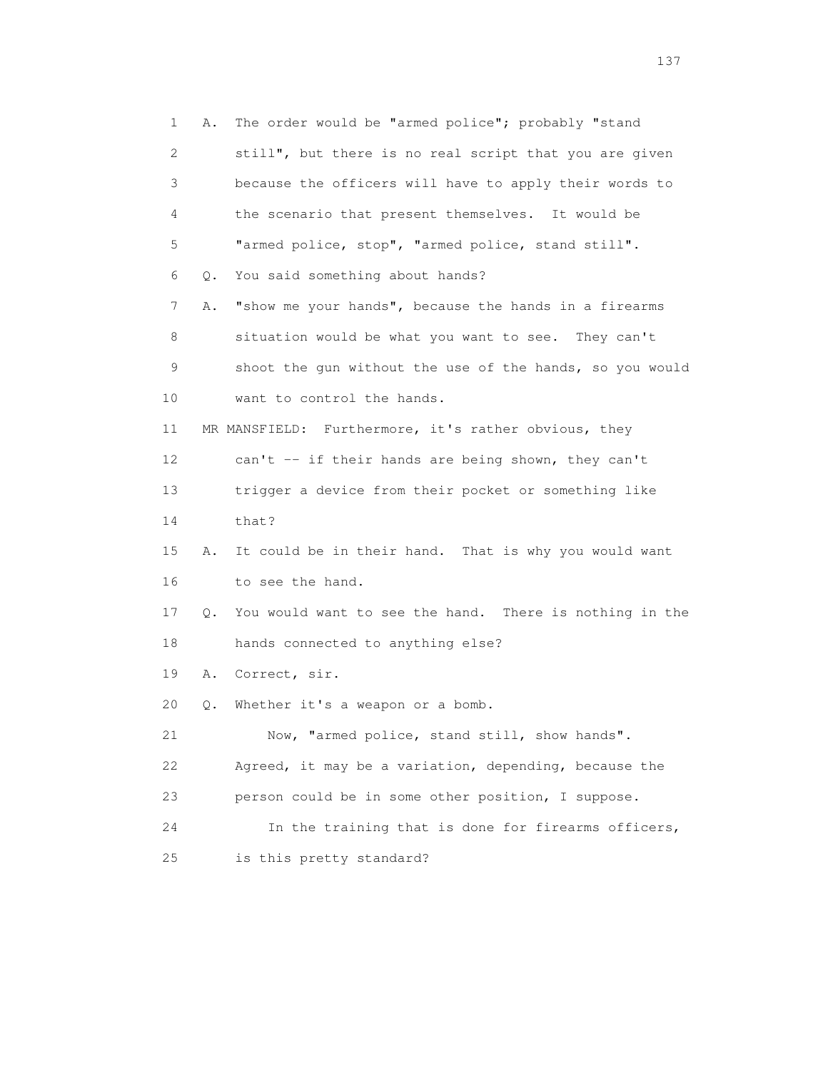1 A. The order would be "armed police"; probably "stand
2 still", but there is no real script that you are given
3 because the officers will have to apply their words to
4 the scenario that present themselves. It would be
5 "armed police, stop", "armed police, stand still".
6 Q. You said something about hands?
7 A. "show me your hands", because the hands in a firearms
8 situation would be what you want to see. They can't
9 shoot the gun without the use of the hands, so you would
10 want to control the hands.
11 MR MANSFIELD: Furthermore, it's rather obvious, they
12 can't -- if their hands are being shown, they can't
13 trigger a device from their pocket or something like
14 that?
15 A. It could be in their hand. That is why you would want
16 to see the hand.
17 Q. You would want to see the hand. There is nothing in the
18 hands connected to anything else?
19 A. Correct, sir.
20 Q. Whether it's a weapon or a bomb.
21 Now, "armed police, stand still, show hands".
22 Agreed, it may be a variation, depending, because the
23 person could be in some other position, I suppose.
24 In the training that is done for firearms officers,
25 is this pretty standard?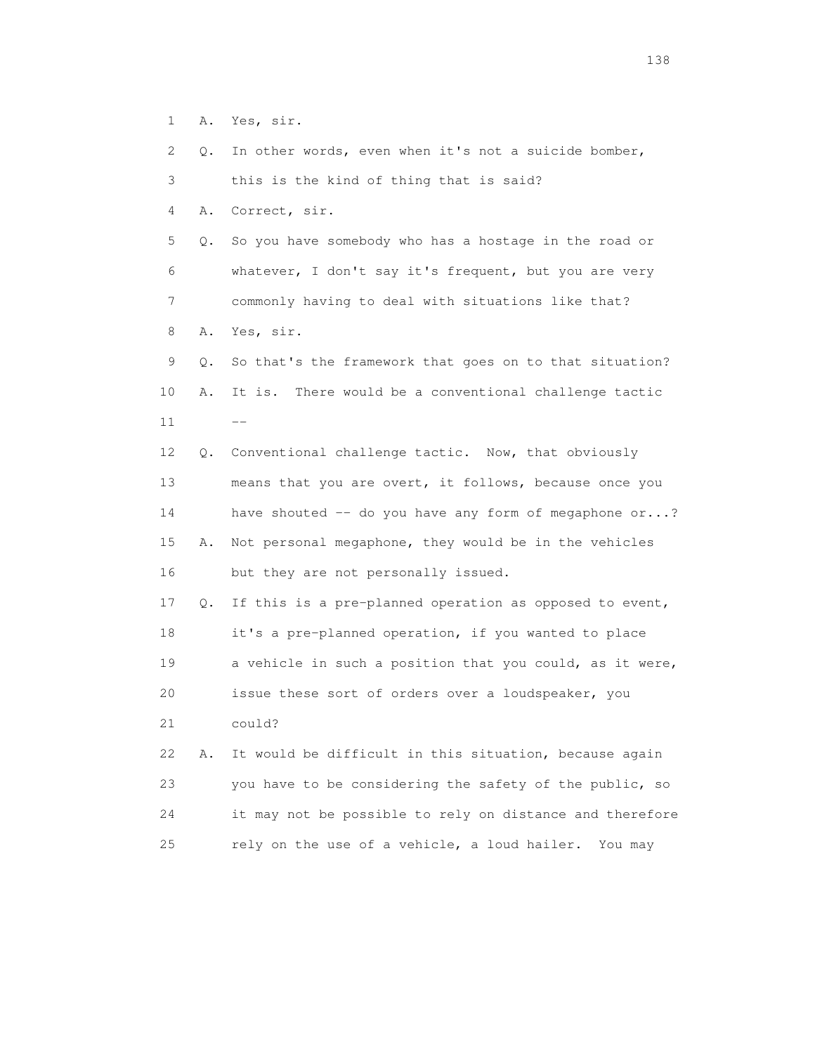1 A. Yes, sir.

2 Q. In other words, even when it's not a suicide bomber,

3 this is the kind of thing that is said?

4 A. Correct, sir.

5 Q. So you have somebody who has a hostage in the road or

6 whatever, I don't say it's frequent, but you are very

7 commonly having to deal with situations like that?

8 A. Yes, sir.

9 Q. So that's the framework that goes on to that situation?

10 A. It is. There would be a conventional challenge tactic

11 --

12 Q. Conventional challenge tactic. Now, that obviously

13 means that you are overt, it follows, because once you

14 have shouted -- do you have any form of megaphone or...?

15 A. Not personal megaphone, they would be in the vehicles

16 but they are not personally issued.

17 Q. If this is a pre-planned operation as opposed to event,

18 it's a pre-planned operation, if you wanted to place

19 a vehicle in such a position that you could, as it were,

20 issue these sort of orders over a loudspeaker, you

21 could?

22 A. It would be difficult in this situation, because again

23 you have to be considering the safety of the public, so

24 it may not be possible to rely on distance and therefore

25 rely on the use of a vehicle, a loud hailer. You may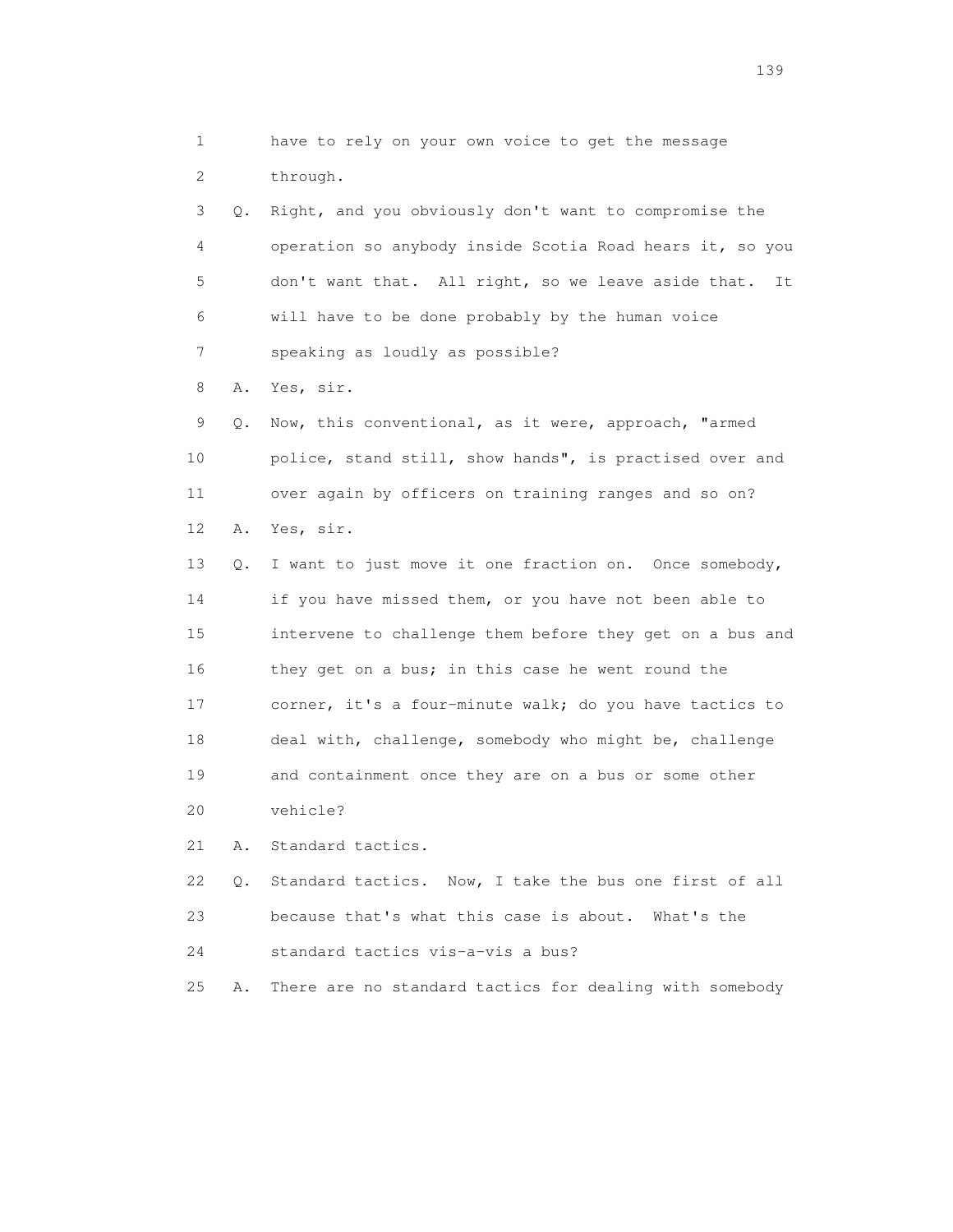1 have to rely on your own voice to get the message
2 through.

3 Q. Right, and you obviously don't want to compromise the
4 operation so anybody inside Scotia Road hears it, so you
5 don't want that. All right, so we leave aside that. It
6 will have to be done probably by the human voice
7 speaking as loudly as possible?

8 A. Yes, sir.

9 Q. Now, this conventional, as it were, approach, "armed
10 police, stand still, show hands", is practised over and
11 over again by officers on training ranges and so on?

12 A. Yes, sir.

13 Q. I want to just move it one fraction on. Once somebody,
14 if you have missed them, or you have not been able to
15 intervene to challenge them before they get on a bus and
16 they get on a bus; in this case he went round the
17 corner, it's a four-minute walk; do you have tactics to
18 deal with, challenge, somebody who might be, challenge
19 and containment once they are on a bus or some other
20 vehicle?

21 A. Standard tactics.

22 Q. Standard tactics. Now, I take the bus one first of all
23 because that's what this case is about. What's the
24 standard tactics vis-a-vis a bus?

25 A. There are no standard tactics for dealing with somebody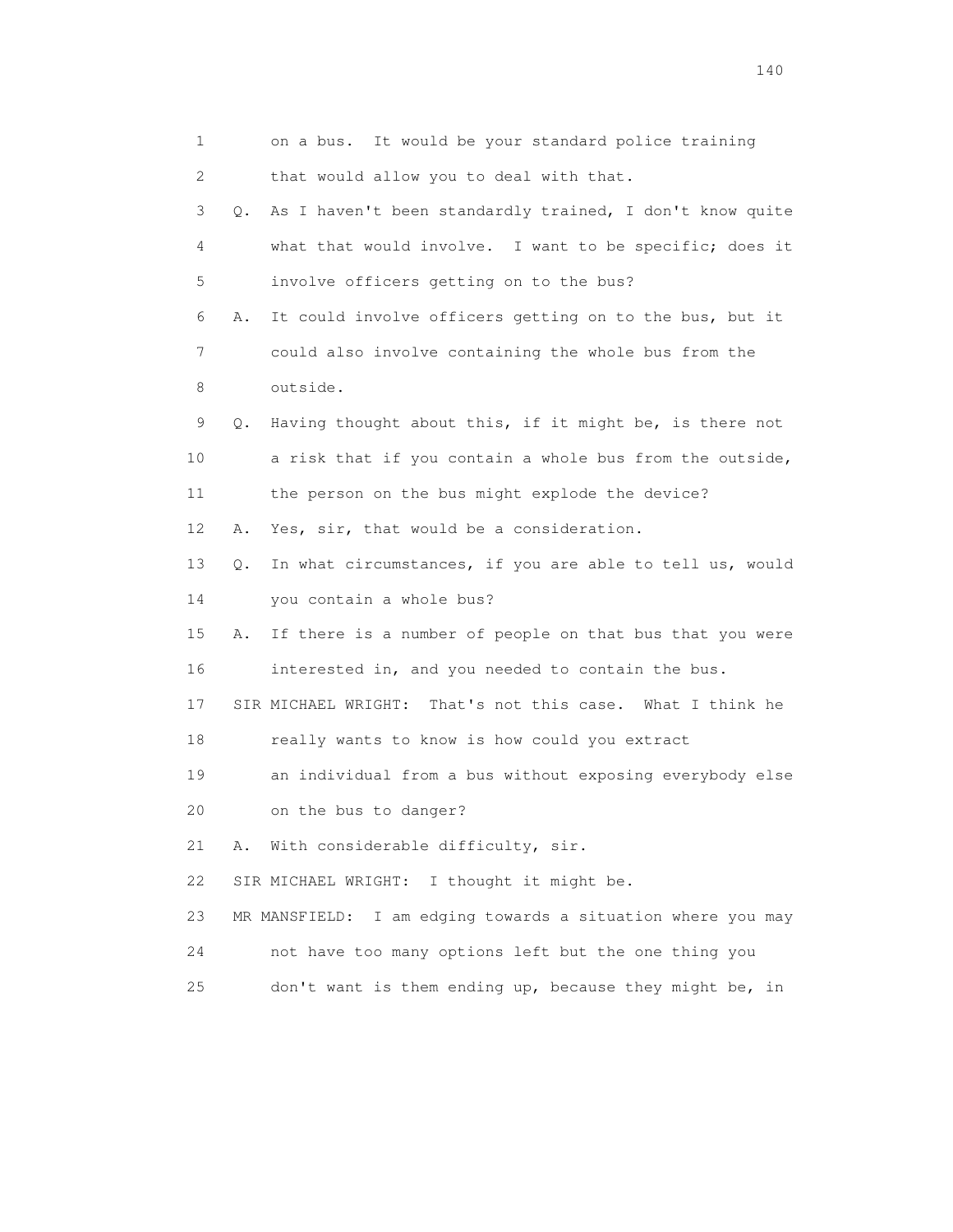1 on a bus. It would be your standard police training
2 that would allow you to deal with that.
3 Q. As I haven't been standardly trained, I don't know quite
4 what that would involve. I want to be specific; does it
5 involve officers getting on to the bus?
6 A. It could involve officers getting on to the bus, but it
7 could also involve containing the whole bus from the
8 outside.
9 Q. Having thought about this, if it might be, is there not
10 a risk that if you contain a whole bus from the outside,
11 the person on the bus might explode the device?
12 A. Yes, sir, that would be a consideration.
13 Q. In what circumstances, if you are able to tell us, would
14 you contain a whole bus?
15 A. If there is a number of people on that bus that you were
16 interested in, and you needed to contain the bus.
17 SIR MICHAEL WRIGHT: That's not this case. What I think he
18 really wants to know is how could you extract
19 an individual from a bus without exposing everybody else
20 on the bus to danger?
21 A. With considerable difficulty, sir.
22 SIR MICHAEL WRIGHT: I thought it might be.
23 MR MANSFIELD: I am edging towards a situation where you may
24 not have too many options left but the one thing you
25 don't want is them ending up, because they might be, in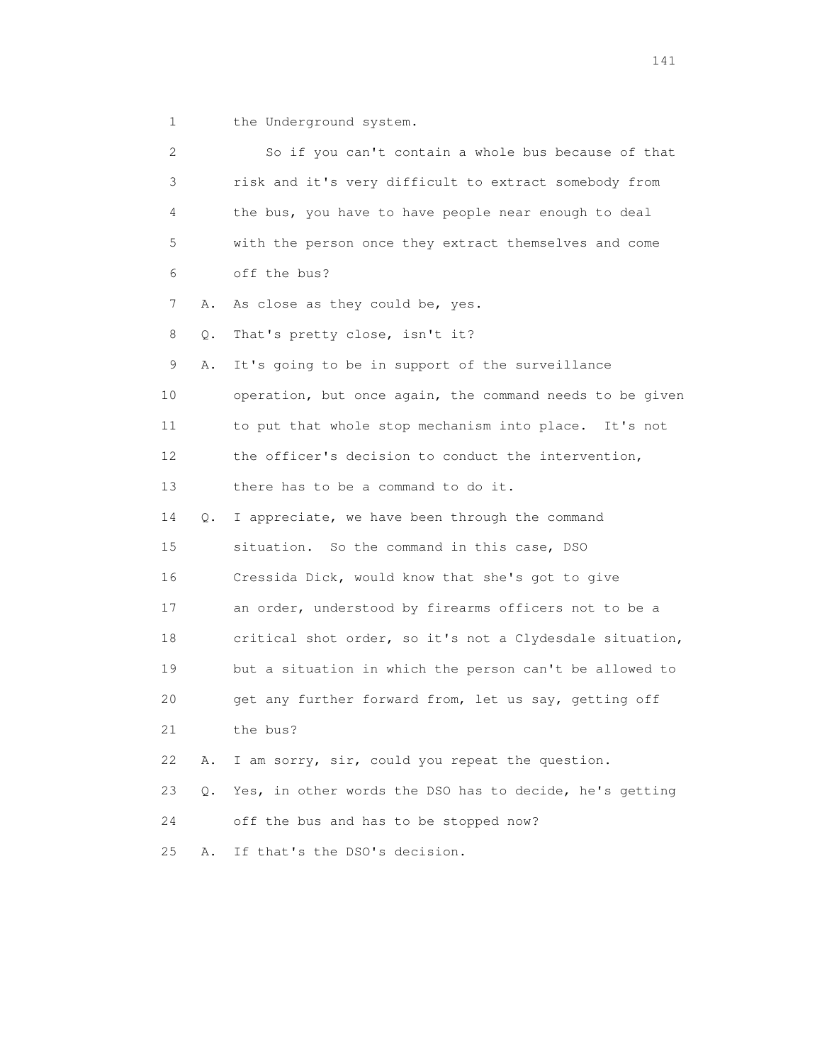1 the Underground system.

2 So if you can't contain a whole bus because of that

3 risk and it's very difficult to extract somebody from

4 the bus, you have to have people near enough to deal

5 with the person once they extract themselves and come

6 off the bus?

7 A. As close as they could be, yes.

8 Q. That's pretty close, isn't it?

9 A. It's going to be in support of the surveillance

10 operation, but once again, the command needs to be given

11 to put that whole stop mechanism into place. It's not

12 the officer's decision to conduct the intervention,

13 there has to be a command to do it.

14 Q. I appreciate, we have been through the command

15 situation. So the command in this case, DSO

16 Cressida Dick, would know that she's got to give

17 an order, understood by firearms officers not to be a

18 critical shot order, so it's not a Clydesdale situation,

19 but a situation in which the person can't be allowed to

20 get any further forward from, let us say, getting off

21 the bus?

22 A. I am sorry, sir, could you repeat the question.

23 Q. Yes, in other words the DSO has to decide, he's getting

24 off the bus and has to be stopped now?

25 A. If that's the DSO's decision.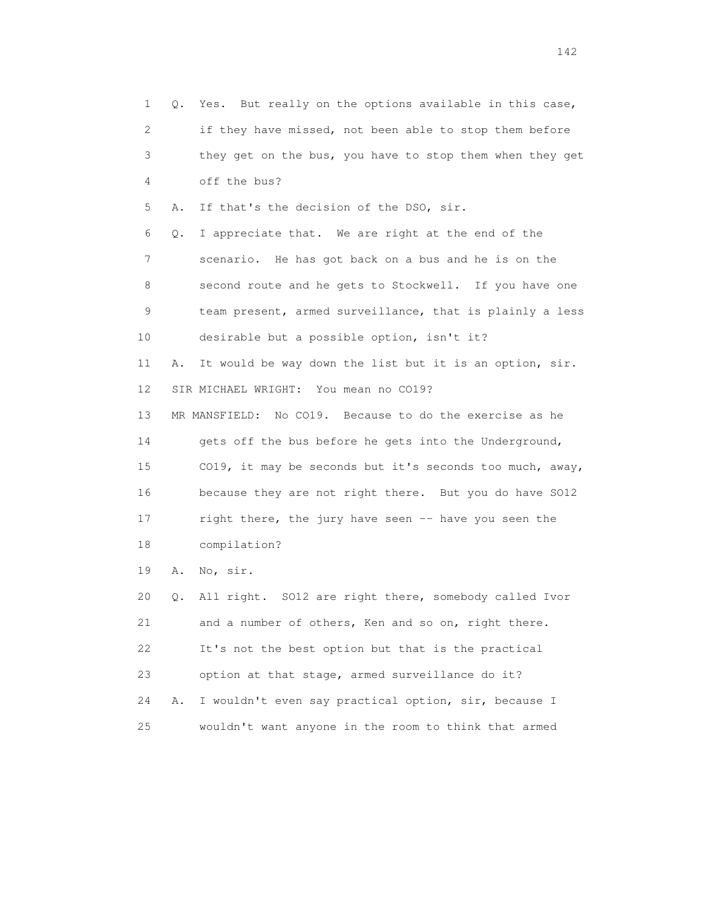1 Q. Yes. But really on the options available in this case,
2 if they have missed, not been able to stop them before
3 they get on the bus, you have to stop them when they get
4 off the bus?
5 A. If that's the decision of the DSO, sir.
6 Q. I appreciate that. We are right at the end of the
7 scenario. He has got back on a bus and he is on the
8 second route and he gets to Stockwell. If you have one
9 team present, armed surveillance, that is plainly a less
10 desirable but a possible option, isn't it?
11 A. It would be way down the list but it is an option, sir.
12 SIR MICHAEL WRIGHT: You mean no CO19?
13 MR MANSFIELD: No CO19. Because to do the exercise as he
14 gets off the bus before he gets into the Underground,
15 CO19, it may be seconds but it's seconds too much, away,
16 because they are not right there. But you do have SO12
17 right there, the jury have seen -- have you seen the
18 compilation?
19 A. No, sir.
20 Q. All right. SO12 are right there, somebody called Ivor
21 and a number of others, Ken and so on, right there.
22 It's not the best option but that is the practical
23 option at that stage, armed surveillance do it?
24 A. I wouldn't even say practical option, sir, because I
25 wouldn't want anyone in the room to think that armed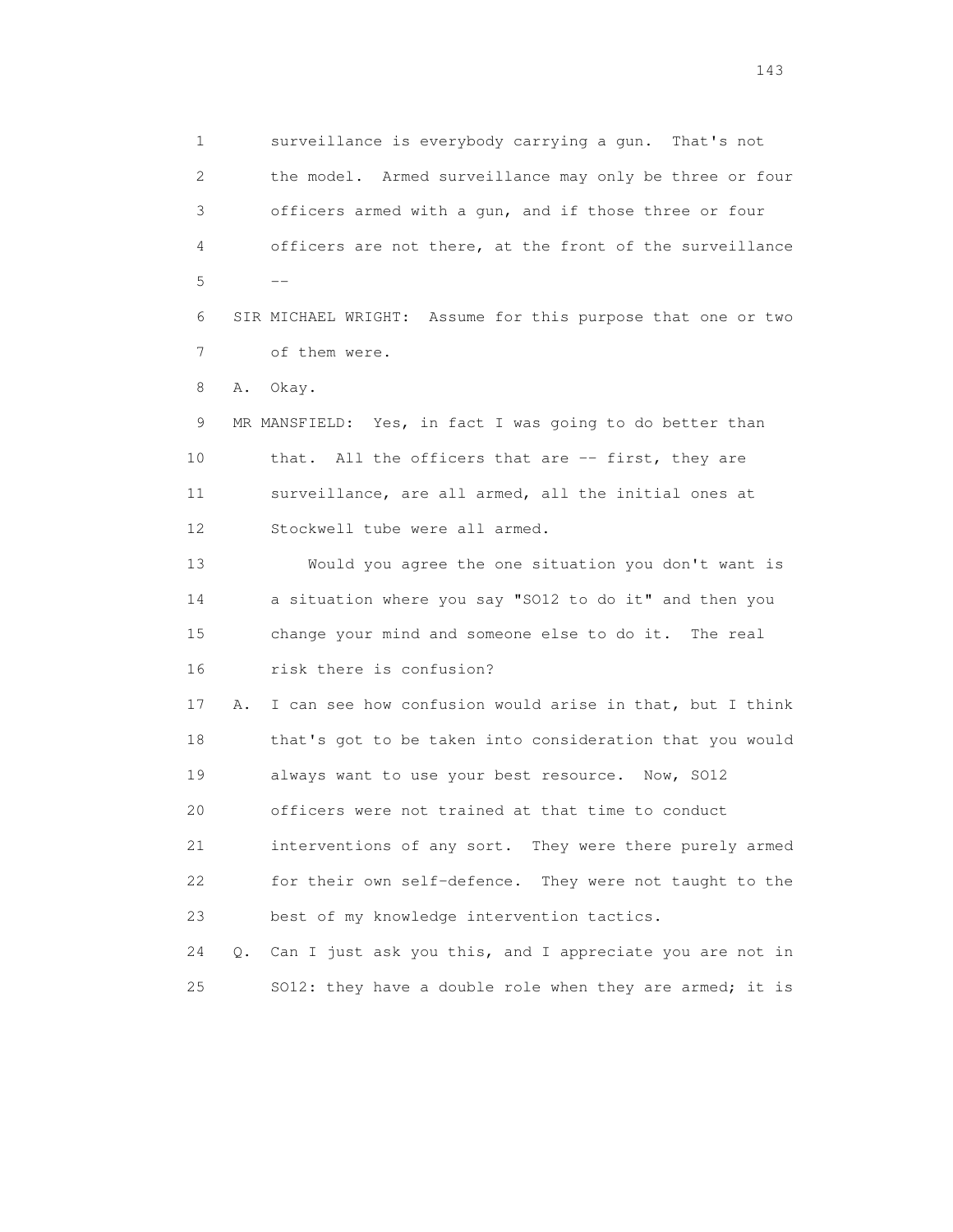1 surveillance is everybody carrying a gun. That's not
2 the model. Armed surveillance may only be three or four
3 officers armed with a gun, and if those three or four
4 officers are not there, at the front of the surveillance
5 --
6 SIR MICHAEL WRIGHT: Assume for this purpose that one or two
7 of them were.
8 A. Okay.
9 MR MANSFIELD: Yes, in fact I was going to do better than
10 that. All the officers that are -- first, they are
11 surveillance, are all armed, all the initial ones at
12 Stockwell tube were all armed.
13 Would you agree the one situation you don't want is
14 a situation where you say "SO12 to do it" and then you
15 change your mind and someone else to do it. The real
16 risk there is confusion?
17 A. I can see how confusion would arise in that, but I think
18 that's got to be taken into consideration that you would
19 always want to use your best resource. Now, SO12
20 officers were not trained at that time to conduct
21 interventions of any sort. They were there purely armed
22 for their own self-defence. They were not taught to the
23 best of my knowledge intervention tactics.
24 Q. Can I just ask you this, and I appreciate you are not in
25 SO12: they have a double role when they are armed; it is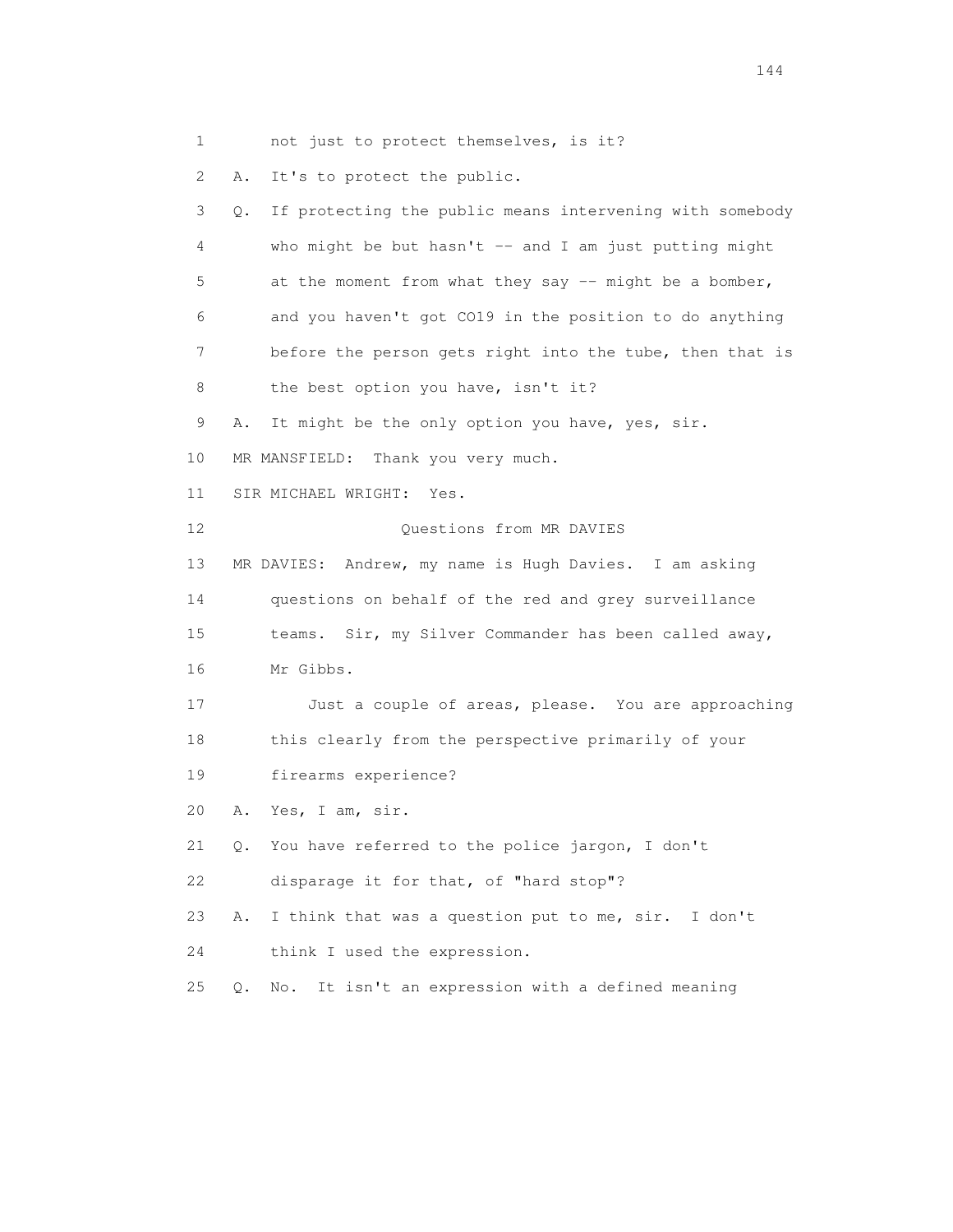1 not just to protect themselves, is it?

2 A. It's to protect the public.

3 Q. If protecting the public means intervening with somebody

4 who might be but hasn't -- and I am just putting might

5 at the moment from what they say -- might be a bomber,

6 and you haven't got CO19 in the position to do anything

7 before the person gets right into the tube, then that is

8 the best option you have, isn't it?

9 A. It might be the only option you have, yes, sir.

10 MR MANSFIELD: Thank you very much.

11 SIR MICHAEL WRIGHT: Yes.

12 Questions from MR DAVIES

13 MR DAVIES: Andrew, my name is Hugh Davies. I am asking

14 questions on behalf of the red and grey surveillance

15 teams. Sir, my Silver Commander has been called away,

16 Mr Gibbs.

17 Just a couple of areas, please. You are approaching

18 this clearly from the perspective primarily of your

19 firearms experience?

20 A. Yes, I am, sir.

21 Q. You have referred to the police jargon, I don't

22 disparage it for that, of "hard stop"?

23 A. I think that was a question put to me, sir. I don't

24 think I used the expression.

25 Q. No. It isn't an expression with a defined meaning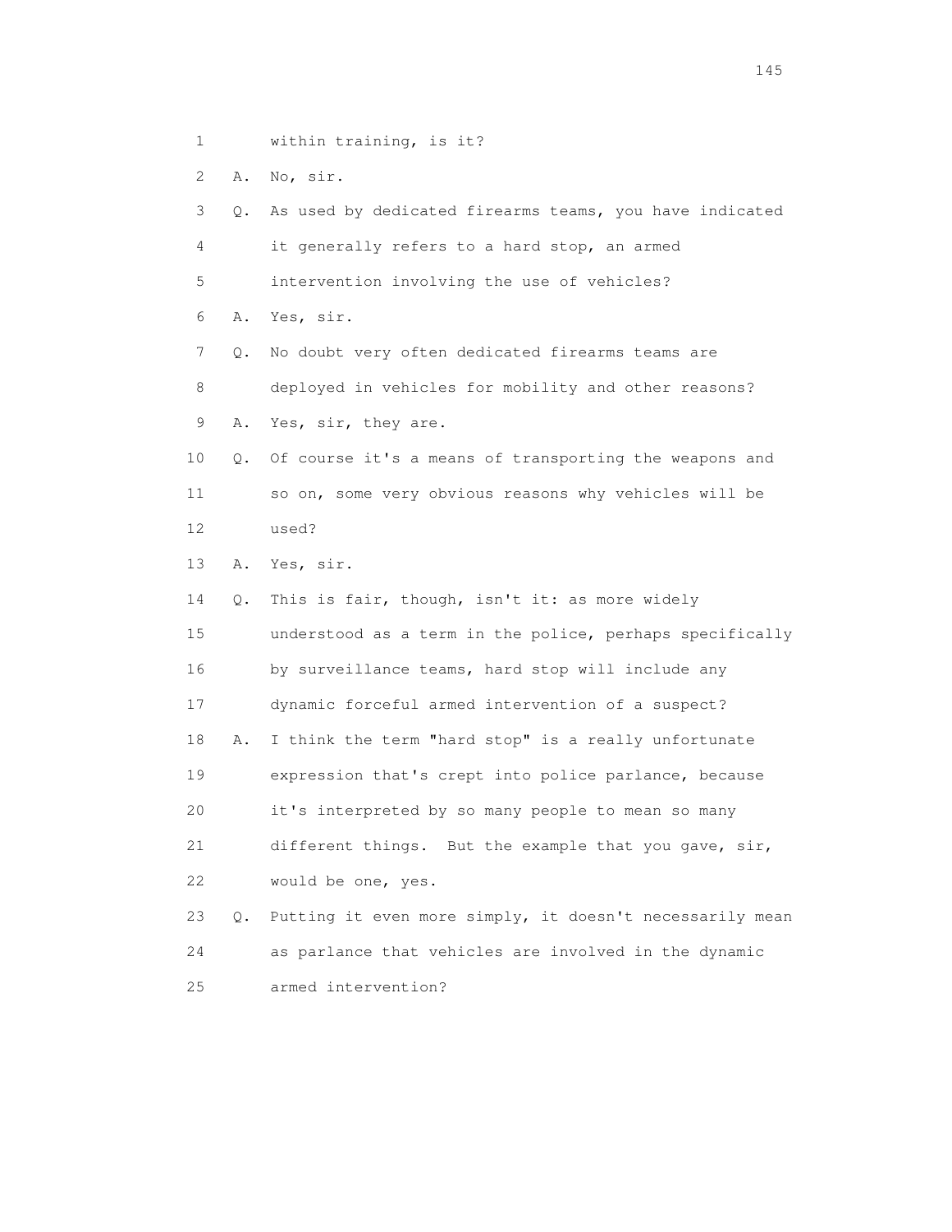1 within training, is it?

2 A. No, sir.

3 Q. As used by dedicated firearms teams, you have indicated

4 it generally refers to a hard stop, an armed

5 intervention involving the use of vehicles?

6 A. Yes, sir.

7 Q. No doubt very often dedicated firearms teams are

8 deployed in vehicles for mobility and other reasons?

9 A. Yes, sir, they are.

10 Q. Of course it's a means of transporting the weapons and

11 so on, some very obvious reasons why vehicles will be

12 used?

13 A. Yes, sir.

14 Q. This is fair, though, isn't it: as more widely

15 understood as a term in the police, perhaps specifically

16 by surveillance teams, hard stop will include any

17 dynamic forceful armed intervention of a suspect?

18 A. I think the term "hard stop" is a really unfortunate

19 expression that's crept into police parlance, because

20 it's interpreted by so many people to mean so many

21 different things. But the example that you gave, sir,

22 would be one, yes.

23 Q. Putting it even more simply, it doesn't necessarily mean

24 as parlance that vehicles are involved in the dynamic

25 armed intervention?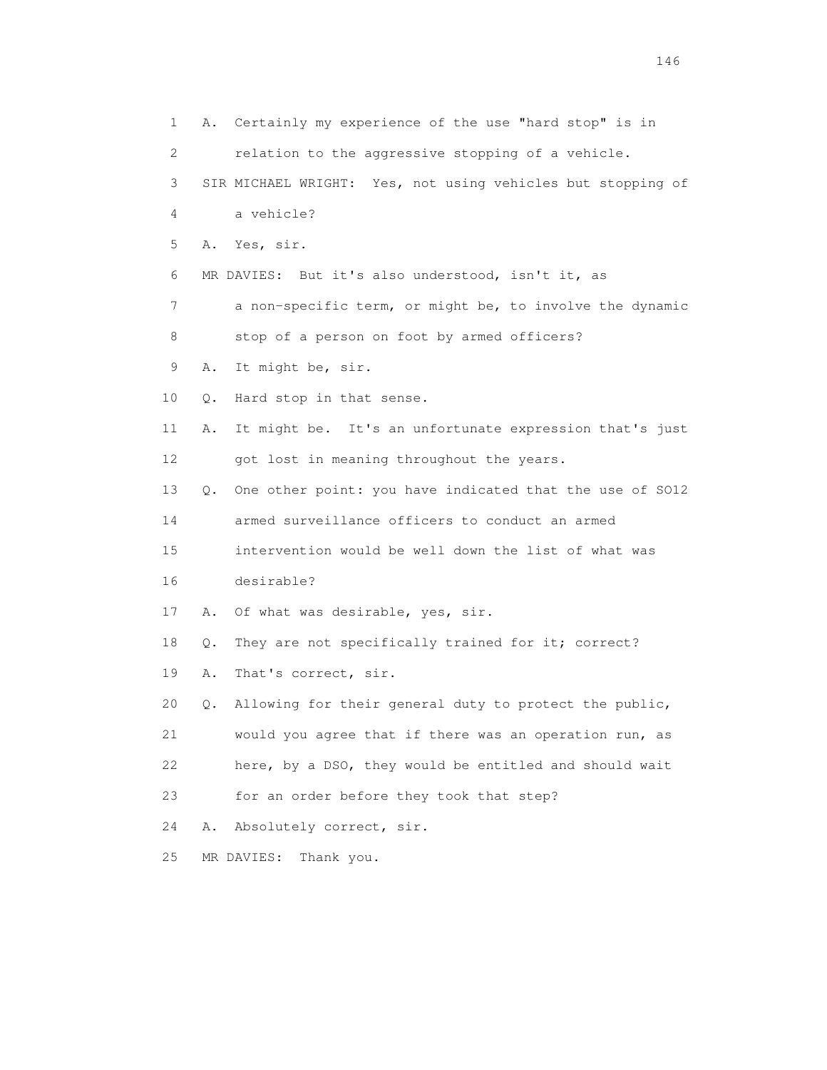1 A. Certainly my experience of the use "hard stop" is in
2 relation to the aggressive stopping of a vehicle.
3 SIR MICHAEL WRIGHT: Yes, not using vehicles but stopping of
4 a vehicle?
5 A. Yes, sir.
6 MR DAVIES: But it's also understood, isn't it, as
7 a non-specific term, or might be, to involve the dynamic
8 stop of a person on foot by armed officers?
9 A. It might be, sir.
10 Q. Hard stop in that sense.
11 A. It might be. It's an unfortunate expression that's just
12 got lost in meaning throughout the years.
13 Q. One other point: you have indicated that the use of SO12
14 armed surveillance officers to conduct an armed
15 intervention would be well down the list of what was
16 desirable?
17 A. Of what was desirable, yes, sir.
18 Q. They are not specifically trained for it; correct?
19 A. That's correct, sir.
20 Q. Allowing for their general duty to protect the public,
21 would you agree that if there was an operation run, as
22 here, by a DSO, they would be entitled and should wait
23 for an order before they took that step?
24 A. Absolutely correct, sir.
25 MR DAVIES: Thank you.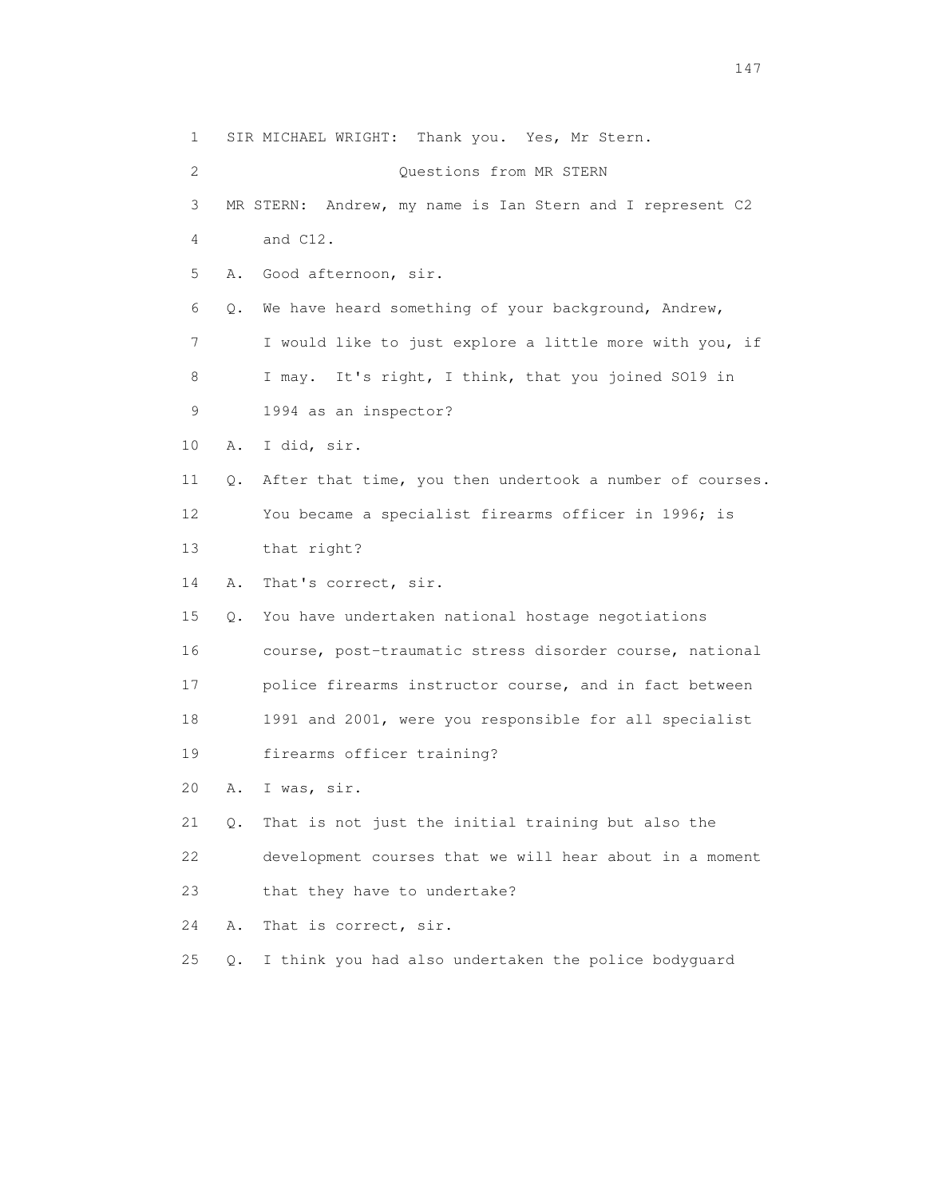1 SIR MICHAEL WRIGHT: Thank you. Yes, Mr Stern.

2 Questions from MR STERN

3 MR STERN: Andrew, my name is Ian Stern and I represent C2

4 and C12.

5 A. Good afternoon, sir.

6 Q. We have heard something of your background, Andrew,

7 I would like to just explore a little more with you, if

8 I may. It's right, I think, that you joined SO19 in

9 1994 as an inspector?

10 A. I did, sir.

11 Q. After that time, you then undertook a number of courses.

12 You became a specialist firearms officer in 1996; is

13 that right?

14 A. That's correct, sir.

15 Q. You have undertaken national hostage negotiations

16 course, post-traumatic stress disorder course, national

17 police firearms instructor course, and in fact between

18 1991 and 2001, were you responsible for all specialist

19 firearms officer training?

20 A. I was, sir.

21 Q. That is not just the initial training but also the

22 development courses that we will hear about in a moment

23 that they have to undertake?

24 A. That is correct, sir.

25 Q. I think you had also undertaken the police bodyguard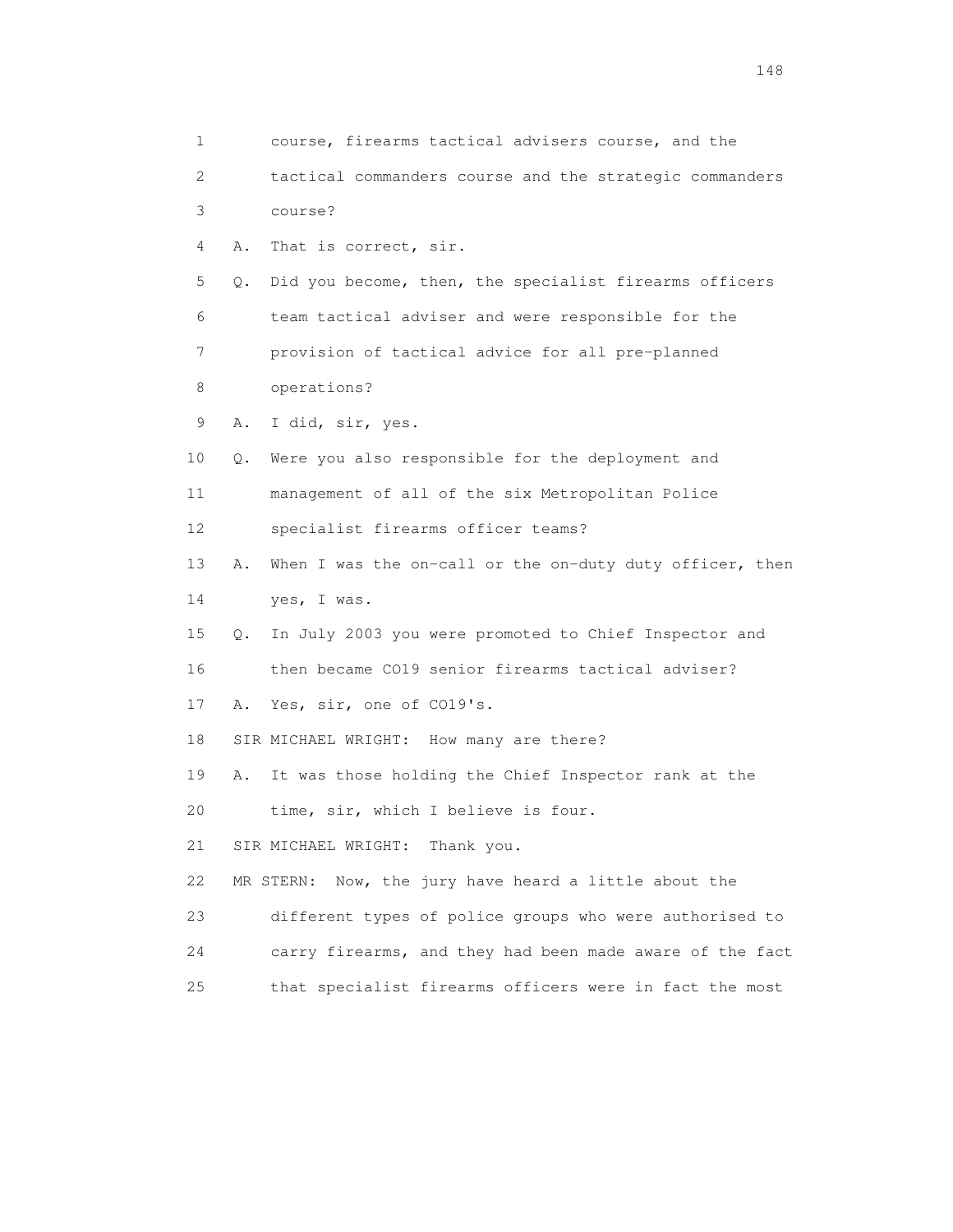1 course, firearms tactical advisers course, and the
2 tactical commanders course and the strategic commanders
3 course?

4 A. That is correct, sir.

5 Q. Did you become, then, the specialist firearms officers
6 team tactical adviser and were responsible for the
7 provision of tactical advice for all pre-planned
8 operations?

9 A. I did, sir, yes.

10 Q. Were you also responsible for the deployment and
11 management of all of the six Metropolitan Police
12 specialist firearms officer teams?

13 A. When I was the on-call or the on-duty duty officer, then
14 yes, I was.

15 Q. In July 2003 you were promoted to Chief Inspector and
16 then became CO19 senior firearms tactical adviser?

17 A. Yes, sir, one of CO19's.

18 SIR MICHAEL WRIGHT: How many are there?

19 A. It was those holding the Chief Inspector rank at the
20 time, sir, which I believe is four.

21 SIR MICHAEL WRIGHT: Thank you.

22 MR STERN: Now, the jury have heard a little about the
23 different types of police groups who were authorised to
24 carry firearms, and they had been made aware of the fact
25 that specialist firearms officers were in fact the most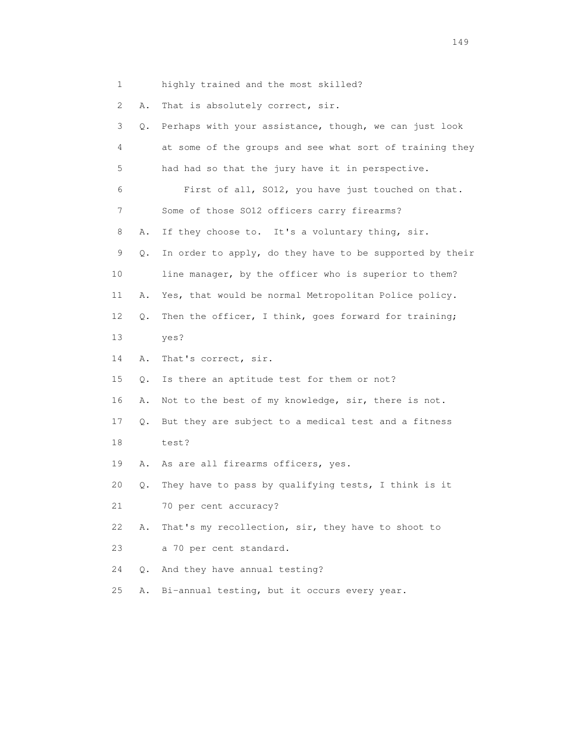1 highly trained and the most skilled?

2 A. That is absolutely correct, sir.

3 Q. Perhaps with your assistance, though, we can just look

4 at some of the groups and see what sort of training they

5 had had so that the jury have it in perspective.

6 First of all, SO12, you have just touched on that.

7 Some of those SO12 officers carry firearms?

8 A. If they choose to. It's a voluntary thing, sir.

9 Q. In order to apply, do they have to be supported by their

10 line manager, by the officer who is superior to them?

11 A. Yes, that would be normal Metropolitan Police policy.

12 Q. Then the officer, I think, goes forward for training;

13 yes?

14 A. That's correct, sir.

15 Q. Is there an aptitude test for them or not?

16 A. Not to the best of my knowledge, sir, there is not.

17 Q. But they are subject to a medical test and a fitness

18 test?

19 A. As are all firearms officers, yes.

20 Q. They have to pass by qualifying tests, I think is it

21 70 per cent accuracy?

22 A. That's my recollection, sir, they have to shoot to

23 a 70 per cent standard.

24 Q. And they have annual testing?

25 A. Bi-annual testing, but it occurs every year.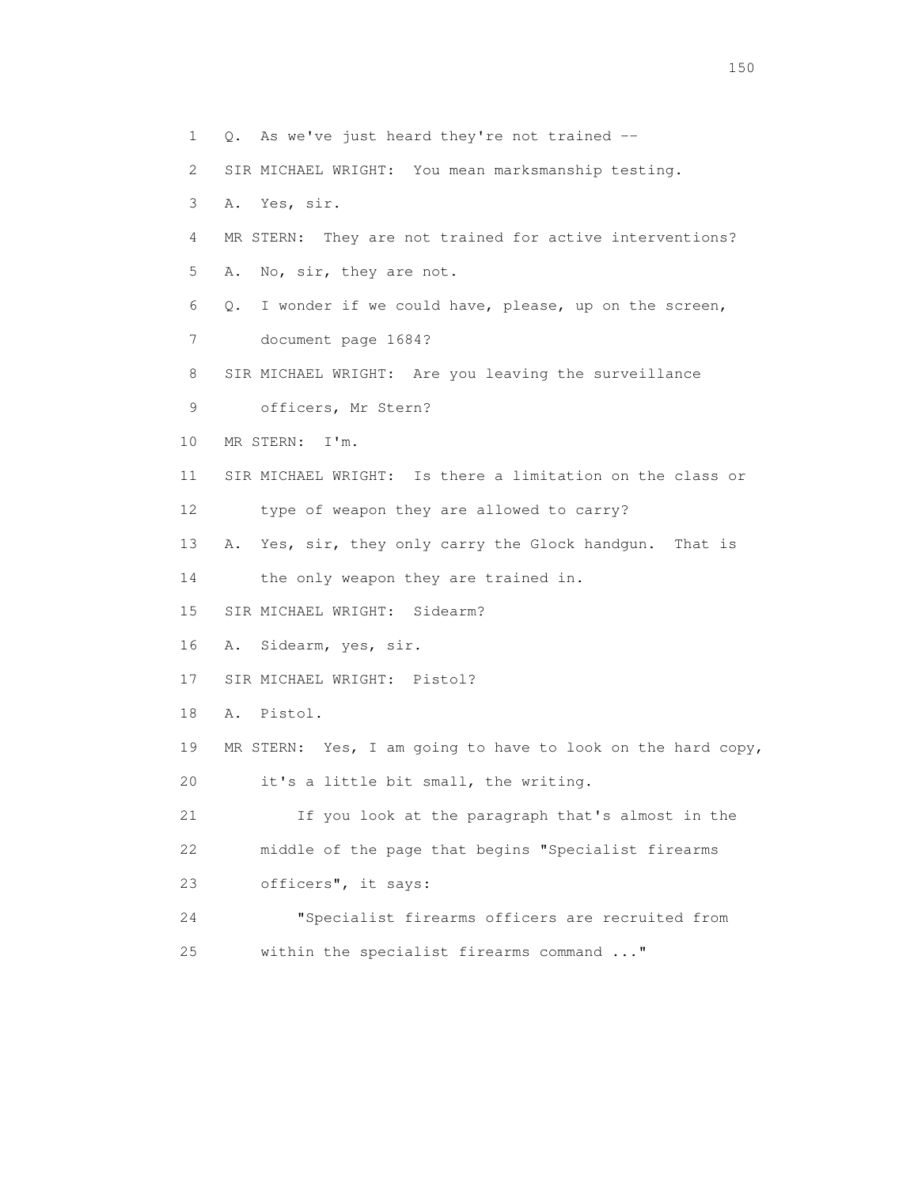1 Q. As we've just heard they're not trained --

2 SIR MICHAEL WRIGHT: You mean marksmanship testing.

3 A. Yes, sir.

4 MR STERN: They are not trained for active interventions?

5 A. No, sir, they are not.

6 Q. I wonder if we could have, please, up on the screen,

7 document page 1684?

8 SIR MICHAEL WRIGHT: Are you leaving the surveillance

9 officers, Mr Stern?

10 MR STERN: I'm.

11 SIR MICHAEL WRIGHT: Is there a limitation on the class or

12 type of weapon they are allowed to carry?

13 A. Yes, sir, they only carry the Glock handgun. That is

14 the only weapon they are trained in.

15 SIR MICHAEL WRIGHT: Sidearm?

16 A. Sidearm, yes, sir.

17 SIR MICHAEL WRIGHT: Pistol?

18 A. Pistol.

19 MR STERN: Yes, I am going to have to look on the hard copy,

20 it's a little bit small, the writing.

21 If you look at the paragraph that's almost in the

22 middle of the page that begins "Specialist firearms

23 officers", it says:

24 "Specialist firearms officers are recruited from

25 within the specialist firearms command ..."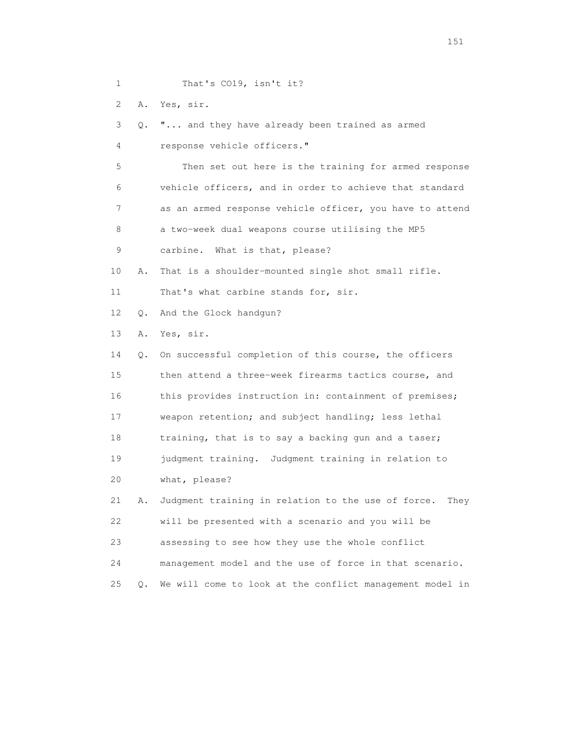1 That's CO19, isn't it?

2 A. Yes, sir.

3 Q. "... and they have already been trained as armed

4 response vehicle officers."

5 Then set out here is the training for armed response

6 vehicle officers, and in order to achieve that standard

7 as an armed response vehicle officer, you have to attend

8 a two-week dual weapons course utilising the MP5

9 carbine. What is that, please?

10 A. That is a shoulder-mounted single shot small rifle.

11 That's what carbine stands for, sir.

12 Q. And the Glock handgun?

13 A. Yes, sir.

14 Q. On successful completion of this course, the officers

15 then attend a three-week firearms tactics course, and

16 this provides instruction in: containment of premises;

17 weapon retention; and subject handling; less lethal

18 training, that is to say a backing gun and a taser;

19 judgment training. Judgment training in relation to

20 what, please?

21 A. Judgment training in relation to the use of force. They

22 will be presented with a scenario and you will be

23 assessing to see how they use the whole conflict

24 management model and the use of force in that scenario.

25 Q. We will come to look at the conflict management model in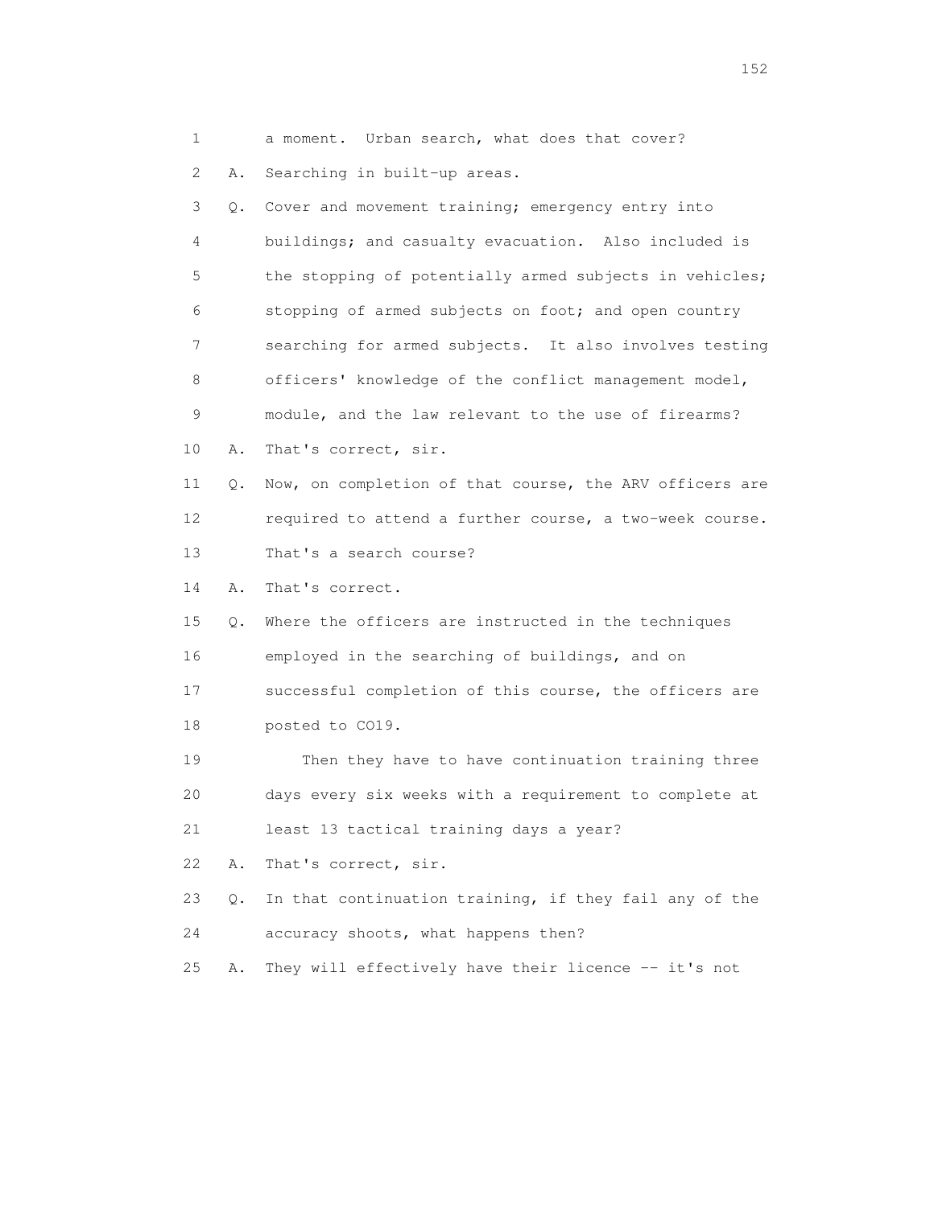1 a moment. Urban search, what does that cover?

2 A. Searching in built-up areas.

3 Q. Cover and movement training; emergency entry into

4 buildings; and casualty evacuation. Also included is

5 the stopping of potentially armed subjects in vehicles;

6 stopping of armed subjects on foot; and open country

7 searching for armed subjects. It also involves testing

8 officers' knowledge of the conflict management model,

9 module, and the law relevant to the use of firearms?

10 A. That's correct, sir.

11 Q. Now, on completion of that course, the ARV officers are

12 required to attend a further course, a two-week course.

13 That's a search course?

14 A. That's correct.

15 Q. Where the officers are instructed in the techniques

16 employed in the searching of buildings, and on

17 successful completion of this course, the officers are

18 posted to CO19.

19 Then they have to have continuation training three

20 days every six weeks with a requirement to complete at

21 least 13 tactical training days a year?

22 A. That's correct, sir.

23 Q. In that continuation training, if they fail any of the

24 accuracy shoots, what happens then?

25 A. They will effectively have their licence -- it's not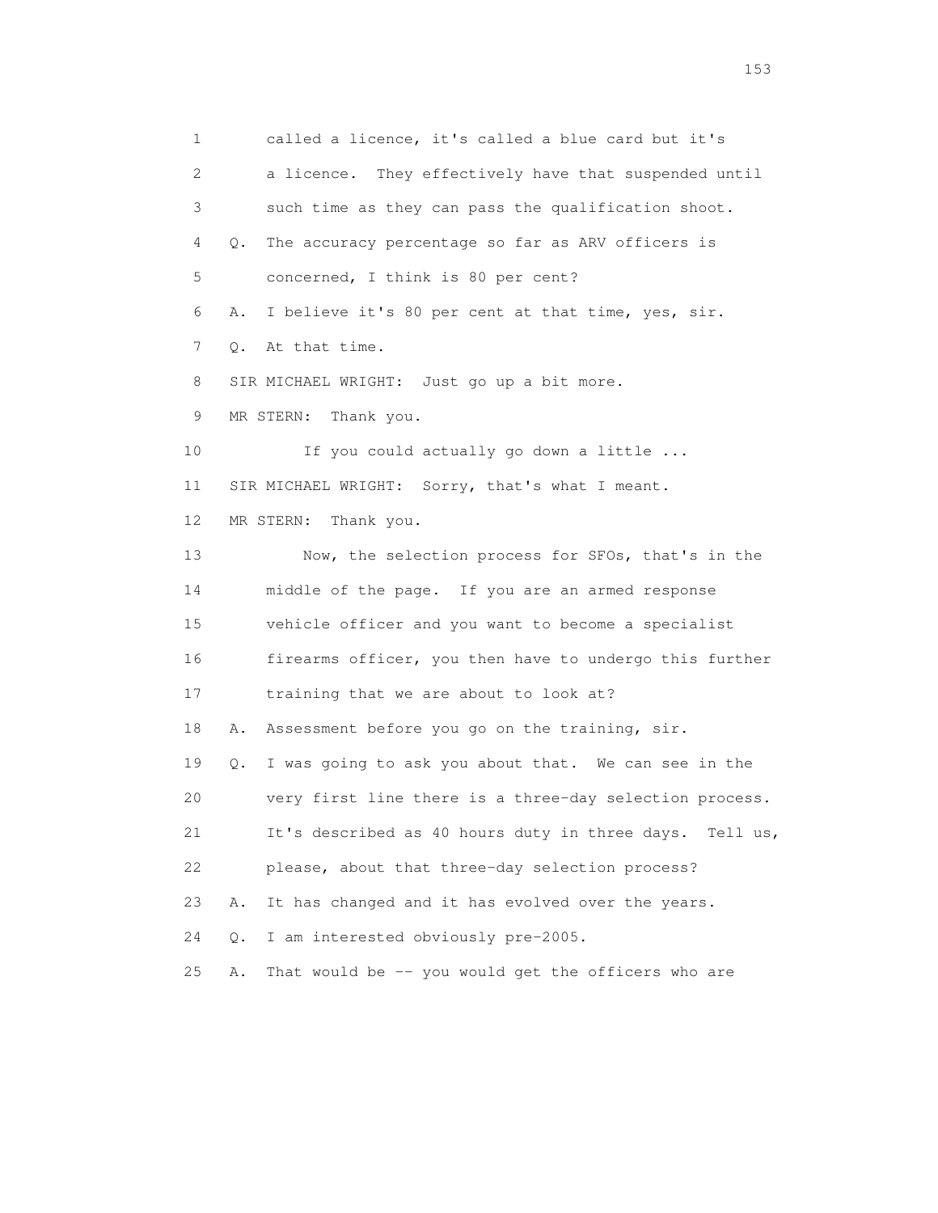1 called a licence, it's called a blue card but it's
2 a licence. They effectively have that suspended until
3 such time as they can pass the qualification shoot.
4 Q. The accuracy percentage so far as ARV officers is
5 concerned, I think is 80 per cent?
6 A. I believe it's 80 per cent at that time, yes, sir.
7 Q. At that time.
8 SIR MICHAEL WRIGHT: Just go up a bit more.
9 MR STERN: Thank you.
10 If you could actually go down a little ...
11 SIR MICHAEL WRIGHT: Sorry, that's what I meant.
12 MR STERN: Thank you.
13 Now, the selection process for SFOs, that's in the
14 middle of the page. If you are an armed response
15 vehicle officer and you want to become a specialist
16 firearms officer, you then have to undergo this further
17 training that we are about to look at?
18 A. Assessment before you go on the training, sir.
19 Q. I was going to ask you about that. We can see in the
20 very first line there is a three-day selection process.
21 It's described as 40 hours duty in three days. Tell us,
22 please, about that three-day selection process?
23 A. It has changed and it has evolved over the years.
24 Q. I am interested obviously pre-2005.
25 A. That would be -- you would get the officers who are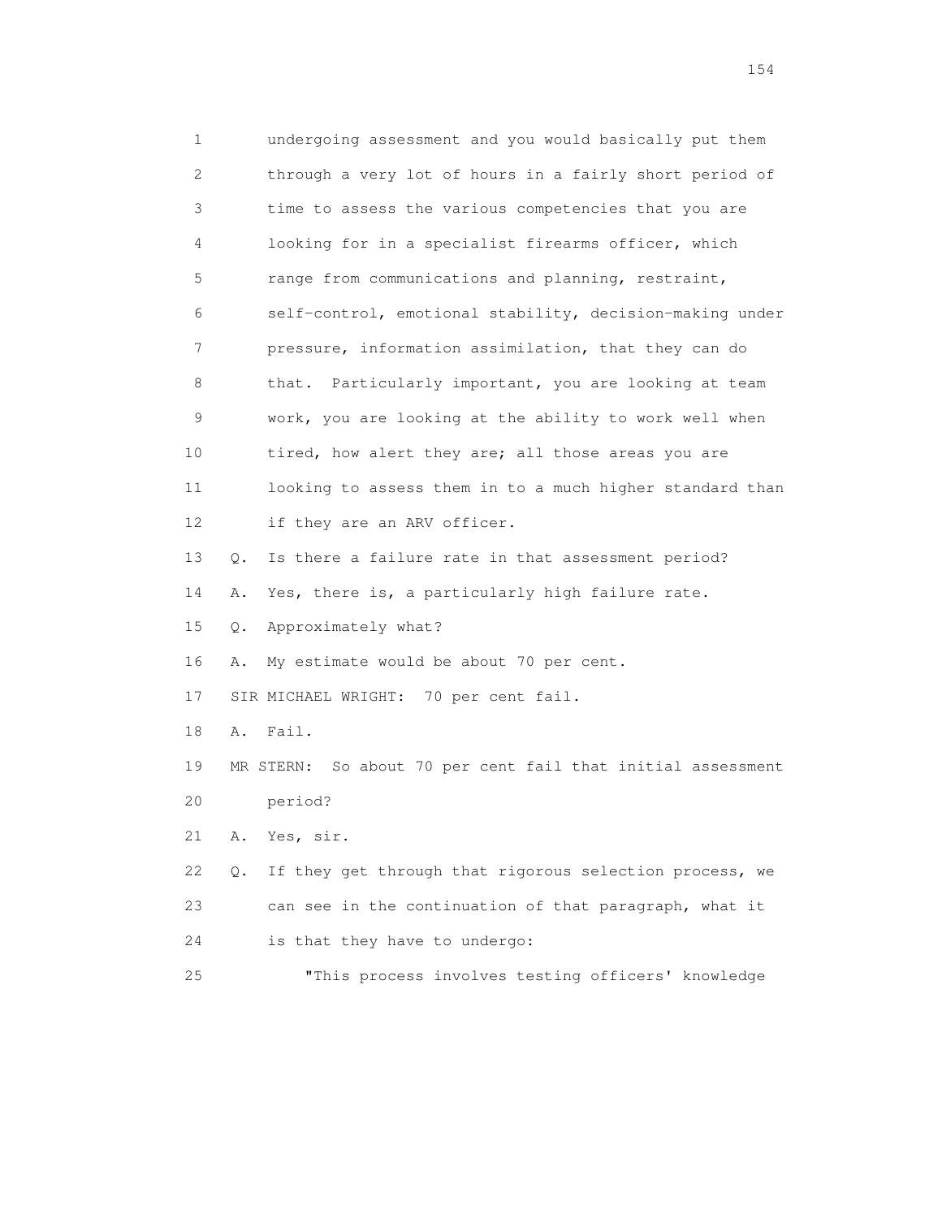1 undergoing assessment and you would basically put them
2 through a very lot of hours in a fairly short period of
3 time to assess the various competencies that you are
4 looking for in a specialist firearms officer, which
5 range from communications and planning, restraint,
6 self-control, emotional stability, decision-making under
7 pressure, information assimilation, that they can do
8 that. Particularly important, you are looking at team
9 work, you are looking at the ability to work well when
10 tired, how alert they are; all those areas you are
11 looking to assess them in to a much higher standard than
12 if they are an ARV officer.

13 Q. Is there a failure rate in that assessment period?

14 A. Yes, there is, a particularly high failure rate.

15 Q. Approximately what?

16 A. My estimate would be about 70 per cent.

17 SIR MICHAEL WRIGHT: 70 per cent fail.

18 A. Fail.

19 MR STERN: So about 70 per cent fail that initial assessment
20 period?

21 A. Yes, sir.

22 Q. If they get through that rigorous selection process, we
23 can see in the continuation of that paragraph, what it
24 is that they have to undergo:

25 "This process involves testing officers' knowledge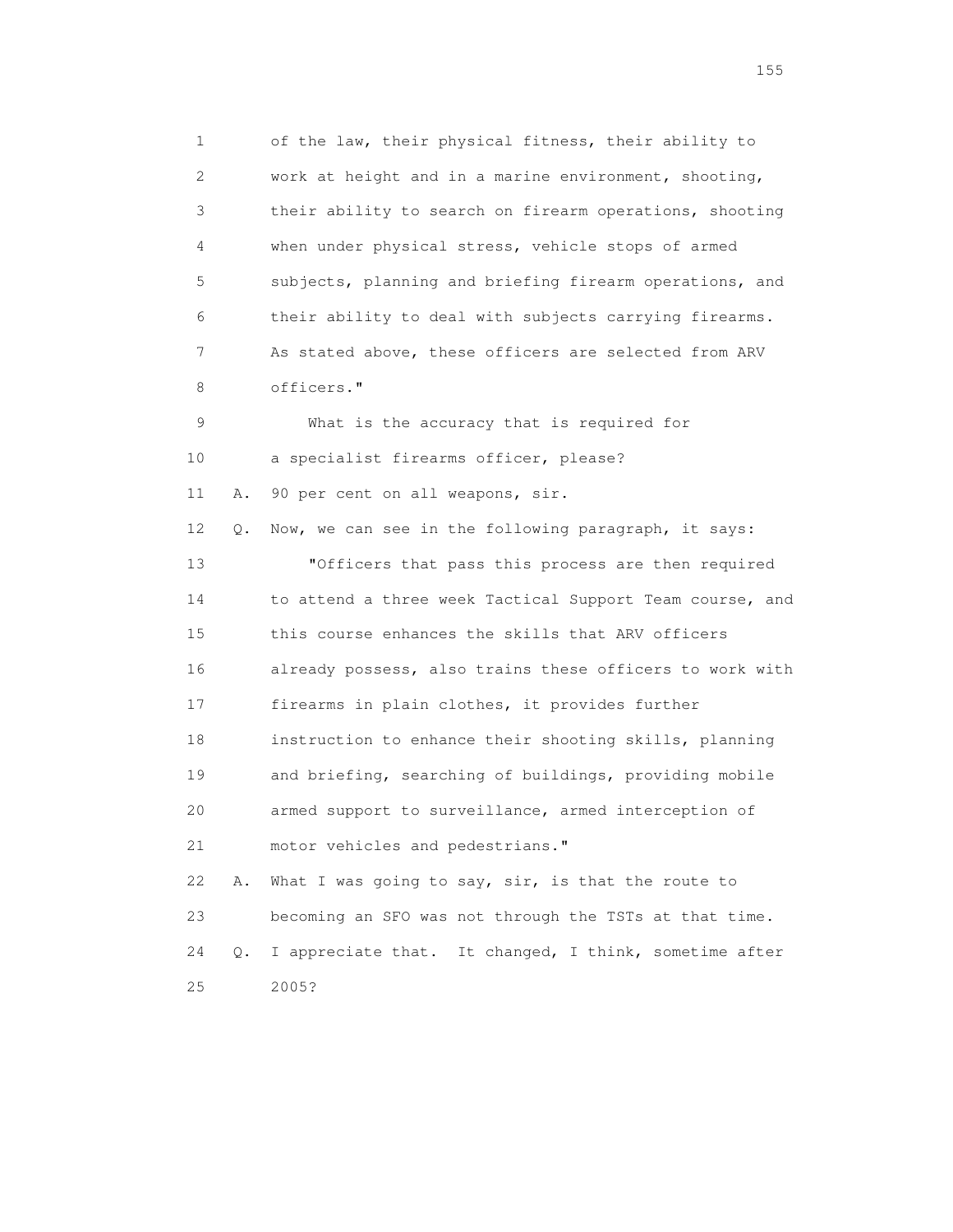1 of the law, their physical fitness, their ability to
2 work at height and in a marine environment, shooting,
3 their ability to search on firearm operations, shooting
4 when under physical stress, vehicle stops of armed
5 subjects, planning and briefing firearm operations, and
6 their ability to deal with subjects carrying firearms.
7 As stated above, these officers are selected from ARV
8 officers."

9 What is the accuracy that is required for
10 a specialist firearms officer, please?

11 A. 90 per cent on all weapons, sir.

12 Q. Now, we can see in the following paragraph, it says:

13 "Officers that pass this process are then required
14 to attend a three week Tactical Support Team course, and
15 this course enhances the skills that ARV officers
16 already possess, also trains these officers to work with
17 firearms in plain clothes, it provides further
18 instruction to enhance their shooting skills, planning
19 and briefing, searching of buildings, providing mobile
20 armed support to surveillance, armed interception of
21 motor vehicles and pedestrians."

22 A. What I was going to say, sir, is that the route to
23 becoming an SFO was not through the TSTs at that time.

24 Q. I appreciate that. It changed, I think, sometime after
25 2005?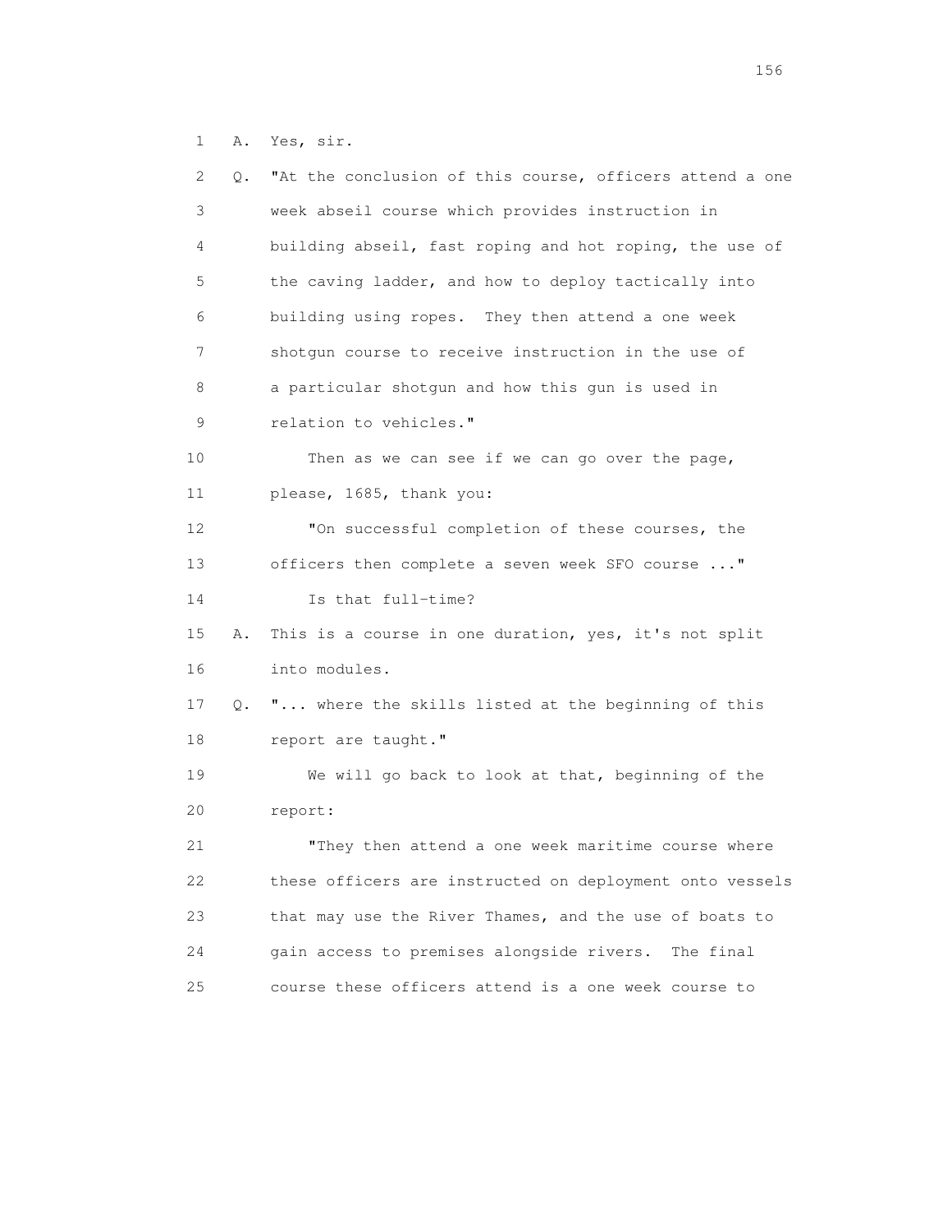1 A. Yes, sir.

2 Q. "At the conclusion of this course, officers attend a one

3 week abseil course which provides instruction in

4 building abseil, fast roping and hot roping, the use of

5 the caving ladder, and how to deploy tactically into

6 building using ropes. They then attend a one week

7 shotgun course to receive instruction in the use of

8 a particular shotgun and how this gun is used in

9 relation to vehicles."

10 Then as we can see if we can go over the page,

11 please, 1685, thank you:

12 "On successful completion of these courses, the

13 officers then complete a seven week SFO course ..."

14 Is that full-time?

15 A. This is a course in one duration, yes, it's not split

16 into modules.

17 Q. "... where the skills listed at the beginning of this

18 report are taught."

19 We will go back to look at that, beginning of the

20 report:

21 "They then attend a one week maritime course where

22 these officers are instructed on deployment onto vessels

23 that may use the River Thames, and the use of boats to

24 gain access to premises alongside rivers. The final

25 course these officers attend is a one week course to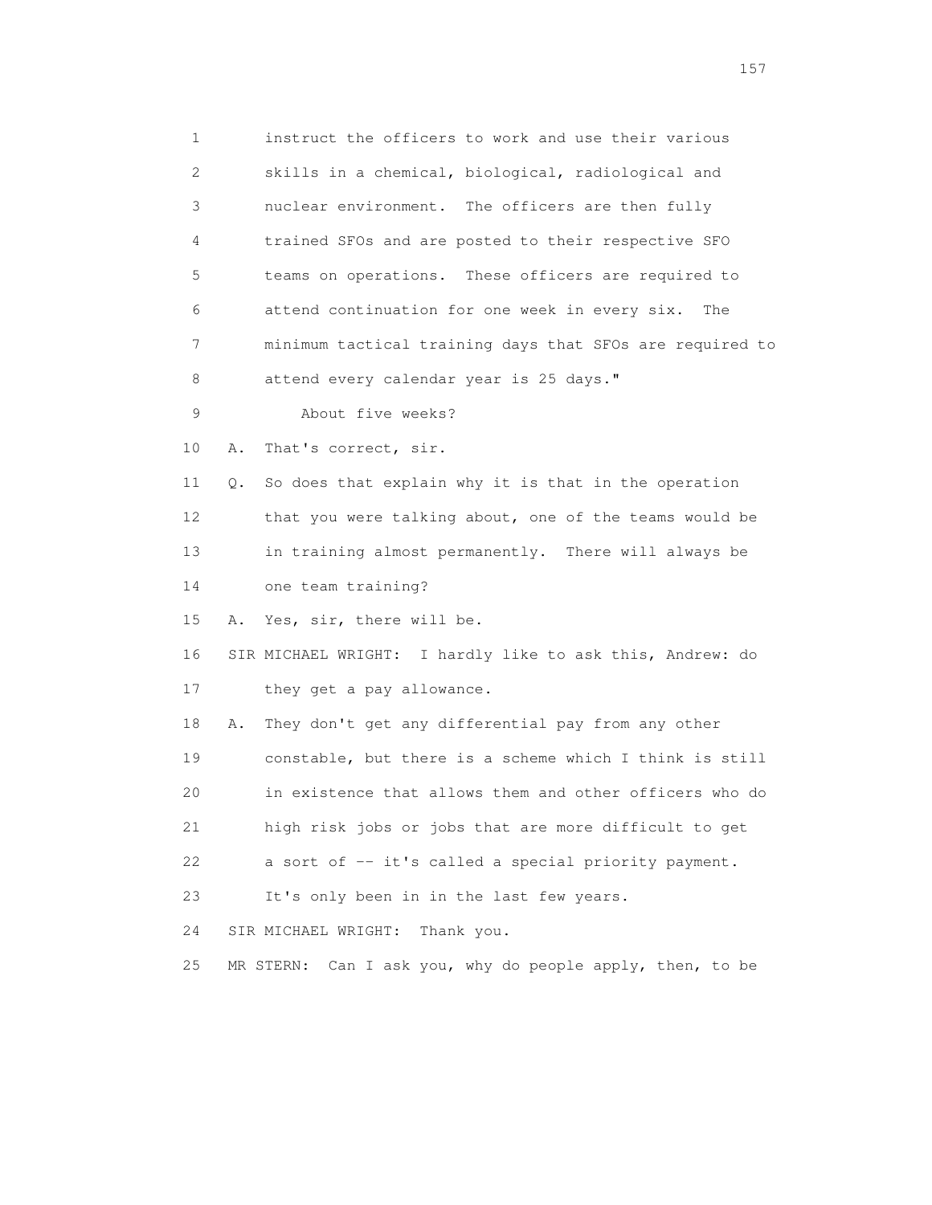1 instruct the officers to work and use their various
2 skills in a chemical, biological, radiological and
3 nuclear environment. The officers are then fully
4 trained SFOs and are posted to their respective SFO
5 teams on operations. These officers are required to
6 attend continuation for one week in every six. The
7 minimum tactical training days that SFOs are required to
8 attend every calendar year is 25 days."
9 About five weeks?
10 A. That's correct, sir.
11 Q. So does that explain why it is that in the operation
12 that you were talking about, one of the teams would be
13 in training almost permanently. There will always be
14 one team training?
15 A. Yes, sir, there will be.
16 SIR MICHAEL WRIGHT: I hardly like to ask this, Andrew: do
17 they get a pay allowance.
18 A. They don't get any differential pay from any other
19 constable, but there is a scheme which I think is still
20 in existence that allows them and other officers who do
21 high risk jobs or jobs that are more difficult to get
22 a sort of -- it's called a special priority payment.
23 It's only been in in the last few years.
24 SIR MICHAEL WRIGHT: Thank you.
25 MR STERN: Can I ask you, why do people apply, then, to be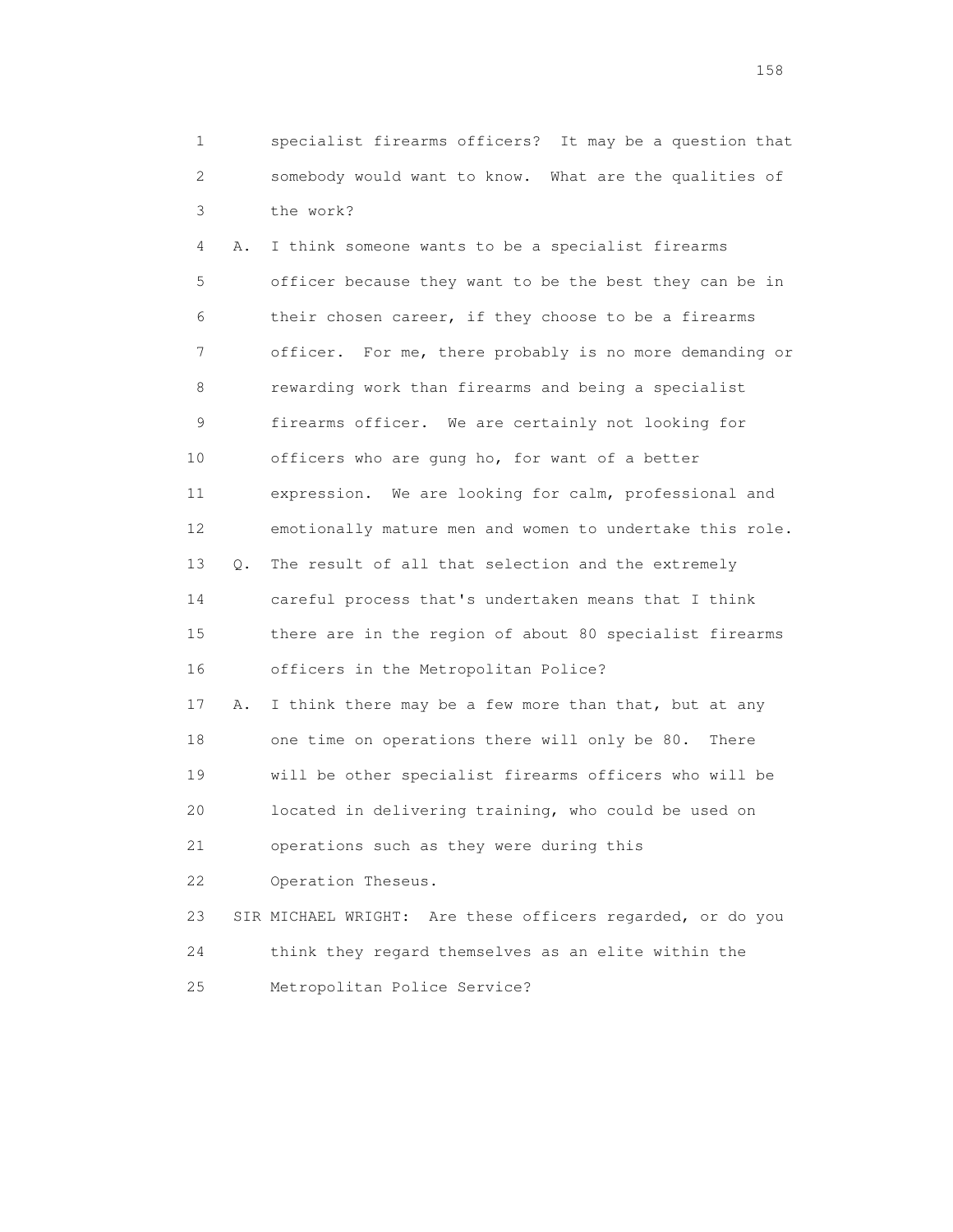1 specialist firearms officers? It may be a question that
2 somebody would want to know. What are the qualities of
3 the work?

4 A. I think someone wants to be a specialist firearms
5 officer because they want to be the best they can be in
6 their chosen career, if they choose to be a firearms
7 officer. For me, there probably is no more demanding or
8 rewarding work than firearms and being a specialist
9 firearms officer. We are certainly not looking for
10 officers who are gung ho, for want of a better
11 expression. We are looking for calm, professional and
12 emotionally mature men and women to undertake this role.

13 Q. The result of all that selection and the extremely
14 careful process that's undertaken means that I think
15 there are in the region of about 80 specialist firearms
16 officers in the Metropolitan Police?

17 A. I think there may be a few more than that, but at any
18 one time on operations there will only be 80. There
19 will be other specialist firearms officers who will be
20 located in delivering training, who could be used on
21 operations such as they were during this
22 Operation Theseus.

23 SIR MICHAEL WRIGHT: Are these officers regarded, or do you
24 think they regard themselves as an elite within the
25 Metropolitan Police Service?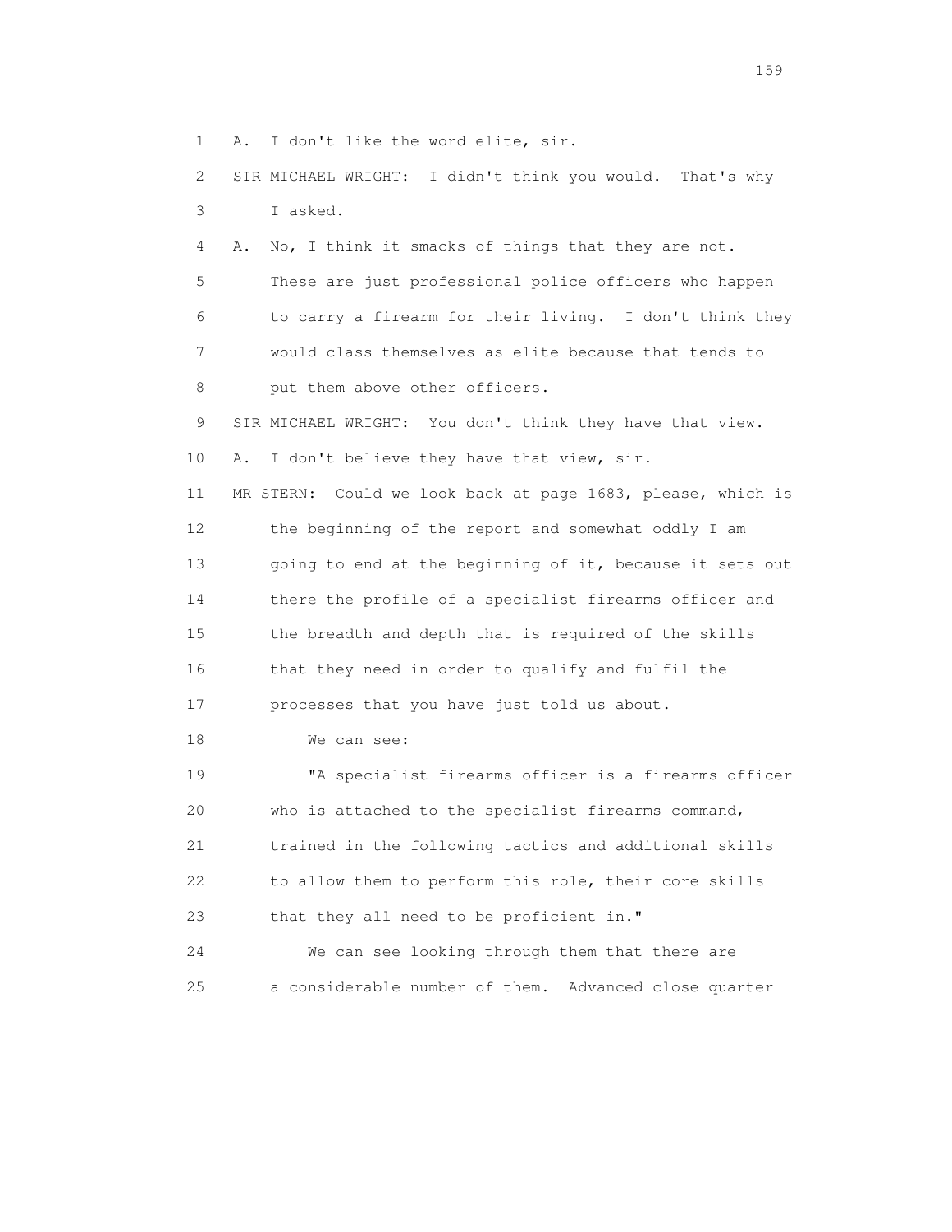A. I don't like the word elite, sir.

SIR MICHAEL WRIGHT: I didn't think you would. That's why I asked.

A. No, I think it smacks of things that they are not. These are just professional police officers who happen to carry a firearm for their living. I don't think they would class themselves as elite because that tends to put them above other officers.

SIR MICHAEL WRIGHT: You don't think they have that view.

A. I don't believe they have that view, sir.

MR STERN: Could we look back at page 1683, please, which is the beginning of the report and somewhat oddly I am going to end at the beginning of it, because it sets out there the profile of a specialist firearms officer and the breadth and depth that is required of the skills that they need in order to qualify and fulfil the processes that you have just told us about.

We can see:

"A specialist firearms officer is a firearms officer who is attached to the specialist firearms command, trained in the following tactics and additional skills to allow them to perform this role, their core skills that they all need to be proficient in."

We can see looking through them that there are a considerable number of them. Advanced close quarter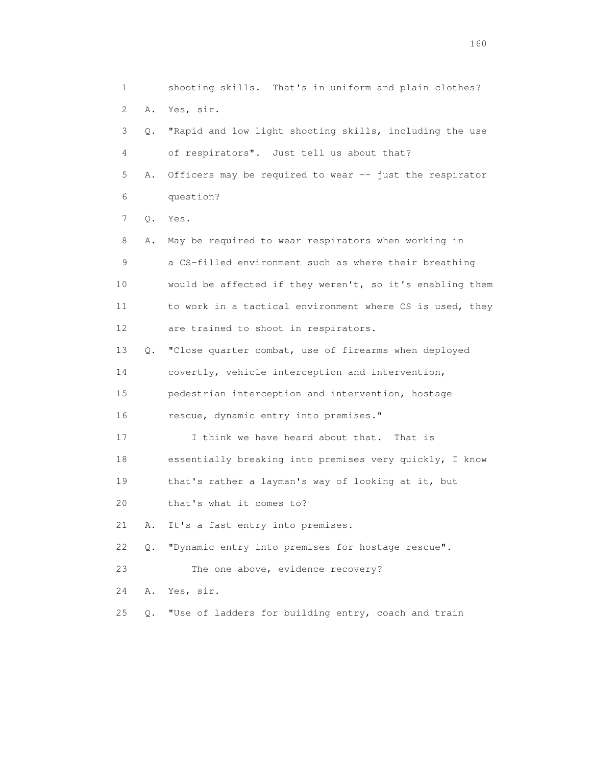1 shooting skills. That's in uniform and plain clothes?

2 A. Yes, sir.

3 Q. "Rapid and low light shooting skills, including the use

4 of respirators". Just tell us about that?

5 A. Officers may be required to wear -- just the respirator

6 question?

7 Q. Yes.

8 A. May be required to wear respirators when working in

9 a CS-filled environment such as where their breathing

10 would be affected if they weren't, so it's enabling them

11 to work in a tactical environment where CS is used, they

12 are trained to shoot in respirators.

13 Q. "Close quarter combat, use of firearms when deployed

14 covertly, vehicle interception and intervention,

15 pedestrian interception and intervention, hostage

16 rescue, dynamic entry into premises."

17 I think we have heard about that. That is

18 essentially breaking into premises very quickly, I know

19 that's rather a layman's way of looking at it, but

20 that's what it comes to?

21 A. It's a fast entry into premises.

22 Q. "Dynamic entry into premises for hostage rescue".

23 The one above, evidence recovery?

24 A. Yes, sir.

25 Q. "Use of ladders for building entry, coach and train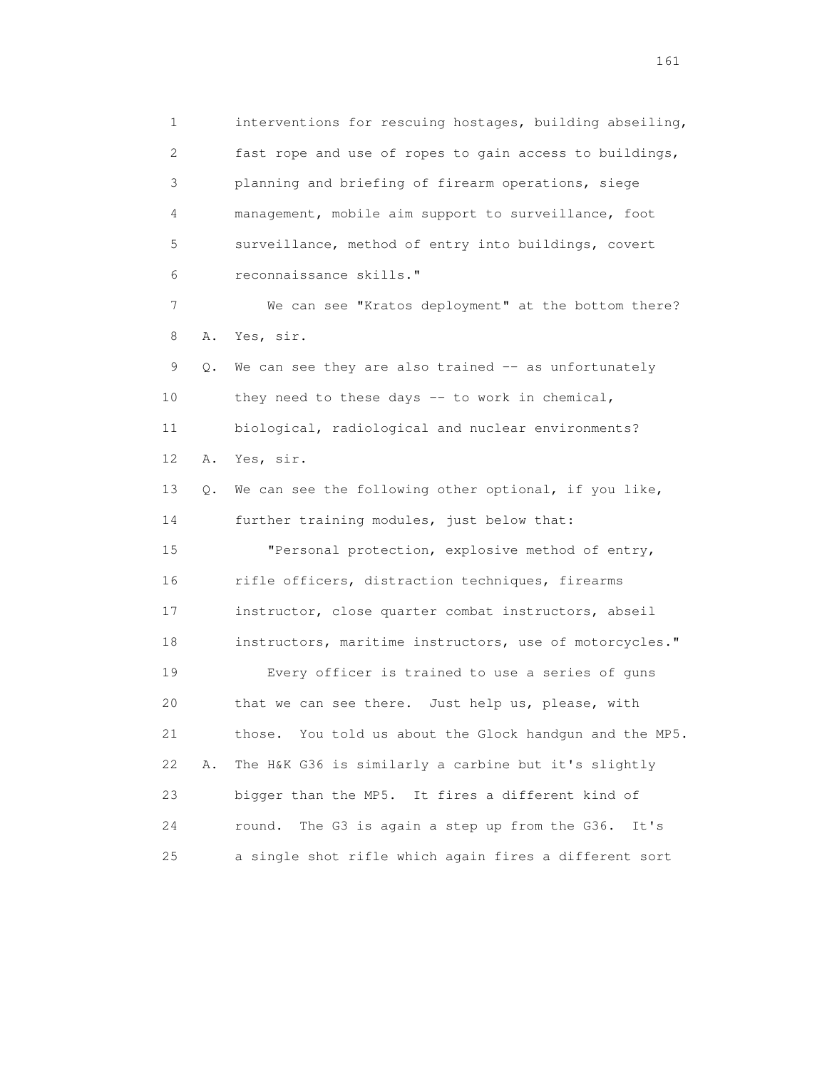1 interventions for rescuing hostages, building abseiling,
2 fast rope and use of ropes to gain access to buildings,
3 planning and briefing of firearm operations, siege
4 management, mobile aim support to surveillance, foot
5 surveillance, method of entry into buildings, covert
6 reconnaissance skills."
7 We can see "Kratos deployment" at the bottom there?
8 A. Yes, sir.
9 Q. We can see they are also trained -- as unfortunately
10 they need to these days -- to work in chemical,
11 biological, radiological and nuclear environments?
12 A. Yes, sir.
13 Q. We can see the following other optional, if you like,
14 further training modules, just below that:
15 "Personal protection, explosive method of entry,
16 rifle officers, distraction techniques, firearms
17 instructor, close quarter combat instructors, abseil
18 instructors, maritime instructors, use of motorcycles."
19 Every officer is trained to use a series of guns
20 that we can see there. Just help us, please, with
21 those. You told us about the Glock handgun and the MP5.
22 A. The H&K G36 is similarly a carbine but it's slightly
23 bigger than the MP5. It fires a different kind of
24 round. The G3 is again a step up from the G36. It's
25 a single shot rifle which again fires a different sort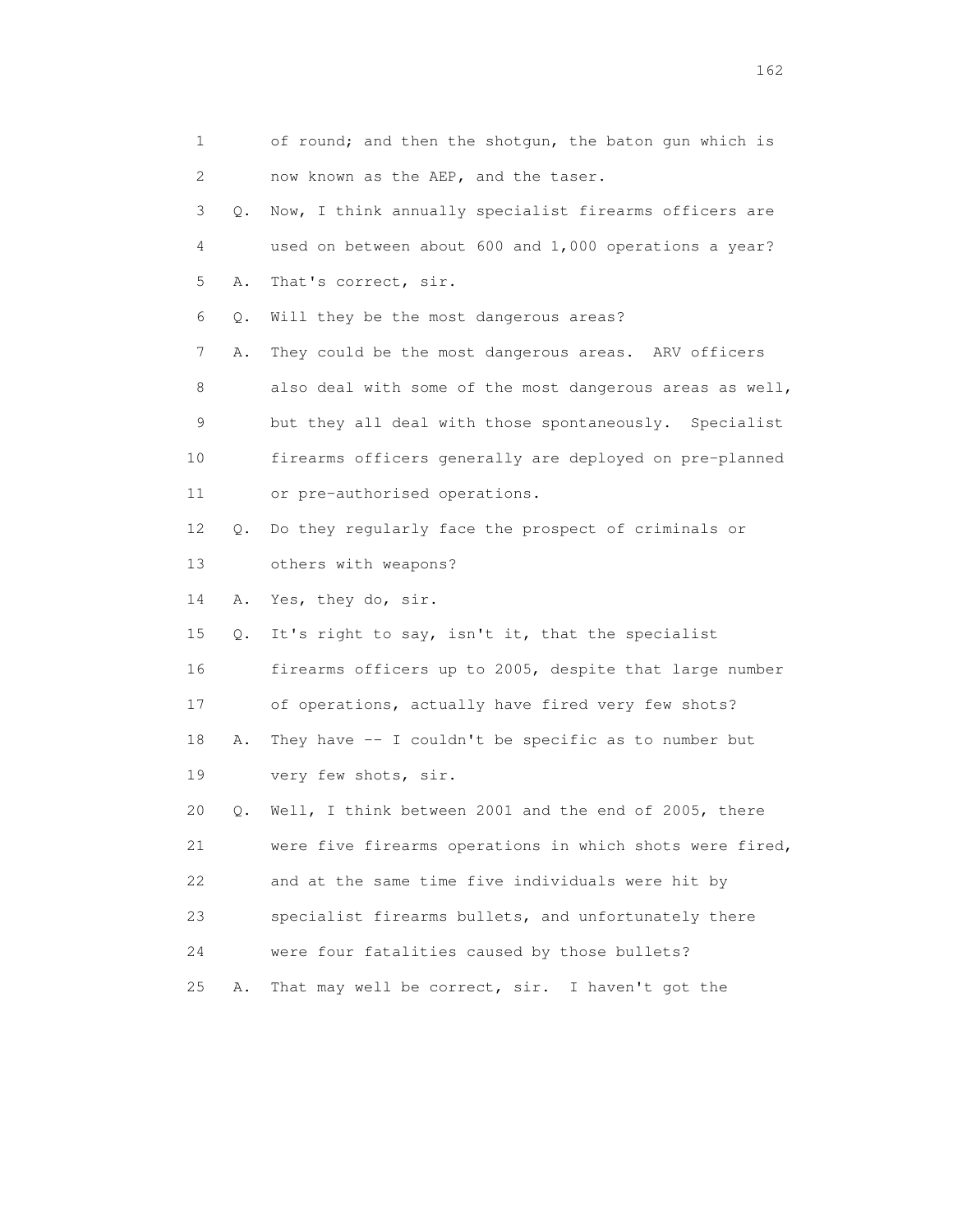1 of round; and then the shotgun, the baton gun which is
2 now known as the AEP, and the taser.
3 Q. Now, I think annually specialist firearms officers are
4 used on between about 600 and 1,000 operations a year?
5 A. That's correct, sir.
6 Q. Will they be the most dangerous areas?
7 A. They could be the most dangerous areas. ARV officers
8 also deal with some of the most dangerous areas as well,
9 but they all deal with those spontaneously. Specialist
10 firearms officers generally are deployed on pre-planned
11 or pre-authorised operations.
12 Q. Do they regularly face the prospect of criminals or
13 others with weapons?
14 A. Yes, they do, sir.
15 Q. It's right to say, isn't it, that the specialist
16 firearms officers up to 2005, despite that large number
17 of operations, actually have fired very few shots?
18 A. They have -- I couldn't be specific as to number but
19 very few shots, sir.
20 Q. Well, I think between 2001 and the end of 2005, there
21 were five firearms operations in which shots were fired,
22 and at the same time five individuals were hit by
23 specialist firearms bullets, and unfortunately there
24 were four fatalities caused by those bullets?
25 A. That may well be correct, sir. I haven't got the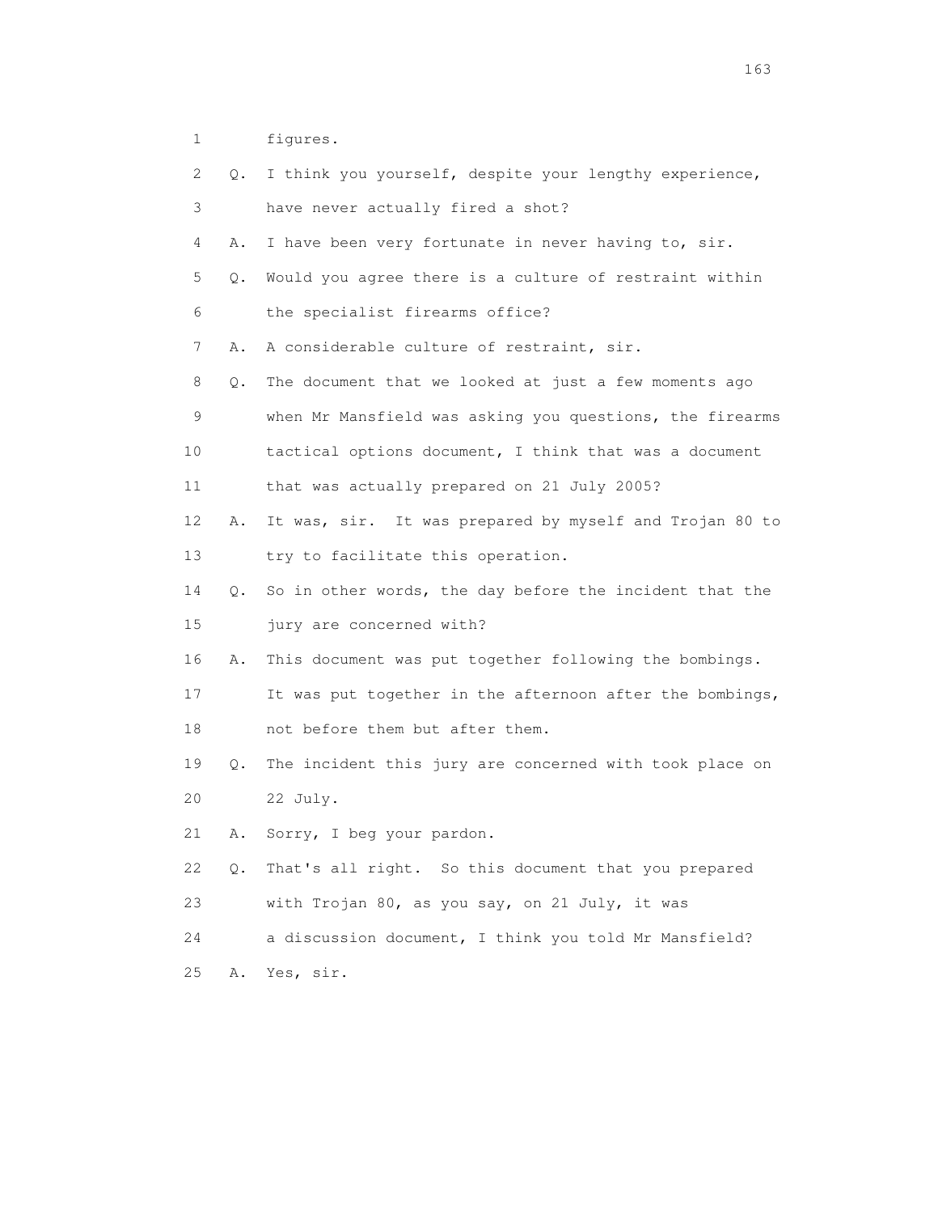1 figures.

2 Q. I think you yourself, despite your lengthy experience,

3 have never actually fired a shot?

4 A. I have been very fortunate in never having to, sir.

5 Q. Would you agree there is a culture of restraint within

6 the specialist firearms office?

7 A. A considerable culture of restraint, sir.

8 Q. The document that we looked at just a few moments ago

9 when Mr Mansfield was asking you questions, the firearms

10 tactical options document, I think that was a document

11 that was actually prepared on 21 July 2005?

12 A. It was, sir. It was prepared by myself and Trojan 80 to

13 try to facilitate this operation.

14 Q. So in other words, the day before the incident that the

15 jury are concerned with?

16 A. This document was put together following the bombings.

17 It was put together in the afternoon after the bombings,

18 not before them but after them.

19 Q. The incident this jury are concerned with took place on

20 22 July.

21 A. Sorry, I beg your pardon.

22 Q. That's all right. So this document that you prepared

23 with Trojan 80, as you say, on 21 July, it was

24 a discussion document, I think you told Mr Mansfield?

25 A. Yes, sir.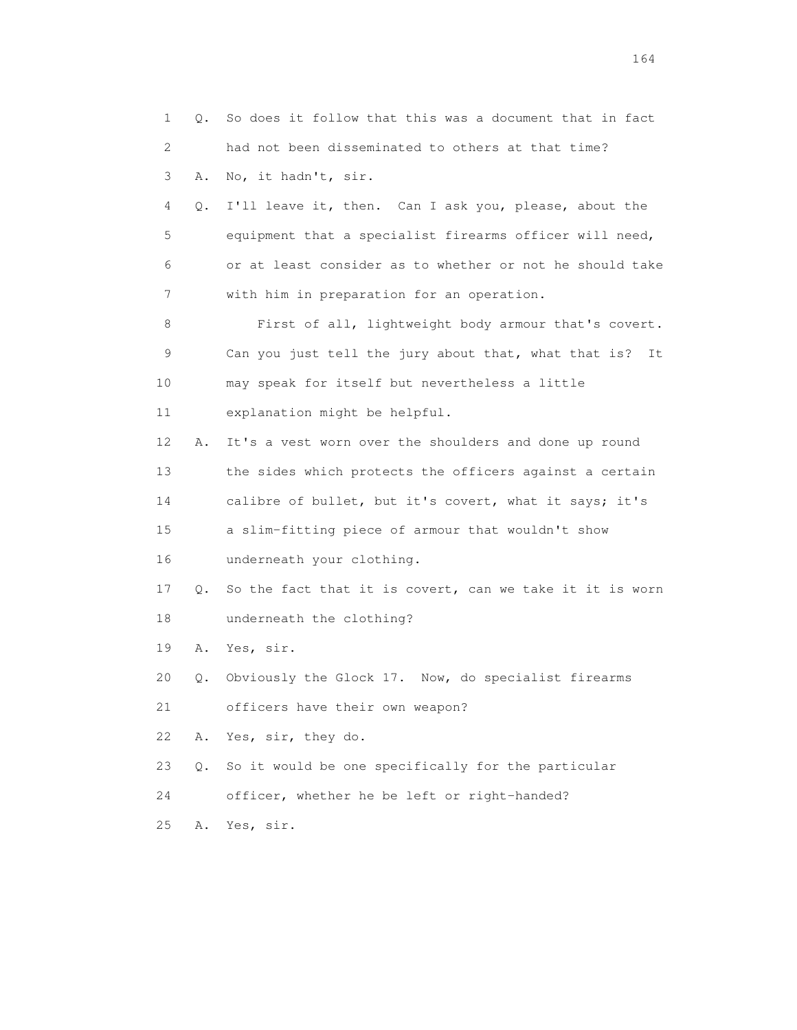1 Q. So does it follow that this was a document that in fact
2 had not been disseminated to others at that time?
3 A. No, it hadn't, sir.
4 Q. I'll leave it, then. Can I ask you, please, about the
5 equipment that a specialist firearms officer will need,
6 or at least consider as to whether or not he should take
7 with him in preparation for an operation.
8 First of all, lightweight body armour that's covert.
9 Can you just tell the jury about that, what that is? It
10 may speak for itself but nevertheless a little
11 explanation might be helpful.
12 A. It's a vest worn over the shoulders and done up round
13 the sides which protects the officers against a certain
14 calibre of bullet, but it's covert, what it says; it's
15 a slim-fitting piece of armour that wouldn't show
16 underneath your clothing.
17 Q. So the fact that it is covert, can we take it it is worn
18 underneath the clothing?
19 A. Yes, sir.
20 Q. Obviously the Glock 17. Now, do specialist firearms
21 officers have their own weapon?
22 A. Yes, sir, they do.
23 Q. So it would be one specifically for the particular
24 officer, whether he be left or right-handed?
25 A. Yes, sir.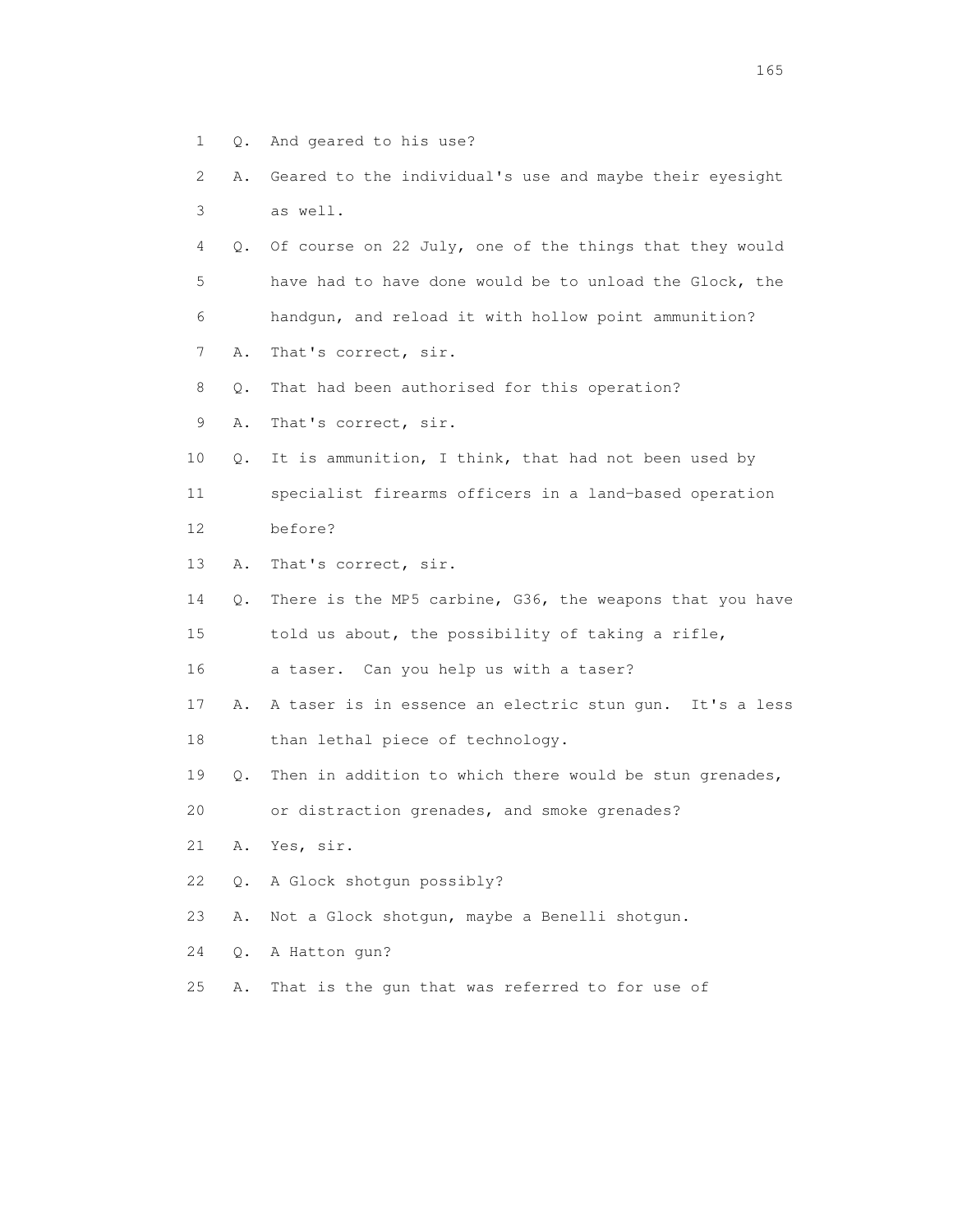1 Q. And geared to his use?

2 A. Geared to the individual's use and maybe their eyesight

3 as well.

4 Q. Of course on 22 July, one of the things that they would

5 have had to have done would be to unload the Glock, the

6 handgun, and reload it with hollow point ammunition?

7 A. That's correct, sir.

8 Q. That had been authorised for this operation?

9 A. That's correct, sir.

10 Q. It is ammunition, I think, that had not been used by

11 specialist firearms officers in a land-based operation

12 before?

13 A. That's correct, sir.

14 Q. There is the MP5 carbine, G36, the weapons that you have

15 told us about, the possibility of taking a rifle,

16 a taser. Can you help us with a taser?

17 A. A taser is in essence an electric stun gun. It's a less

18 than lethal piece of technology.

19 Q. Then in addition to which there would be stun grenades,

20 or distraction grenades, and smoke grenades?

21 A. Yes, sir.

22 Q. A Glock shotgun possibly?

23 A. Not a Glock shotgun, maybe a Benelli shotgun.

24 Q. A Hatton gun?

25 A. That is the gun that was referred to for use of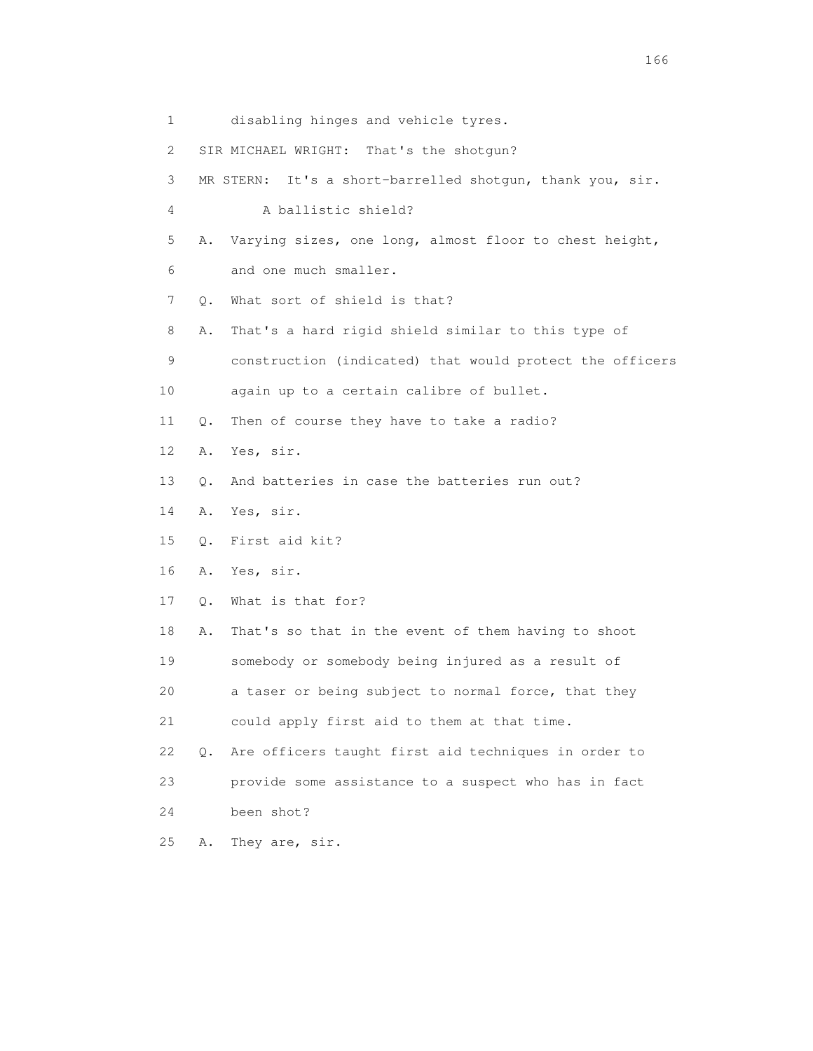1 disabling hinges and vehicle tyres.

2 SIR MICHAEL WRIGHT: That's the shotgun?

3 MR STERN: It's a short-barrelled shotgun, thank you, sir.

4 A ballistic shield?

5 A. Varying sizes, one long, almost floor to chest height,

6 and one much smaller.

7 Q. What sort of shield is that?

8 A. That's a hard rigid shield similar to this type of

9 construction (indicated) that would protect the officers

10 again up to a certain calibre of bullet.

11 Q. Then of course they have to take a radio?

12 A. Yes, sir.

13 Q. And batteries in case the batteries run out?

14 A. Yes, sir.

15 Q. First aid kit?

16 A. Yes, sir.

17 Q. What is that for?

18 A. That's so that in the event of them having to shoot

19 somebody or somebody being injured as a result of

20 a taser or being subject to normal force, that they

21 could apply first aid to them at that time.

22 Q. Are officers taught first aid techniques in order to

23 provide some assistance to a suspect who has in fact

24 been shot?

25 A. They are, sir.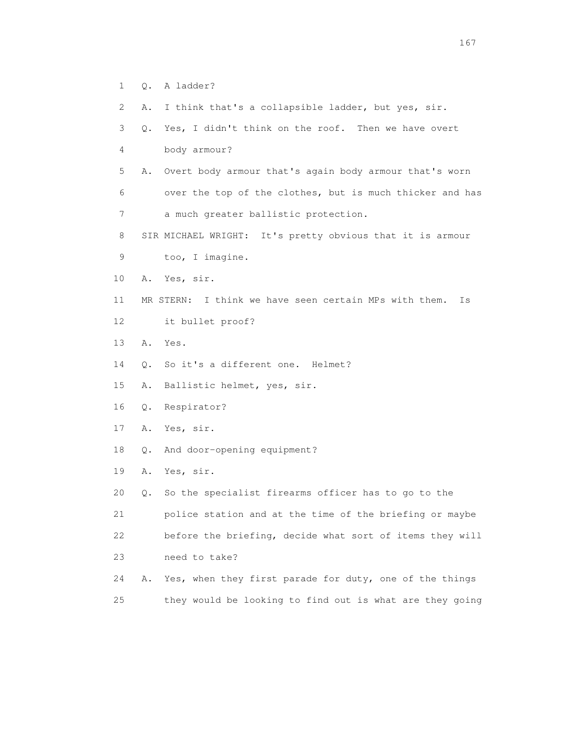1 Q. A ladder?

2 A. I think that's a collapsible ladder, but yes, sir.

3 Q. Yes, I didn't think on the roof. Then we have overt

4 body armour?

5 A. Overt body armour that's again body armour that's worn

6 over the top of the clothes, but is much thicker and has

7 a much greater ballistic protection.

8 SIR MICHAEL WRIGHT: It's pretty obvious that it is armour

9 too, I imagine.

10 A. Yes, sir.

11 MR STERN: I think we have seen certain MPs with them. Is

12 it bullet proof?

13 A. Yes.

14 Q. So it's a different one. Helmet?

15 A. Ballistic helmet, yes, sir.

16 Q. Respirator?

17 A. Yes, sir.

18 Q. And door-opening equipment?

19 A. Yes, sir.

20 Q. So the specialist firearms officer has to go to the

21 police station and at the time of the briefing or maybe

22 before the briefing, decide what sort of items they will

23 need to take?

24 A. Yes, when they first parade for duty, one of the things

25 they would be looking to find out is what are they going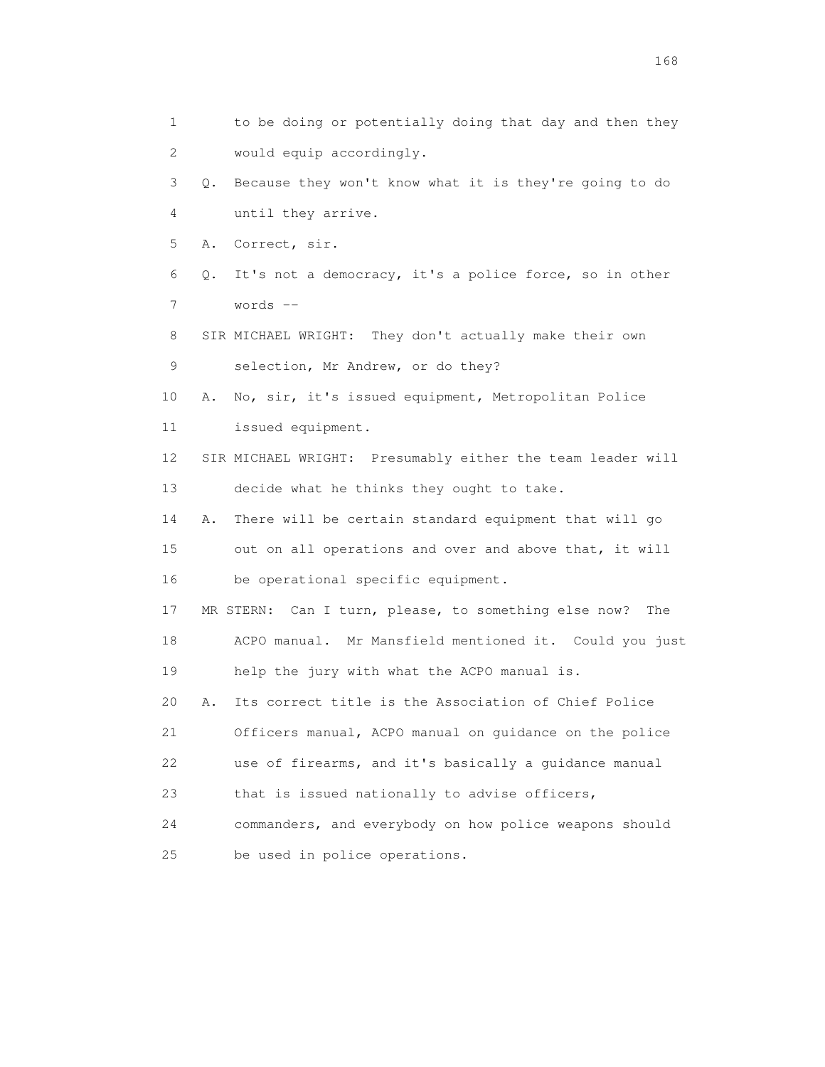1 to be doing or potentially doing that day and then they
2 would equip accordingly.
3 Q. Because they won't know what it is they're going to do
4 until they arrive.
5 A. Correct, sir.
6 Q. It's not a democracy, it's a police force, so in other
7 words --
8 SIR MICHAEL WRIGHT: They don't actually make their own
9 selection, Mr Andrew, or do they?
10 A. No, sir, it's issued equipment, Metropolitan Police
11 issued equipment.
12 SIR MICHAEL WRIGHT: Presumably either the team leader will
13 decide what he thinks they ought to take.
14 A. There will be certain standard equipment that will go
15 out on all operations and over and above that, it will
16 be operational specific equipment.
17 MR STERN: Can I turn, please, to something else now? The
18 ACPO manual. Mr Mansfield mentioned it. Could you just
19 help the jury with what the ACPO manual is.
20 A. Its correct title is the Association of Chief Police
21 Officers manual, ACPO manual on guidance on the police
22 use of firearms, and it's basically a guidance manual
23 that is issued nationally to advise officers,
24 commanders, and everybody on how police weapons should
25 be used in police operations.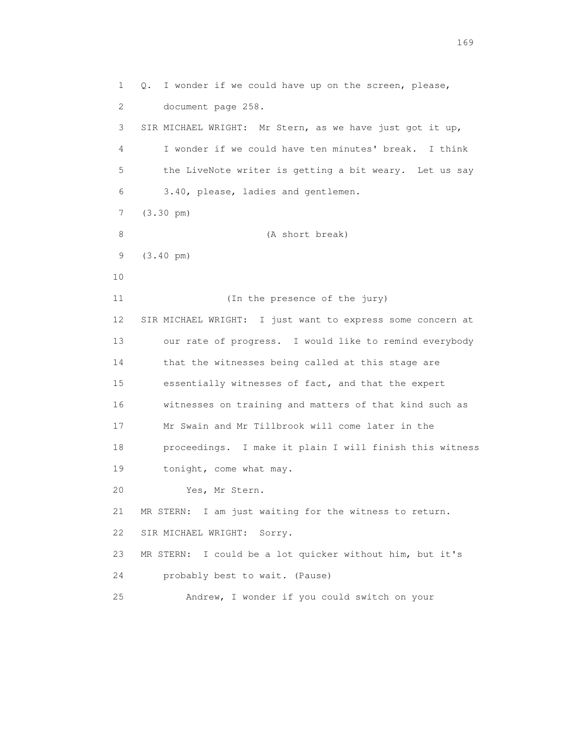1 Q. I wonder if we could have up on the screen, please,
2 document page 258.
3 SIR MICHAEL WRIGHT: Mr Stern, as we have just got it up,
4 I wonder if we could have ten minutes' break. I think
5 the LiveNote writer is getting a bit weary. Let us say
6 3.40, please, ladies and gentlemen.
7 (3.30 pm)
8 (A short break)
9 (3.40 pm)
10
11 (In the presence of the jury)
12 SIR MICHAEL WRIGHT: I just want to express some concern at
13 our rate of progress. I would like to remind everybody
14 that the witnesses being called at this stage are
15 essentially witnesses of fact, and that the expert
16 witnesses on training and matters of that kind such as
17 Mr Swain and Mr Tillbrook will come later in the
18 proceedings. I make it plain I will finish this witness
19 tonight, come what may.
20 Yes, Mr Stern.
21 MR STERN: I am just waiting for the witness to return.
22 SIR MICHAEL WRIGHT: Sorry.
23 MR STERN: I could be a lot quicker without him, but it's
24 probably best to wait. (Pause)
25 Andrew, I wonder if you could switch on your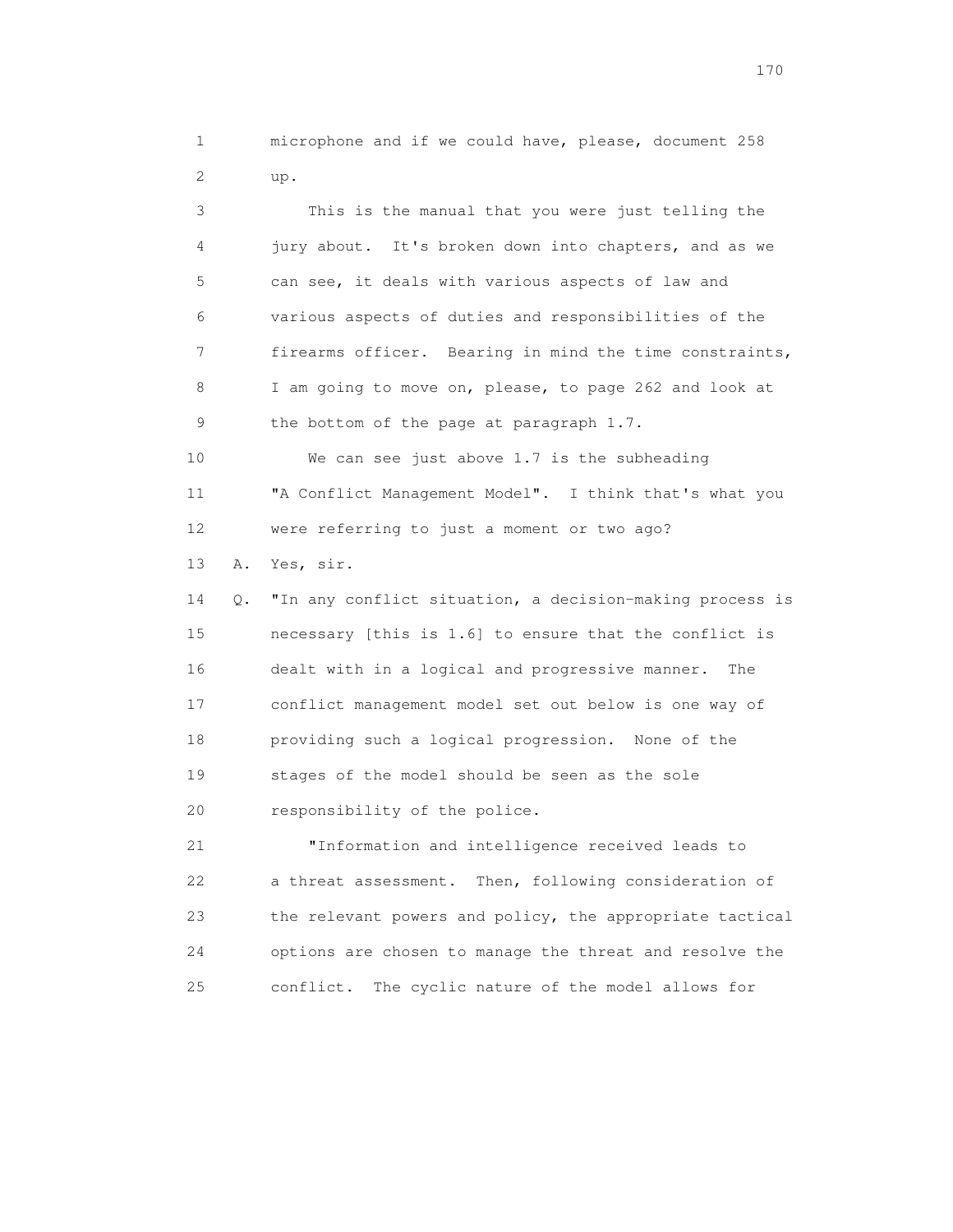1 microphone and if we could have, please, document 258
2 up.

3 This is the manual that you were just telling the
4 jury about. It's broken down into chapters, and as we
5 can see, it deals with various aspects of law and
6 various aspects of duties and responsibilities of the
7 firearms officer. Bearing in mind the time constraints,
8 I am going to move on, please, to page 262 and look at
9 the bottom of the page at paragraph 1.7.

10 We can see just above 1.7 is the subheading
11 "A Conflict Management Model". I think that's what you
12 were referring to just a moment or two ago?

13 A. Yes, sir.

14 Q. "In any conflict situation, a decision-making process is
15 necessary [this is 1.6] to ensure that the conflict is
16 dealt with in a logical and progressive manner. The
17 conflict management model set out below is one way of
18 providing such a logical progression. None of the
19 stages of the model should be seen as the sole
20 responsibility of the police.

21 "Information and intelligence received leads to
22 a threat assessment. Then, following consideration of
23 the relevant powers and policy, the appropriate tactical
24 options are chosen to manage the threat and resolve the
25 conflict. The cyclic nature of the model allows for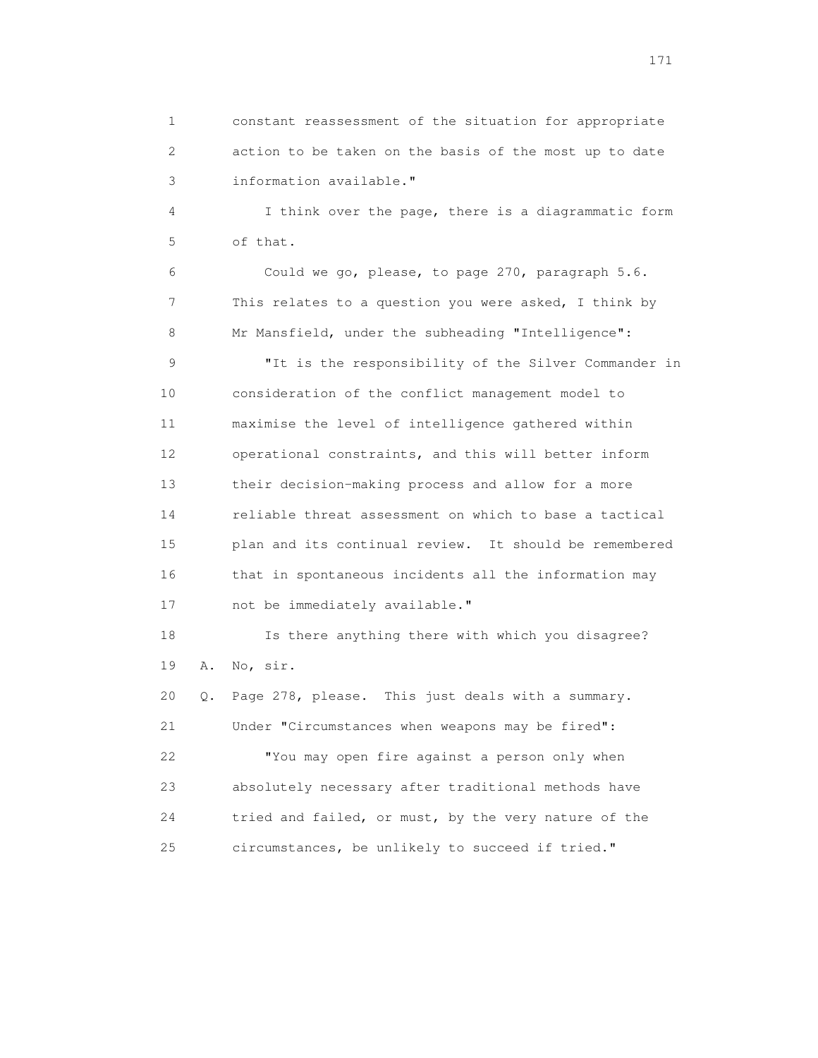1 constant reassessment of the situation for appropriate
2 action to be taken on the basis of the most up to date
3 information available."

4 I think over the page, there is a diagrammatic form
5 of that.

6 Could we go, please, to page 270, paragraph 5.6.
7 This relates to a question you were asked, I think by
8 Mr Mansfield, under the subheading "Intelligence":

9 "It is the responsibility of the Silver Commander in
10 consideration of the conflict management model to
11 maximise the level of intelligence gathered within
12 operational constraints, and this will better inform
13 their decision-making process and allow for a more
14 reliable threat assessment on which to base a tactical
15 plan and its continual review. It should be remembered
16 that in spontaneous incidents all the information may
17 not be immediately available."

18 Is there anything there with which you disagree?

19 A. No, sir.

20 Q. Page 278, please. This just deals with a summary.
21 Under "Circumstances when weapons may be fired":

22 "You may open fire against a person only when
23 absolutely necessary after traditional methods have
24 tried and failed, or must, by the very nature of the
25 circumstances, be unlikely to succeed if tried."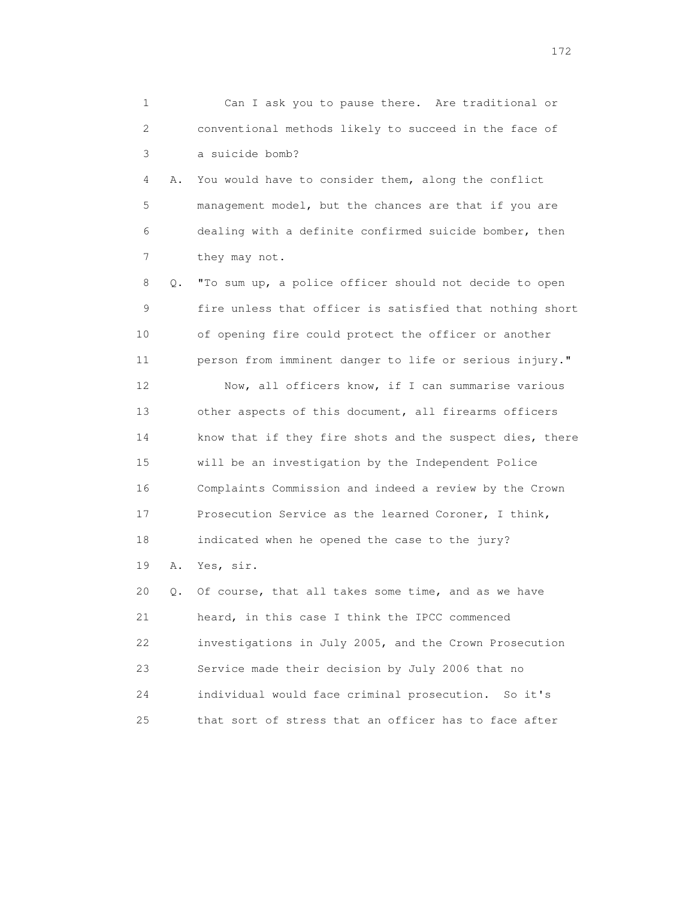1 Can I ask you to pause there. Are traditional or
2 conventional methods likely to succeed in the face of
3 a suicide bomb?

4 A. You would have to consider them, along the conflict
5 management model, but the chances are that if you are
6 dealing with a definite confirmed suicide bomber, then
7 they may not.

8 Q. "To sum up, a police officer should not decide to open
9 fire unless that officer is satisfied that nothing short
10 of opening fire could protect the officer or another
11 person from imminent danger to life or serious injury."

12 Now, all officers know, if I can summarise various
13 other aspects of this document, all firearms officers
14 know that if they fire shots and the suspect dies, there
15 will be an investigation by the Independent Police
16 Complaints Commission and indeed a review by the Crown
17 Prosecution Service as the learned Coroner, I think,
18 indicated when he opened the case to the jury?

19 A. Yes, sir.

20 Q. Of course, that all takes some time, and as we have
21 heard, in this case I think the IPCC commenced
22 investigations in July 2005, and the Crown Prosecution
23 Service made their decision by July 2006 that no
24 individual would face criminal prosecution. So it's
25 that sort of stress that an officer has to face after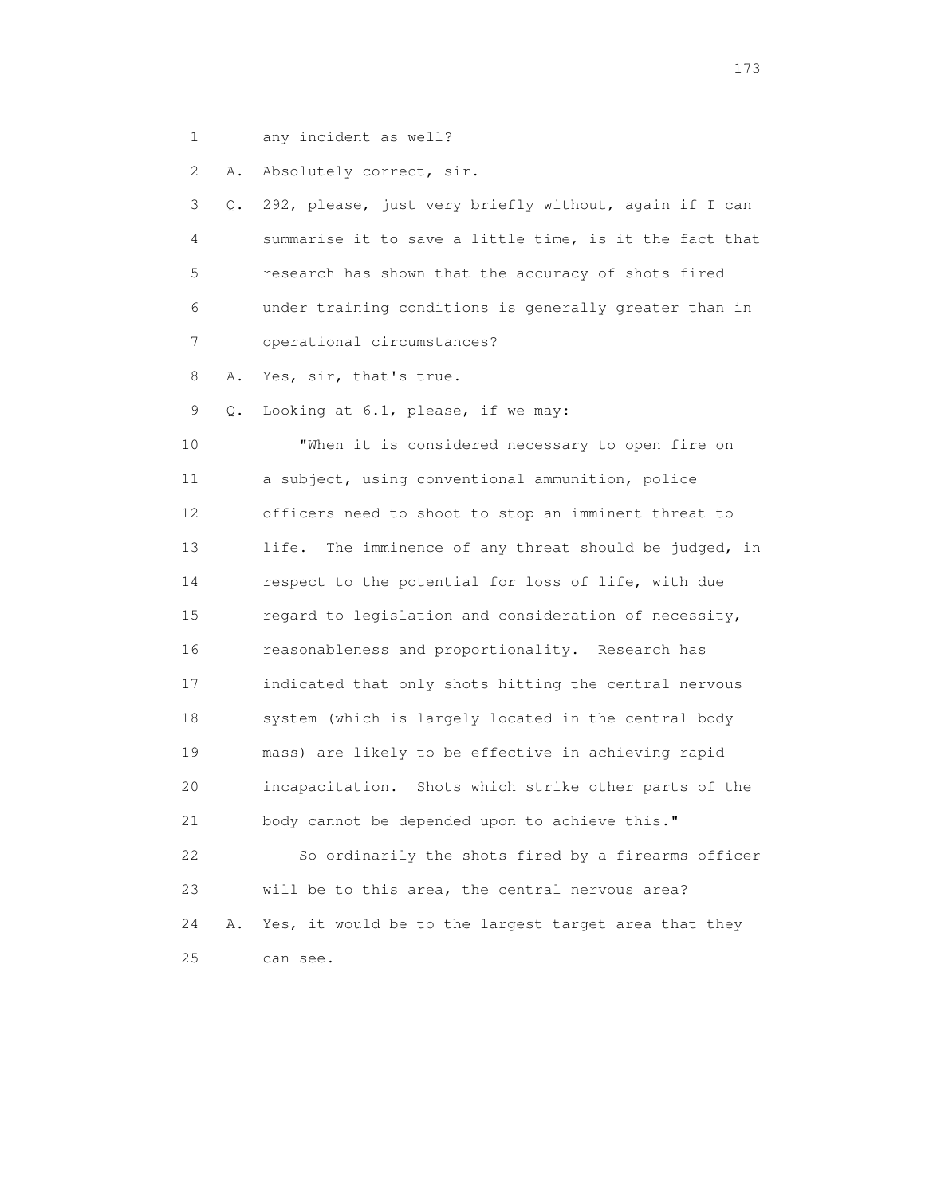1 any incident as well?

2 A. Absolutely correct, sir.

3 Q. 292, please, just very briefly without, again if I can
4 summarise it to save a little time, is it the fact that
5 research has shown that the accuracy of shots fired
6 under training conditions is generally greater than in
7 operational circumstances?

8 A. Yes, sir, that's true.

9 Q. Looking at 6.1, please, if we may:

10 "When it is considered necessary to open fire on
11 a subject, using conventional ammunition, police
12 officers need to shoot to stop an imminent threat to
13 life. The imminence of any threat should be judged, in
14 respect to the potential for loss of life, with due
15 regard to legislation and consideration of necessity,
16 reasonableness and proportionality. Research has
17 indicated that only shots hitting the central nervous
18 system (which is largely located in the central body
19 mass) are likely to be effective in achieving rapid
20 incapacitation. Shots which strike other parts of the
21 body cannot be depended upon to achieve this."

22 So ordinarily the shots fired by a firearms officer
23 will be to this area, the central nervous area?

24 A. Yes, it would be to the largest target area that they
25 can see.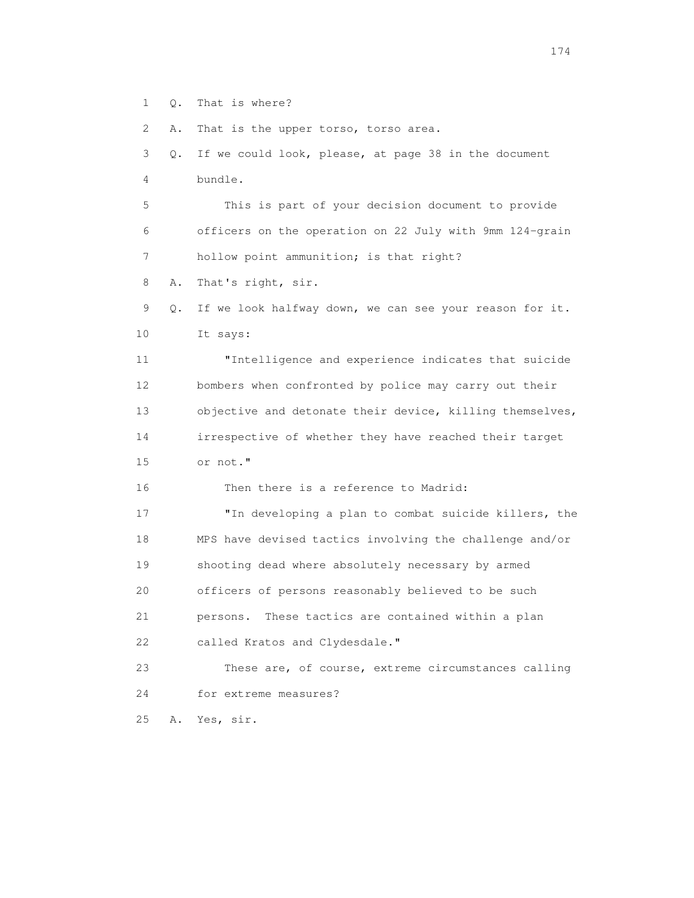1 Q. That is where?

2 A. That is the upper torso, torso area.

3 Q. If we could look, please, at page 38 in the document

4 bundle.

5 This is part of your decision document to provide

6 officers on the operation on 22 July with 9mm 124-grain

7 hollow point ammunition; is that right?

8 A. That's right, sir.

9 Q. If we look halfway down, we can see your reason for it.

10 It says:

11 "Intelligence and experience indicates that suicide

12 bombers when confronted by police may carry out their

13 objective and detonate their device, killing themselves,

14 irrespective of whether they have reached their target

15 or not."

16 Then there is a reference to Madrid:

17 "In developing a plan to combat suicide killers, the

18 MPS have devised tactics involving the challenge and/or

19 shooting dead where absolutely necessary by armed

20 officers of persons reasonably believed to be such

21 persons. These tactics are contained within a plan

22 called Kratos and Clydesdale."

23 These are, of course, extreme circumstances calling

24 for extreme measures?

25 A. Yes, sir.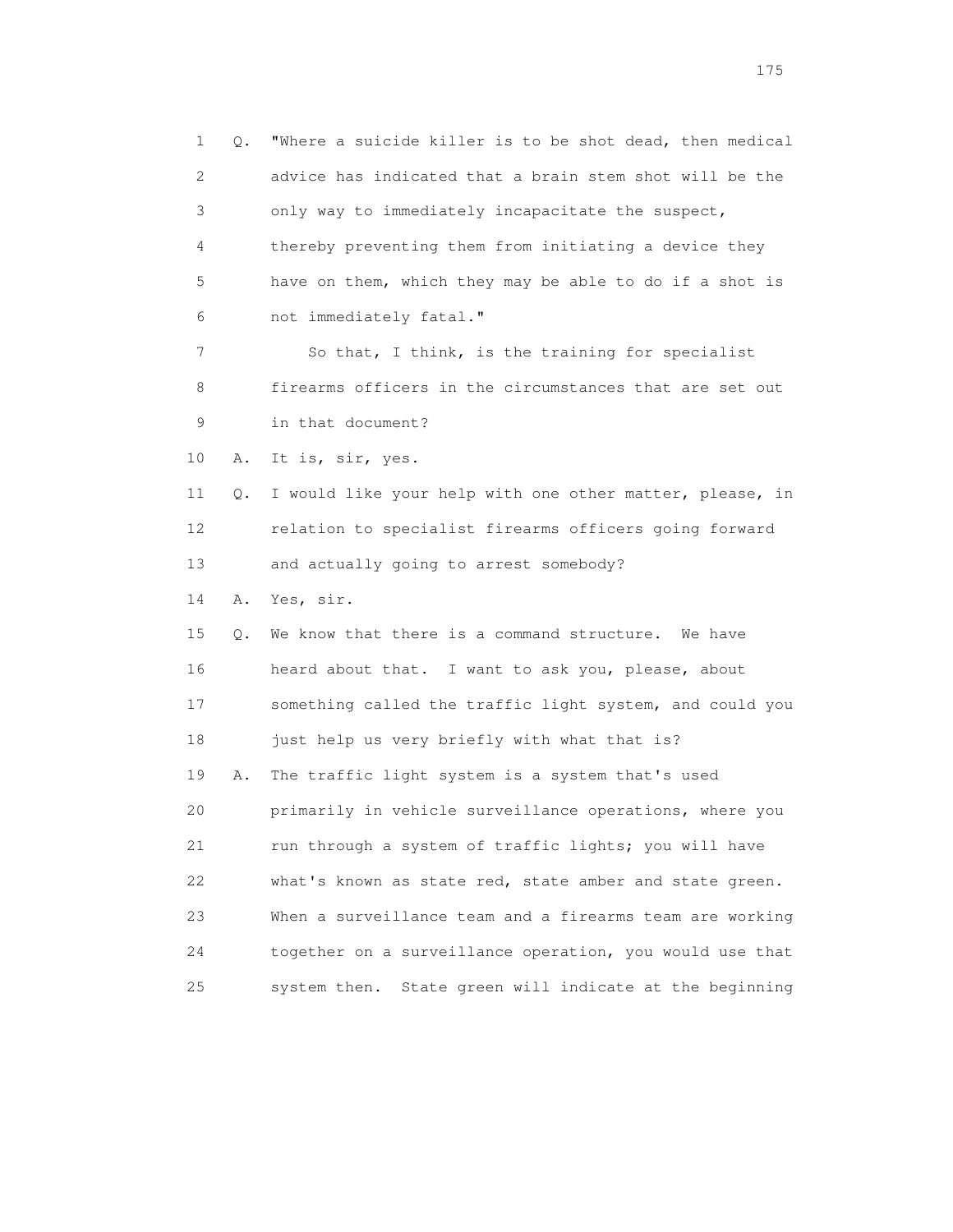1 Q. "Where a suicide killer is to be shot dead, then medical
2 advice has indicated that a brain stem shot will be the
3 only way to immediately incapacitate the suspect,
4 thereby preventing them from initiating a device they
5 have on them, which they may be able to do if a shot is
6 not immediately fatal."

7 So that, I think, is the training for specialist
8 firearms officers in the circumstances that are set out
9 in that document?

10 A. It is, sir, yes.

11 Q. I would like your help with one other matter, please, in
12 relation to specialist firearms officers going forward
13 and actually going to arrest somebody?

14 A. Yes, sir.

15 Q. We know that there is a command structure. We have
16 heard about that. I want to ask you, please, about
17 something called the traffic light system, and could you
18 just help us very briefly with what that is?

19 A. The traffic light system is a system that's used
20 primarily in vehicle surveillance operations, where you
21 run through a system of traffic lights; you will have
22 what's known as state red, state amber and state green.
23 When a surveillance team and a firearms team are working
24 together on a surveillance operation, you would use that
25 system then. State green will indicate at the beginning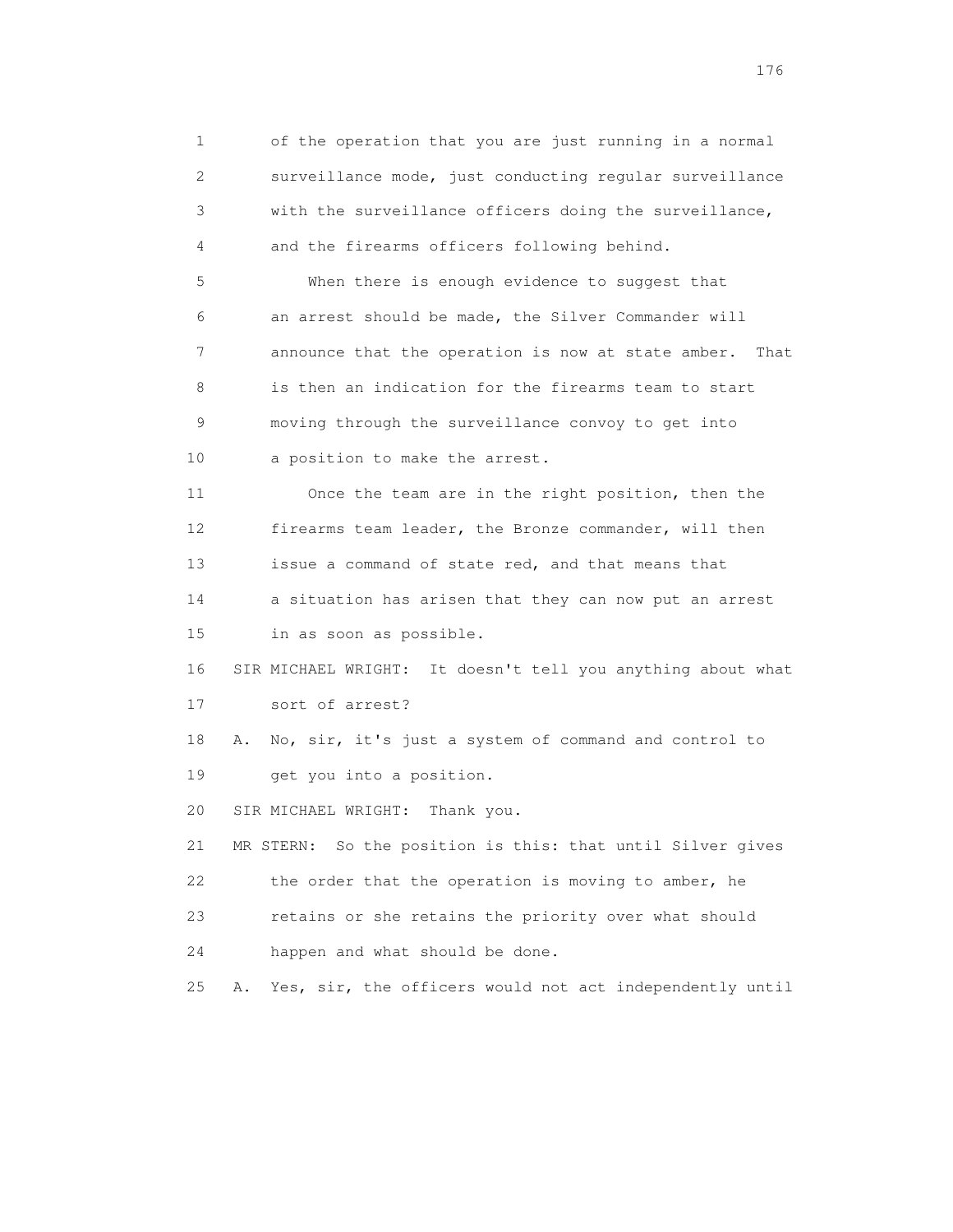1 of the operation that you are just running in a normal
2 surveillance mode, just conducting regular surveillance
3 with the surveillance officers doing the surveillance,
4 and the firearms officers following behind.

5 When there is enough evidence to suggest that
6 an arrest should be made, the Silver Commander will
7 announce that the operation is now at state amber. That
8 is then an indication for the firearms team to start
9 moving through the surveillance convoy to get into
10 a position to make the arrest.

11 Once the team are in the right position, then the
12 firearms team leader, the Bronze commander, will then
13 issue a command of state red, and that means that
14 a situation has arisen that they can now put an arrest
15 in as soon as possible.

16 SIR MICHAEL WRIGHT: It doesn't tell you anything about what
17 sort of arrest?

18 A. No, sir, it's just a system of command and control to
19 get you into a position.

20 SIR MICHAEL WRIGHT: Thank you.

21 MR STERN: So the position is this: that until Silver gives
22 the order that the operation is moving to amber, he
23 retains or she retains the priority over what should
24 happen and what should be done.

25 A. Yes, sir, the officers would not act independently until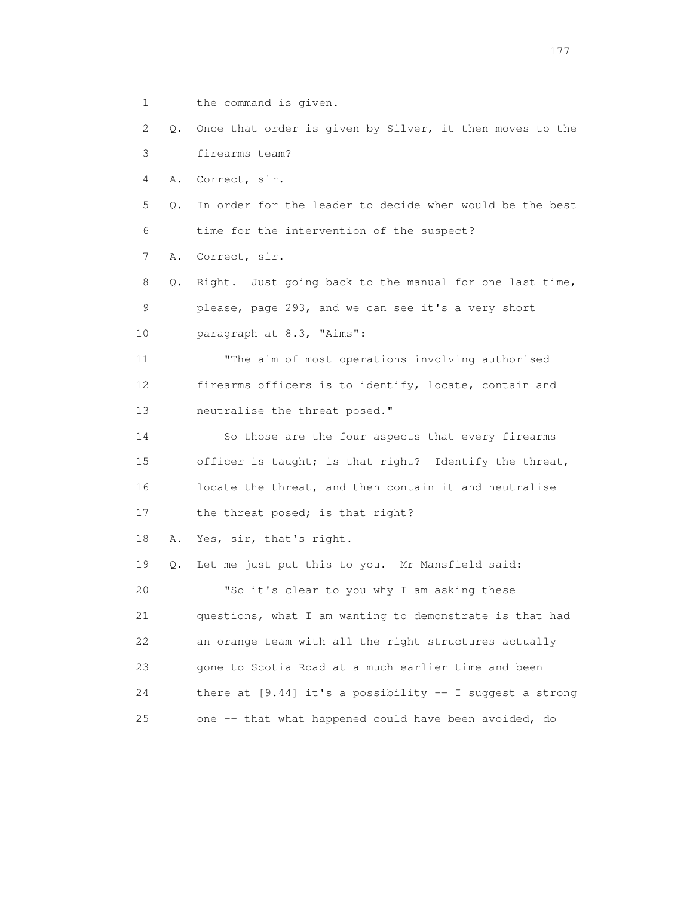1 the command is given.

2 Q. Once that order is given by Silver, it then moves to the

3 firearms team?

4 A. Correct, sir.

5 Q. In order for the leader to decide when would be the best

6 time for the intervention of the suspect?

7 A. Correct, sir.

8 Q. Right. Just going back to the manual for one last time,

9 please, page 293, and we can see it's a very short

10 paragraph at 8.3, "Aims":

11 "The aim of most operations involving authorised

12 firearms officers is to identify, locate, contain and

13 neutralise the threat posed."

14 So those are the four aspects that every firearms

15 officer is taught; is that right? Identify the threat,

16 locate the threat, and then contain it and neutralise

17 the threat posed; is that right?

18 A. Yes, sir, that's right.

19 Q. Let me just put this to you. Mr Mansfield said:

20 "So it's clear to you why I am asking these

21 questions, what I am wanting to demonstrate is that had

22 an orange team with all the right structures actually

23 gone to Scotia Road at a much earlier time and been

24 there at [9.44] it's a possibility -- I suggest a strong

25 one -- that what happened could have been avoided, do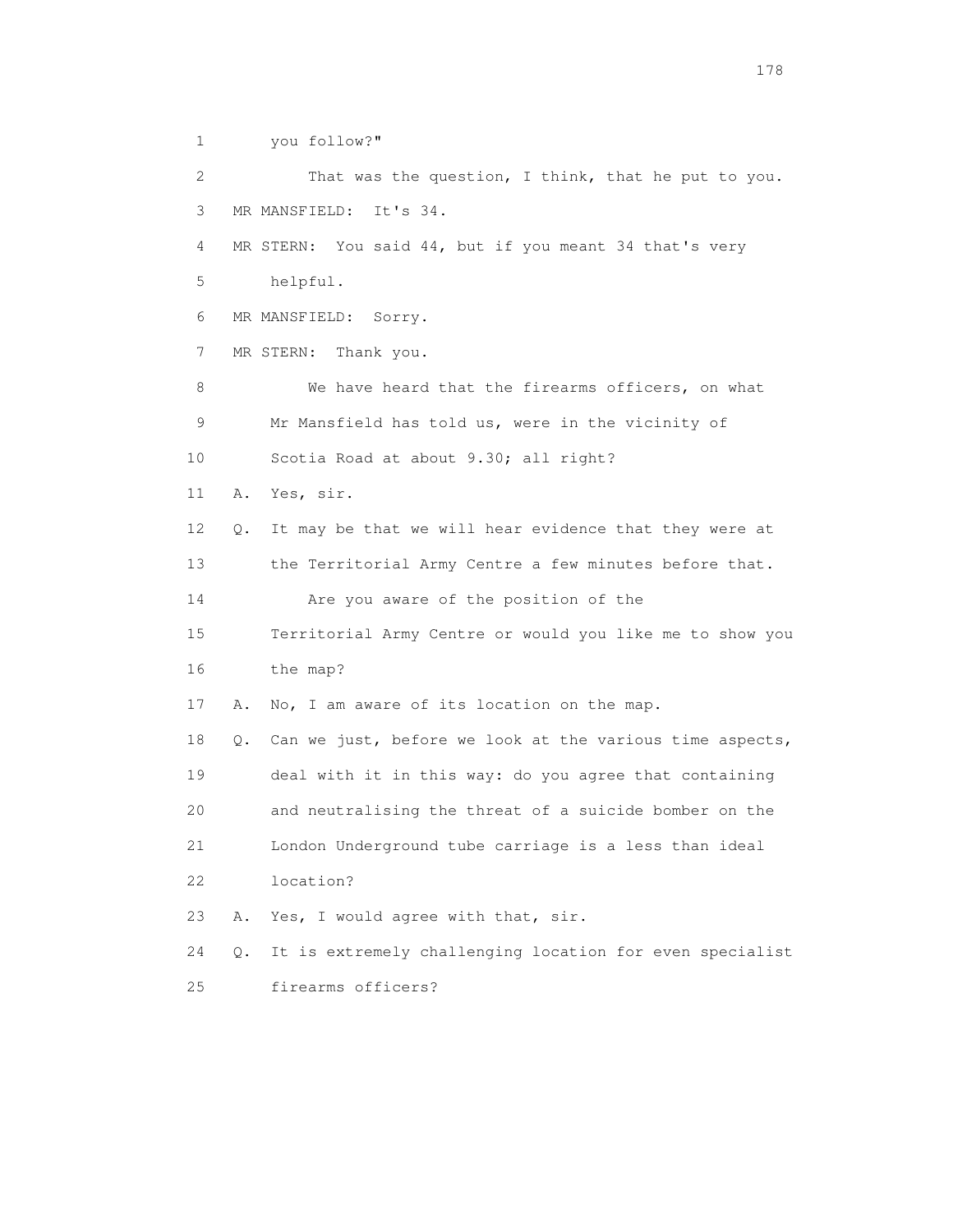1 you follow?"

2 That was the question, I think, that he put to you.

3 MR MANSFIELD: It's 34.

4 MR STERN: You said 44, but if you meant 34 that's very

5 helpful.

6 MR MANSFIELD: Sorry.

7 MR STERN: Thank you.

8 We have heard that the firearms officers, on what

9 Mr Mansfield has told us, were in the vicinity of

10 Scotia Road at about 9.30; all right?

11 A. Yes, sir.

12 Q. It may be that we will hear evidence that they were at

13 the Territorial Army Centre a few minutes before that.

14 Are you aware of the position of the

15 Territorial Army Centre or would you like me to show you

16 the map?

17 A. No, I am aware of its location on the map.

18 Q. Can we just, before we look at the various time aspects,

19 deal with it in this way: do you agree that containing

20 and neutralising the threat of a suicide bomber on the

21 London Underground tube carriage is a less than ideal

22 location?

23 A. Yes, I would agree with that, sir.

24 Q. It is extremely challenging location for even specialist

25 firearms officers?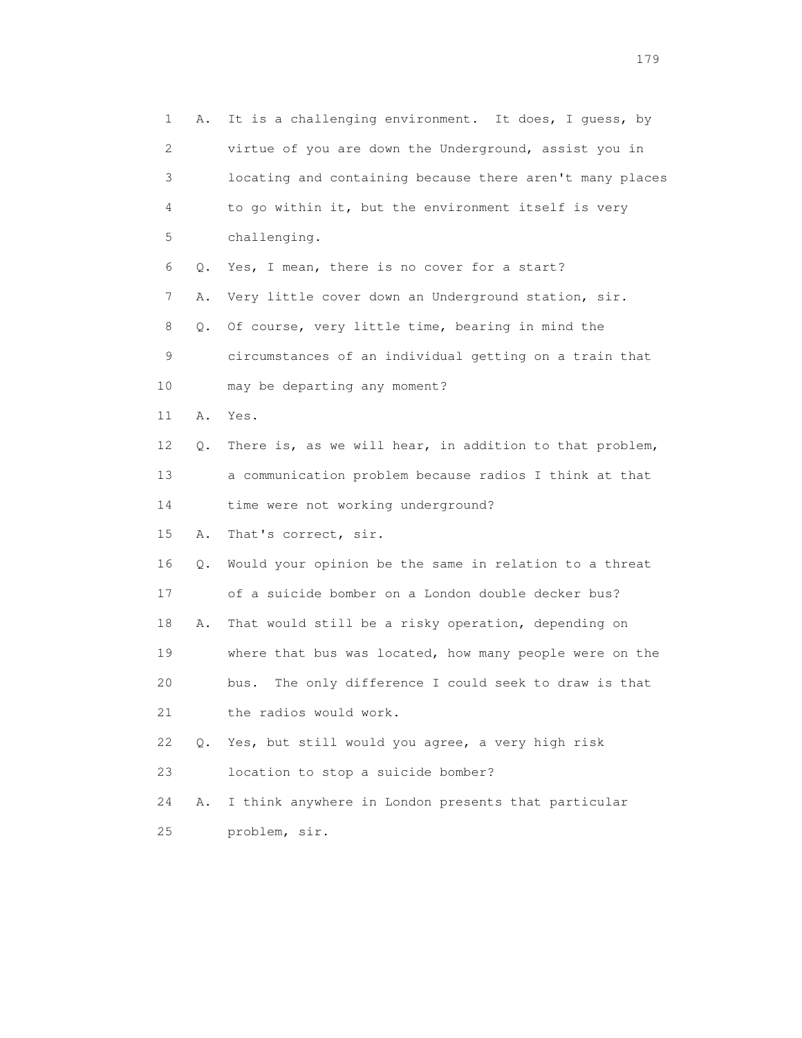1 A. It is a challenging environment. It does, I guess, by
2 virtue of you are down the Underground, assist you in
3 locating and containing because there aren't many places
4 to go within it, but the environment itself is very
5 challenging.
6 Q. Yes, I mean, there is no cover for a start?
7 A. Very little cover down an Underground station, sir.
8 Q. Of course, very little time, bearing in mind the
9 circumstances of an individual getting on a train that
10 may be departing any moment?
11 A. Yes.
12 Q. There is, as we will hear, in addition to that problem,
13 a communication problem because radios I think at that
14 time were not working underground?
15 A. That's correct, sir.
16 Q. Would your opinion be the same in relation to a threat
17 of a suicide bomber on a London double decker bus?
18 A. That would still be a risky operation, depending on
19 where that bus was located, how many people were on the
20 bus. The only difference I could seek to draw is that
21 the radios would work.
22 Q. Yes, but still would you agree, a very high risk
23 location to stop a suicide bomber?
24 A. I think anywhere in London presents that particular
25 problem, sir.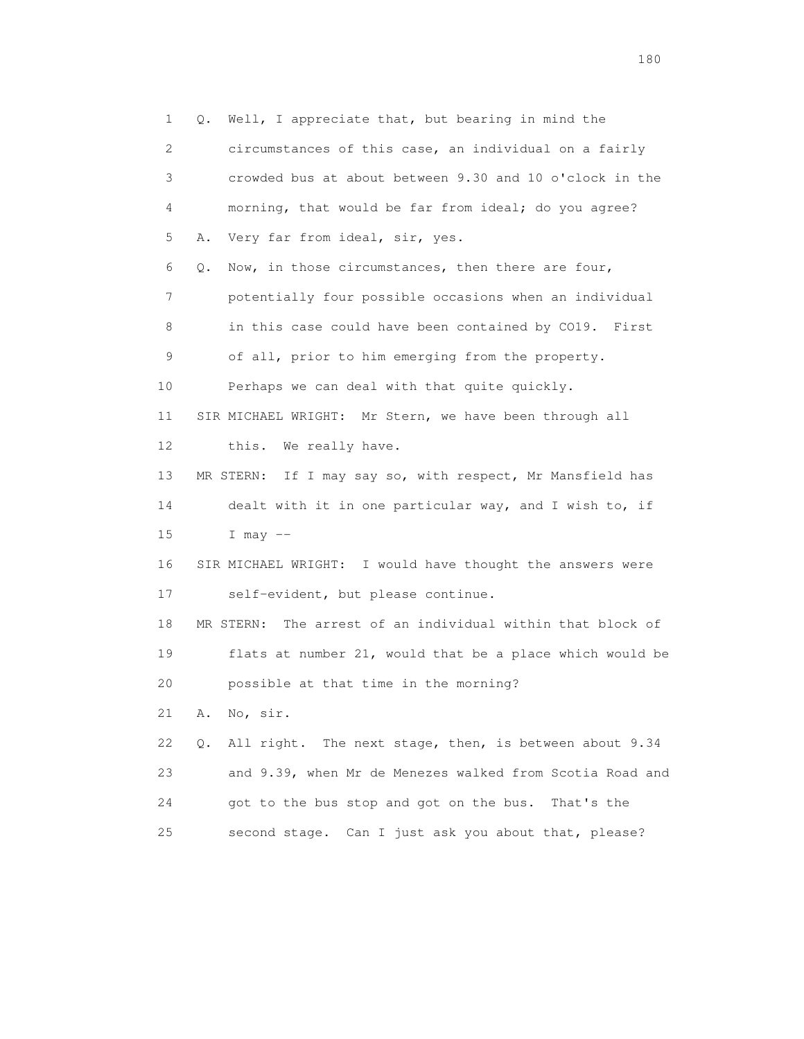1 Q. Well, I appreciate that, but bearing in mind the
2 circumstances of this case, an individual on a fairly
3 crowded bus at about between 9.30 and 10 o'clock in the
4 morning, that would be far from ideal; do you agree?
5 A. Very far from ideal, sir, yes.
6 Q. Now, in those circumstances, then there are four,
7 potentially four possible occasions when an individual
8 in this case could have been contained by CO19. First
9 of all, prior to him emerging from the property.
10 Perhaps we can deal with that quite quickly.
11 SIR MICHAEL WRIGHT: Mr Stern, we have been through all
12 this. We really have.
13 MR STERN: If I may say so, with respect, Mr Mansfield has
14 dealt with it in one particular way, and I wish to, if
15 I may --
16 SIR MICHAEL WRIGHT: I would have thought the answers were
17 self-evident, but please continue.
18 MR STERN: The arrest of an individual within that block of
19 flats at number 21, would that be a place which would be
20 possible at that time in the morning?
21 A. No, sir.
22 Q. All right. The next stage, then, is between about 9.34
23 and 9.39, when Mr de Menezes walked from Scotia Road and
24 got to the bus stop and got on the bus. That's the
25 second stage. Can I just ask you about that, please?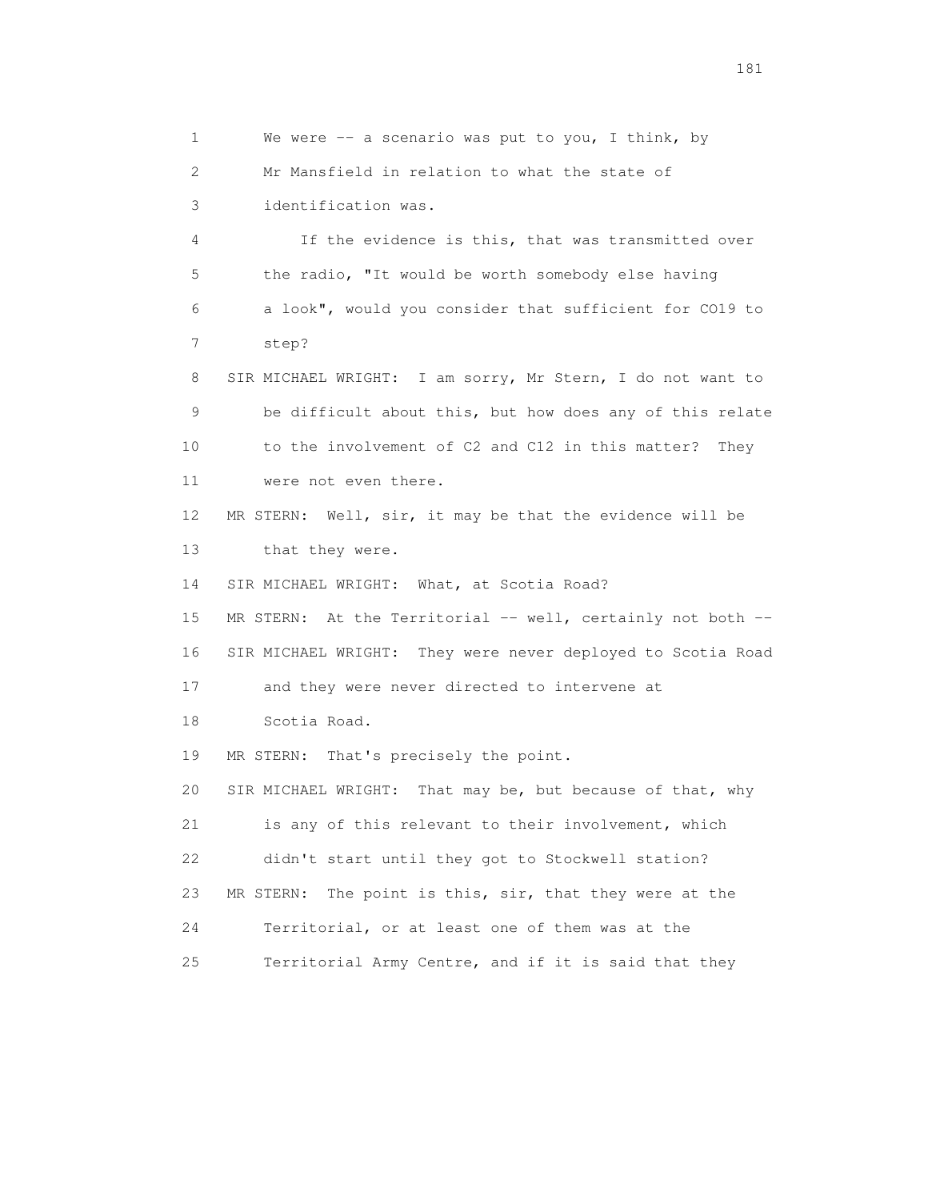1 We were -- a scenario was put to you, I think, by
2 Mr Mansfield in relation to what the state of
3 identification was.
4 If the evidence is this, that was transmitted over
5 the radio, "It would be worth somebody else having
6 a look", would you consider that sufficient for CO19 to
7 step?
8 SIR MICHAEL WRIGHT: I am sorry, Mr Stern, I do not want to
9 be difficult about this, but how does any of this relate
10 to the involvement of C2 and C12 in this matter? They
11 were not even there.
12 MR STERN: Well, sir, it may be that the evidence will be
13 that they were.
14 SIR MICHAEL WRIGHT: What, at Scotia Road?
15 MR STERN: At the Territorial -- well, certainly not both --
16 SIR MICHAEL WRIGHT: They were never deployed to Scotia Road
17 and they were never directed to intervene at
18 Scotia Road.
19 MR STERN: That's precisely the point.
20 SIR MICHAEL WRIGHT: That may be, but because of that, why
21 is any of this relevant to their involvement, which
22 didn't start until they got to Stockwell station?
23 MR STERN: The point is this, sir, that they were at the
24 Territorial, or at least one of them was at the
25 Territorial Army Centre, and if it is said that they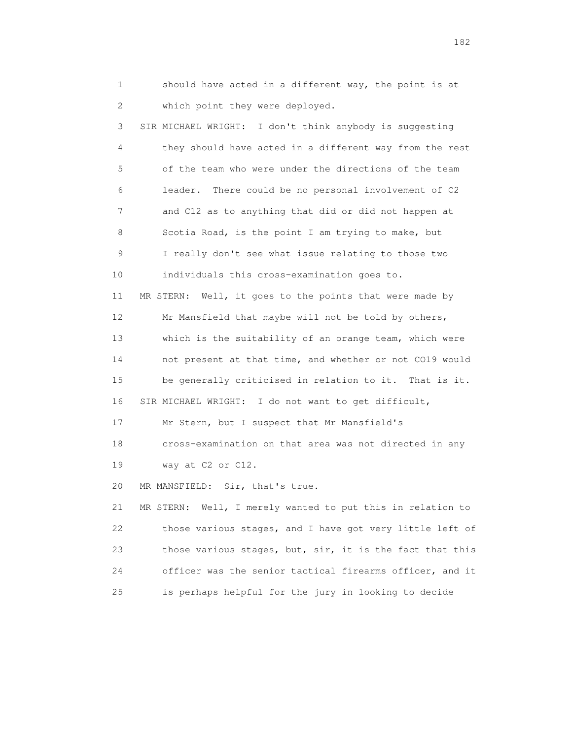1 should have acted in a different way, the point is at
2 which point they were deployed.
3 SIR MICHAEL WRIGHT: I don't think anybody is suggesting
4 they should have acted in a different way from the rest
5 of the team who were under the directions of the team
6 leader. There could be no personal involvement of C2
7 and C12 as to anything that did or did not happen at
8 Scotia Road, is the point I am trying to make, but
9 I really don't see what issue relating to those two
10 individuals this cross-examination goes to.
11 MR STERN: Well, it goes to the points that were made by
12 Mr Mansfield that maybe will not be told by others,
13 which is the suitability of an orange team, which were
14 not present at that time, and whether or not CO19 would
15 be generally criticised in relation to it. That is it.
16 SIR MICHAEL WRIGHT: I do not want to get difficult,
17 Mr Stern, but I suspect that Mr Mansfield's
18 cross-examination on that area was not directed in any
19 way at C2 or C12.
20 MR MANSFIELD: Sir, that's true.
21 MR STERN: Well, I merely wanted to put this in relation to
22 those various stages, and I have got very little left of
23 those various stages, but, sir, it is the fact that this
24 officer was the senior tactical firearms officer, and it
25 is perhaps helpful for the jury in looking to decide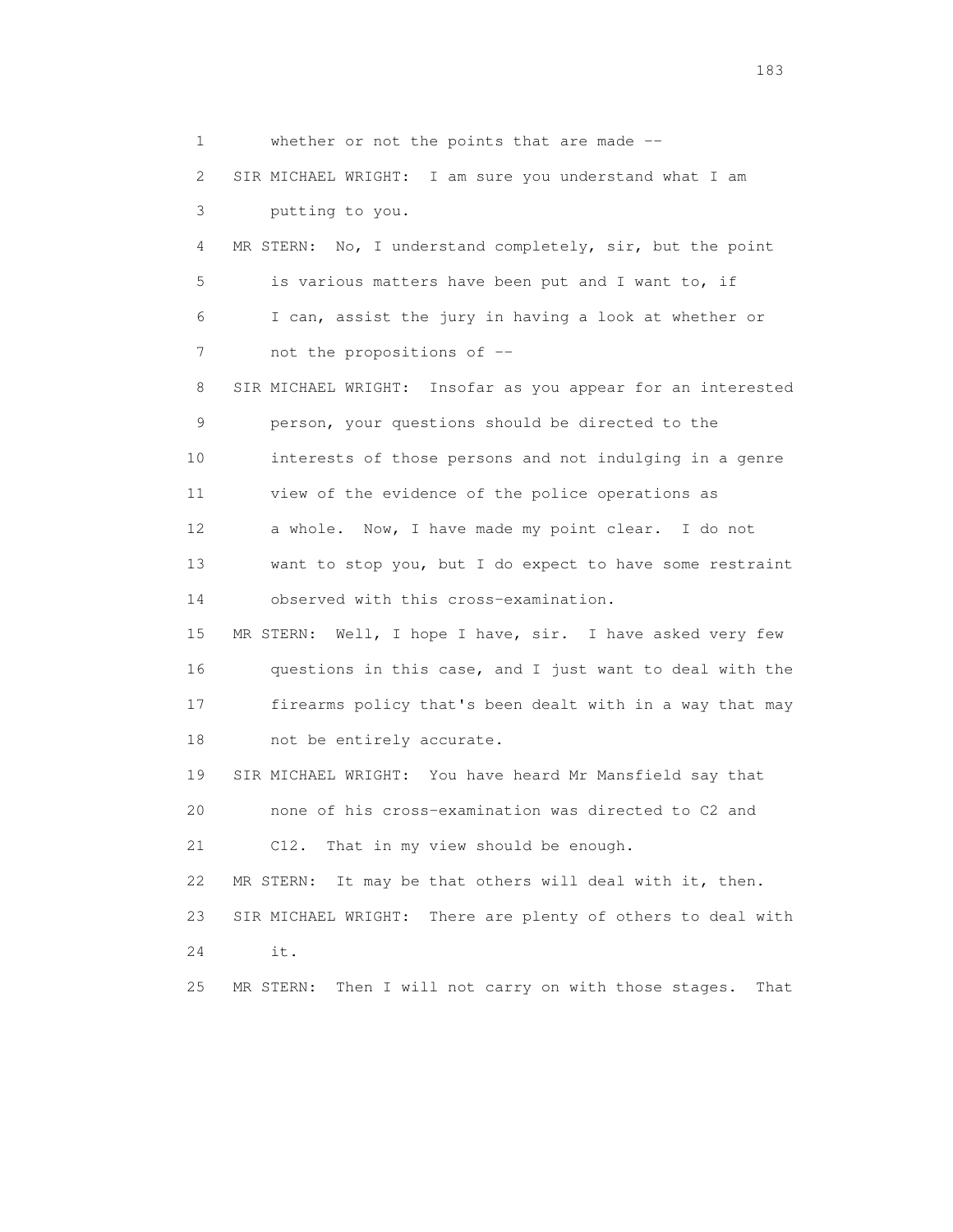1 whether or not the points that are made --

2 SIR MICHAEL WRIGHT: I am sure you understand what I am

3 putting to you.

4 MR STERN: No, I understand completely, sir, but the point

5 is various matters have been put and I want to, if

6 I can, assist the jury in having a look at whether or

7 not the propositions of --

8 SIR MICHAEL WRIGHT: Insofar as you appear for an interested

9 person, your questions should be directed to the

10 interests of those persons and not indulging in a genre

11 view of the evidence of the police operations as

12 a whole. Now, I have made my point clear. I do not

13 want to stop you, but I do expect to have some restraint

14 observed with this cross-examination.

15 MR STERN: Well, I hope I have, sir. I have asked very few

16 questions in this case, and I just want to deal with the

17 firearms policy that's been dealt with in a way that may

18 not be entirely accurate.

19 SIR MICHAEL WRIGHT: You have heard Mr Mansfield say that

20 none of his cross-examination was directed to C2 and

21 C12. That in my view should be enough.

22 MR STERN: It may be that others will deal with it, then.

23 SIR MICHAEL WRIGHT: There are plenty of others to deal with

24 it.

25 MR STERN: Then I will not carry on with those stages. That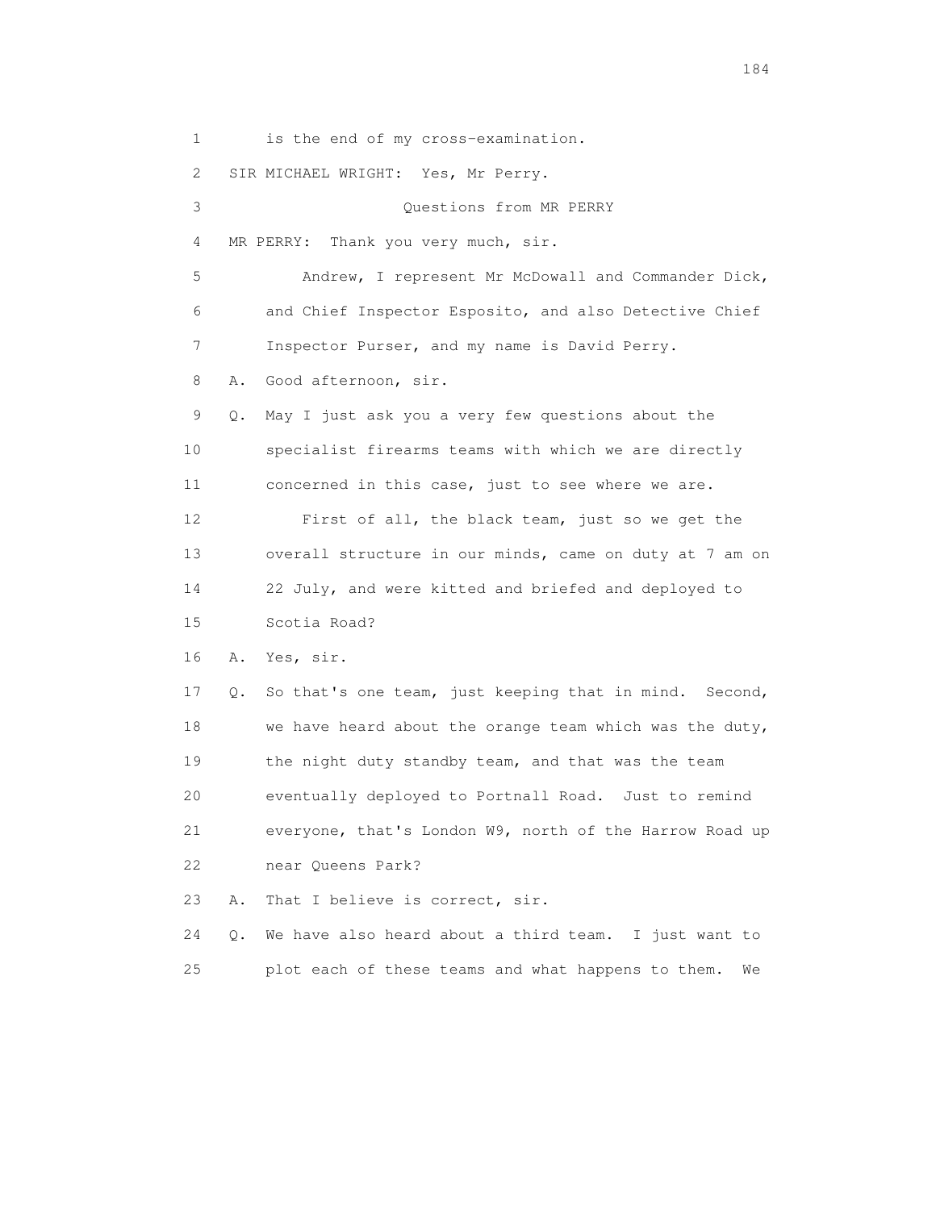1 is the end of my cross-examination.

2 SIR MICHAEL WRIGHT: Yes, Mr Perry.

3 Questions from MR PERRY

4 MR PERRY: Thank you very much, sir.

5 Andrew, I represent Mr McDowall and Commander Dick,

6 and Chief Inspector Esposito, and also Detective Chief

7 Inspector Purser, and my name is David Perry.

8 A. Good afternoon, sir.

9 Q. May I just ask you a very few questions about the

10 specialist firearms teams with which we are directly

11 concerned in this case, just to see where we are.

12 First of all, the black team, just so we get the

13 overall structure in our minds, came on duty at 7 am on

14 22 July, and were kitted and briefed and deployed to

15 Scotia Road?

16 A. Yes, sir.

17 Q. So that's one team, just keeping that in mind. Second,

18 we have heard about the orange team which was the duty,

19 the night duty standby team, and that was the team

20 eventually deployed to Portnall Road. Just to remind

21 everyone, that's London W9, north of the Harrow Road up

22 near Queens Park?

23 A. That I believe is correct, sir.

24 Q. We have also heard about a third team. I just want to

25 plot each of these teams and what happens to them. We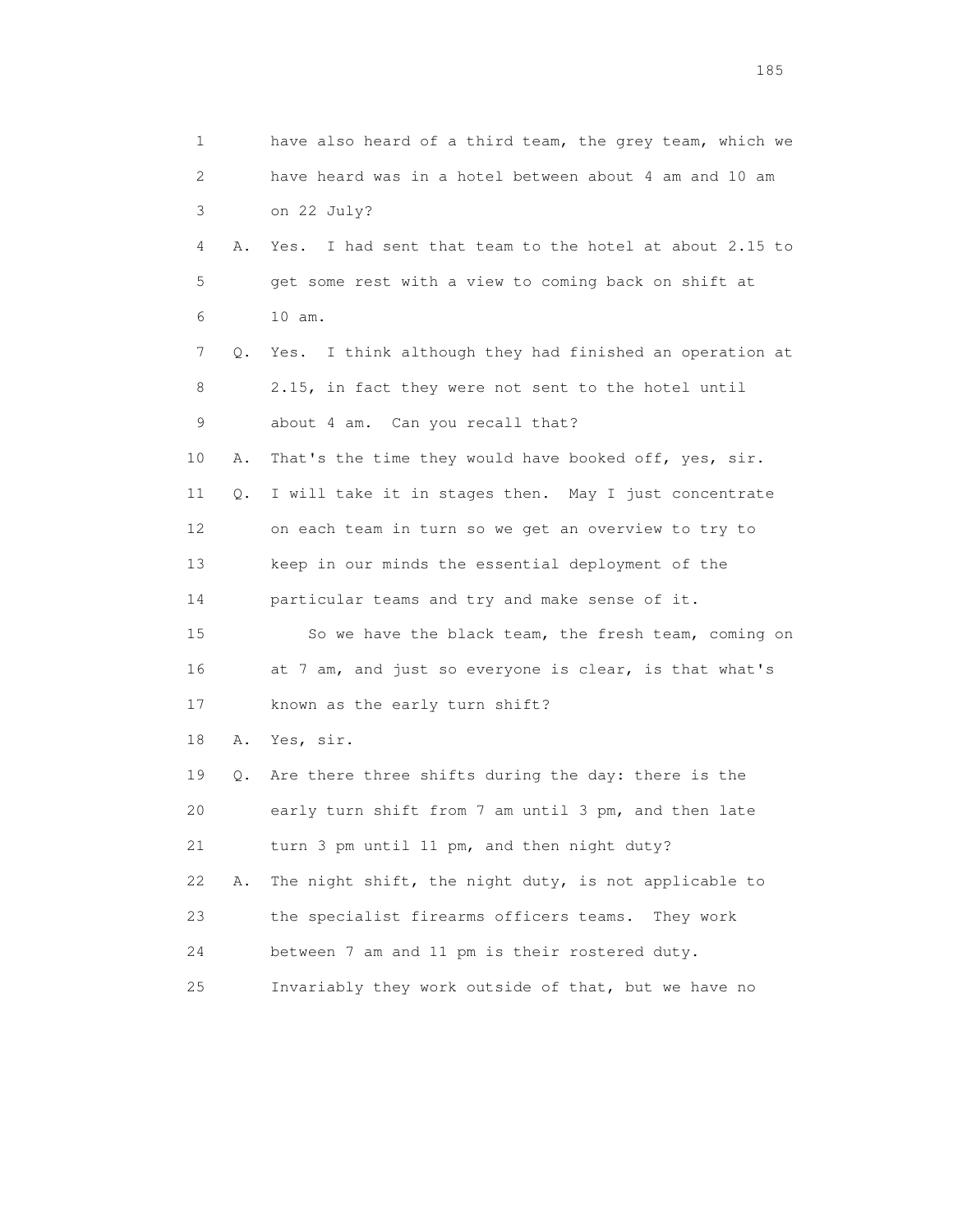1 have also heard of a third team, the grey team, which we
2 have heard was in a hotel between about 4 am and 10 am
3 on 22 July?

4 A. Yes. I had sent that team to the hotel at about 2.15 to
5 get some rest with a view to coming back on shift at
6 10 am.

7 Q. Yes. I think although they had finished an operation at
8 2.15, in fact they were not sent to the hotel until
9 about 4 am. Can you recall that?

10 A. That's the time they would have booked off, yes, sir.

11 Q. I will take it in stages then. May I just concentrate
12 on each team in turn so we get an overview to try to
13 keep in our minds the essential deployment of the
14 particular teams and try and make sense of it.

15 So we have the black team, the fresh team, coming on
16 at 7 am, and just so everyone is clear, is that what's
17 known as the early turn shift?

18 A. Yes, sir.

19 Q. Are there three shifts during the day: there is the
20 early turn shift from 7 am until 3 pm, and then late
21 turn 3 pm until 11 pm, and then night duty?

22 A. The night shift, the night duty, is not applicable to
23 the specialist firearms officers teams. They work
24 between 7 am and 11 pm is their rostered duty.
25 Invariably they work outside of that, but we have no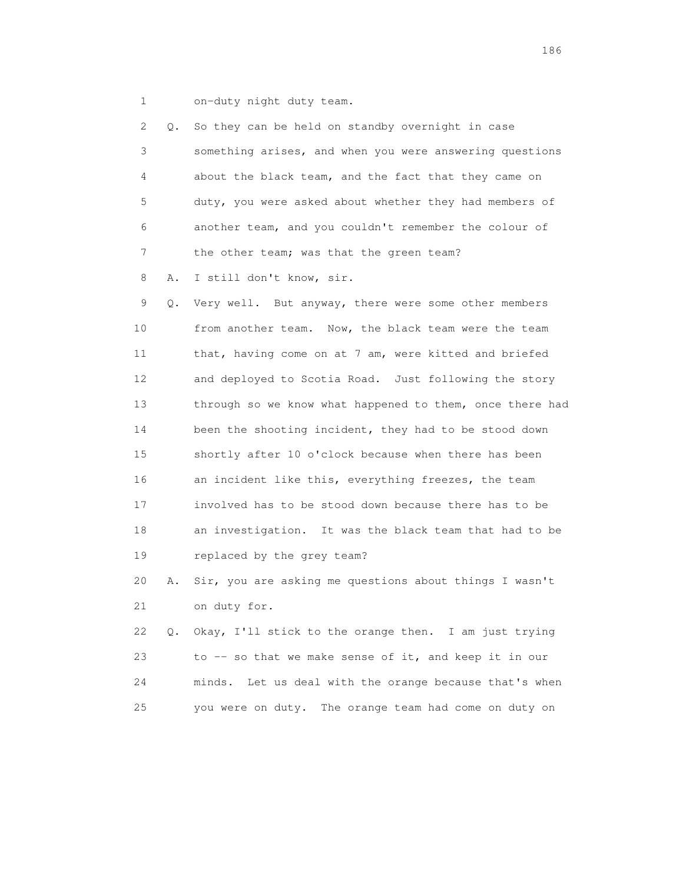1 on-duty night duty team.

2 Q. So they can be held on standby overnight in case
3 something arises, and when you were answering questions
4 about the black team, and the fact that they came on
5 duty, you were asked about whether they had members of
6 another team, and you couldn't remember the colour of
7 the other team; was that the green team?

8 A. I still don't know, sir.

9 Q. Very well. But anyway, there were some other members
10 from another team. Now, the black team were the team
11 that, having come on at 7 am, were kitted and briefed
12 and deployed to Scotia Road. Just following the story
13 through so we know what happened to them, once there had
14 been the shooting incident, they had to be stood down
15 shortly after 10 o'clock because when there has been
16 an incident like this, everything freezes, the team
17 involved has to be stood down because there has to be
18 an investigation. It was the black team that had to be
19 replaced by the grey team?

20 A. Sir, you are asking me questions about things I wasn't
21 on duty for.

22 Q. Okay, I'll stick to the orange then. I am just trying
23 to -- so that we make sense of it, and keep it in our
24 minds. Let us deal with the orange because that's when
25 you were on duty. The orange team had come on duty on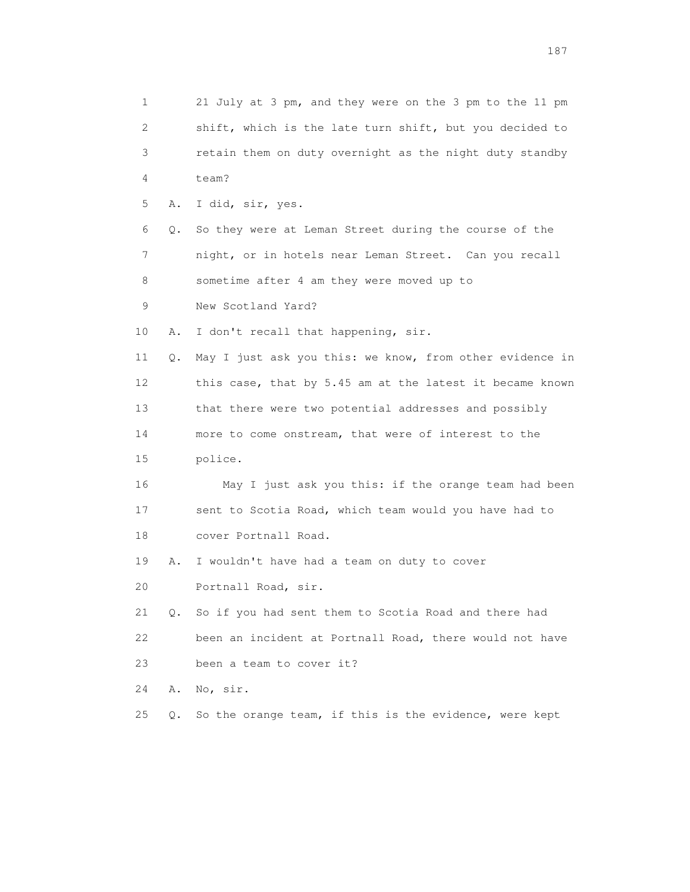1 21 July at 3 pm, and they were on the 3 pm to the 11 pm
2 shift, which is the late turn shift, but you decided to
3 retain them on duty overnight as the night duty standby
4 team?

5 A. I did, sir, yes.

6 Q. So they were at Leman Street during the course of the
7 night, or in hotels near Leman Street. Can you recall
8 sometime after 4 am they were moved up to
9 New Scotland Yard?

10 A. I don't recall that happening, sir.

11 Q. May I just ask you this: we know, from other evidence in
12 this case, that by 5.45 am at the latest it became known
13 that there were two potential addresses and possibly
14 more to come onstream, that were of interest to the
15 police.

16 May I just ask you this: if the orange team had been
17 sent to Scotia Road, which team would you have had to
18 cover Portnall Road.

19 A. I wouldn't have had a team on duty to cover
20 Portnall Road, sir.

21 Q. So if you had sent them to Scotia Road and there had
22 been an incident at Portnall Road, there would not have
23 been a team to cover it?

24 A. No, sir.

25 Q. So the orange team, if this is the evidence, were kept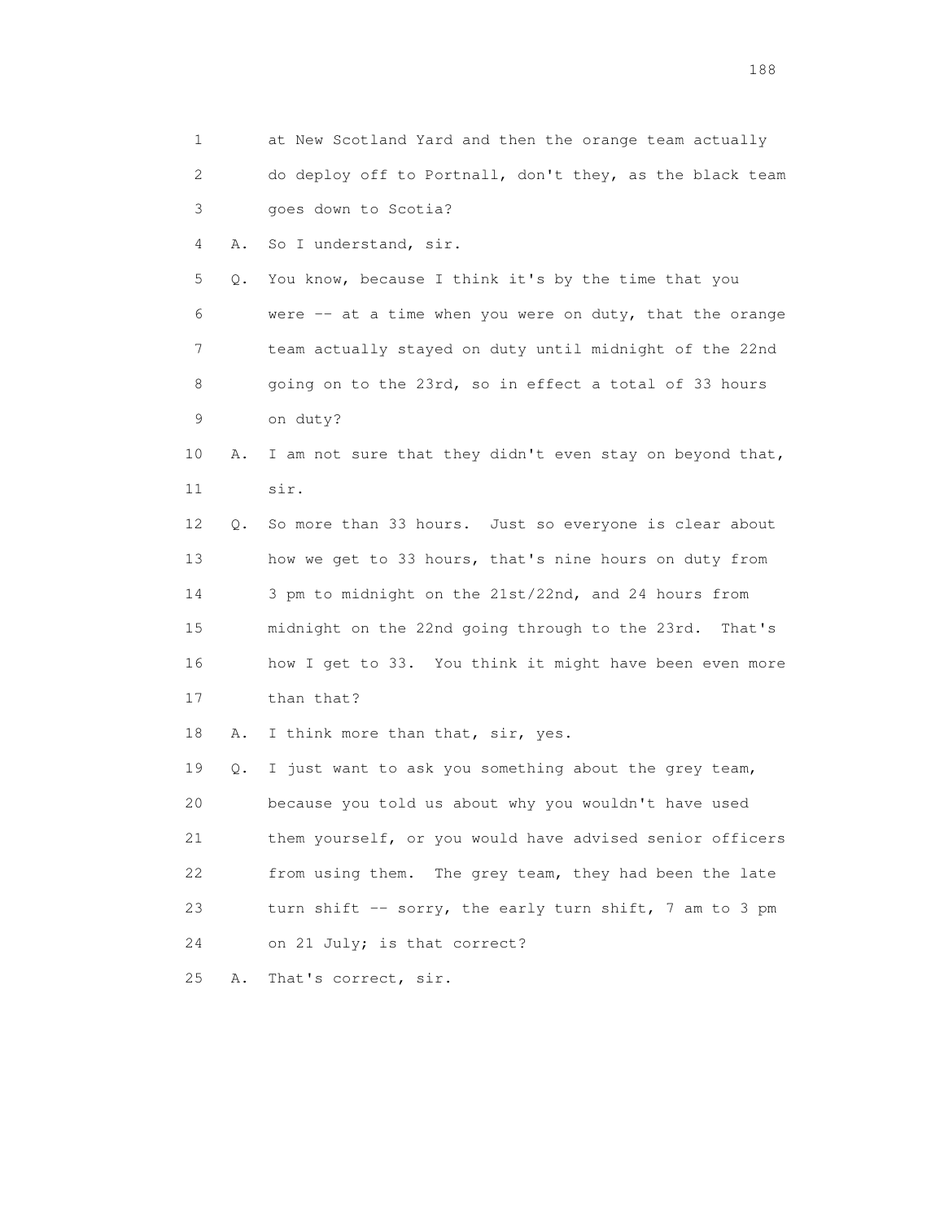1 at New Scotland Yard and then the orange team actually
2 do deploy off to Portnall, don't they, as the black team
3 goes down to Scotia?

4 A. So I understand, sir.

5 Q. You know, because I think it's by the time that you
6 were -- at a time when you were on duty, that the orange
7 team actually stayed on duty until midnight of the 22nd
8 going on to the 23rd, so in effect a total of 33 hours
9 on duty?

10 A. I am not sure that they didn't even stay on beyond that,
11 sir.

12 Q. So more than 33 hours. Just so everyone is clear about
13 how we get to 33 hours, that's nine hours on duty from
14 3 pm to midnight on the 21st/22nd, and 24 hours from
15 midnight on the 22nd going through to the 23rd. That's
16 how I get to 33. You think it might have been even more
17 than that?

18 A. I think more than that, sir, yes.

19 Q. I just want to ask you something about the grey team,
20 because you told us about why you wouldn't have used
21 them yourself, or you would have advised senior officers
22 from using them. The grey team, they had been the late
23 turn shift -- sorry, the early turn shift, 7 am to 3 pm
24 on 21 July; is that correct?

25 A. That's correct, sir.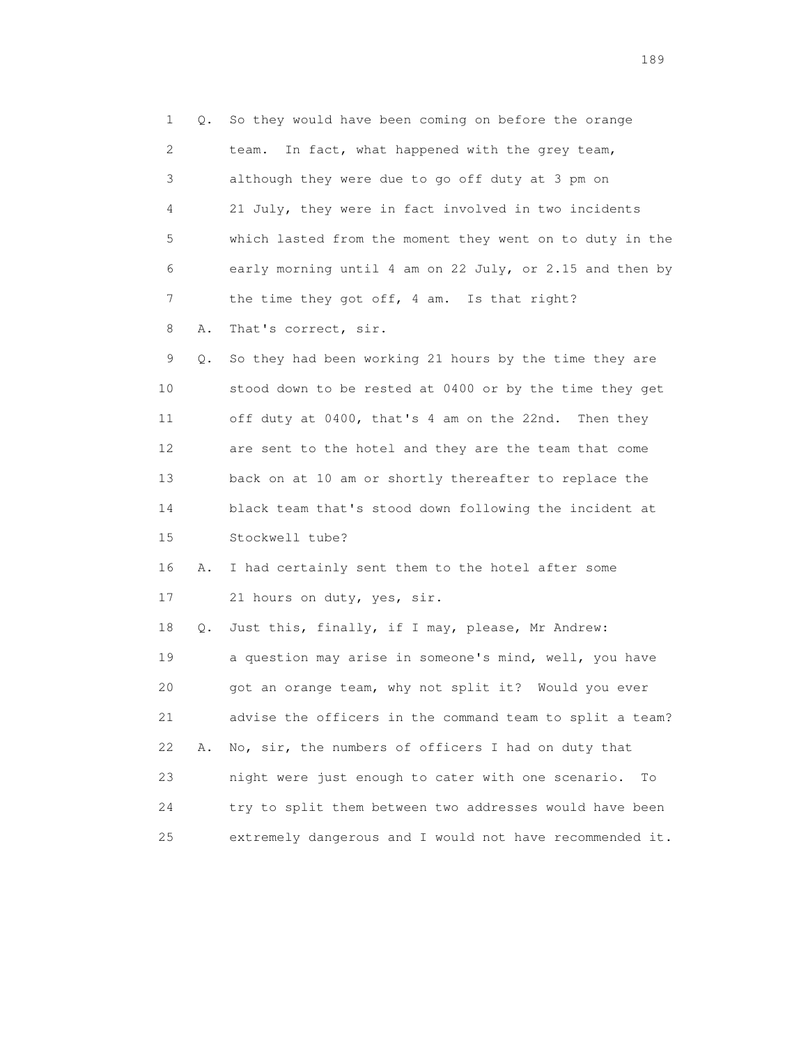1 Q. So they would have been coming on before the orange
2 team. In fact, what happened with the grey team,
3 although they were due to go off duty at 3 pm on
4 21 July, they were in fact involved in two incidents
5 which lasted from the moment they went on to duty in the
6 early morning until 4 am on 22 July, or 2.15 and then by
7 the time they got off, 4 am. Is that right?

8 A. That's correct, sir.

9 Q. So they had been working 21 hours by the time they are
10 stood down to be rested at 0400 or by the time they get
11 off duty at 0400, that's 4 am on the 22nd. Then they
12 are sent to the hotel and they are the team that come
13 back on at 10 am or shortly thereafter to replace the
14 black team that's stood down following the incident at
15 Stockwell tube?

16 A. I had certainly sent them to the hotel after some
17 21 hours on duty, yes, sir.

18 Q. Just this, finally, if I may, please, Mr Andrew:
19 a question may arise in someone's mind, well, you have
20 got an orange team, why not split it? Would you ever
21 advise the officers in the command team to split a team?

22 A. No, sir, the numbers of officers I had on duty that
23 night were just enough to cater with one scenario. To
24 try to split them between two addresses would have been
25 extremely dangerous and I would not have recommended it.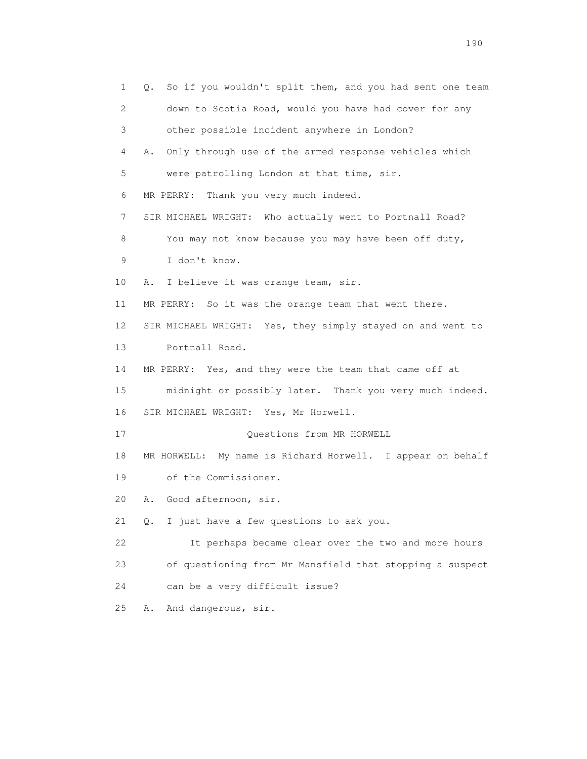1 Q. So if you wouldn't split them, and you had sent one team
2 down to Scotia Road, would you have had cover for any
3 other possible incident anywhere in London?
4 A. Only through use of the armed response vehicles which
5 were patrolling London at that time, sir.
6 MR PERRY: Thank you very much indeed.
7 SIR MICHAEL WRIGHT: Who actually went to Portnall Road?
8 You may not know because you may have been off duty,
9 I don't know.
10 A. I believe it was orange team, sir.
11 MR PERRY: So it was the orange team that went there.
12 SIR MICHAEL WRIGHT: Yes, they simply stayed on and went to
13 Portnall Road.
14 MR PERRY: Yes, and they were the team that came off at
15 midnight or possibly later. Thank you very much indeed.
16 SIR MICHAEL WRIGHT: Yes, Mr Horwell.
17 Questions from MR HORWELL
18 MR HORWELL: My name is Richard Horwell. I appear on behalf
19 of the Commissioner.
20 A. Good afternoon, sir.
21 Q. I just have a few questions to ask you.
22 It perhaps became clear over the two and more hours
23 of questioning from Mr Mansfield that stopping a suspect
24 can be a very difficult issue?
25 A. And dangerous, sir.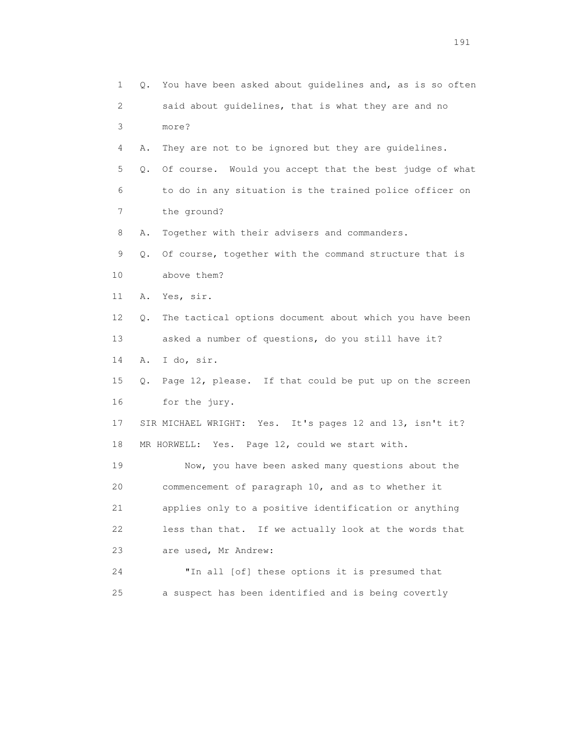1 Q. You have been asked about guidelines and, as is so often
2 said about guidelines, that is what they are and no
3 more?

4 A. They are not to be ignored but they are guidelines.

5 Q. Of course. Would you accept that the best judge of what
6 to do in any situation is the trained police officer on
7 the ground?

8 A. Together with their advisers and commanders.

9 Q. Of course, together with the command structure that is
10 above them?

11 A. Yes, sir.

12 Q. The tactical options document about which you have been
13 asked a number of questions, do you still have it?

14 A. I do, sir.

15 Q. Page 12, please. If that could be put up on the screen
16 for the jury.

17 SIR MICHAEL WRIGHT: Yes. It's pages 12 and 13, isn't it?

18 MR HORWELL: Yes. Page 12, could we start with.

19 Now, you have been asked many questions about the
20 commencement of paragraph 10, and as to whether it
21 applies only to a positive identification or anything
22 less than that. If we actually look at the words that
23 are used, Mr Andrew:

24 "In all [of] these options it is presumed that
25 a suspect has been identified and is being covertly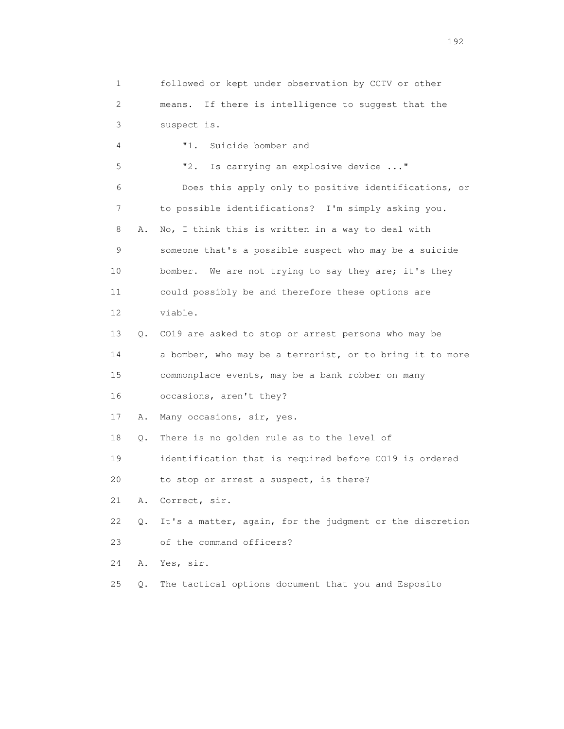1 followed or kept under observation by CCTV or other
2 means. If there is intelligence to suggest that the
3 suspect is.
4 "1. Suicide bomber and
5 "2. Is carrying an explosive device ..."
6 Does this apply only to positive identifications, or
7 to possible identifications? I'm simply asking you.
8 A. No, I think this is written in a way to deal with
9 someone that's a possible suspect who may be a suicide
10 bomber. We are not trying to say they are; it's they
11 could possibly be and therefore these options are
12 viable.
13 Q. CO19 are asked to stop or arrest persons who may be
14 a bomber, who may be a terrorist, or to bring it to more
15 commonplace events, may be a bank robber on many
16 occasions, aren't they?
17 A. Many occasions, sir, yes.
18 Q. There is no golden rule as to the level of
19 identification that is required before CO19 is ordered
20 to stop or arrest a suspect, is there?
21 A. Correct, sir.
22 Q. It's a matter, again, for the judgment or the discretion
23 of the command officers?
24 A. Yes, sir.
25 Q. The tactical options document that you and Esposito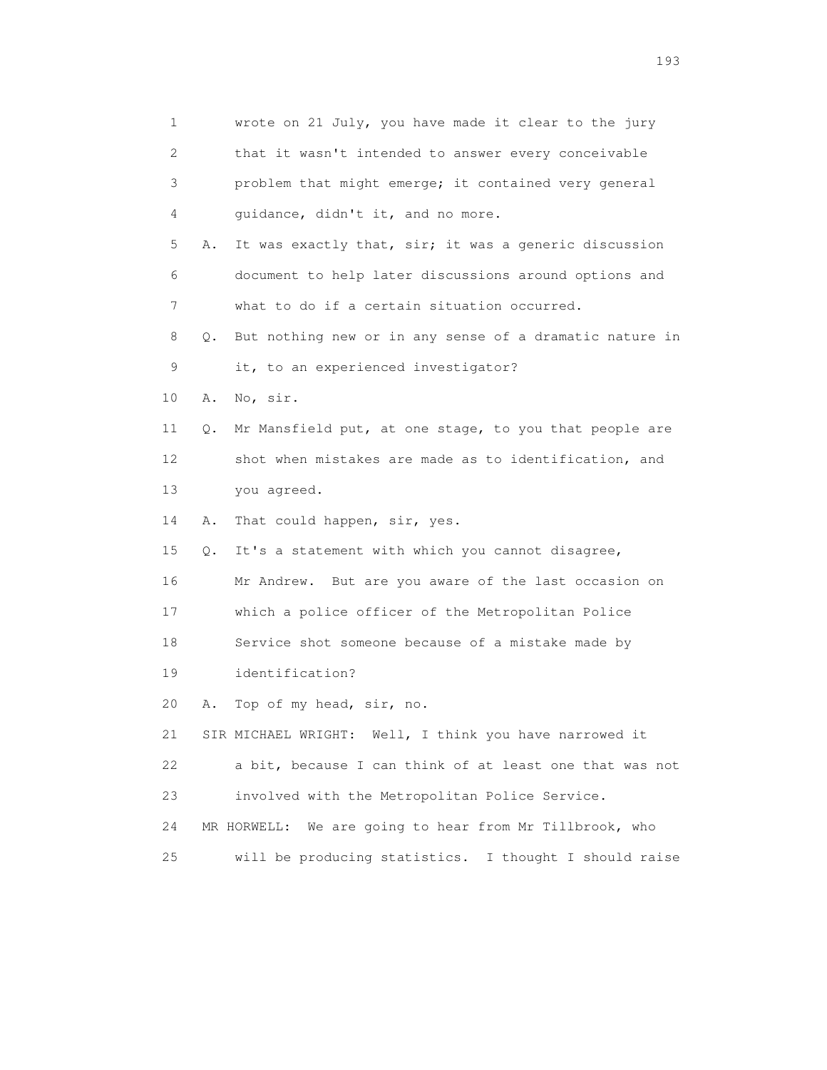1 wrote on 21 July, you have made it clear to the jury
2 that it wasn't intended to answer every conceivable
3 problem that might emerge; it contained very general
4 guidance, didn't it, and no more.
5 A. It was exactly that, sir; it was a generic discussion
6 document to help later discussions around options and
7 what to do if a certain situation occurred.
8 Q. But nothing new or in any sense of a dramatic nature in
9 it, to an experienced investigator?
10 A. No, sir.
11 Q. Mr Mansfield put, at one stage, to you that people are
12 shot when mistakes are made as to identification, and
13 you agreed.
14 A. That could happen, sir, yes.
15 Q. It's a statement with which you cannot disagree,
16 Mr Andrew. But are you aware of the last occasion on
17 which a police officer of the Metropolitan Police
18 Service shot someone because of a mistake made by
19 identification?
20 A. Top of my head, sir, no.
21 SIR MICHAEL WRIGHT: Well, I think you have narrowed it
22 a bit, because I can think of at least one that was not
23 involved with the Metropolitan Police Service.
24 MR HORWELL: We are going to hear from Mr Tillbrook, who
25 will be producing statistics. I thought I should raise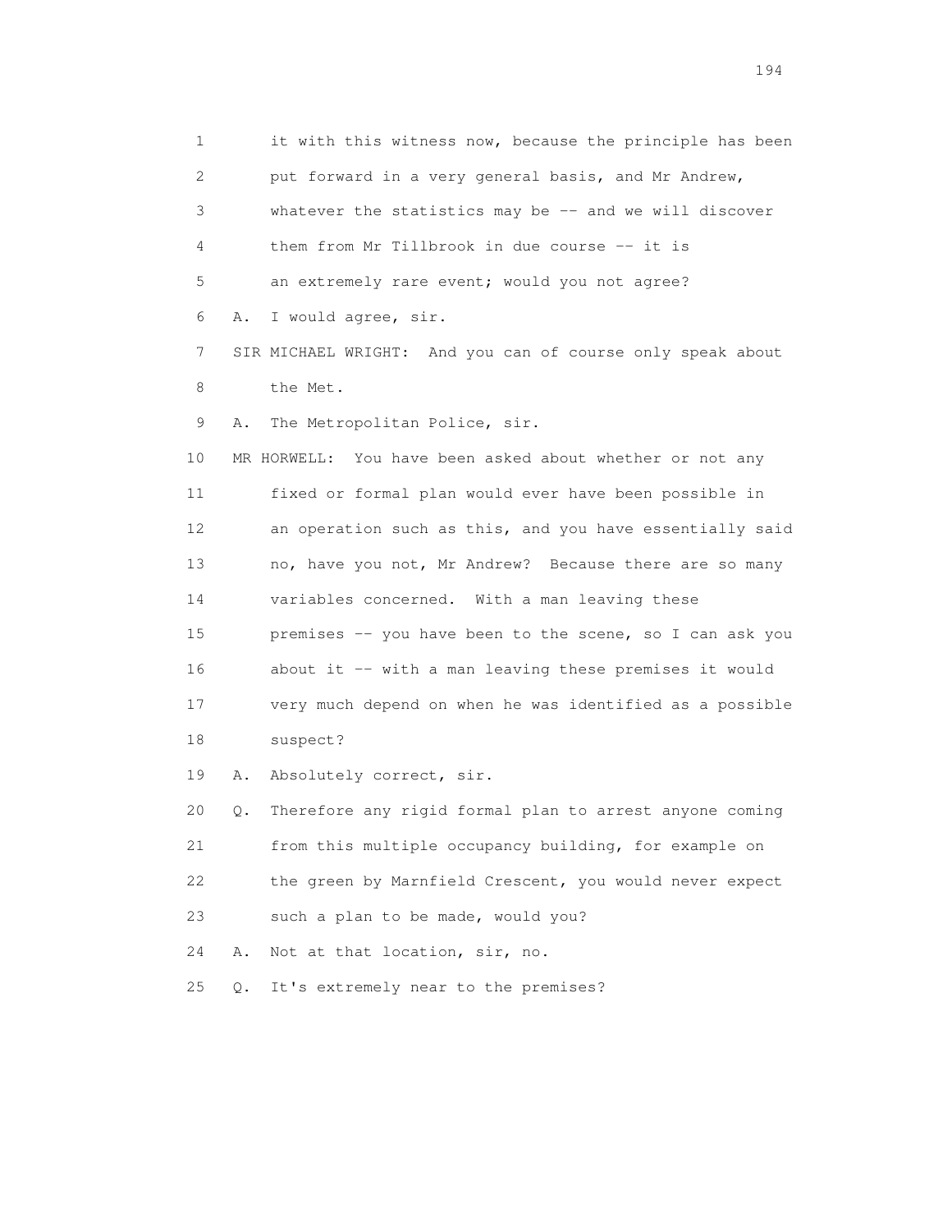1 it with this witness now, because the principle has been
2 put forward in a very general basis, and Mr Andrew,
3 whatever the statistics may be -- and we will discover
4 them from Mr Tillbrook in due course -- it is
5 an extremely rare event; would you not agree?

6 A. I would agree, sir.

7 SIR MICHAEL WRIGHT: And you can of course only speak about
8 the Met.

9 A. The Metropolitan Police, sir.

10 MR HORWELL: You have been asked about whether or not any
11 fixed or formal plan would ever have been possible in
12 an operation such as this, and you have essentially said
13 no, have you not, Mr Andrew? Because there are so many
14 variables concerned. With a man leaving these
15 premises -- you have been to the scene, so I can ask you
16 about it -- with a man leaving these premises it would
17 very much depend on when he was identified as a possible
18 suspect?

19 A. Absolutely correct, sir.

20 Q. Therefore any rigid formal plan to arrest anyone coming
21 from this multiple occupancy building, for example on
22 the green by Marnfield Crescent, you would never expect
23 such a plan to be made, would you?

24 A. Not at that location, sir, no.

25 Q. It's extremely near to the premises?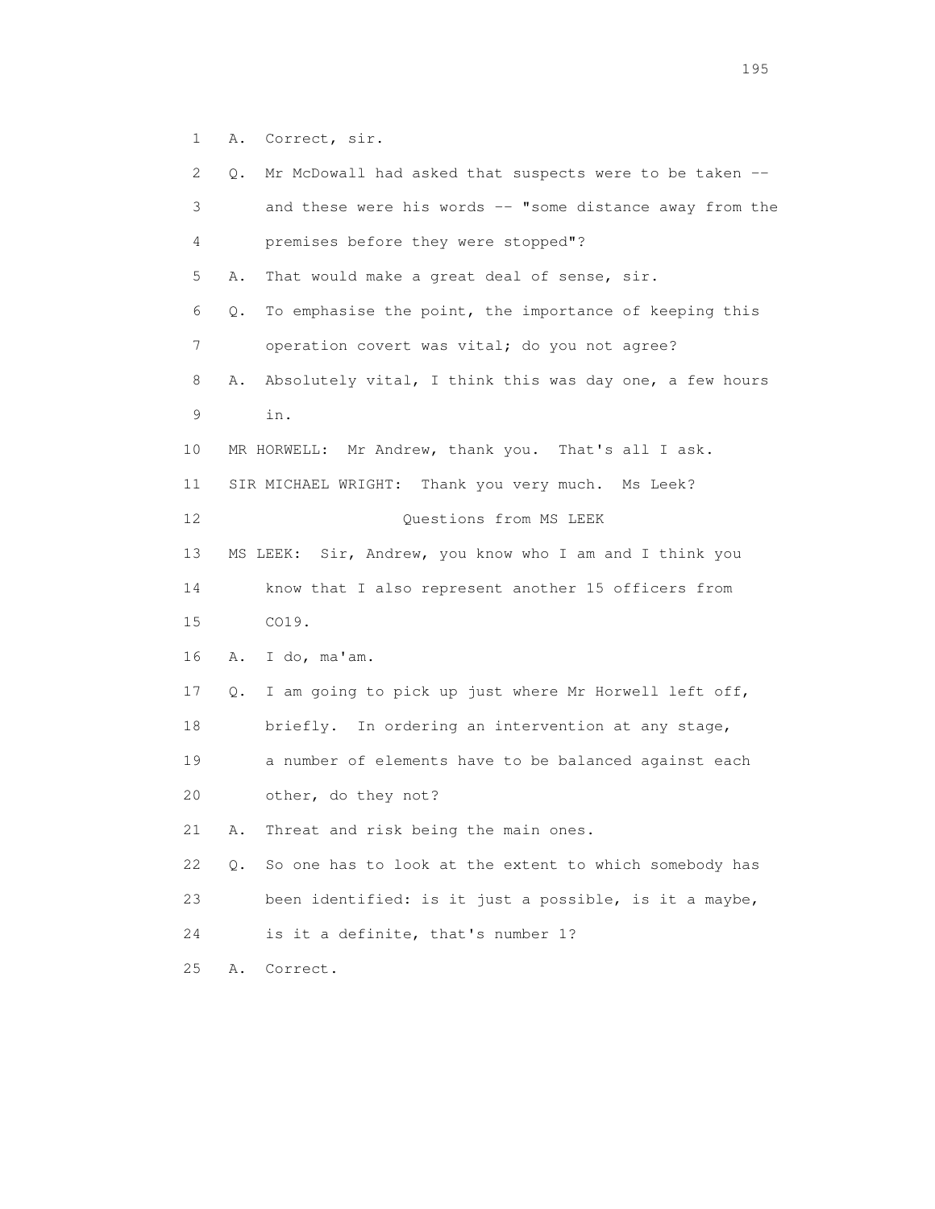1 A. Correct, sir.

2 Q. Mr McDowall had asked that suspects were to be taken --

3 and these were his words -- "some distance away from the

4 premises before they were stopped"?

5 A. That would make a great deal of sense, sir.

6 Q. To emphasise the point, the importance of keeping this

7 operation covert was vital; do you not agree?

8 A. Absolutely vital, I think this was day one, a few hours

9 in.

10 MR HORWELL: Mr Andrew, thank you. That's all I ask.

11 SIR MICHAEL WRIGHT: Thank you very much. Ms Leek?

12 Questions from MS LEEK

13 MS LEEK: Sir, Andrew, you know who I am and I think you

14 know that I also represent another 15 officers from

15 CO19.

16 A. I do, ma'am.

17 Q. I am going to pick up just where Mr Horwell left off,

18 briefly. In ordering an intervention at any stage,

19 a number of elements have to be balanced against each

20 other, do they not?

21 A. Threat and risk being the main ones.

22 Q. So one has to look at the extent to which somebody has

23 been identified: is it just a possible, is it a maybe,

24 is it a definite, that's number 1?

25 A. Correct.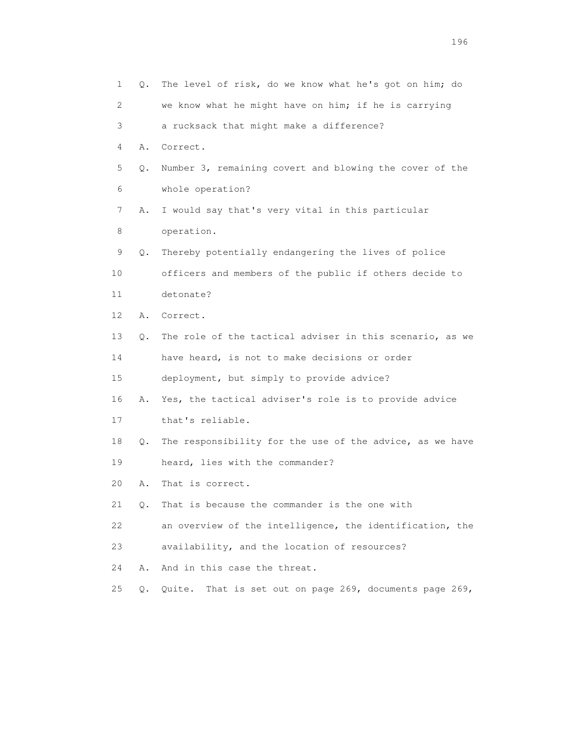1 Q. The level of risk, do we know what he's got on him; do
2 we know what he might have on him; if he is carrying
3 a rucksack that might make a difference?
4 A. Correct.
5 Q. Number 3, remaining covert and blowing the cover of the
6 whole operation?
7 A. I would say that's very vital in this particular
8 operation.
9 Q. Thereby potentially endangering the lives of police
10 officers and members of the public if others decide to
11 detonate?
12 A. Correct.
13 Q. The role of the tactical adviser in this scenario, as we
14 have heard, is not to make decisions or order
15 deployment, but simply to provide advice?
16 A. Yes, the tactical adviser's role is to provide advice
17 that's reliable.
18 Q. The responsibility for the use of the advice, as we have
19 heard, lies with the commander?
20 A. That is correct.
21 Q. That is because the commander is the one with
22 an overview of the intelligence, the identification, the
23 availability, and the location of resources?
24 A. And in this case the threat.
25 Q. Quite. That is set out on page 269, documents page 269,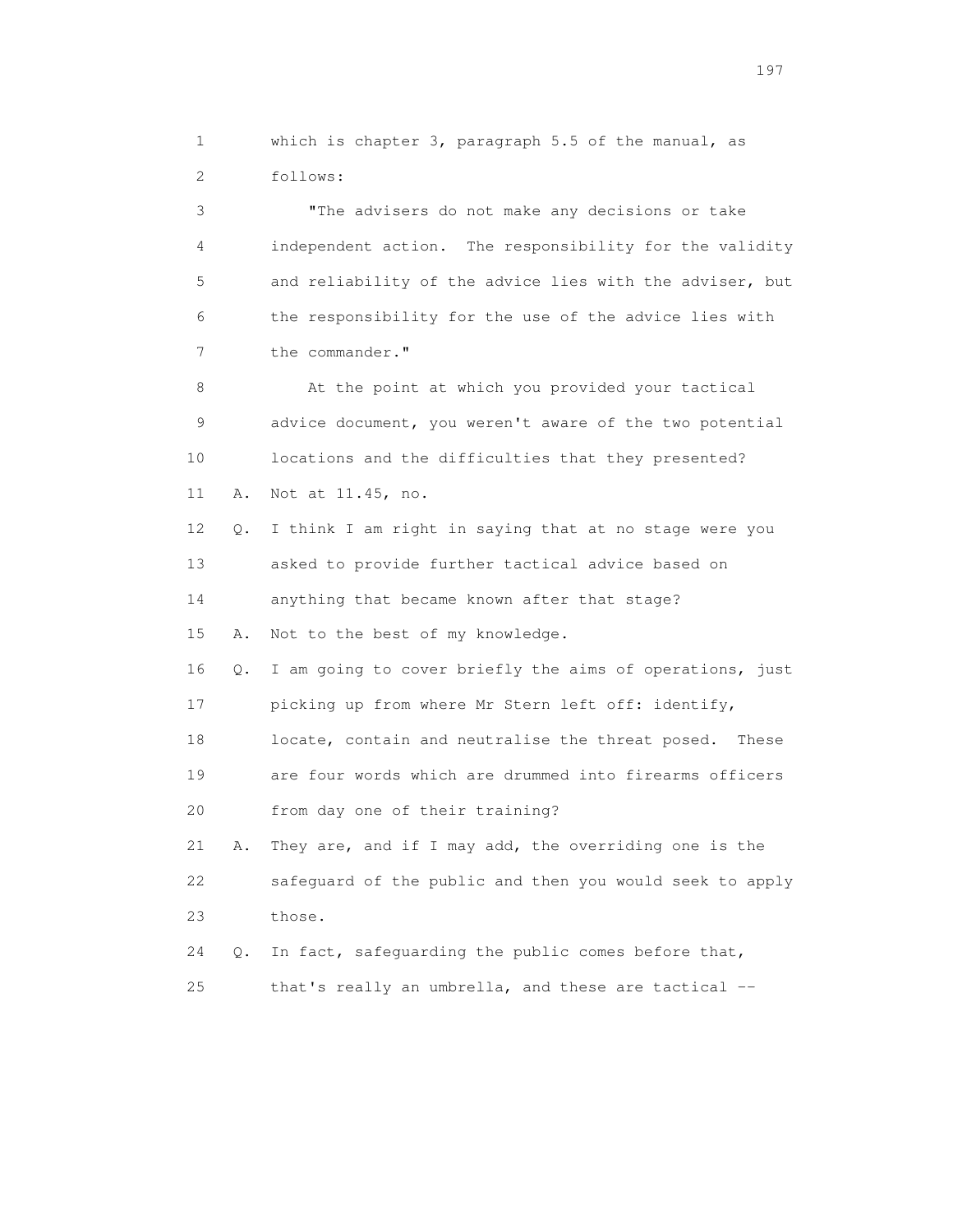1 which is chapter 3, paragraph 5.5 of the manual, as
2 follows:

3 "The advisers do not make any decisions or take
4 independent action. The responsibility for the validity
5 and reliability of the advice lies with the adviser, but
6 the responsibility for the use of the advice lies with
7 the commander."

8 At the point at which you provided your tactical
9 advice document, you weren't aware of the two potential
10 locations and the difficulties that they presented?

11 A. Not at 11.45, no.

12 Q. I think I am right in saying that at no stage were you
13 asked to provide further tactical advice based on
14 anything that became known after that stage?

15 A. Not to the best of my knowledge.

16 Q. I am going to cover briefly the aims of operations, just
17 picking up from where Mr Stern left off: identify,
18 locate, contain and neutralise the threat posed. These
19 are four words which are drummed into firearms officers
20 from day one of their training?

21 A. They are, and if I may add, the overriding one is the
22 safeguard of the public and then you would seek to apply
23 those.

24 Q. In fact, safeguarding the public comes before that,
25 that's really an umbrella, and these are tactical --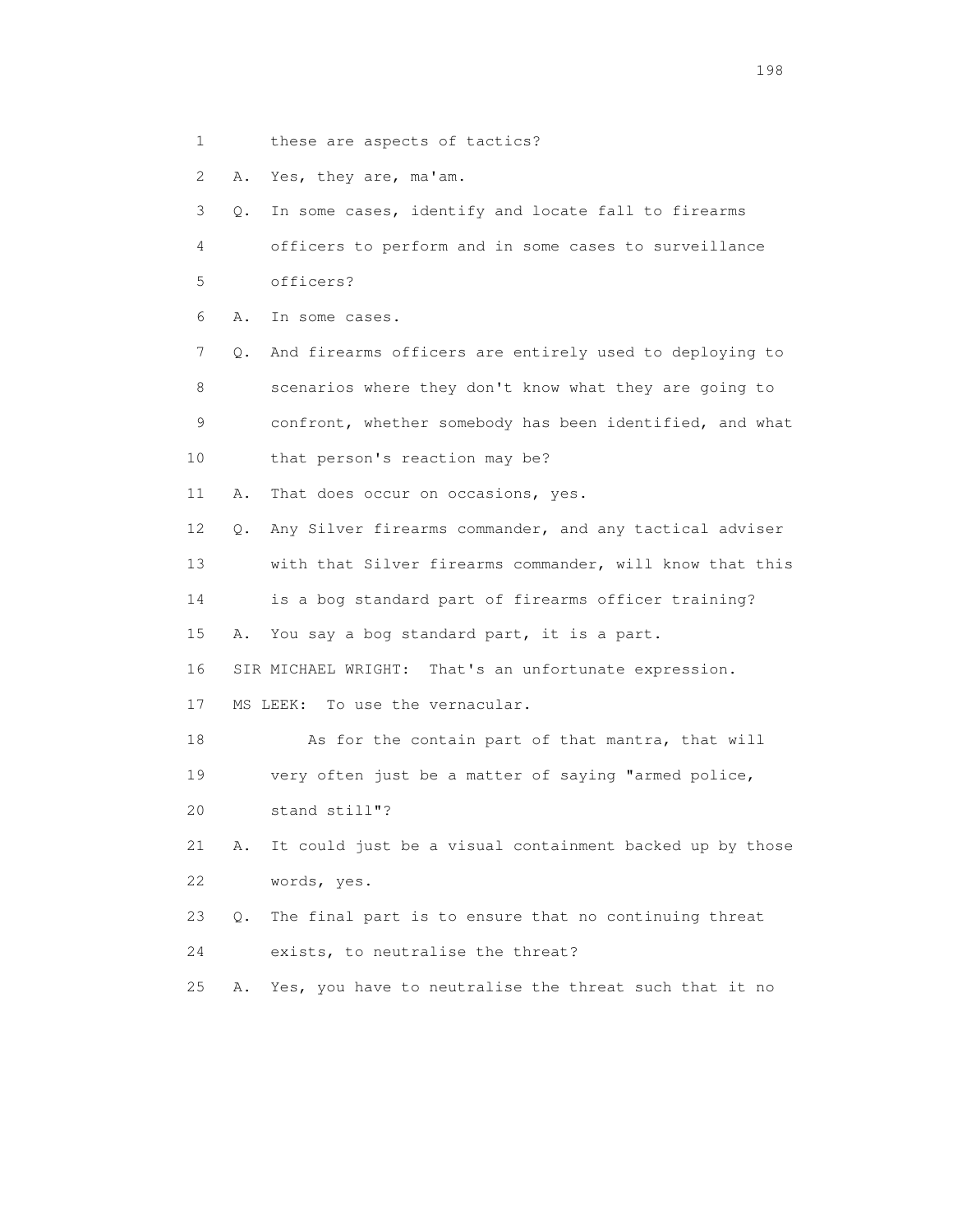1 these are aspects of tactics?

2 A. Yes, they are, ma'am.

3 Q. In some cases, identify and locate fall to firearms

4 officers to perform and in some cases to surveillance

5 officers?

6 A. In some cases.

7 Q. And firearms officers are entirely used to deploying to

8 scenarios where they don't know what they are going to

9 confront, whether somebody has been identified, and what

10 that person's reaction may be?

11 A. That does occur on occasions, yes.

12 Q. Any Silver firearms commander, and any tactical adviser

13 with that Silver firearms commander, will know that this

14 is a bog standard part of firearms officer training?

15 A. You say a bog standard part, it is a part.

16 SIR MICHAEL WRIGHT: That's an unfortunate expression.

17 MS LEEK: To use the vernacular.

18 As for the contain part of that mantra, that will

19 very often just be a matter of saying "armed police,

20 stand still"?

21 A. It could just be a visual containment backed up by those

22 words, yes.

23 Q. The final part is to ensure that no continuing threat

24 exists, to neutralise the threat?

25 A. Yes, you have to neutralise the threat such that it no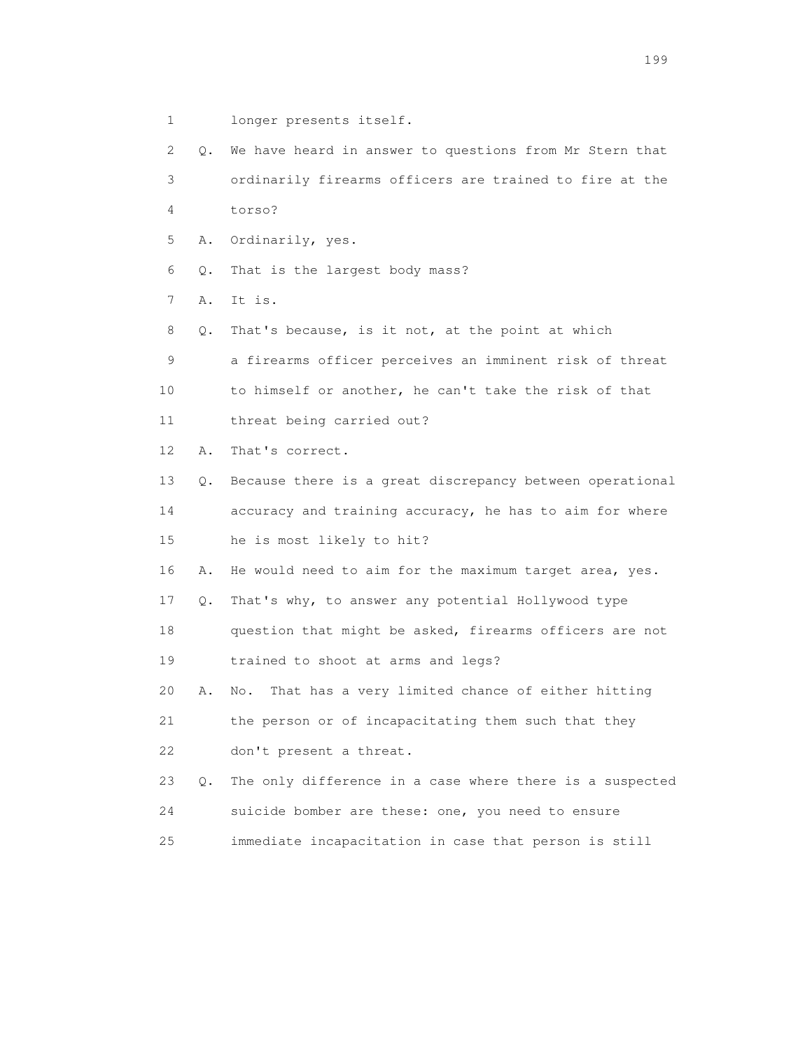1 longer presents itself.

2 Q. We have heard in answer to questions from Mr Stern that

3 ordinarily firearms officers are trained to fire at the

4 torso?

5 A. Ordinarily, yes.

6 Q. That is the largest body mass?

7 A. It is.

8 Q. That's because, is it not, at the point at which

9 a firearms officer perceives an imminent risk of threat

10 to himself or another, he can't take the risk of that

11 threat being carried out?

12 A. That's correct.

13 Q. Because there is a great discrepancy between operational

14 accuracy and training accuracy, he has to aim for where

15 he is most likely to hit?

16 A. He would need to aim for the maximum target area, yes.

17 Q. That's why, to answer any potential Hollywood type

18 question that might be asked, firearms officers are not

19 trained to shoot at arms and legs?

20 A. No. That has a very limited chance of either hitting

21 the person or of incapacitating them such that they

22 don't present a threat.

23 Q. The only difference in a case where there is a suspected

24 suicide bomber are these: one, you need to ensure

25 immediate incapacitation in case that person is still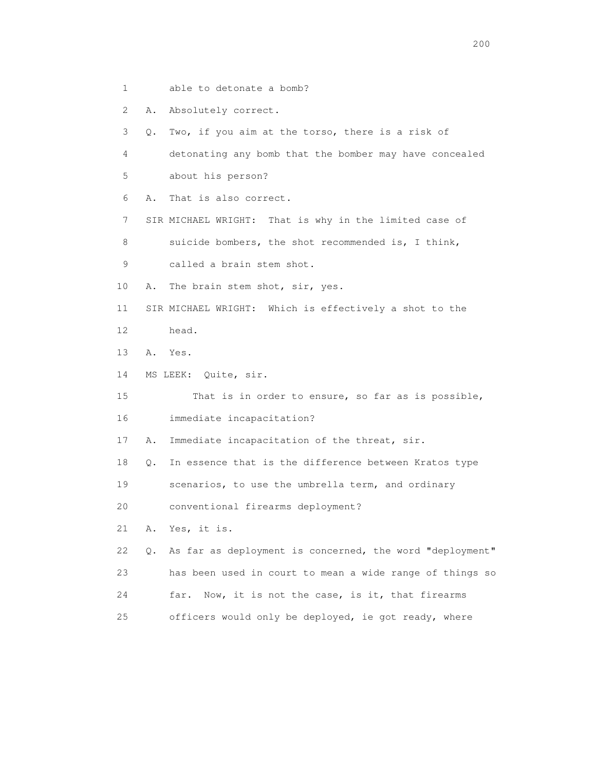1 able to detonate a bomb?

2 A. Absolutely correct.

3 Q. Two, if you aim at the torso, there is a risk of

4 detonating any bomb that the bomber may have concealed

5 about his person?

6 A. That is also correct.

7 SIR MICHAEL WRIGHT: That is why in the limited case of

8 suicide bombers, the shot recommended is, I think,

9 called a brain stem shot.

10 A. The brain stem shot, sir, yes.

11 SIR MICHAEL WRIGHT: Which is effectively a shot to the

12 head.

13 A. Yes.

14 MS LEEK: Quite, sir.

15 That is in order to ensure, so far as is possible,

16 immediate incapacitation?

17 A. Immediate incapacitation of the threat, sir.

18 Q. In essence that is the difference between Kratos type

19 scenarios, to use the umbrella term, and ordinary

20 conventional firearms deployment?

21 A. Yes, it is.

22 Q. As far as deployment is concerned, the word "deployment"

23 has been used in court to mean a wide range of things so

24 far. Now, it is not the case, is it, that firearms

25 officers would only be deployed, ie got ready, where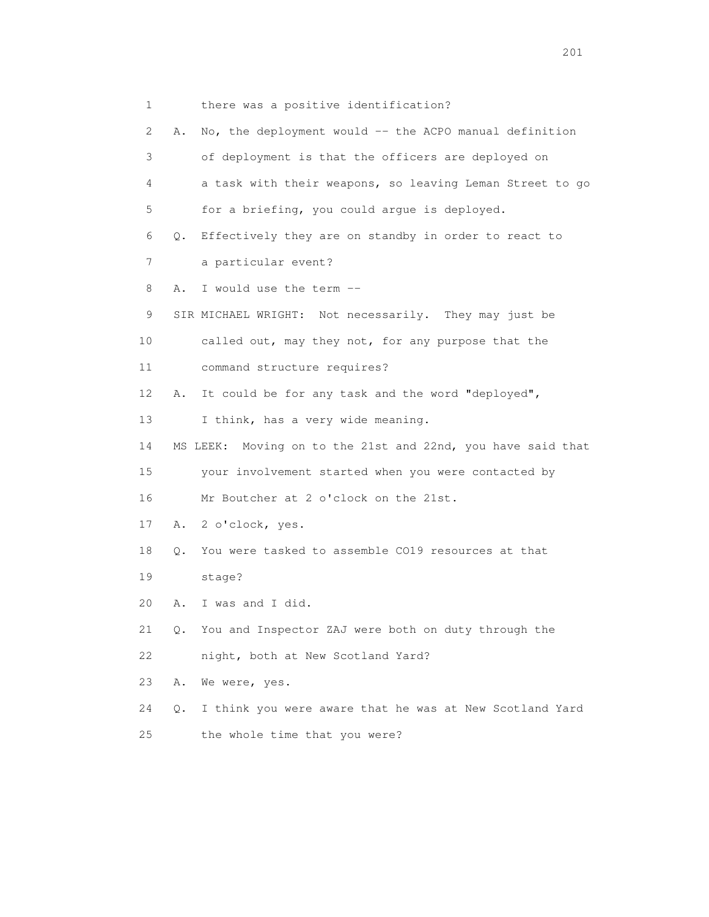1 there was a positive identification?

2 A. No, the deployment would -- the ACPO manual definition

3 of deployment is that the officers are deployed on

4 a task with their weapons, so leaving Leman Street to go

5 for a briefing, you could argue is deployed.

6 Q. Effectively they are on standby in order to react to

7 a particular event?

8 A. I would use the term --

9 SIR MICHAEL WRIGHT: Not necessarily. They may just be

10 called out, may they not, for any purpose that the

11 command structure requires?

12 A. It could be for any task and the word "deployed",

13 I think, has a very wide meaning.

14 MS LEEK: Moving on to the 21st and 22nd, you have said that

15 your involvement started when you were contacted by

16 Mr Boutcher at 2 o'clock on the 21st.

17 A. 2 o'clock, yes.

18 Q. You were tasked to assemble CO19 resources at that

19 stage?

20 A. I was and I did.

21 Q. You and Inspector ZAJ were both on duty through the

22 night, both at New Scotland Yard?

23 A. We were, yes.

24 Q. I think you were aware that he was at New Scotland Yard

25 the whole time that you were?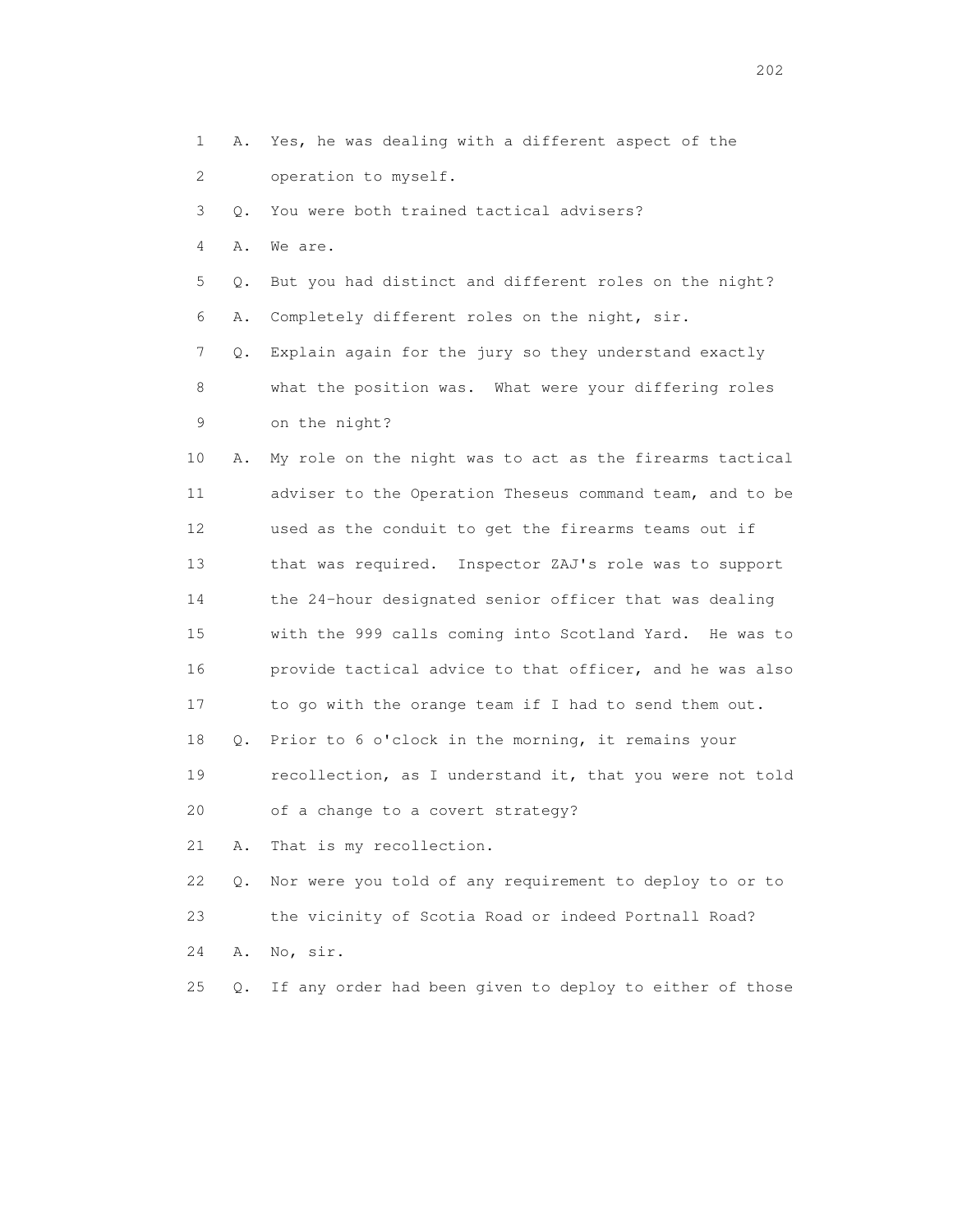1 A. Yes, he was dealing with a different aspect of the
2 operation to myself.
3 Q. You were both trained tactical advisers?
4 A. We are.
5 Q. But you had distinct and different roles on the night?
6 A. Completely different roles on the night, sir.
7 Q. Explain again for the jury so they understand exactly
8 what the position was. What were your differing roles
9 on the night?
10 A. My role on the night was to act as the firearms tactical
11 adviser to the Operation Theseus command team, and to be
12 used as the conduit to get the firearms teams out if
13 that was required. Inspector ZAJ's role was to support
14 the 24-hour designated senior officer that was dealing
15 with the 999 calls coming into Scotland Yard. He was to
16 provide tactical advice to that officer, and he was also
17 to go with the orange team if I had to send them out.
18 Q. Prior to 6 o'clock in the morning, it remains your
19 recollection, as I understand it, that you were not told
20 of a change to a covert strategy?
21 A. That is my recollection.
22 Q. Nor were you told of any requirement to deploy to or to
23 the vicinity of Scotia Road or indeed Portnall Road?
24 A. No, sir.
25 Q. If any order had been given to deploy to either of those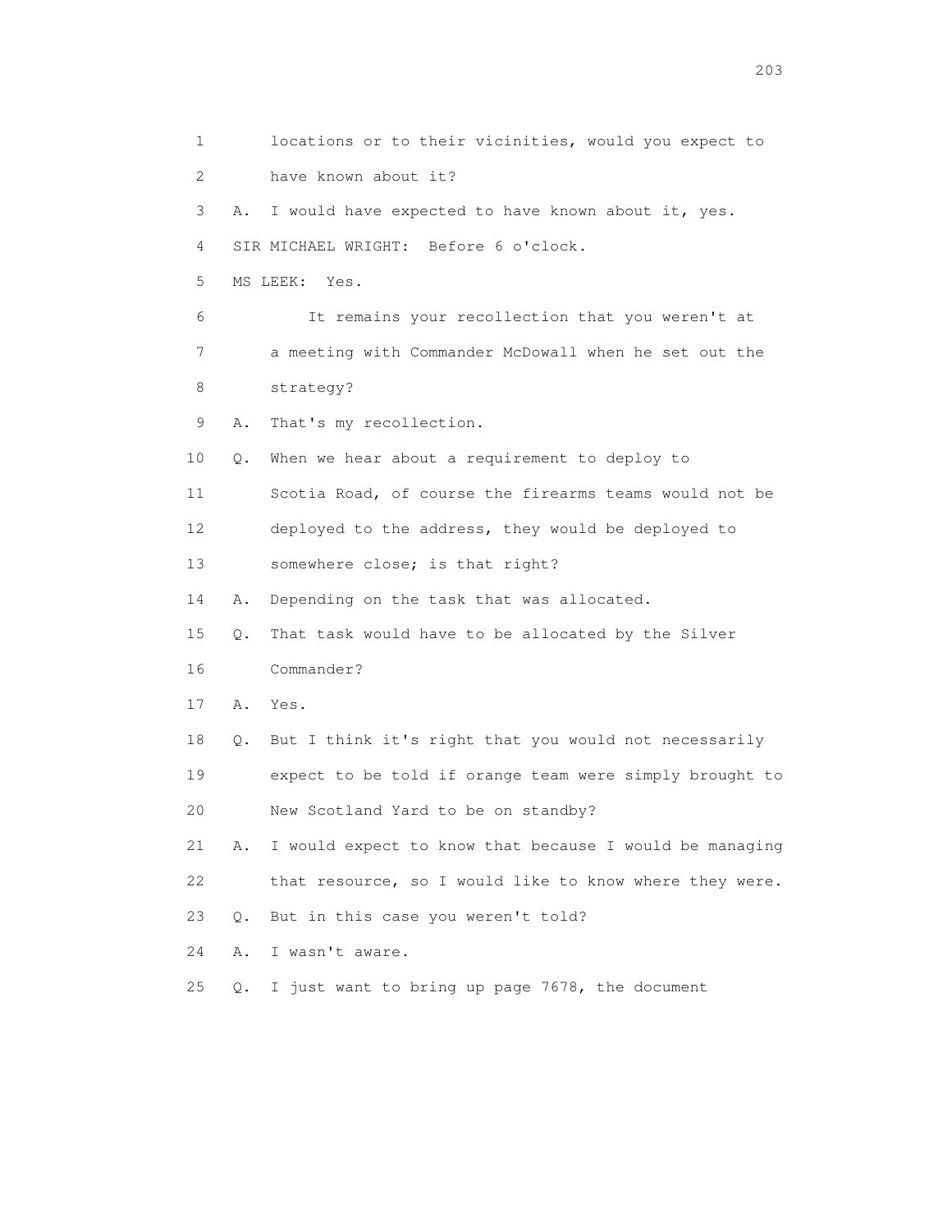1 locations or to their vicinities, would you expect to
2 have known about it?
3 A. I would have expected to have known about it, yes.
4 SIR MICHAEL WRIGHT: Before 6 o'clock.
5 MS LEEK: Yes.
6 It remains your recollection that you weren't at
7 a meeting with Commander McDowall when he set out the
8 strategy?
9 A. That's my recollection.
10 Q. When we hear about a requirement to deploy to
11 Scotia Road, of course the firearms teams would not be
12 deployed to the address, they would be deployed to
13 somewhere close; is that right?
14 A. Depending on the task that was allocated.
15 Q. That task would have to be allocated by the Silver
16 Commander?
17 A. Yes.
18 Q. But I think it's right that you would not necessarily
19 expect to be told if orange team were simply brought to
20 New Scotland Yard to be on standby?
21 A. I would expect to know that because I would be managing
22 that resource, so I would like to know where they were.
23 Q. But in this case you weren't told?
24 A. I wasn't aware.
25 Q. I just want to bring up page 7678, the document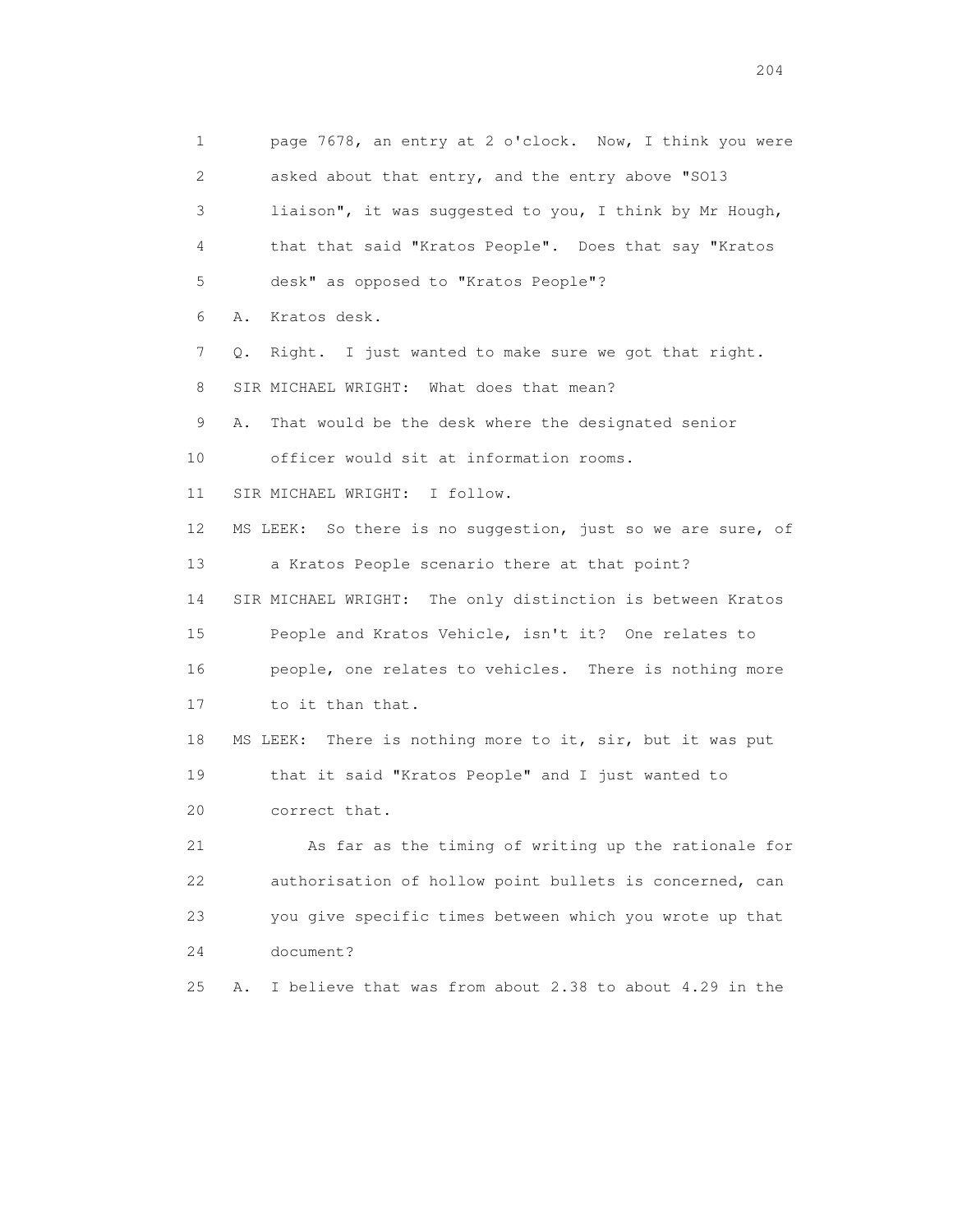1 page 7678, an entry at 2 o'clock. Now, I think you were
2 asked about that entry, and the entry above "SO13
3 liaison", it was suggested to you, I think by Mr Hough,
4 that that said "Kratos People". Does that say "Kratos
5 desk" as opposed to "Kratos People"?
6 A. Kratos desk.
7 Q. Right. I just wanted to make sure we got that right.
8 SIR MICHAEL WRIGHT: What does that mean?
9 A. That would be the desk where the designated senior
10 officer would sit at information rooms.
11 SIR MICHAEL WRIGHT: I follow.
12 MS LEEK: So there is no suggestion, just so we are sure, of
13 a Kratos People scenario there at that point?
14 SIR MICHAEL WRIGHT: The only distinction is between Kratos
15 People and Kratos Vehicle, isn't it? One relates to
16 people, one relates to vehicles. There is nothing more
17 to it than that.
18 MS LEEK: There is nothing more to it, sir, but it was put
19 that it said "Kratos People" and I just wanted to
20 correct that.
21 As far as the timing of writing up the rationale for
22 authorisation of hollow point bullets is concerned, can
23 you give specific times between which you wrote up that
24 document?
25 A. I believe that was from about 2.38 to about 4.29 in the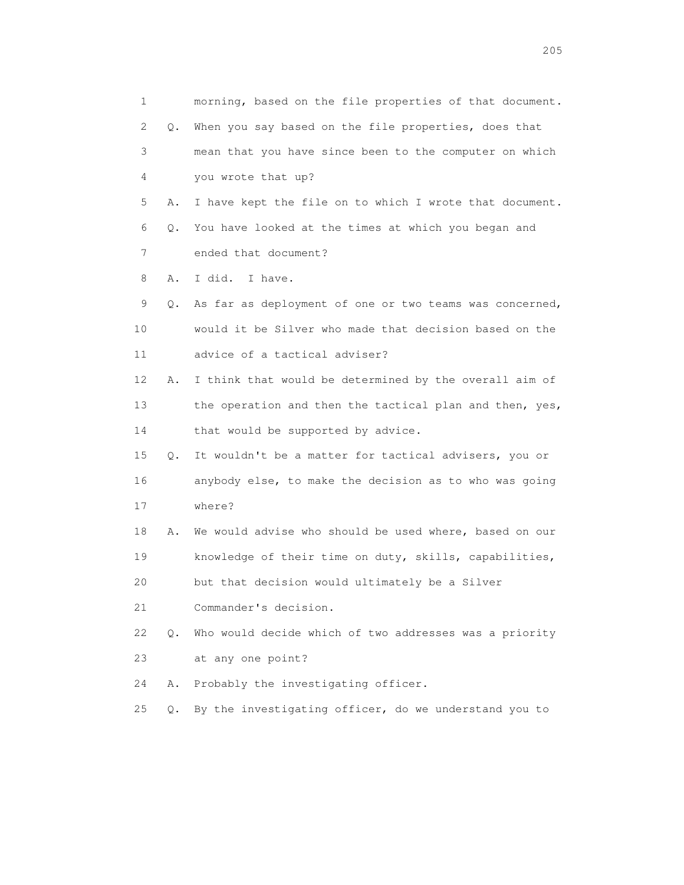1 morning, based on the file properties of that document.

2 Q. When you say based on the file properties, does that

3 mean that you have since been to the computer on which

4 you wrote that up?

5 A. I have kept the file on to which I wrote that document.

6 Q. You have looked at the times at which you began and

7 ended that document?

8 A. I did. I have.

9 Q. As far as deployment of one or two teams was concerned,

10 would it be Silver who made that decision based on the

11 advice of a tactical adviser?

12 A. I think that would be determined by the overall aim of

13 the operation and then the tactical plan and then, yes,

14 that would be supported by advice.

15 Q. It wouldn't be a matter for tactical advisers, you or

16 anybody else, to make the decision as to who was going

17 where?

18 A. We would advise who should be used where, based on our

19 knowledge of their time on duty, skills, capabilities,

20 but that decision would ultimately be a Silver

21 Commander's decision.

22 Q. Who would decide which of two addresses was a priority

23 at any one point?

24 A. Probably the investigating officer.

25 Q. By the investigating officer, do we understand you to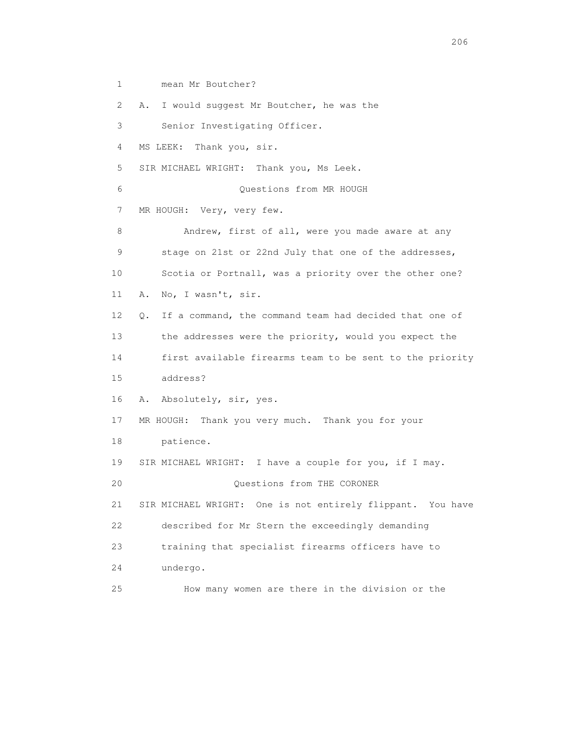1 mean Mr Boutcher?

2 A. I would suggest Mr Boutcher, he was the

3 Senior Investigating Officer.

4 MS LEEK: Thank you, sir.

5 SIR MICHAEL WRIGHT: Thank you, Ms Leek.

6 Questions from MR HOUGH

7 MR HOUGH: Very, very few.

8 Andrew, first of all, were you made aware at any

9 stage on 21st or 22nd July that one of the addresses,

10 Scotia or Portnall, was a priority over the other one?

11 A. No, I wasn't, sir.

12 Q. If a command, the command team had decided that one of

13 the addresses were the priority, would you expect the

14 first available firearms team to be sent to the priority

15 address?

16 A. Absolutely, sir, yes.

17 MR HOUGH: Thank you very much. Thank you for your

18 patience.

19 SIR MICHAEL WRIGHT: I have a couple for you, if I may.

20 Questions from THE CORONER

21 SIR MICHAEL WRIGHT: One is not entirely flippant. You have

22 described for Mr Stern the exceedingly demanding

23 training that specialist firearms officers have to

24 undergo.

25 How many women are there in the division or the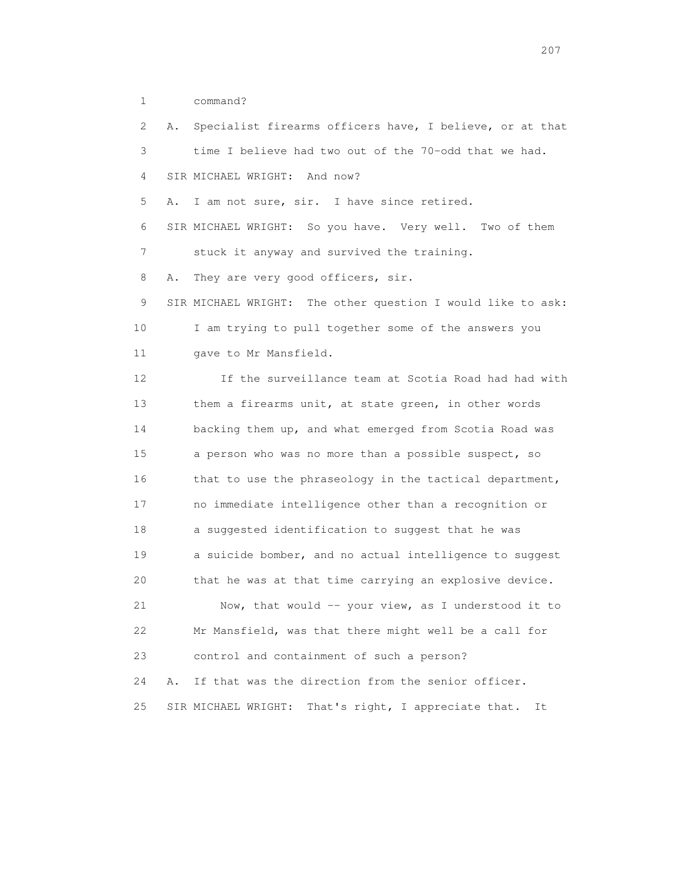1 command?

2 A. Specialist firearms officers have, I believe, or at that

3 time I believe had two out of the 70-odd that we had.

4 SIR MICHAEL WRIGHT: And now?

5 A. I am not sure, sir. I have since retired.

6 SIR MICHAEL WRIGHT: So you have. Very well. Two of them

7 stuck it anyway and survived the training.

8 A. They are very good officers, sir.

9 SIR MICHAEL WRIGHT: The other question I would like to ask:

10 I am trying to pull together some of the answers you

11 gave to Mr Mansfield.

12 If the surveillance team at Scotia Road had had with

13 them a firearms unit, at state green, in other words

14 backing them up, and what emerged from Scotia Road was

15 a person who was no more than a possible suspect, so

16 that to use the phraseology in the tactical department,

17 no immediate intelligence other than a recognition or

18 a suggested identification to suggest that he was

19 a suicide bomber, and no actual intelligence to suggest

20 that he was at that time carrying an explosive device.

21 Now, that would -- your view, as I understood it to

22 Mr Mansfield, was that there might well be a call for

23 control and containment of such a person?

24 A. If that was the direction from the senior officer.

25 SIR MICHAEL WRIGHT: That's right, I appreciate that. It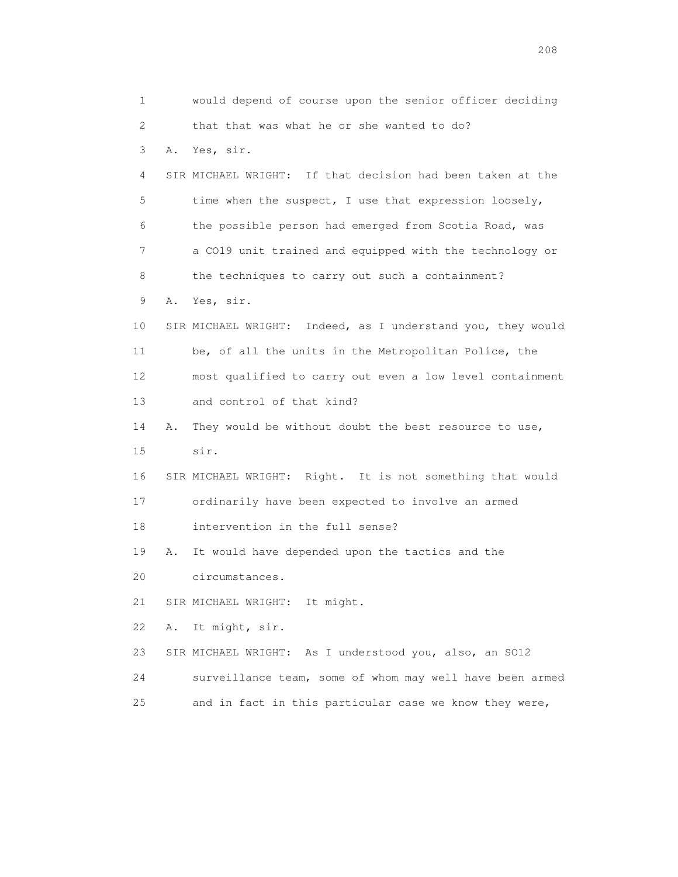1 would depend of course upon the senior officer deciding
2 that that was what he or she wanted to do?
3 A. Yes, sir.
4 SIR MICHAEL WRIGHT: If that decision had been taken at the
5 time when the suspect, I use that expression loosely,
6 the possible person had emerged from Scotia Road, was
7 a CO19 unit trained and equipped with the technology or
8 the techniques to carry out such a containment?
9 A. Yes, sir.
10 SIR MICHAEL WRIGHT: Indeed, as I understand you, they would
11 be, of all the units in the Metropolitan Police, the
12 most qualified to carry out even a low level containment
13 and control of that kind?
14 A. They would be without doubt the best resource to use,
15 sir.
16 SIR MICHAEL WRIGHT: Right. It is not something that would
17 ordinarily have been expected to involve an armed
18 intervention in the full sense?
19 A. It would have depended upon the tactics and the
20 circumstances.
21 SIR MICHAEL WRIGHT: It might.
22 A. It might, sir.
23 SIR MICHAEL WRIGHT: As I understood you, also, an SO12
24 surveillance team, some of whom may well have been armed
25 and in fact in this particular case we know they were,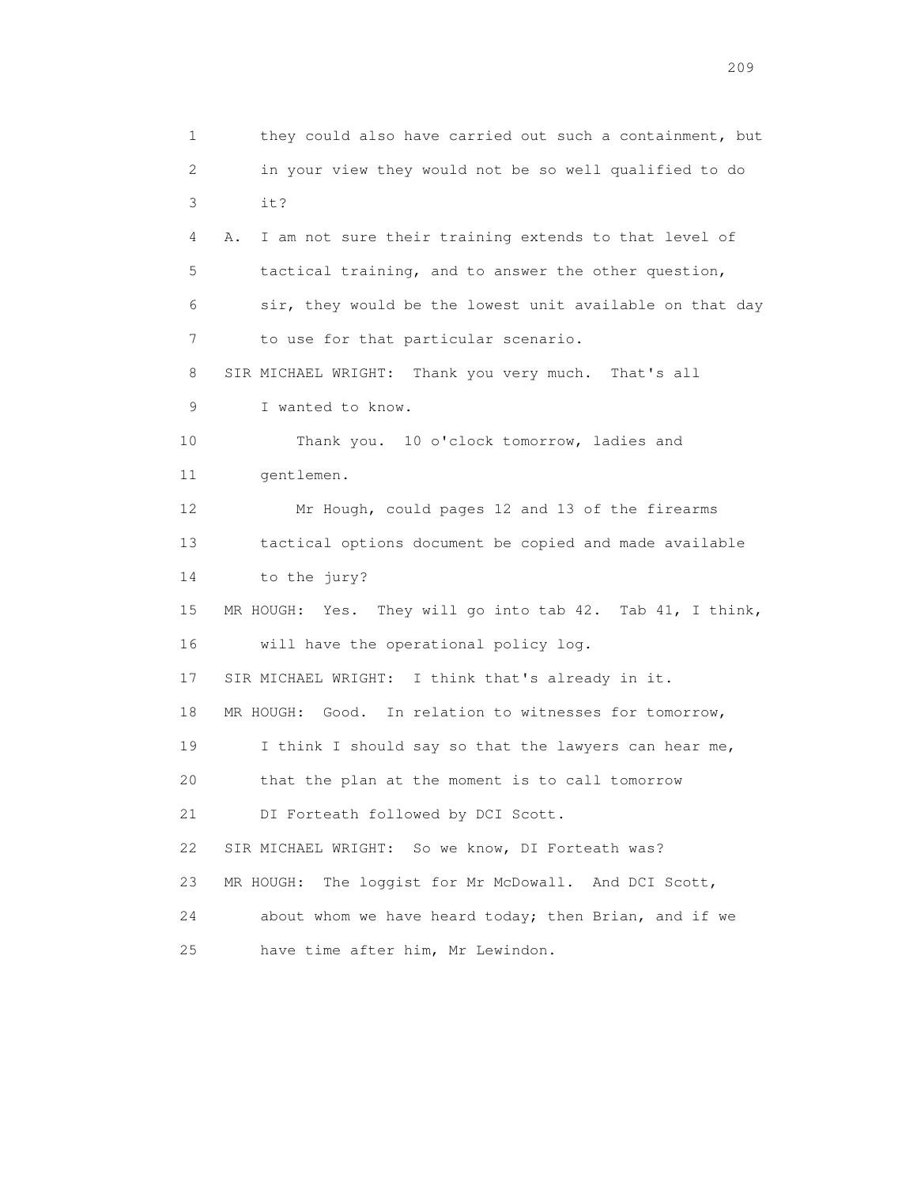1 they could also have carried out such a containment, but
2 in your view they would not be so well qualified to do
3 it?

4 A. I am not sure their training extends to that level of
5 tactical training, and to answer the other question,
6 sir, they would be the lowest unit available on that day
7 to use for that particular scenario.

8 SIR MICHAEL WRIGHT: Thank you very much. That's all
9 I wanted to know.

10 Thank you. 10 o'clock tomorrow, ladies and
11 gentlemen.

12 Mr Hough, could pages 12 and 13 of the firearms
13 tactical options document be copied and made available
14 to the jury?

15 MR HOUGH: Yes. They will go into tab 42. Tab 41, I think,
16 will have the operational policy log.

17 SIR MICHAEL WRIGHT: I think that's already in it.

18 MR HOUGH: Good. In relation to witnesses for tomorrow,
19 I think I should say so that the lawyers can hear me,
20 that the plan at the moment is to call tomorrow
21 DI Forteath followed by DCI Scott.

22 SIR MICHAEL WRIGHT: So we know, DI Forteath was?

23 MR HOUGH: The loggist for Mr McDowall. And DCI Scott,
24 about whom we have heard today; then Brian, and if we
25 have time after him, Mr Lewindon.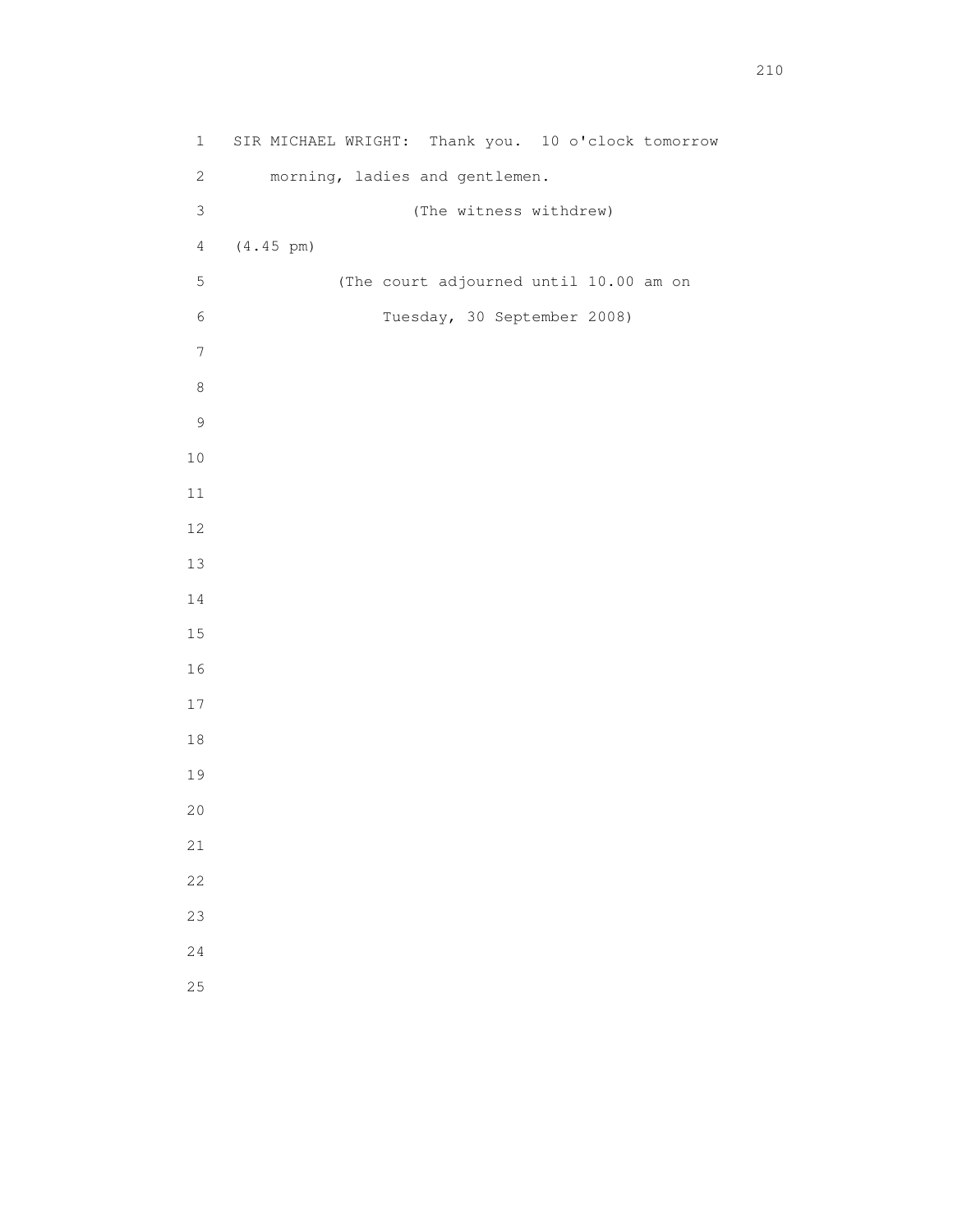SIR MICHAEL WRIGHT: Thank you. 10 o'clock tomorrow morning, ladies and gentlemen.

(The witness withdrew)

(4.45 pm)

(The court adjourned until 10.00 am on Tuesday, 30 September 2008)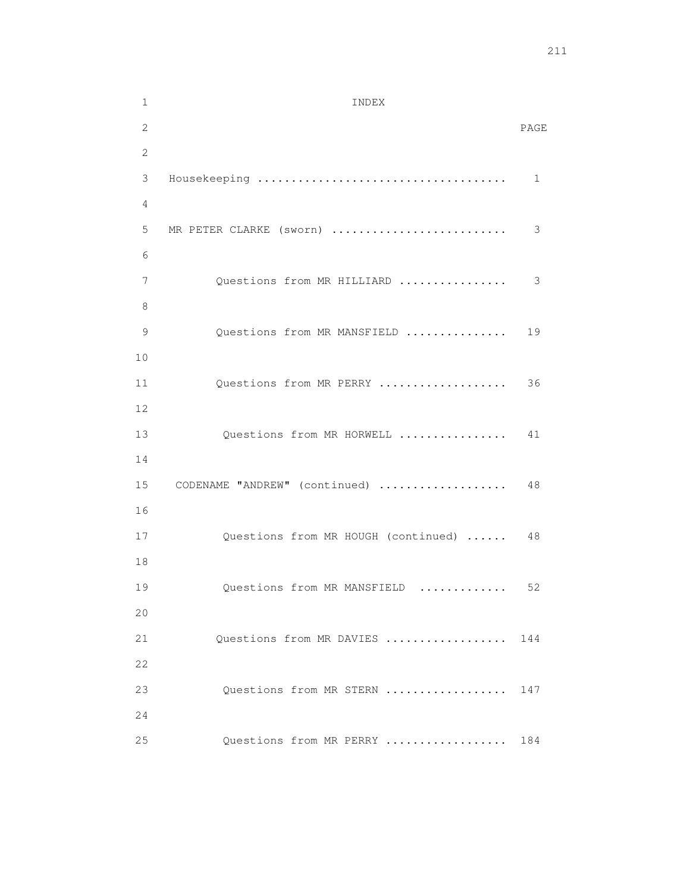# INDEX

| | PAGE |
|---|---|
| Housekeeping | 1 |
| MR PETER CLARKE (sworn) | 3 |
| Questions from MR HILLIARD | 3 |
| Questions from MR MANSFIELD | 19 |
| Questions from MR PERRY | 36 |
| Questions from MR HORWELL | 41 |
| CODENAME "ANDREW" (continued) | 48 |
| Questions from MR HOUGH (continued) | 48 |
| Questions from MR MANSFIELD | 52 |
| Questions from MR DAVIES | 144 |
| Questions from MR STERN | 147 |
| Questions from MR PERRY | 184 |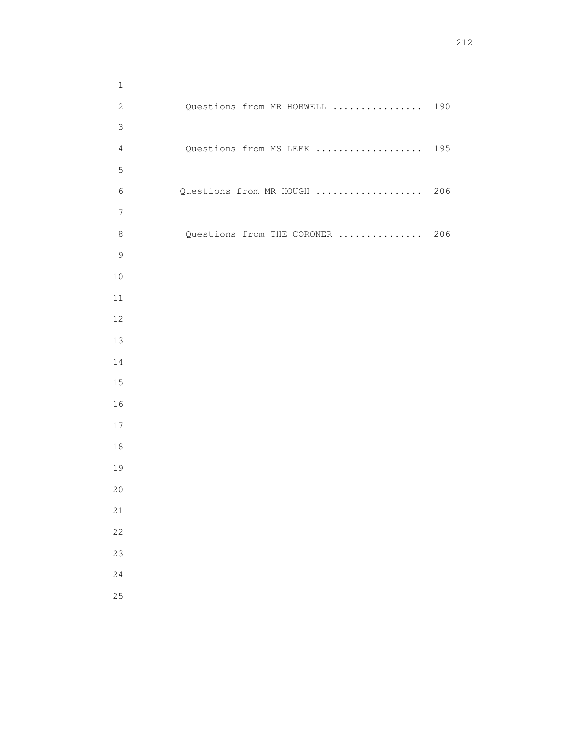Questions from MR HORWELL ................ 190

Questions from MS LEEK ................... 195

Questions from MR HOUGH ................... 206

Questions from THE CORONER ............... 206